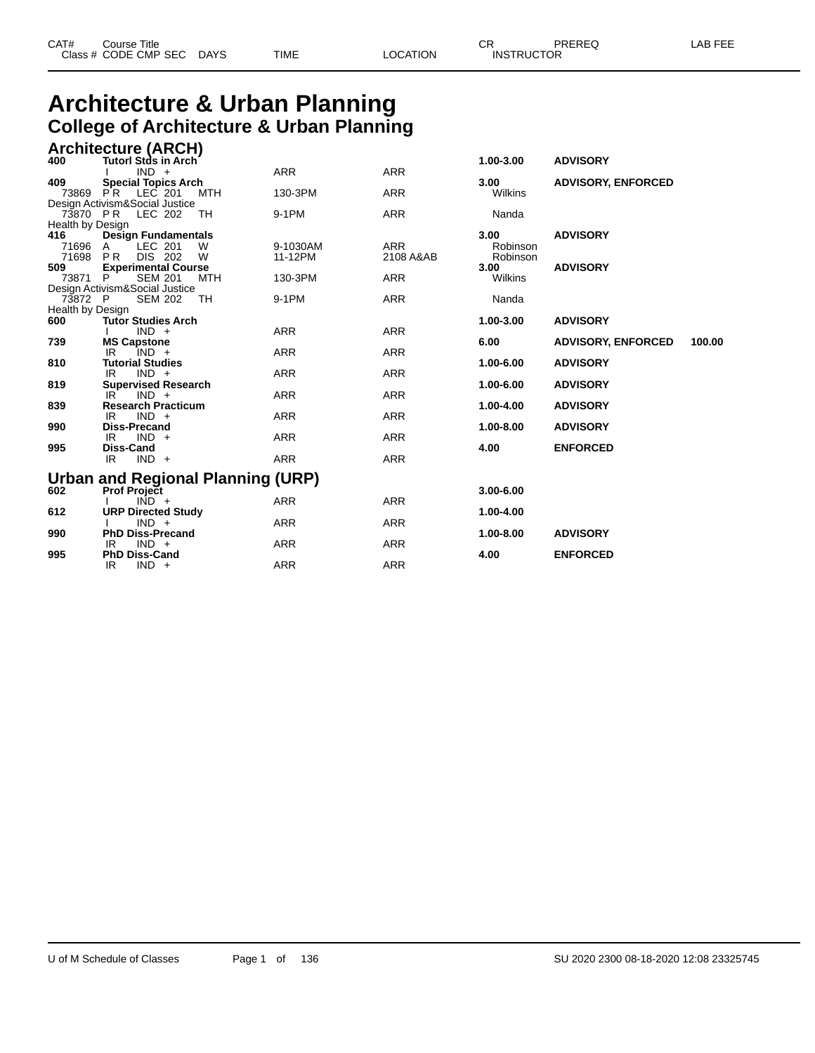# Architecture & Urban Planning

## College of Architecture & Urban Planning

### Architecture (ARCH)

| CAT# / Class # | Course Title / CODE CMP SEC | DAYS | TIME | LOCATION | CR / INSTRUCTOR | PREREQ | LAB FEE |
|---|---|---|---|---|---|---|---|
| **400** | **Tutorl Stds in Arch** | | | | **1.00-3.00** | **ADVISORY** | |
| | I IND + | | ARR | ARR | | | |
| **409** | **Special Topics Arch** | | | | **3.00** | **ADVISORY, ENFORCED** | |
| 73869 | P R LEC 201 | MTH | 130-3PM | ARR | Wilkins | | |
| Design Activism&Social Justice | | | | | | | |
| 73870 | P R LEC 202 | TH | 9-1PM | ARR | Nanda | | |
| Health by Design | | | | | | | |
| **416** | **Design Fundamentals** | | | | **3.00** | **ADVISORY** | |
| 71696 | A LEC 201 | W | 9-1030AM | ARR | Robinson | | |
| 71698 | P R DIS 202 | W | 11-12PM | 2108 A&AB | Robinson | | |
| **509** | **Experimental Course** | | | | **3.00** | **ADVISORY** | |
| 73871 | P SEM 201 | MTH | 130-3PM | ARR | Wilkins | | |
| Design Activism&Social Justice | | | | | | | |
| 73872 | P SEM 202 | TH | 9-1PM | ARR | Nanda | | |
| Health by Design | | | | | | | |
| **600** | **Tutor Studies Arch** | | | | **1.00-3.00** | **ADVISORY** | |
| | I IND + | | ARR | ARR | | | |
| **739** | **MS Capstone** | | | | **6.00** | **ADVISORY, ENFORCED** | **100.00** |
| | IR IND + | | ARR | ARR | | | |
| **810** | **Tutorial Studies** | | | | **1.00-6.00** | **ADVISORY** | |
| | IR IND + | | ARR | ARR | | | |
| **819** | **Supervised Research** | | | | **1.00-6.00** | **ADVISORY** | |
| | IR IND + | | ARR | ARR | | | |
| **839** | **Research Practicum** | | | | **1.00-4.00** | **ADVISORY** | |
| | IR IND + | | ARR | ARR | | | |
| **990** | **Diss-Precand** | | | | **1.00-8.00** | **ADVISORY** | |
| | IR IND + | | ARR | ARR | | | |
| **995** | **Diss-Cand** | | | | **4.00** | **ENFORCED** | |
| | IR IND + | | ARR | ARR | | | |

### Urban and Regional Planning (URP)

| CAT# / Class # | Course Title / CODE CMP SEC | DAYS | TIME | LOCATION | CR / INSTRUCTOR | PREREQ | LAB FEE |
|---|---|---|---|---|---|---|---|
| **602** | **Prof Project** | | | | **3.00-6.00** | | |
| | I IND + | | ARR | ARR | | | |
| **612** | **URP Directed Study** | | | | **1.00-4.00** | | |
| | I IND + | | ARR | ARR | | | |
| **990** | **PhD Diss-Precand** | | | | **1.00-8.00** | **ADVISORY** | |
| | IR IND + | | ARR | ARR | | | |
| **995** | **PhD Diss-Cand** | | | | **4.00** | **ENFORCED** | |
| | IR IND + | | ARR | ARR | | | |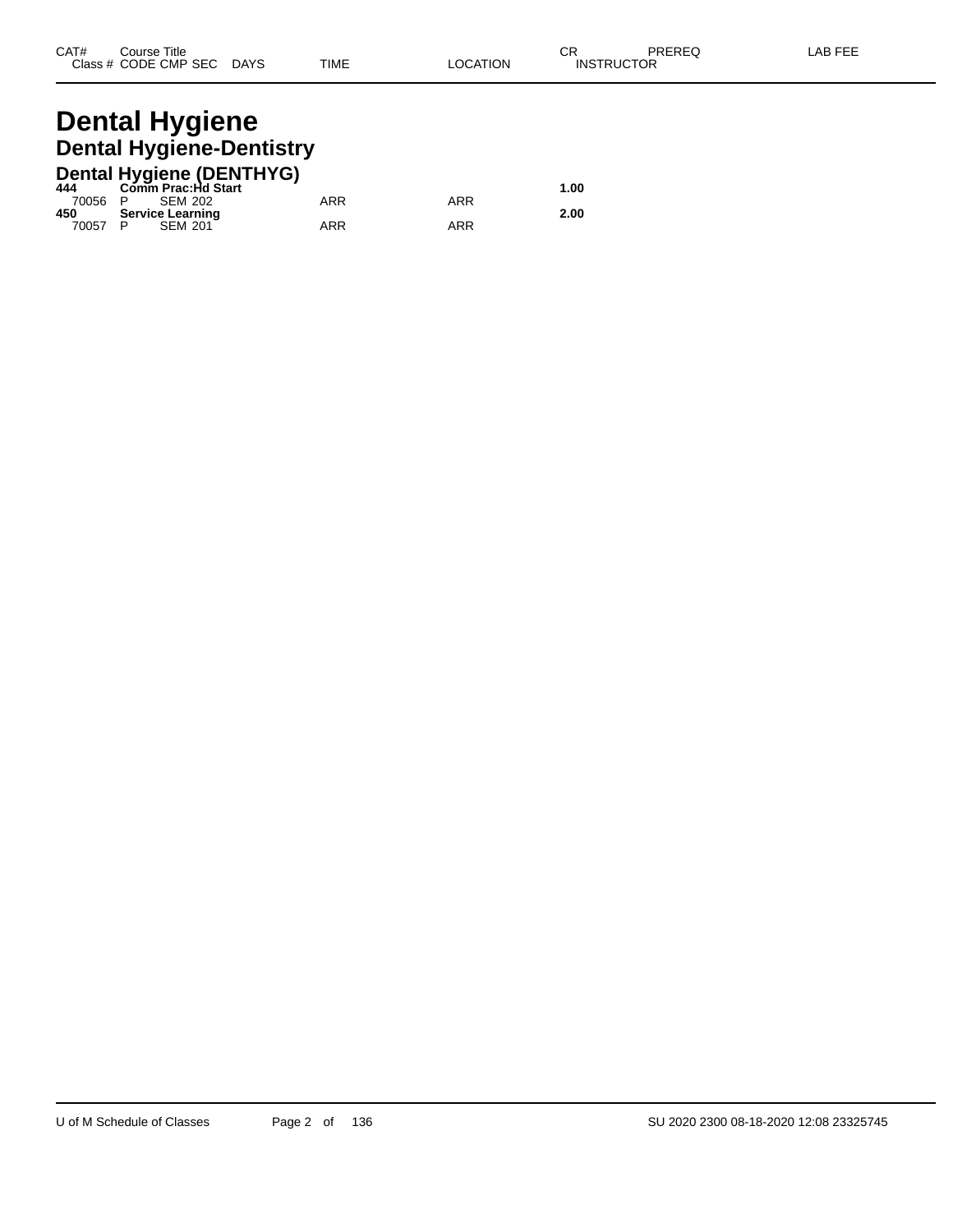| CAT# | Course Title | | | | | | CR | PREREQ | LAB FEE |
|---|---|---|---|---|---|---|---|---|---|
| Class # | CODE | CMP | SEC | DAYS | TIME | LOCATION | INSTRUCTOR | | |

# Dental Hygiene

## Dental Hygiene-Dentistry

### Dental Hygiene (DENTHYG)

| CAT# / Class # | Course Title / CODE | CMP | SEC | DAYS | TIME | LOCATION | CR / INSTRUCTOR |
|---|---|---|---|---|---|---|---|
| **444** | **Comm Prac:Hd Start** | | | | | | **1.00** |
| 70056 | P | SEM | 202 | | ARR | ARR | |
| **450** | **Service Learning** | | | | | | **2.00** |
| 70057 | P | SEM | 201 | | ARR | ARR | |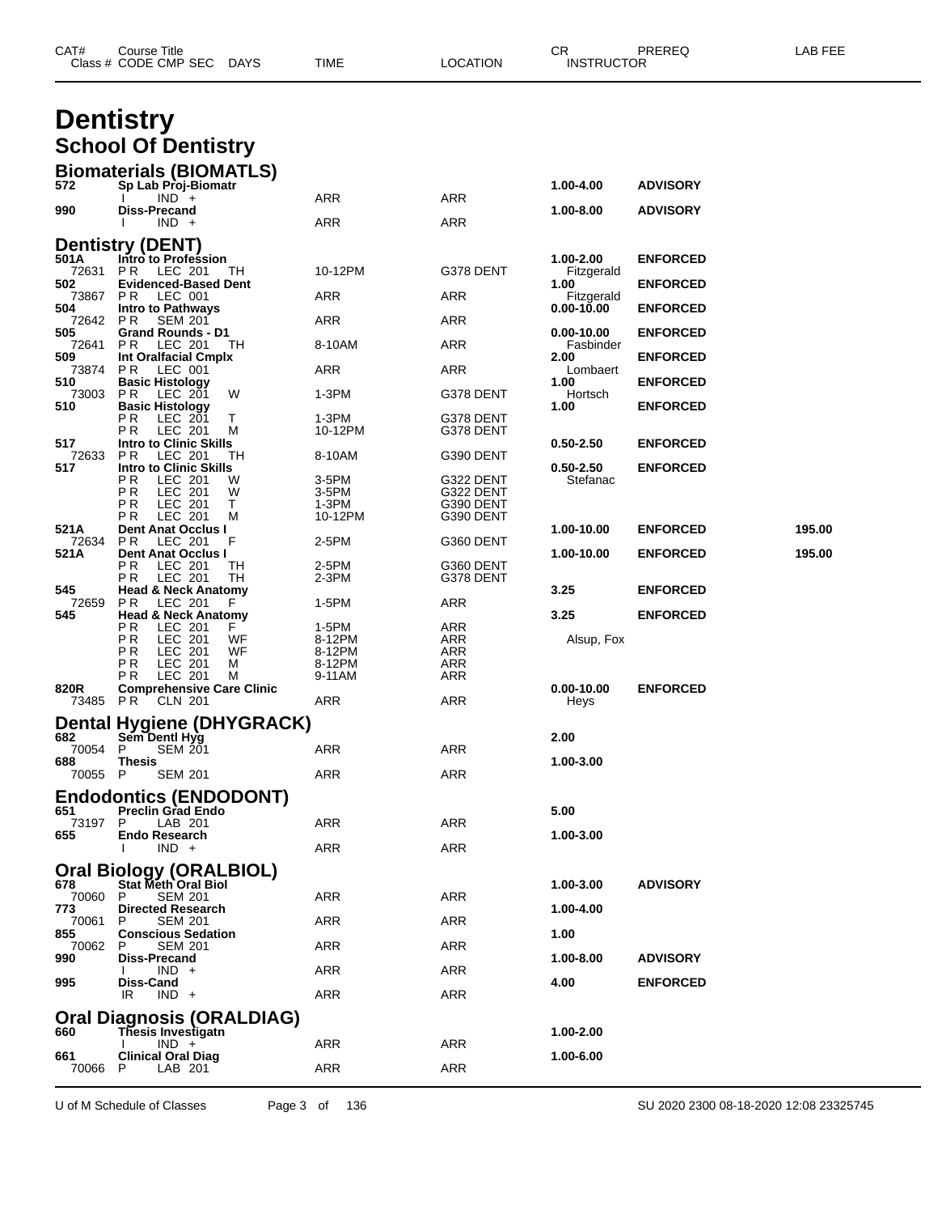# Dentistry

## School Of Dentistry

### Biomaterials (BIOMATLS)

| CAT# / Class # | Course Title / CODE CMP SEC | DAYS | TIME | LOCATION | CR / INSTRUCTOR | PREREQ | LAB FEE |
|---|---|---|---|---|---|---|---|
| 572 | Sp Lab Proj-Biomatr | | | | 1.00-4.00 | ADVISORY | |
| | I IND + | | ARR | ARR | | | |
| 990 | Diss-Precand | | | | 1.00-8.00 | ADVISORY | |
| | I IND + | | ARR | ARR | | | |

### Dentistry (DENT)

| CAT# / Class # | Course Title / CODE CMP SEC | DAYS | TIME | LOCATION | CR / INSTRUCTOR | PREREQ | LAB FEE |
|---|---|---|---|---|---|---|---|
| 501A | Intro to Profession | | | | 1.00-2.00 | ENFORCED | |
| 72631 | PR LEC 201 | TH | 10-12PM | G378 DENT | Fitzgerald | | |
| 502 | Evidenced-Based Dent | | | | 1.00 | ENFORCED | |
| 73867 | PR LEC 001 | | ARR | ARR | Fitzgerald | | |
| 504 | Intro to Pathways | | | | 0.00-10.00 | ENFORCED | |
| 72642 | PR SEM 201 | | ARR | ARR | | | |
| 505 | Grand Rounds - D1 | | | | 0.00-10.00 | ENFORCED | |
| 72641 | PR LEC 201 | TH | 8-10AM | ARR | Fasbinder | | |
| 509 | Int Oralfacial Cmplx | | | | 2.00 | ENFORCED | |
| 73874 | PR LEC 001 | | ARR | ARR | Lombaert | | |
| 510 | Basic Histology | | | | 1.00 | ENFORCED | |
| 73003 | PR LEC 201 | W | 1-3PM | G378 DENT | Hortsch | | |
| 510 | Basic Histology | | | | 1.00 | ENFORCED | |
| | PR LEC 201 | T | 1-3PM | G378 DENT | | | |
| | PR LEC 201 | M | 10-12PM | G378 DENT | | | |
| 517 | Intro to Clinic Skills | | | | 0.50-2.50 | ENFORCED | |
| 72633 | PR LEC 201 | TH | 8-10AM | G390 DENT | | | |
| 517 | Intro to Clinic Skills | | | | 0.50-2.50 | ENFORCED | |
| | PR LEC 201 | W | 3-5PM | G322 DENT | Stefanac | | |
| | PR LEC 201 | W | 3-5PM | G322 DENT | | | |
| | PR LEC 201 | T | 1-3PM | G390 DENT | | | |
| | PR LEC 201 | M | 10-12PM | G390 DENT | | | |
| 521A | Dent Anat Occlus I | | | | 1.00-10.00 | ENFORCED | 195.00 |
| 72634 | PR LEC 201 | F | 2-5PM | G360 DENT | | | |
| 521A | Dent Anat Occlus I | | | | 1.00-10.00 | ENFORCED | 195.00 |
| | PR LEC 201 | TH | 2-5PM | G360 DENT | | | |
| | PR LEC 201 | TH | 2-3PM | G378 DENT | | | |
| 545 | Head & Neck Anatomy | | | | 3.25 | ENFORCED | |
| 72659 | PR LEC 201 | F | 1-5PM | ARR | | | |
| 545 | Head & Neck Anatomy | | | | 3.25 | ENFORCED | |
| | PR LEC 201 | F | 1-5PM | ARR | | | |
| | PR LEC 201 | WF | 8-12PM | ARR | Alsup, Fox | | |
| | PR LEC 201 | WF | 8-12PM | ARR | | | |
| | PR LEC 201 | M | 8-12PM | ARR | | | |
| | PR LEC 201 | M | 9-11AM | ARR | | | |
| 820R | Comprehensive Care Clinic | | | | 0.00-10.00 | ENFORCED | |
| 73485 | PR CLN 201 | | ARR | ARR | Heys | | |

### Dental Hygiene (DHYGRACK)

| CAT# / Class # | Course Title / CODE CMP SEC | DAYS | TIME | LOCATION | CR / INSTRUCTOR | PREREQ | LAB FEE |
|---|---|---|---|---|---|---|---|
| 682 | Sem Dentl Hyg | | | | 2.00 | | |
| 70054 | P SEM 201 | | ARR | ARR | | | |
| 688 | Thesis | | | | 1.00-3.00 | | |
| 70055 | P SEM 201 | | ARR | ARR | | | |

### Endodontics (ENDODONT)

| CAT# / Class # | Course Title / CODE CMP SEC | DAYS | TIME | LOCATION | CR / INSTRUCTOR | PREREQ | LAB FEE |
|---|---|---|---|---|---|---|---|
| 651 | Preclin Grad Endo | | | | 5.00 | | |
| 73197 | P LAB 201 | | ARR | ARR | | | |
| 655 | Endo Research | | | | 1.00-3.00 | | |
| | I IND + | | ARR | ARR | | | |

### Oral Biology (ORALBIOL)

| CAT# / Class # | Course Title / CODE CMP SEC | DAYS | TIME | LOCATION | CR / INSTRUCTOR | PREREQ | LAB FEE |
|---|---|---|---|---|---|---|---|
| 678 | Stat Meth Oral Biol | | | | 1.00-3.00 | ADVISORY | |
| 70060 | P SEM 201 | | ARR | ARR | | | |
| 773 | Directed Research | | | | 1.00-4.00 | | |
| 70061 | P SEM 201 | | ARR | ARR | | | |
| 855 | Conscious Sedation | | | | 1.00 | | |
| 70062 | P SEM 201 | | ARR | ARR | | | |
| 990 | Diss-Precand | | | | 1.00-8.00 | ADVISORY | |
| | I IND + | | ARR | ARR | | | |
| 995 | Diss-Cand | | | | 4.00 | ENFORCED | |
| | IR IND + | | ARR | ARR | | | |

### Oral Diagnosis (ORALDIAG)

| CAT# / Class # | Course Title / CODE CMP SEC | DAYS | TIME | LOCATION | CR / INSTRUCTOR | PREREQ | LAB FEE |
|---|---|---|---|---|---|---|---|
| 660 | Thesis Investigatn | | | | 1.00-2.00 | | |
| | I IND + | | ARR | ARR | | | |
| 661 | Clinical Oral Diag | | | | 1.00-6.00 | | |
| 70066 | P LAB 201 | | ARR | ARR | | | |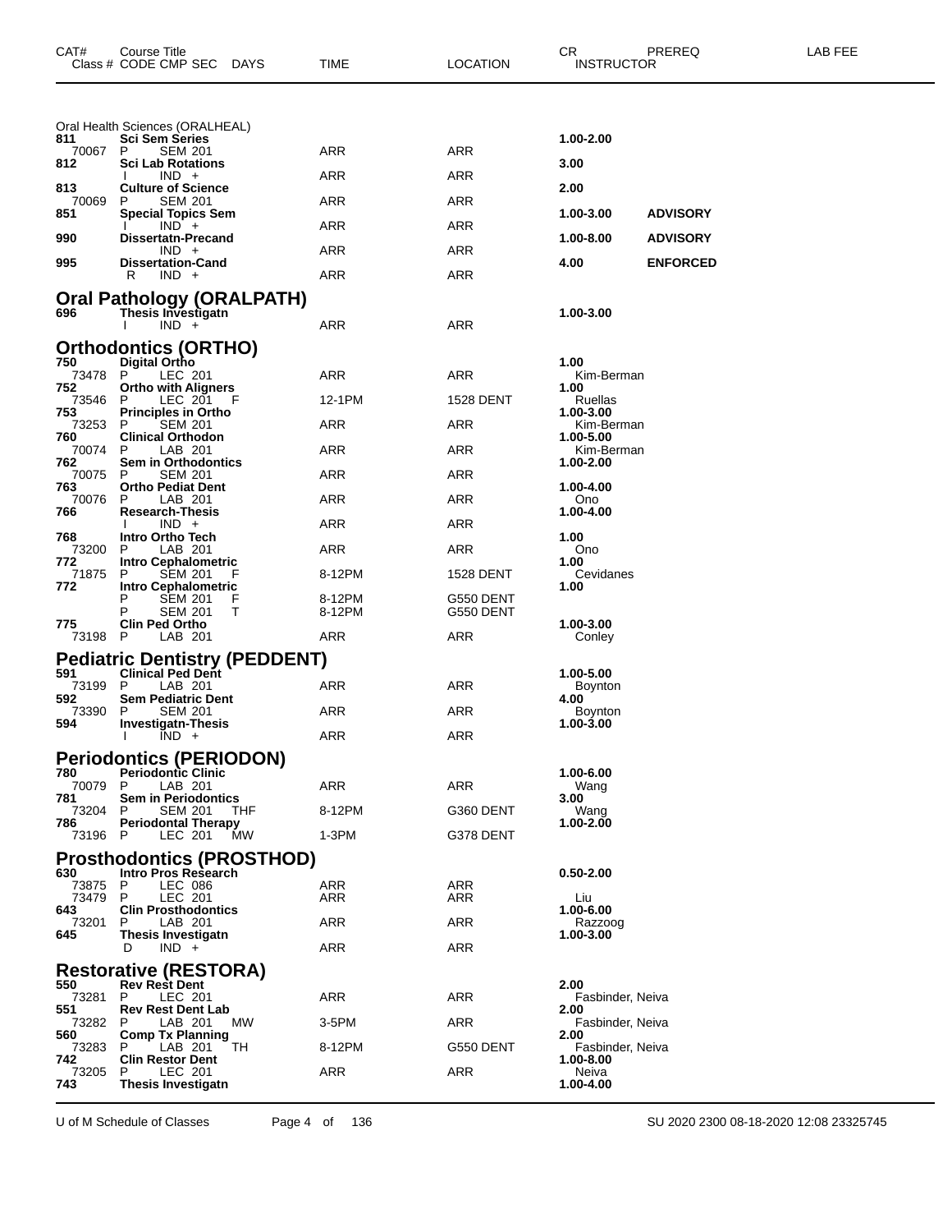| CAT# | Course Title Class # CODE CMP SEC DAYS | TIME | LOCATION | CR INSTRUCTOR | PREREQ | LAB FEE |
|---|---|---|---|---|---|---|

Oral Health Sciences (ORALHEAL)

| CAT# | Course Title Class # CODE CMP SEC DAYS | TIME | LOCATION | CR INSTRUCTOR | PREREQ | LAB FEE |
|---|---|---|---|---|---|---|
| **811** | **Sci Sem Series** | | | **1.00-2.00** | | |
| 70067 | P SEM 201 | ARR | ARR | | | |
| **812** | **Sci Lab Rotations** | | | **3.00** | | |
| | I IND + | ARR | ARR | | | |
| **813** | **Culture of Science** | | | **2.00** | | |
| 70069 | P SEM 201 | ARR | ARR | | | |
| **851** | **Special Topics Sem** | | | **1.00-3.00** | **ADVISORY** | |
| | I IND + | ARR | ARR | | | |
| **990** | **Dissertatn-Precand** | | | **1.00-8.00** | **ADVISORY** | |
| | IND + | ARR | ARR | | | |
| **995** | **Dissertation-Cand** | | | **4.00** | **ENFORCED** | |
| | R IND + | ARR | ARR | | | |

## Oral Pathology (ORALPATH)

| CAT# | Course Title Class # CODE CMP SEC DAYS | TIME | LOCATION | CR INSTRUCTOR | PREREQ | LAB FEE |
|---|---|---|---|---|---|---|
| **696** | **Thesis Investigatn** | | | **1.00-3.00** | | |
| | I IND + | ARR | ARR | | | |

## Orthodontics (ORTHO)

| CAT# | Course Title Class # CODE CMP SEC DAYS | TIME | LOCATION | CR INSTRUCTOR | PREREQ | LAB FEE |
|---|---|---|---|---|---|---|
| **750** | **Digital Ortho** | | | **1.00** | | |
| 73478 | P LEC 201 | ARR | ARR | Kim-Berman | | |
| **752** | **Ortho with Aligners** | | | **1.00** | | |
| 73546 | P LEC 201 F | 12-1PM | 1528 DENT | Ruellas | | |
| **753** | **Principles in Ortho** | | | **1.00-3.00** | | |
| 73253 | P SEM 201 | ARR | ARR | Kim-Berman | | |
| **760** | **Clinical Orthodon** | | | **1.00-5.00** | | |
| 70074 | P LAB 201 | ARR | ARR | Kim-Berman | | |
| **762** | **Sem in Orthodontics** | | | **1.00-2.00** | | |
| 70075 | P SEM 201 | ARR | ARR | | | |
| **763** | **Ortho Pediat Dent** | | | **1.00-4.00** | | |
| 70076 | P LAB 201 | ARR | ARR | Ono | | |
| **766** | **Research-Thesis** | | | **1.00-4.00** | | |
| | I IND + | ARR | ARR | | | |
| **768** | **Intro Ortho Tech** | | | **1.00** | | |
| 73200 | P LAB 201 | ARR | ARR | Ono | | |
| **772** | **Intro Cephalometric** | | | **1.00** | | |
| 71875 | P SEM 201 F | 8-12PM | 1528 DENT | Cevidanes | | |
| **772** | **Intro Cephalometric** | | | **1.00** | | |
| | P SEM 201 F | 8-12PM | G550 DENT | | | |
| | P SEM 201 T | 8-12PM | G550 DENT | | | |
| **775** | **Clin Ped Ortho** | | | **1.00-3.00** | | |
| 73198 | P LAB 201 | ARR | ARR | Conley | | |

## Pediatric Dentistry (PEDDENT)

| CAT# | Course Title Class # CODE CMP SEC DAYS | TIME | LOCATION | CR INSTRUCTOR | PREREQ | LAB FEE |
|---|---|---|---|---|---|---|
| **591** | **Clinical Ped Dent** | | | **1.00-5.00** | | |
| 73199 | P LAB 201 | ARR | ARR | Boynton | | |
| **592** | **Sem Pediatric Dent** | | | **4.00** | | |
| 73390 | P SEM 201 | ARR | ARR | Boynton | | |
| **594** | **Investigatn-Thesis** | | | **1.00-3.00** | | |
| | I IND + | ARR | ARR | | | |

## Periodontics (PERIODON)

| CAT# | Course Title Class # CODE CMP SEC DAYS | TIME | LOCATION | CR INSTRUCTOR | PREREQ | LAB FEE |
|---|---|---|---|---|---|---|
| **780** | **Periodontic Clinic** | | | **1.00-6.00** | | |
| 70079 | P LAB 201 | ARR | ARR | Wang | | |
| **781** | **Sem in Periodontics** | | | **3.00** | | |
| 73204 | P SEM 201 THF | 8-12PM | G360 DENT | Wang | | |
| **786** | **Periodontal Therapy** | | | **1.00-2.00** | | |
| 73196 | P LEC 201 MW | 1-3PM | G378 DENT | | | |

## Prosthodontics (PROSTHOD)

| CAT# | Course Title Class # CODE CMP SEC DAYS | TIME | LOCATION | CR INSTRUCTOR | PREREQ | LAB FEE |
|---|---|---|---|---|---|---|
| **630** | **Intro Pros Research** | | | **0.50-2.00** | | |
| 73875 | P LEC 086 | ARR | ARR | | | |
| 73479 | P LEC 201 | ARR | ARR | Liu | | |
| **643** | **Clin Prosthodontics** | | | **1.00-6.00** | | |
| 73201 | P LAB 201 | ARR | ARR | Razzoog | | |
| **645** | **Thesis Investigatn** | | | **1.00-3.00** | | |
| | D IND + | ARR | ARR | | | |

## Restorative (RESTORA)

| CAT# | Course Title Class # CODE CMP SEC DAYS | TIME | LOCATION | CR INSTRUCTOR | PREREQ | LAB FEE |
|---|---|---|---|---|---|---|
| **550** | **Rev Rest Dent** | | | **2.00** | | |
| 73281 | P LEC 201 | ARR | ARR | Fasbinder, Neiva | | |
| **551** | **Rev Rest Dent Lab** | | | **2.00** | | |
| 73282 | P LAB 201 MW | 3-5PM | ARR | Fasbinder, Neiva | | |
| **560** | **Comp Tx Planning** | | | **2.00** | | |
| 73283 | P LAB 201 TH | 8-12PM | G550 DENT | Fasbinder, Neiva | | |
| **742** | **Clin Restor Dent** | | | **1.00-8.00** | | |
| 73205 | P LEC 201 | ARR | ARR | Neiva | | |
| **743** | **Thesis Investigatn** | | | **1.00-4.00** | | |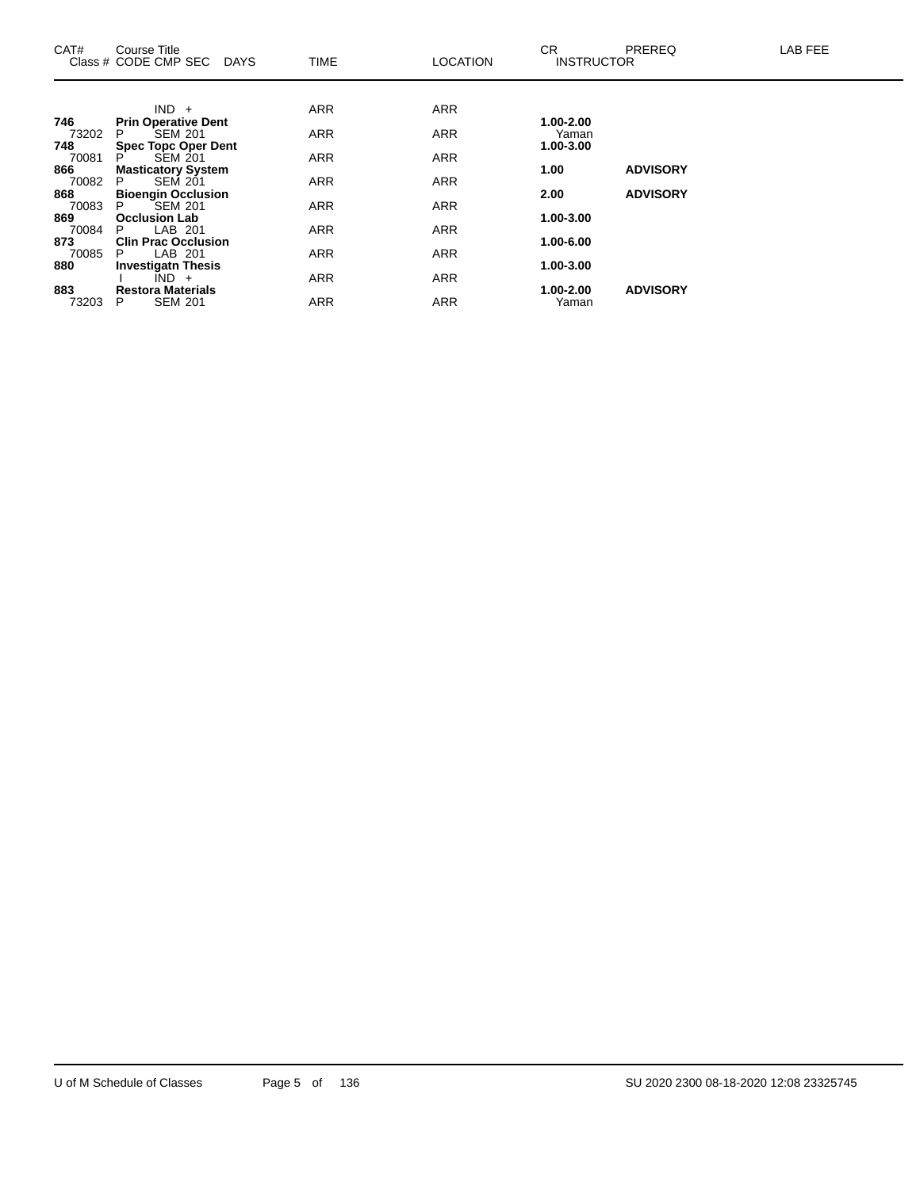| CAT# Class # | Course Title CODE CMP SEC DAYS | TIME | LOCATION | CR INSTRUCTOR | PREREQ | LAB FEE |
|---|---|---|---|---|---|---|
| | IND + | ARR | ARR | | | |
| **746** | **Prin Operative Dent** | | | **1.00-2.00** | | |
| 73202 | P SEM 201 | ARR | ARR | Yaman | | |
| **748** | **Spec Topc Oper Dent** | | | **1.00-3.00** | | |
| 70081 | P SEM 201 | ARR | ARR | | | |
| **866** | **Masticatory System** | | | **1.00** | **ADVISORY** | |
| 70082 | P SEM 201 | ARR | ARR | | | |
| **868** | **Bioengin Occlusion** | | | **2.00** | **ADVISORY** | |
| 70083 | P SEM 201 | ARR | ARR | | | |
| **869** | **Occlusion Lab** | | | **1.00-3.00** | | |
| 70084 | P LAB 201 | ARR | ARR | | | |
| **873** | **Clin Prac Occlusion** | | | **1.00-6.00** | | |
| 70085 | P LAB 201 | ARR | ARR | | | |
| **880** | **Investigatn Thesis** | | | **1.00-3.00** | | |
| | I IND + | ARR | ARR | | | |
| **883** | **Restora Materials** | | | **1.00-2.00** | **ADVISORY** | |
| 73203 | P SEM 201 | ARR | ARR | Yaman | | |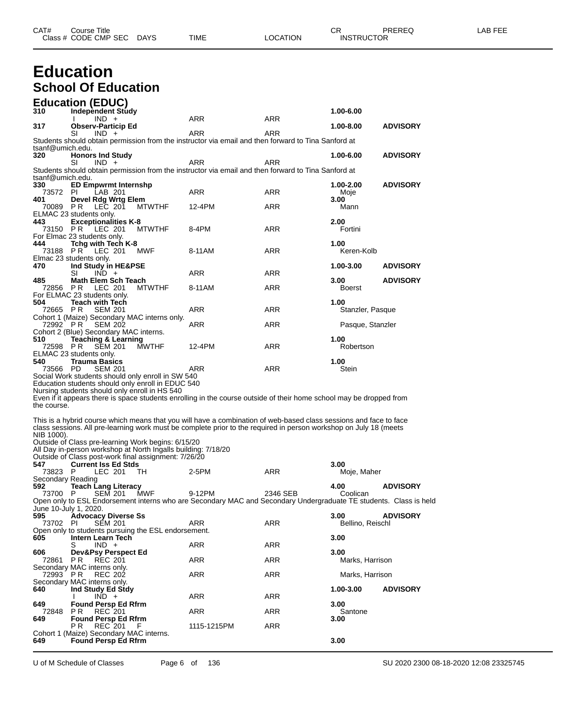| CAT# | Course Title | | | | | | CR | PREREQ | LAB FEE |
|---|---|---|---|---|---|---|---|---|---|
| Class # | CODE CMP SEC | DAYS | TIME | LOCATION | INSTRUCTOR | | | | |

# Education

## School Of Education

### Education (EDUC)

**310 Independent Study** — **1.00-6.00**
I IND + ARR ARR

**317 Observ-Particip Ed** — **1.00-8.00** **ADVISORY**
SI IND + ARR ARR
Students should obtain permission from the instructor via email and then forward to Tina Sanford at tsanf@umich.edu.

**320 Honors Ind Study** — **1.00-6.00** **ADVISORY**
SI IND + ARR ARR
Students should obtain permission from the instructor via email and then forward to Tina Sanford at tsanf@umich.edu.

**330 ED Empwrmt Internshp** — **1.00-2.00** **ADVISORY**
73572 PI LAB 201 ARR ARR Moje

**401 Devel Rdg Wrtg Elem** — **3.00**
70089 P R LEC 201 MTWTHF 12-4PM ARR Mann
ELMAC 23 students only.

**443 Exceptionalities K-8** — **2.00**
73150 P R LEC 201 MTWTHF 8-4PM ARR Fortini
For Elmac 23 students only.

**444 Tchg with Tech K-8** — **1.00**
73188 P R LEC 201 MWF 8-11AM ARR Keren-Kolb
Elmac 23 students only.

**470 Ind Study in HE&PSE** — **1.00-3.00** **ADVISORY**
SI IND + ARR ARR

**485 Math Elem Sch Teach** — **3.00** **ADVISORY**
72856 P R LEC 201 MTWTHF 8-11AM ARR Boerst
For ELMAC 23 students only.

**504 Teach with Tech** — **1.00**
72665 P R SEM 201 ARR ARR Stanzler, Pasque
Cohort 1 (Maize) Secondary MAC interns only.
72992 P R SEM 202 ARR ARR Pasque, Stanzler
Cohort 2 (Blue) Secondary MAC interns.

**510 Teaching & Learning** — **1.00**
72598 P R SEM 201 MWTHF 12-4PM ARR Robertson
ELMAC 23 students only.

**540 Trauma Basics** — **1.00**
73566 PD SEM 201 ARR ARR Stein
Social Work students should only enroll in SW 540
Education students should only enroll in EDUC 540
Nursing students should only enroll in HS 540
Even if it appears there is space students enrolling in the course outside of their home school may be dropped from the course.

This is a hybrid course which means that you will have a combination of web-based class sessions and face to face class sessions. All pre-learning work must be complete prior to the required in person workshop on July 18 (meets NIB 1000).
Outside of Class pre-learning Work begins: 6/15/20
All Day in-person workshop at North Ingalls building: 7/18/20
Outside of Class post-work final assignment: 7/26/20

**547 Current Iss Ed Stds** — **3.00**
73823 P LEC 201 TH 2-5PM ARR Moje, Maher
Secondary Reading

**592 Teach Lang Literacy** — **4.00** **ADVISORY**
73700 P SEM 201 MWF 9-12PM 2346 SEB Coolican
Open only to ESL Endorsement interns who are Secondary MAC and Secondary Undergraduate TE students. Class is held June 10-July 1, 2020.

**595 Advocacy Diverse Ss** — **3.00** **ADVISORY**
73702 PI SEM 201 ARR ARR Bellino, Reischl
Open only to students pursuing the ESL endorsement.

**605 Intern Learn Tech** — **3.00**
S IND + ARR ARR

**606 Dev&Psy Perspect Ed** — **3.00**
72861 P R REC 201 ARR ARR Marks, Harrison
Secondary MAC interns only.
72993 P R REC 202 ARR ARR Marks, Harrison
Secondary MAC interns only.

**640 Ind Study Ed Stdy** — **1.00-3.00** **ADVISORY**
I IND + ARR ARR

**649 Found Persp Ed Rfrm** — **3.00**
72848 P R REC 201 ARR ARR Santone

**649 Found Persp Ed Rfrm** — **3.00**
P R REC 201 F 1115-1215PM ARR
Cohort 1 (Maize) Secondary MAC interns.

**649 Found Persp Ed Rfrm** — **3.00**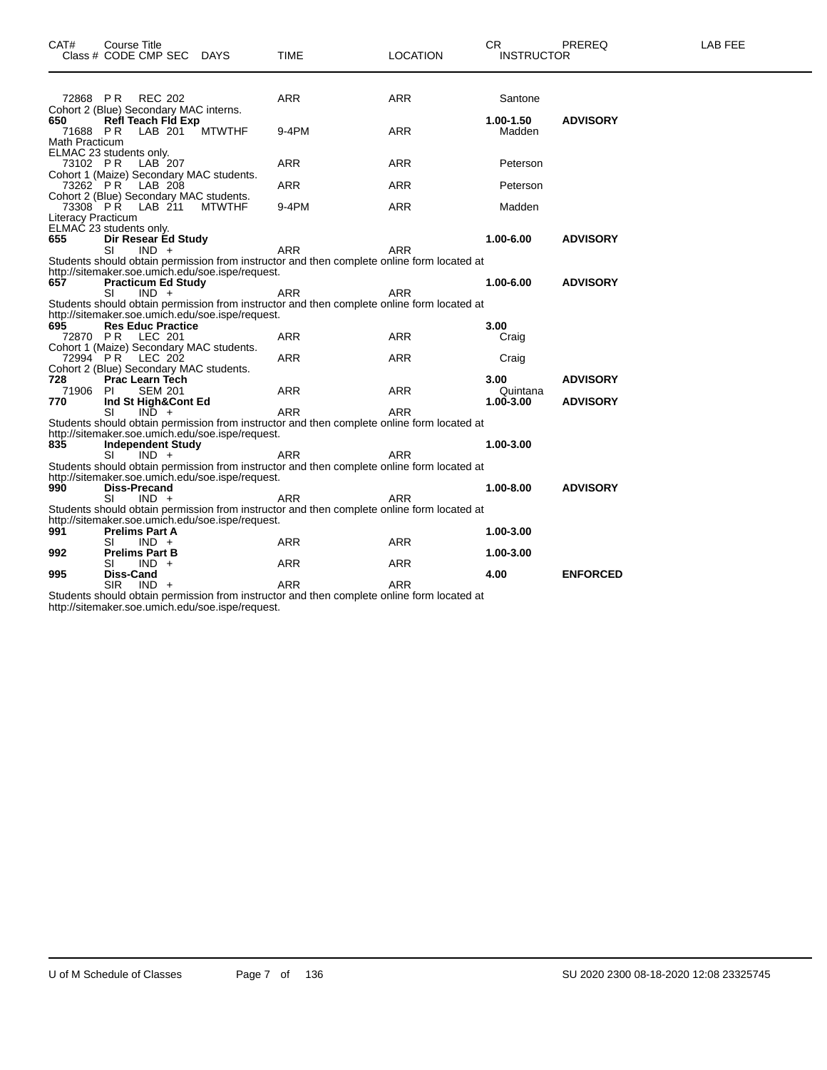| CAT# | Course Title<br>Class # CODE CMP SEC | DAYS | TIME | LOCATION | CR<br>INSTRUCTOR | PREREQ | LAB FEE |
|---|---|---|---|---|---|---|---|
| 72868 | P R REC 202 | | ARR | ARR | Santone | | |
| | Cohort 2 (Blue) Secondary MAC interns. | | | | | | |
| **650** | **Refl Teach Fld Exp** | | | | **1.00-1.50** | **ADVISORY** | |
| 71688 | P R LAB 201 | MTWTHF | 9-4PM | ARR | Madden | | |
| | Math Practicum | | | | | | |
| | ELMAC 23 students only. | | | | | | |
| 73102 | P R LAB 207 | | ARR | ARR | Peterson | | |
| | Cohort 1 (Maize) Secondary MAC students. | | | | | | |
| 73262 | P R LAB 208 | | ARR | ARR | Peterson | | |
| | Cohort 2 (Blue) Secondary MAC students. | | | | | | |
| 73308 | P R LAB 211 | MTWTHF | 9-4PM | ARR | Madden | | |
| | Literacy Practicum | | | | | | |
| | ELMAC 23 students only. | | | | | | |
| **655** | **Dir Resear Ed Study** | | | | **1.00-6.00** | **ADVISORY** | |
| | SI IND + | | ARR | ARR | | | |
| | Students should obtain permission from instructor and then complete online form located at http://sitemaker.soe.umich.edu/soe.ispe/request. | | | | | | |
| **657** | **Practicum Ed Study** | | | | **1.00-6.00** | **ADVISORY** | |
| | SI IND + | | ARR | ARR | | | |
| | Students should obtain permission from instructor and then complete online form located at http://sitemaker.soe.umich.edu/soe.ispe/request. | | | | | | |
| **695** | **Res Educ Practice** | | | | **3.00** | | |
| 72870 | P R LEC 201 | | ARR | ARR | Craig | | |
| | Cohort 1 (Maize) Secondary MAC students. | | | | | | |
| 72994 | P R LEC 202 | | ARR | ARR | Craig | | |
| | Cohort 2 (Blue) Secondary MAC students. | | | | | | |
| **728** | **Prac Learn Tech** | | | | **3.00** | **ADVISORY** | |
| 71906 | PI SEM 201 | | ARR | ARR | Quintana | | |
| **770** | **Ind St High&Cont Ed** | | | | **1.00-3.00** | **ADVISORY** | |
| | SI IND + | | ARR | ARR | | | |
| | Students should obtain permission from instructor and then complete online form located at http://sitemaker.soe.umich.edu/soe.ispe/request. | | | | | | |
| **835** | **Independent Study** | | | | **1.00-3.00** | | |
| | SI IND + | | ARR | ARR | | | |
| | Students should obtain permission from instructor and then complete online form located at http://sitemaker.soe.umich.edu/soe.ispe/request. | | | | | | |
| **990** | **Diss-Precand** | | | | **1.00-8.00** | **ADVISORY** | |
| | SI IND + | | ARR | ARR | | | |
| | Students should obtain permission from instructor and then complete online form located at http://sitemaker.soe.umich.edu/soe.ispe/request. | | | | | | |
| **991** | **Prelims Part A** | | | | **1.00-3.00** | | |
| | SI IND + | | ARR | ARR | | | |
| **992** | **Prelims Part B** | | | | **1.00-3.00** | | |
| | SI IND + | | ARR | ARR | | | |
| **995** | **Diss-Cand** | | | | **4.00** | **ENFORCED** | |
| | SIR IND + | | ARR | ARR | | | |
| | Students should obtain permission from instructor and then complete online form located at http://sitemaker.soe.umich.edu/soe.ispe/request. | | | | | | |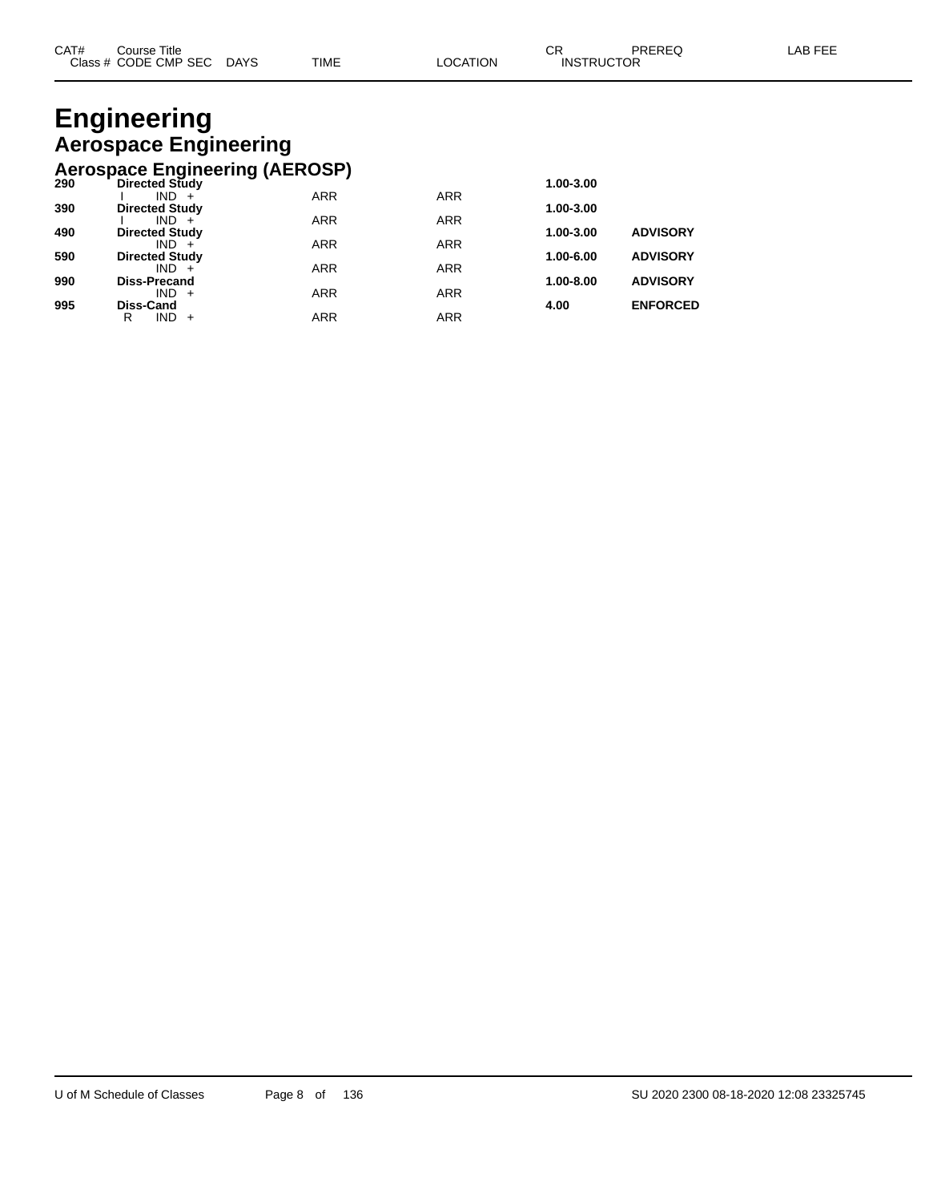# Engineering

## Aerospace Engineering

### Aerospace Engineering (AEROSP)

| CAT# | Course Title / Class # CODE CMP SEC | DAYS | TIME | LOCATION | CR / INSTRUCTOR | PREREQ | LAB FEE |
|---|---|---|---|---|---|---|---|
| **290** | **Directed Study** | | | | **1.00-3.00** | | |
| | I IND + | | ARR | ARR | | | |
| **390** | **Directed Study** | | | | **1.00-3.00** | | |
| | I IND + | | ARR | ARR | | | |
| **490** | **Directed Study** | | | | **1.00-3.00** | **ADVISORY** | |
| | IND + | | ARR | ARR | | | |
| **590** | **Directed Study** | | | | **1.00-6.00** | **ADVISORY** | |
| | IND + | | ARR | ARR | | | |
| **990** | **Diss-Precand** | | | | **1.00-8.00** | **ADVISORY** | |
| | IND + | | ARR | ARR | | | |
| **995** | **Diss-Cand** | | | | **4.00** | **ENFORCED** | |
| | R IND + | | ARR | ARR | | | |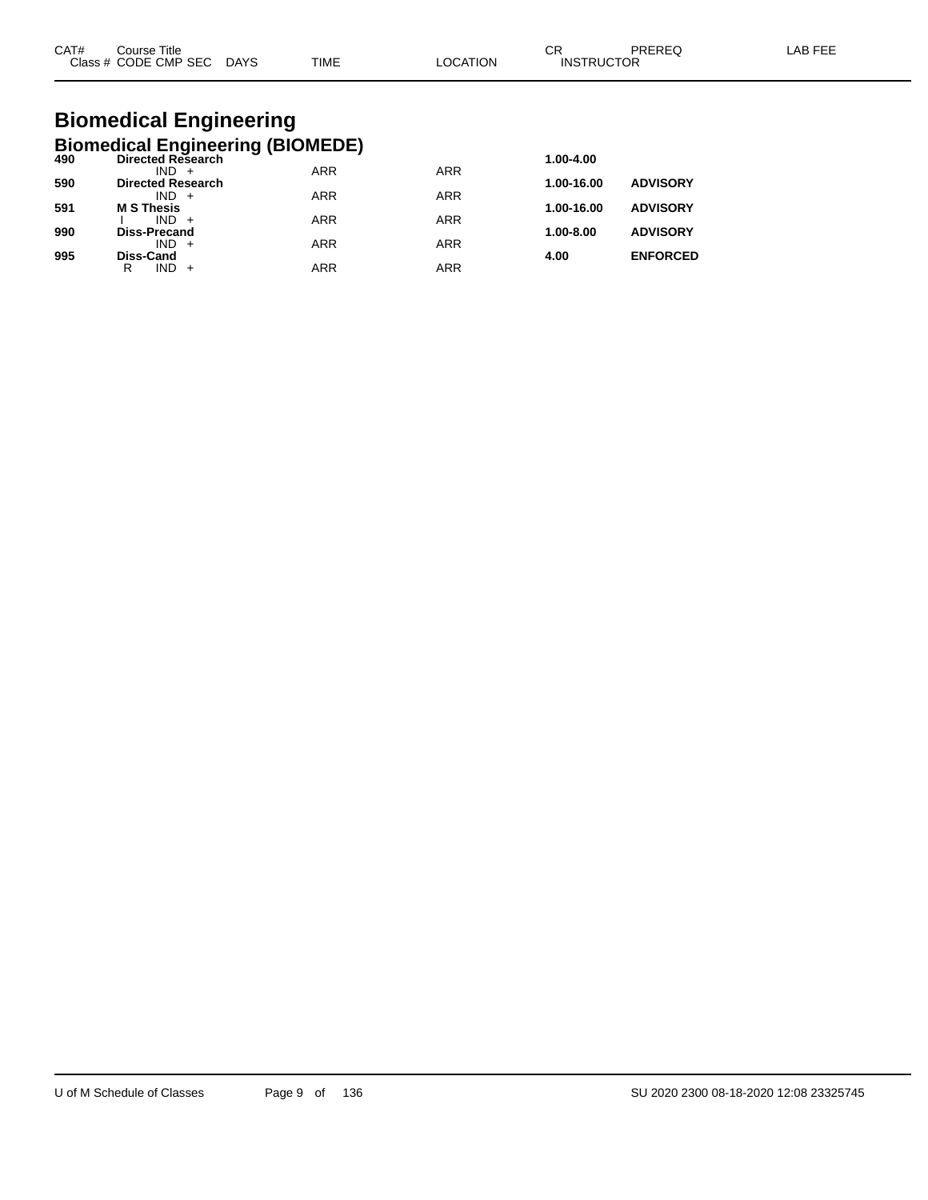# Biomedical Engineering

## Biomedical Engineering (BIOMEDE)

| CAT# | Course Title / Class # CODE CMP SEC | DAYS | TIME | LOCATION | CR / INSTRUCTOR | PREREQ | LAB FEE |
|---|---|---|---|---|---|---|---|
| **490** | **Directed Research** | | | | **1.00-4.00** | | |
| | IND + | | ARR | ARR | | | |
| **590** | **Directed Research** | | | | **1.00-16.00** | **ADVISORY** | |
| | IND + | | ARR | ARR | | | |
| **591** | **M S Thesis** | | | | **1.00-16.00** | **ADVISORY** | |
| | I IND + | | ARR | ARR | | | |
| **990** | **Diss-Precand** | | | | **1.00-8.00** | **ADVISORY** | |
| | IND + | | ARR | ARR | | | |
| **995** | **Diss-Cand** | | | | **4.00** | **ENFORCED** | |
| | R IND + | | ARR | ARR | | | |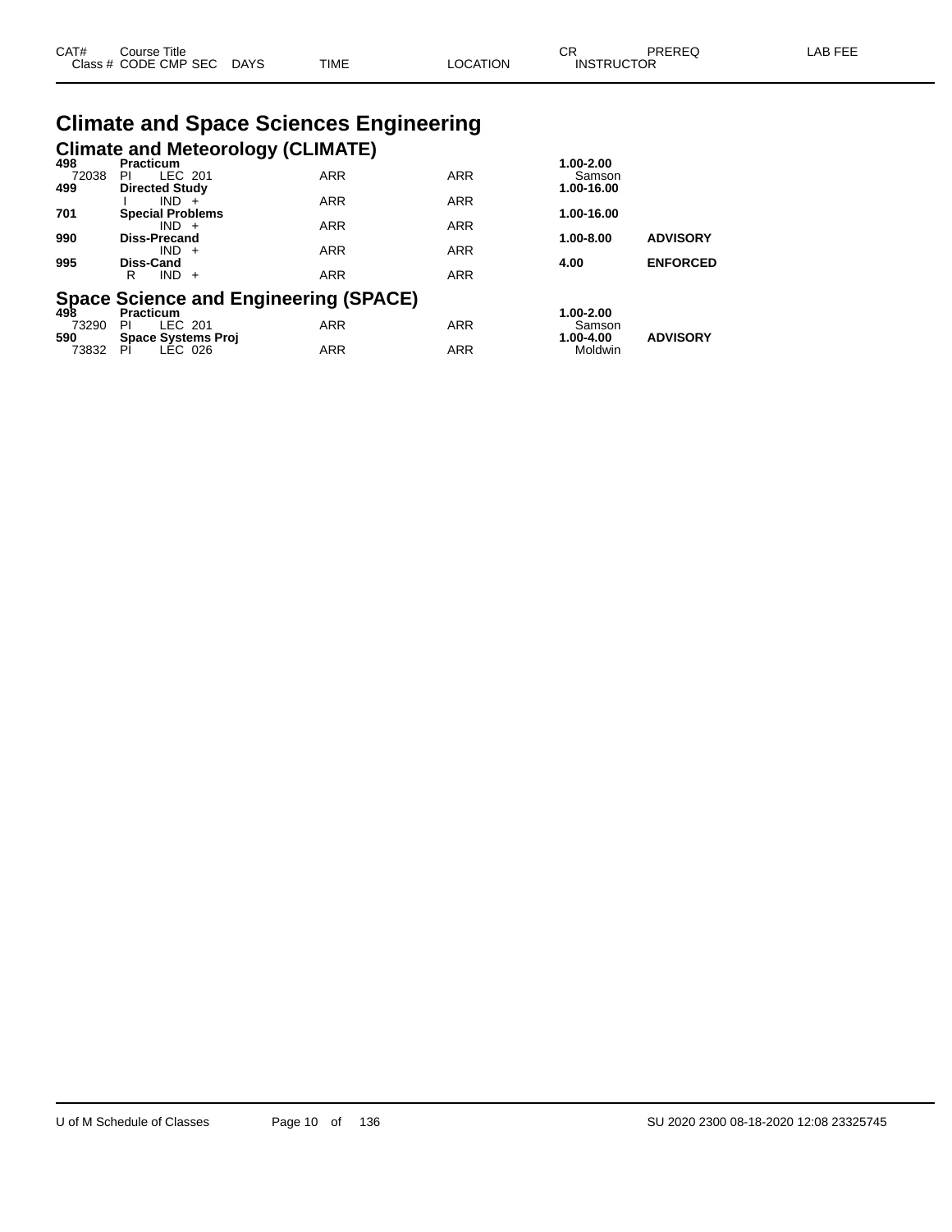# Climate and Space Sciences Engineering

## Climate and Meteorology (CLIMATE)

| CAT# / Class # | Course Title / CODE CMP SEC | DAYS | TIME | LOCATION | CR / INSTRUCTOR | PREREQ | LAB FEE |
|---|---|---|---|---|---|---|---|
| **498** | **Practicum** | | | | **1.00-2.00** | | |
| 72038 | PI LEC 201 | | ARR | ARR | Samson | | |
| **499** | **Directed Study** | | | | **1.00-16.00** | | |
| | I IND + | | ARR | ARR | | | |
| **701** | **Special Problems** | | | | **1.00-16.00** | | |
| | IND + | | ARR | ARR | | | |
| **990** | **Diss-Precand** | | | | **1.00-8.00** | **ADVISORY** | |
| | IND + | | ARR | ARR | | | |
| **995** | **Diss-Cand** | | | | **4.00** | **ENFORCED** | |
| | R IND + | | ARR | ARR | | | |

## Space Science and Engineering (SPACE)

| CAT# / Class # | Course Title / CODE CMP SEC | DAYS | TIME | LOCATION | CR / INSTRUCTOR | PREREQ | LAB FEE |
|---|---|---|---|---|---|---|---|
| **498** | **Practicum** | | | | **1.00-2.00** | | |
| 73290 | PI LEC 201 | | ARR | ARR | Samson | | |
| **590** | **Space Systems Proj** | | | | **1.00-4.00** | **ADVISORY** | |
| 73832 | PI LEC 026 | | ARR | ARR | Moldwin | | |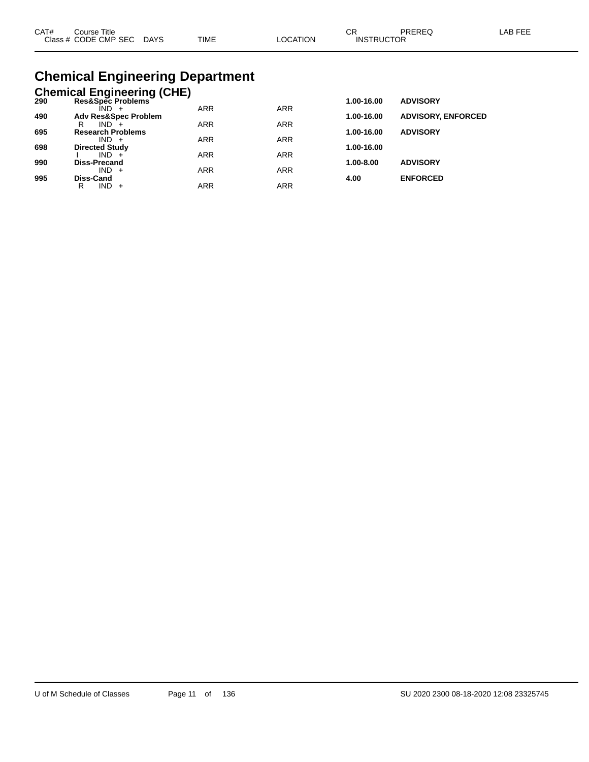| CAT# | Course Title | | | | | | CR | PREREQ | LAB FEE |
|---|---|---|---|---|---|---|---|---|---|
| | Class # | CODE | CMP | SEC | DAYS | TIME | LOCATION | INSTRUCTOR | |

# Chemical Engineering Department

## Chemical Engineering (CHE)

| CAT# | Course Title / Class # CODE CMP SEC DAYS | TIME | LOCATION | CR / INSTRUCTOR | PREREQ | LAB FEE |
|---|---|---|---|---|---|---|
| **290** | **Res&Spec Problems** | | | **1.00-16.00** | **ADVISORY** | |
| | IND + | ARR | ARR | | | |
| **490** | **Adv Res&Spec Problem** | | | **1.00-16.00** | **ADVISORY, ENFORCED** | |
| | R IND + | ARR | ARR | | | |
| **695** | **Research Problems** | | | **1.00-16.00** | **ADVISORY** | |
| | IND + | ARR | ARR | | | |
| **698** | **Directed Study** | | | **1.00-16.00** | | |
| | I IND + | ARR | ARR | | | |
| **990** | **Diss-Precand** | | | **1.00-8.00** | **ADVISORY** | |
| | IND + | ARR | ARR | | | |
| **995** | **Diss-Cand** | | | **4.00** | **ENFORCED** | |
| | R IND + | ARR | ARR | | | |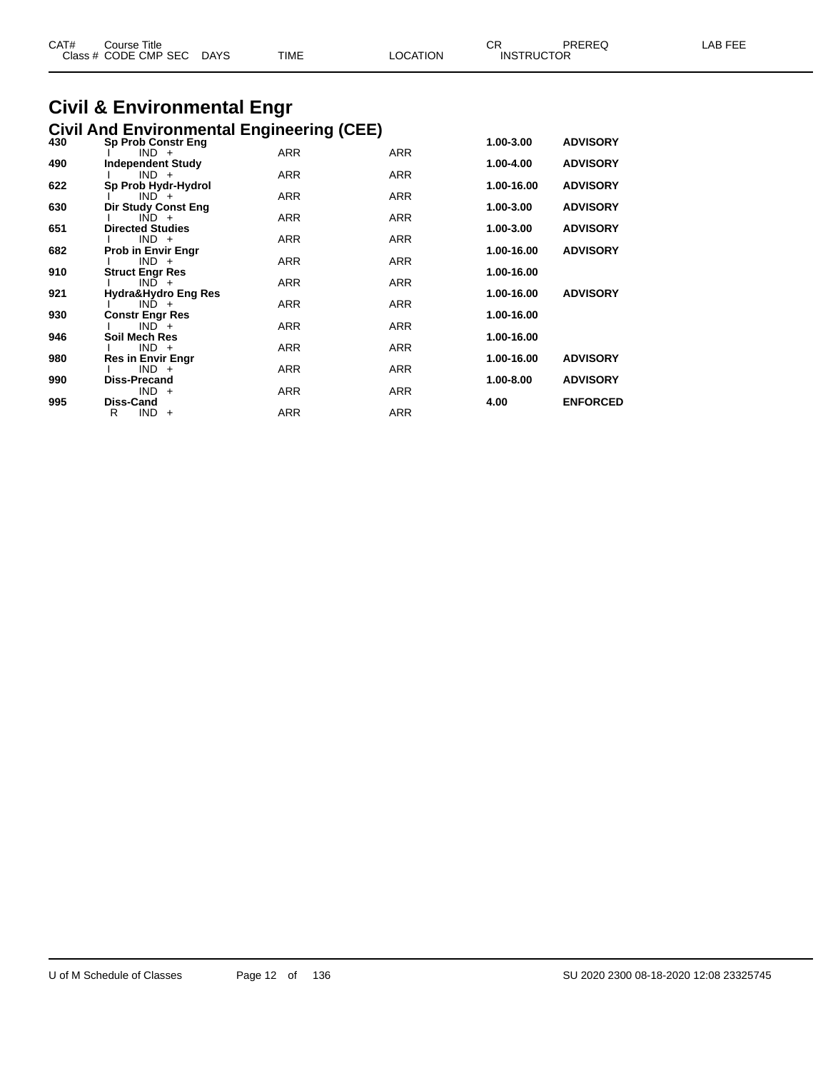# Civil & Environmental Engr

## Civil And Environmental Engineering (CEE)

| CAT# | Course Title | | | CR | PREREQ | LAB FEE |
|---|---|---|---|---|---|---|
| Class # | CODE CMP SEC DAYS | TIME | LOCATION | INSTRUCTOR | | |
| 430 | **Sp Prob Constr Eng** | | | 1.00-3.00 | ADVISORY | |
| | I IND + | ARR | ARR | | | |
| 490 | **Independent Study** | | | 1.00-4.00 | ADVISORY | |
| | I IND + | ARR | ARR | | | |
| 622 | **Sp Prob Hydr-Hydrol** | | | 1.00-16.00 | ADVISORY | |
| | I IND + | ARR | ARR | | | |
| 630 | **Dir Study Const Eng** | | | 1.00-3.00 | ADVISORY | |
| | I IND + | ARR | ARR | | | |
| 651 | **Directed Studies** | | | 1.00-3.00 | ADVISORY | |
| | I IND + | ARR | ARR | | | |
| 682 | **Prob in Envir Engr** | | | 1.00-16.00 | ADVISORY | |
| | I IND + | ARR | ARR | | | |
| 910 | **Struct Engr Res** | | | 1.00-16.00 | | |
| | I IND + | ARR | ARR | | | |
| 921 | **Hydra&Hydro Eng Res** | | | 1.00-16.00 | ADVISORY | |
| | I IND + | ARR | ARR | | | |
| 930 | **Constr Engr Res** | | | 1.00-16.00 | | |
| | I IND + | ARR | ARR | | | |
| 946 | **Soil Mech Res** | | | 1.00-16.00 | | |
| | I IND + | ARR | ARR | | | |
| 980 | **Res in Envir Engr** | | | 1.00-16.00 | ADVISORY | |
| | I IND + | ARR | ARR | | | |
| 990 | **Diss-Precand** | | | 1.00-8.00 | ADVISORY | |
| | IND + | ARR | ARR | | | |
| 995 | **Diss-Cand** | | | 4.00 | ENFORCED | |
| | R IND + | ARR | ARR | | | |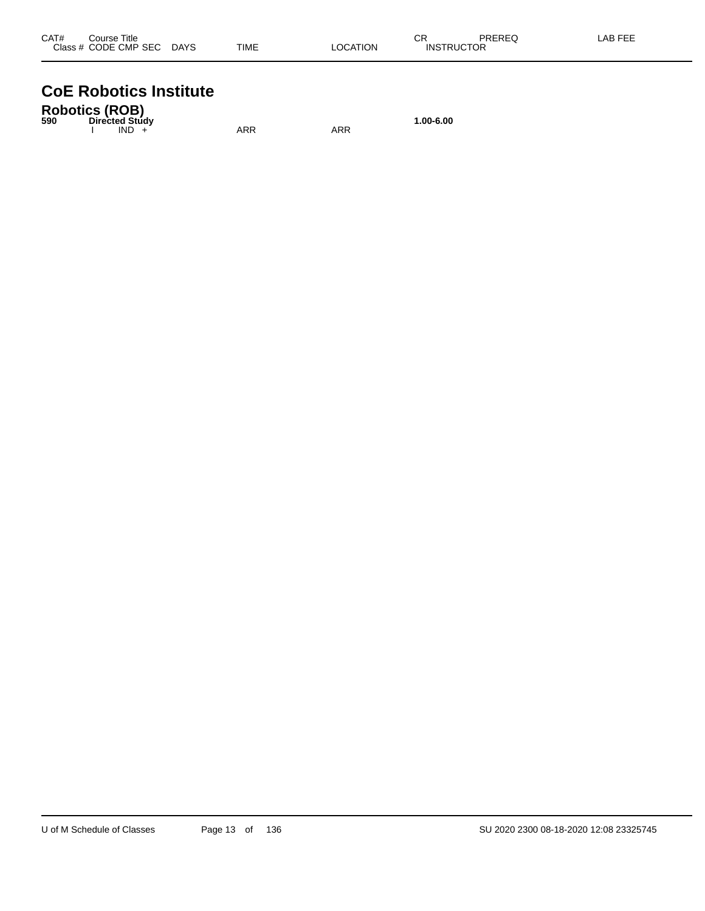| CAT# | Course Title<br>Class # CODE CMP SEC DAYS | TIME | LOCATION | CR<br>INSTRUCTOR | PREREQ | LAB FEE |
|---|---|---|---|---|---|---|

# CoE Robotics Institute

## Robotics (ROB)

| CAT# | Course Title<br>Class # CODE CMP SEC DAYS | TIME | LOCATION | CR<br>INSTRUCTOR | PREREQ | LAB FEE |
|---|---|---|---|---|---|---|
| **590** | **Directed Study** | | | **1.00-6.00** | | |
| | I IND + | ARR | ARR | | | |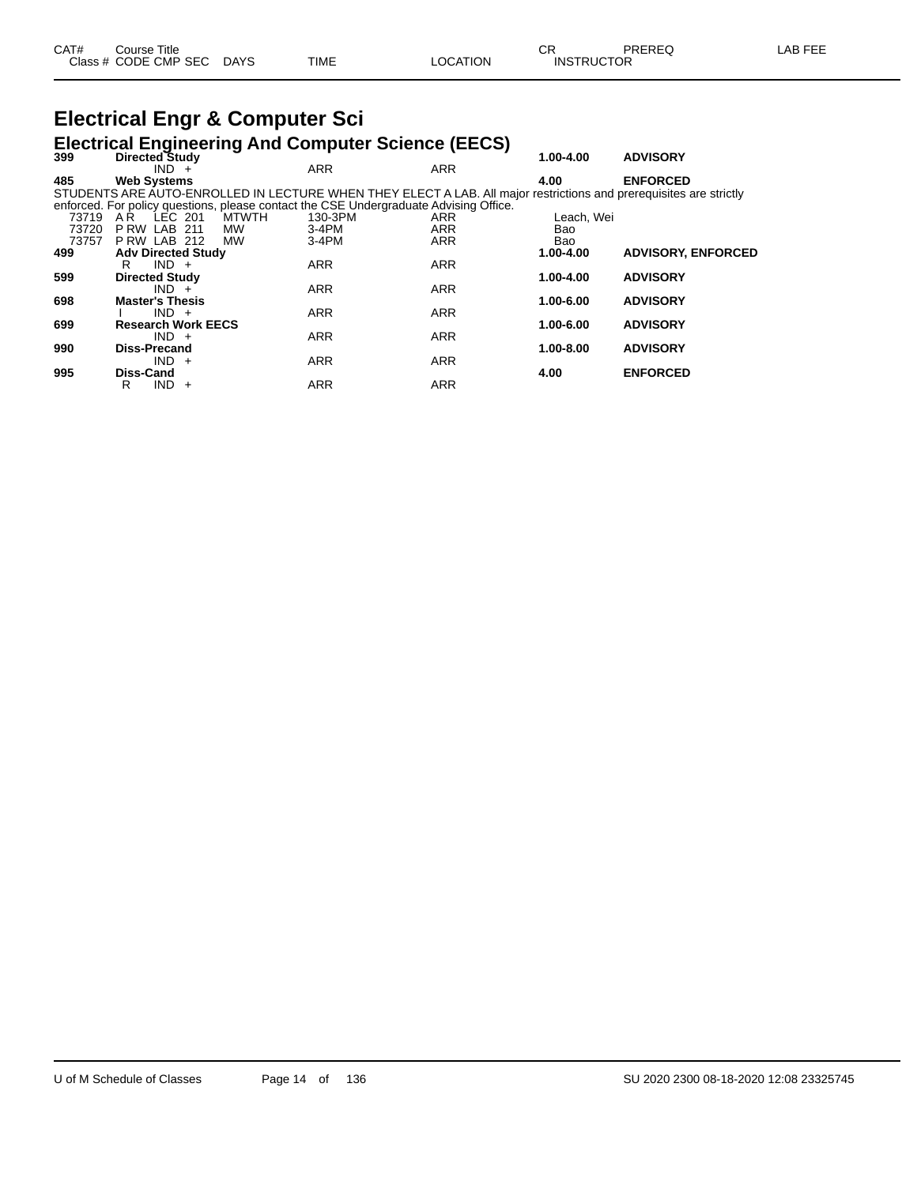# Electrical Engr & Computer Sci

## Electrical Engineering And Computer Science (EECS)

| CAT# | Course Title / Class # CODE CMP SEC | DAYS | TIME | LOCATION | CR / INSTRUCTOR | PREREQ | LAB FEE |
|---|---|---|---|---|---|---|---|
| **399** | **Directed Study** | | | | **1.00-4.00** | **ADVISORY** | |
| | IND + | | ARR | ARR | | | |
| **485** | **Web Systems** | | | | **4.00** | **ENFORCED** | |

STUDENTS ARE AUTO-ENROLLED IN LECTURE WHEN THEY ELECT A LAB. All major restrictions and prerequisites are strictly enforced. For policy questions, please contact the CSE Undergraduate Advising Office.

| CAT# | Course Title / Class # CODE CMP SEC | DAYS | TIME | LOCATION | CR / INSTRUCTOR | PREREQ | LAB FEE |
|---|---|---|---|---|---|---|---|
| 73719 | A R LEC 201 | MTWTH | 130-3PM | ARR | Leach, Wei | | |
| 73720 | P RW LAB 211 | MW | 3-4PM | ARR | Bao | | |
| 73757 | P RW LAB 212 | MW | 3-4PM | ARR | Bao | | |
| **499** | **Adv Directed Study** | | | | **1.00-4.00** | **ADVISORY, ENFORCED** | |
| | R IND + | | ARR | ARR | | | |
| **599** | **Directed Study** | | | | **1.00-4.00** | **ADVISORY** | |
| | IND + | | ARR | ARR | | | |
| **698** | **Master's Thesis** | | | | **1.00-6.00** | **ADVISORY** | |
| | I IND + | | ARR | ARR | | | |
| **699** | **Research Work EECS** | | | | **1.00-6.00** | **ADVISORY** | |
| | IND + | | ARR | ARR | | | |
| **990** | **Diss-Precand** | | | | **1.00-8.00** | **ADVISORY** | |
| | IND + | | ARR | ARR | | | |
| **995** | **Diss-Cand** | | | | **4.00** | **ENFORCED** | |
| | R IND + | | ARR | ARR | | | |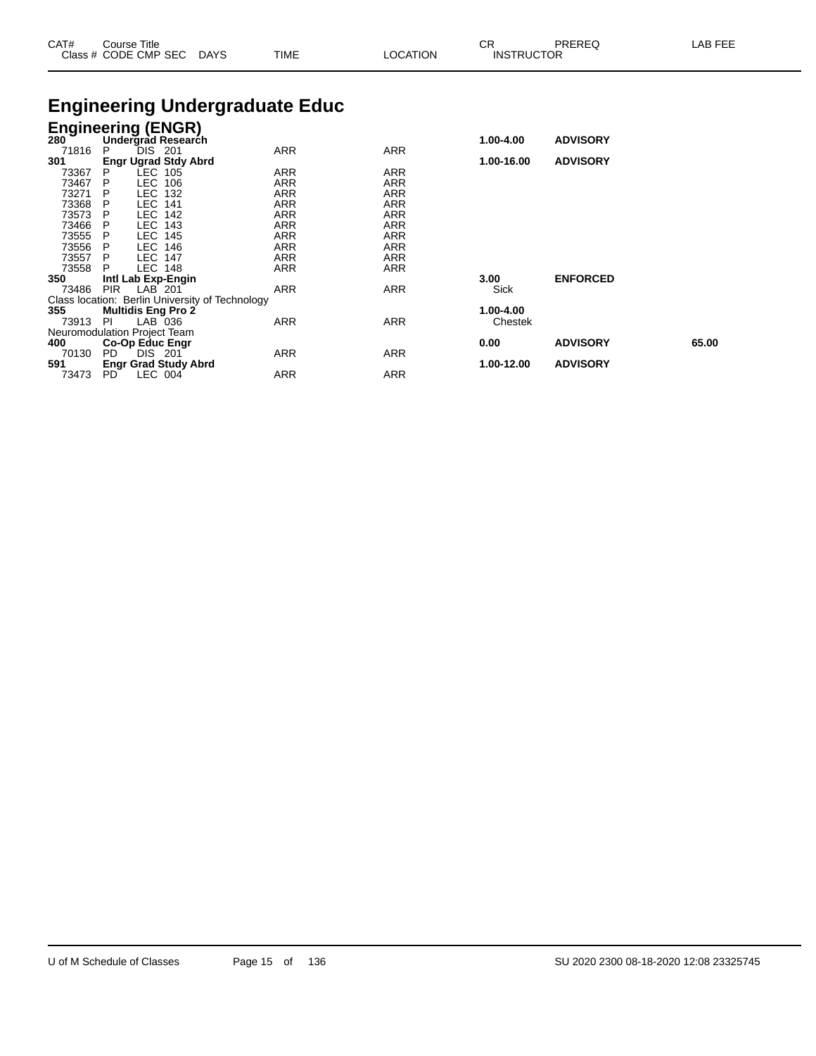# Engineering Undergraduate Educ

## Engineering (ENGR)

| CAT# / Class # | Course Title / CODE CMP SEC | DAYS | TIME | LOCATION | CR / INSTRUCTOR | PREREQ | LAB FEE |
|---|---|---|---|---|---|---|---|
| **280** | **Undergrad Research** | | | | **1.00-4.00** | **ADVISORY** | |
| 71816 | P DIS 201 | | ARR | ARR | | | |
| **301** | **Engr Ugrad Stdy Abrd** | | | | **1.00-16.00** | **ADVISORY** | |
| 73367 | P LEC 105 | | ARR | ARR | | | |
| 73467 | P LEC 106 | | ARR | ARR | | | |
| 73271 | P LEC 132 | | ARR | ARR | | | |
| 73368 | P LEC 141 | | ARR | ARR | | | |
| 73573 | P LEC 142 | | ARR | ARR | | | |
| 73466 | P LEC 143 | | ARR | ARR | | | |
| 73555 | P LEC 145 | | ARR | ARR | | | |
| 73556 | P LEC 146 | | ARR | ARR | | | |
| 73557 | P LEC 147 | | ARR | ARR | | | |
| 73558 | P LEC 148 | | ARR | ARR | | | |
| **350** | **Intl Lab Exp-Engin** | | | | **3.00** | **ENFORCED** | |
| 73486 | PIR LAB 201 | | ARR | ARR | Sick | | |
| Class location: Berlin University of Technology | | | | | | | |
| **355** | **Multidis Eng Pro 2** | | | | **1.00-4.00** | | |
| 73913 | PI LAB 036 | | ARR | ARR | Chestek | | |
| Neuromodulation Project Team | | | | | | | |
| **400** | **Co-Op Educ Engr** | | | | **0.00** | **ADVISORY** | **65.00** |
| 70130 | PD DIS 201 | | ARR | ARR | | | |
| **591** | **Engr Grad Study Abrd** | | | | **1.00-12.00** | **ADVISORY** | |
| 73473 | PD LEC 004 | | ARR | ARR | | | |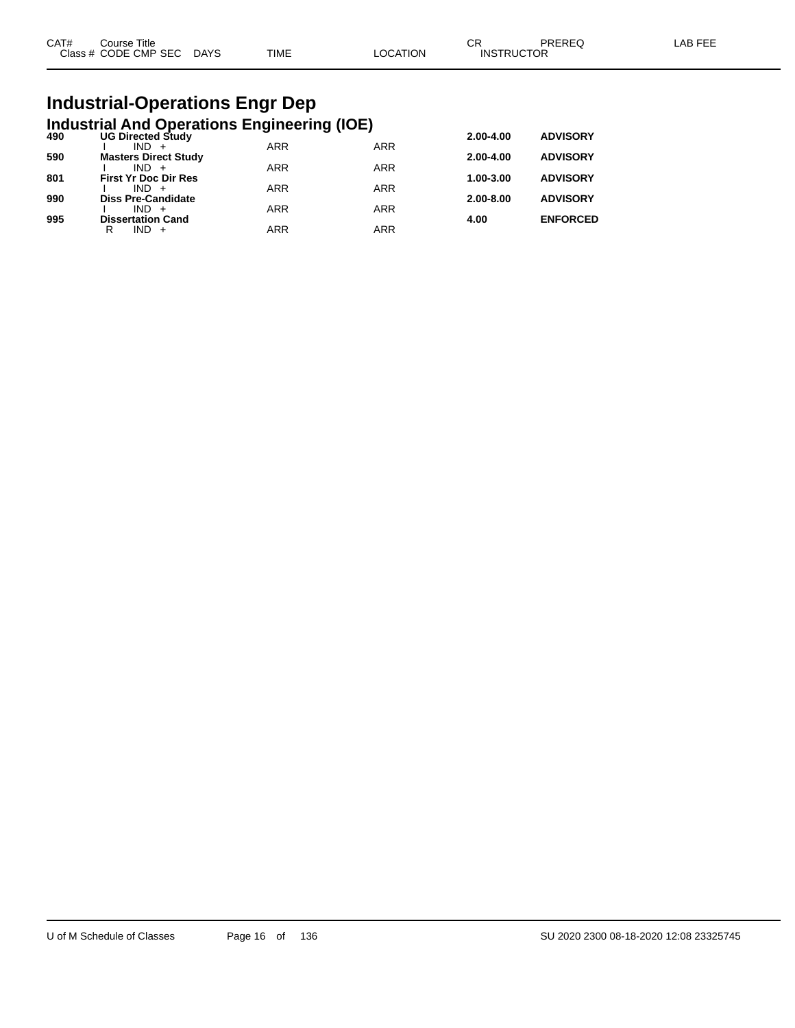| CAT# | Course Title | | | | | CR | PREREQ | LAB FEE |
|---|---|---|---|---|---|---|---|---|
| Class # | CODE CMP SEC | DAYS | TIME | LOCATION | INSTRUCTOR | | | |

# Industrial-Operations Engr Dep

## Industrial And Operations Engineering (IOE)

| CAT# | Course Title | | TIME | LOCATION | CR | PREREQ |
|---|---|---|---|---|---|---|
| **490** | **UG Directed Study** | | | | **2.00-4.00** | **ADVISORY** |
| | I | IND + | ARR | ARR | | |
| **590** | **Masters Direct Study** | | | | **2.00-4.00** | **ADVISORY** |
| | I | IND + | ARR | ARR | | |
| **801** | **First Yr Doc Dir Res** | | | | **1.00-3.00** | **ADVISORY** |
| | I | IND + | ARR | ARR | | |
| **990** | **Diss Pre-Candidate** | | | | **2.00-8.00** | **ADVISORY** |
| | I | IND + | ARR | ARR | | |
| **995** | **Dissertation Cand** | | | | **4.00** | **ENFORCED** |
| | R | IND + | ARR | ARR | | |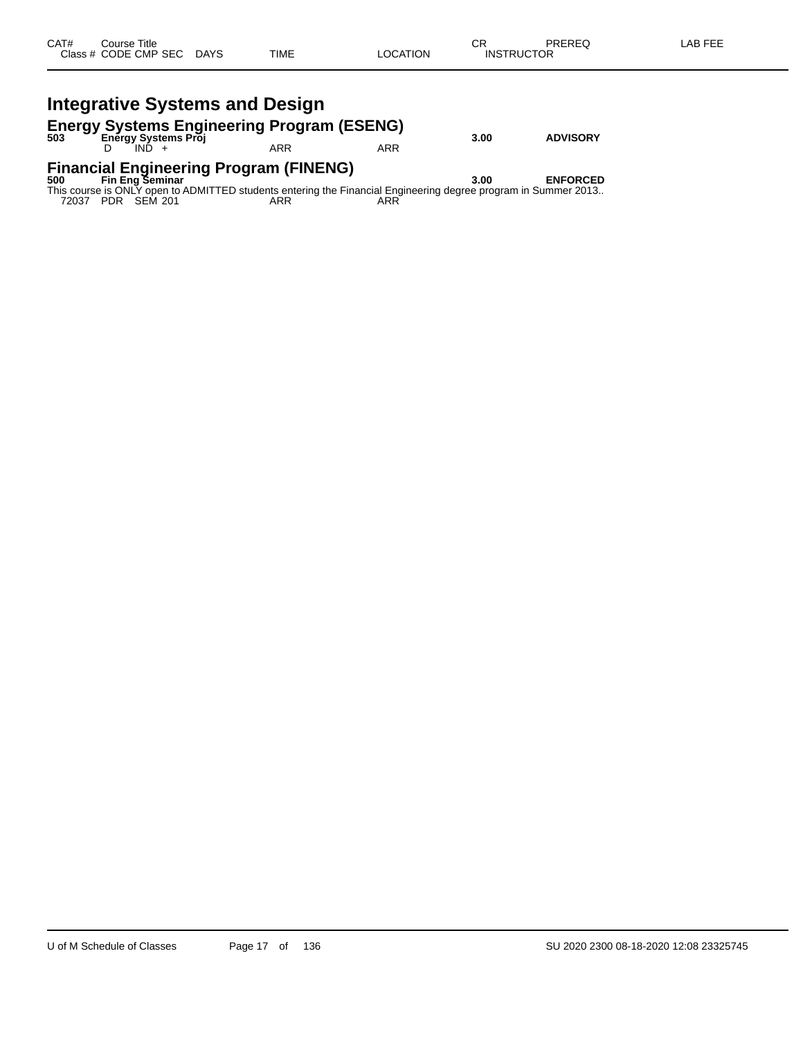| CAT# | Course Title | | | | | CR | PREREQ | LAB FEE |
|---|---|---|---|---|---|---|---|---|
| Class # | CODE CMP SEC | DAYS | TIME | LOCATION | | INSTRUCTOR | | |

# Integrative Systems and Design

## Energy Systems Engineering Program (ESENG)

| CAT# | Course Title | | | | CR | PREREQ | LAB FEE |
|---|---|---|---|---|---|---|---|
| **503** | **Energy Systems Proj** | | | | **3.00** | **ADVISORY** | |
| | D IND + | | ARR | ARR | | | |

## Financial Engineering Program (FINENG)

| CAT# | Course Title | | | | CR | PREREQ | LAB FEE |
|---|---|---|---|---|---|---|---|
| **500** | **Fin Eng Seminar** | | | | **3.00** | **ENFORCED** | |

This course is ONLY open to ADMITTED students entering the Financial Engineering degree program in Summer 2013..

| Class # | CODE CMP SEC | DAYS | TIME | LOCATION | INSTRUCTOR |
|---|---|---|---|---|---|
| 72037 | PDR SEM 201 | | ARR | ARR | |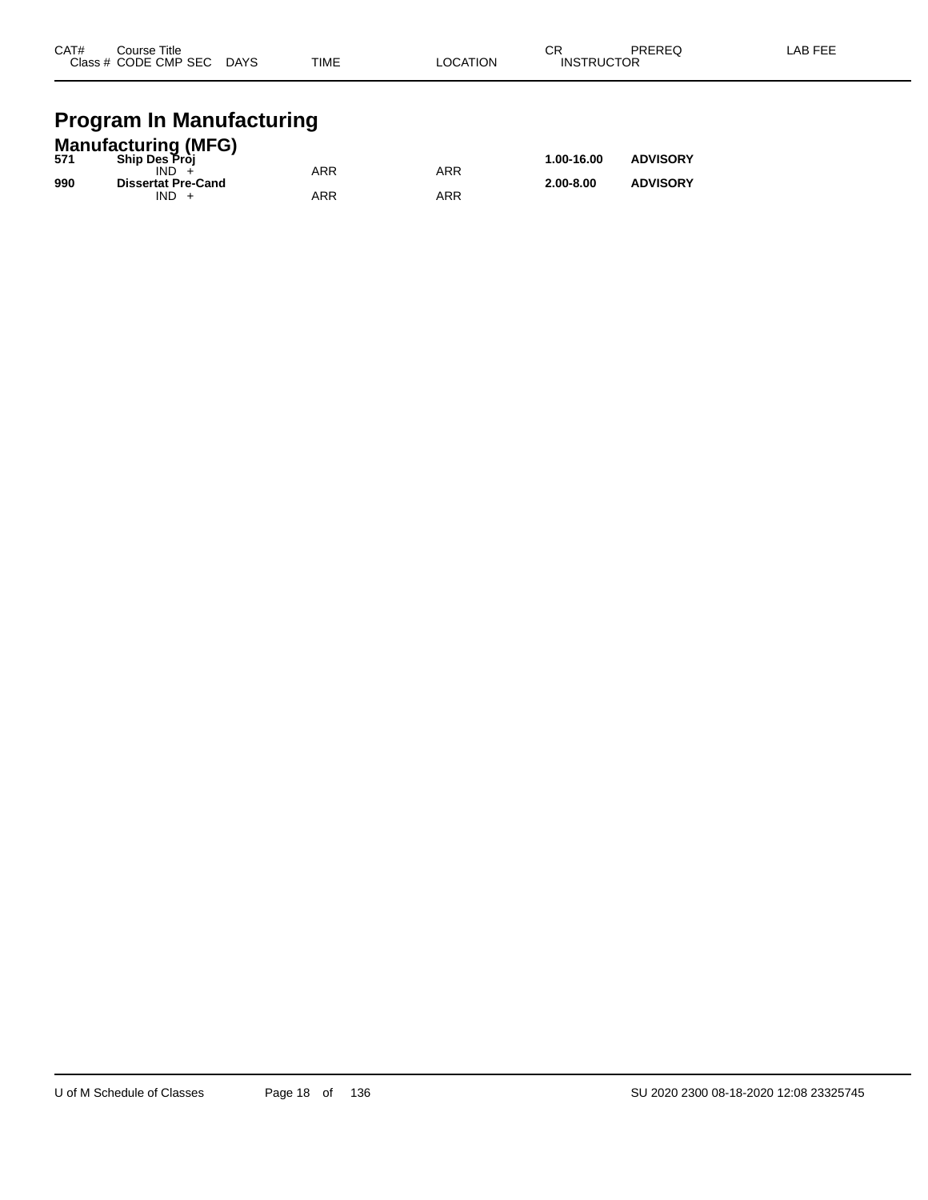| CAT# | Course Title<br>Class # CODE CMP SEC DAYS | TIME | LOCATION | CR<br>INSTRUCTOR | PREREQ | LAB FEE |
|---|---|---|---|---|---|---|

# Program In Manufacturing

## Manufacturing (MFG)

| CAT# | Course Title / Class # CODE CMP SEC DAYS | TIME | LOCATION | CR / INSTRUCTOR | PREREQ | LAB FEE |
|---|---|---|---|---|---|---|
| **571** | **Ship Des Proj** | | | **1.00-16.00** | **ADVISORY** | |
| | IND + | ARR | ARR | | | |
| **990** | **Dissertat Pre-Cand** | | | **2.00-8.00** | **ADVISORY** | |
| | IND + | ARR | ARR | | | |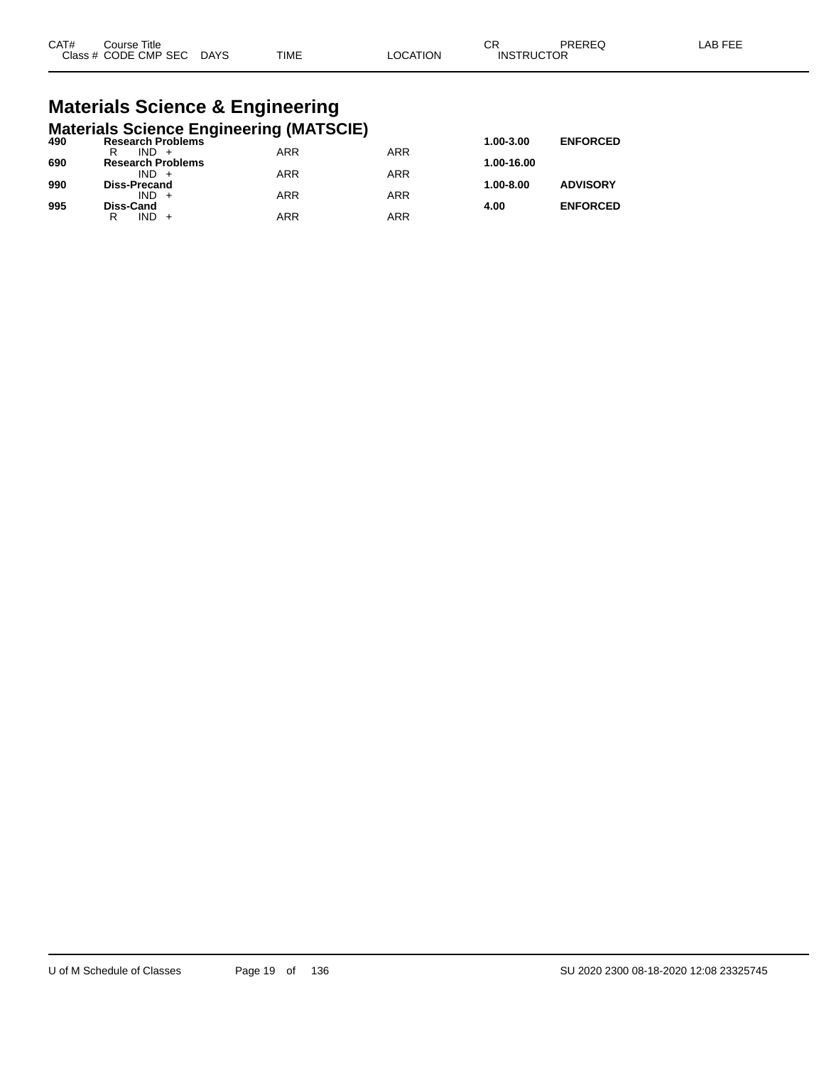| CAT# | Course Title | | | | | CR | PREREQ | LAB FEE |
|---|---|---|---|---|---|---|---|---|
| Class # | CODE | CMP | SEC | DAYS | TIME | LOCATION | INSTRUCTOR | |

# Materials Science & Engineering

## Materials Science Engineering (MATSCIE)

| CAT# | Course Title | | | | | CR | PREREQ | LAB FEE |
|---|---|---|---|---|---|---|---|---|
| **490** | **Research Problems** | | | | | **1.00-3.00** | **ENFORCED** | |
| | R | IND | + | ARR | ARR | | | |
| **690** | **Research Problems** | | | | | **1.00-16.00** | | |
| | | IND | + | ARR | ARR | | | |
| **990** | **Diss-Precand** | | | | | **1.00-8.00** | **ADVISORY** | |
| | | IND | + | ARR | ARR | | | |
| **995** | **Diss-Cand** | | | | | **4.00** | **ENFORCED** | |
| | R | IND | + | ARR | ARR | | | |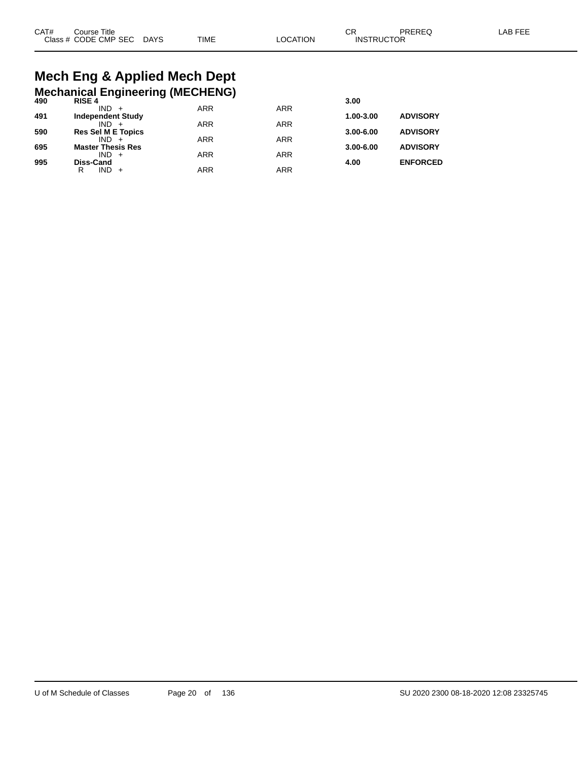| CAT# | Course Title<br>Class # CODE CMP SEC DAYS | TIME | LOCATION | CR<br>INSTRUCTOR | PREREQ | LAB FEE |
|---|---|---|---|---|---|---|

# Mech Eng & Applied Mech Dept

## Mechanical Engineering (MECHENG)

| CAT# | Course Title / Class # CODE CMP SEC DAYS | TIME | LOCATION | CR / INSTRUCTOR | PREREQ | LAB FEE |
|---|---|---|---|---|---|---|
| **490** | **RISE 4** | | | **3.00** | | |
| | IND + | ARR | ARR | | | |
| **491** | **Independent Study** | | | **1.00-3.00** | **ADVISORY** | |
| | IND + | ARR | ARR | | | |
| **590** | **Res Sel M E Topics** | | | **3.00-6.00** | **ADVISORY** | |
| | IND + | ARR | ARR | | | |
| **695** | **Master Thesis Res** | | | **3.00-6.00** | **ADVISORY** | |
| | IND + | ARR | ARR | | | |
| **995** | **Diss-Cand** | | | **4.00** | **ENFORCED** | |
| | R IND + | ARR | ARR | | | |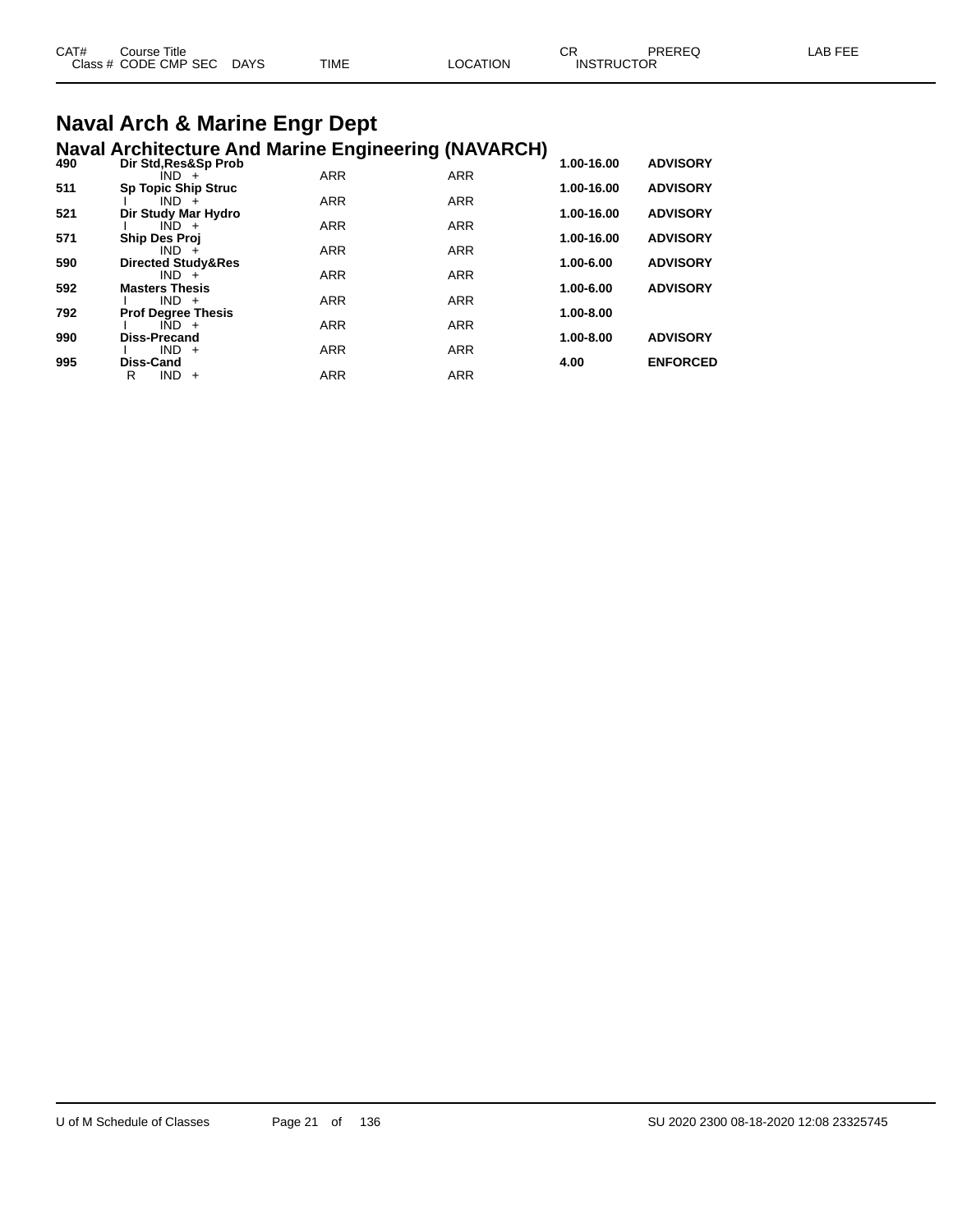| CAT# | Course Title |  |  | CR | PREREQ | LAB FEE |
|---|---|---|---|---|---|---|
| Class # | CODE CMP SEC DAYS | TIME | LOCATION | INSTRUCTOR |  |  |

# Naval Arch & Marine Engr Dept

## Naval Architecture And Marine Engineering (NAVARCH)

| CAT# | Course Title / CODE CMP SEC DAYS | TIME | LOCATION | CR | PREREQ |
|---|---|---|---|---|---|
| **490** | **Dir Std,Res&Sp Prob** |  |  | **1.00-16.00** | **ADVISORY** |
|  | IND + | ARR | ARR |  |  |
| **511** | **Sp Topic Ship Struc** |  |  | **1.00-16.00** | **ADVISORY** |
|  | I IND + | ARR | ARR |  |  |
| **521** | **Dir Study Mar Hydro** |  |  | **1.00-16.00** | **ADVISORY** |
|  | I IND + | ARR | ARR |  |  |
| **571** | **Ship Des Proj** |  |  | **1.00-16.00** | **ADVISORY** |
|  | IND + | ARR | ARR |  |  |
| **590** | **Directed Study&Res** |  |  | **1.00-6.00** | **ADVISORY** |
|  | IND + | ARR | ARR |  |  |
| **592** | **Masters Thesis** |  |  | **1.00-6.00** | **ADVISORY** |
|  | I IND + | ARR | ARR |  |  |
| **792** | **Prof Degree Thesis** |  |  | **1.00-8.00** |  |
|  | I IND + | ARR | ARR |  |  |
| **990** | **Diss-Precand** |  |  | **1.00-8.00** | **ADVISORY** |
|  | I IND + | ARR | ARR |  |  |
| **995** | **Diss-Cand** |  |  | **4.00** | **ENFORCED** |
|  | R IND + | ARR | ARR |  |  |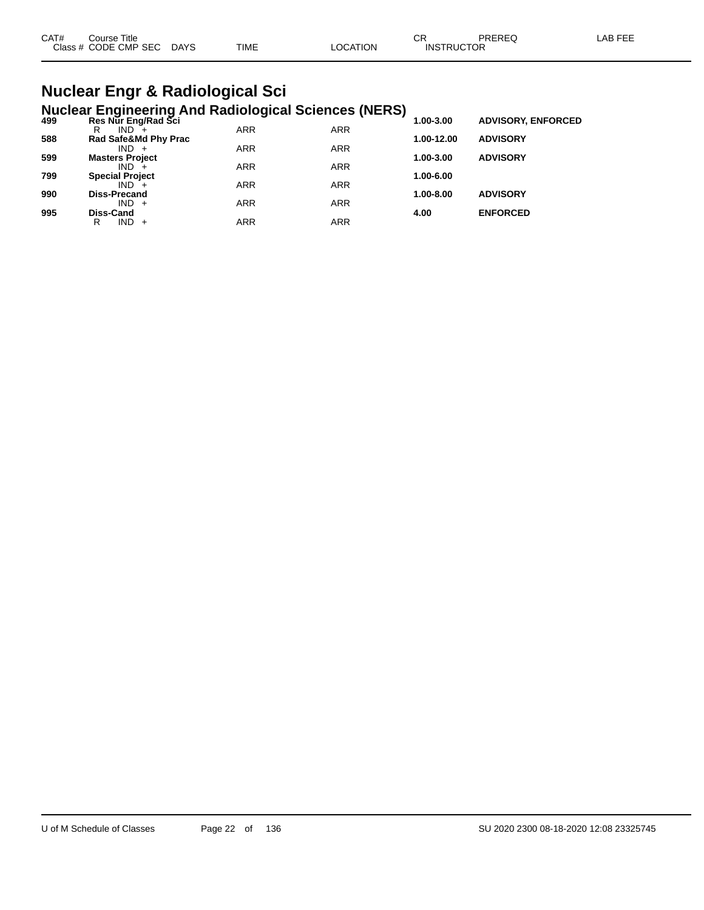## Nuclear Engr & Radiological Sci

### Nuclear Engineering And Radiological Sciences (NERS)

| CAT# / Class # | Course Title / CODE CMP SEC | DAYS | TIME | LOCATION | CR / INSTRUCTOR | PREREQ | LAB FEE |
|---|---|---|---|---|---|---|---|
| **499** | **Res Nur Eng/Rad Sci** | | | | **1.00-3.00** | **ADVISORY, ENFORCED** | |
| | R IND + | | ARR | ARR | | | |
| **588** | **Rad Safe&Md Phy Prac** | | | | **1.00-12.00** | **ADVISORY** | |
| | IND + | | ARR | ARR | | | |
| **599** | **Masters Project** | | | | **1.00-3.00** | **ADVISORY** | |
| | IND + | | ARR | ARR | | | |
| **799** | **Special Project** | | | | **1.00-6.00** | | |
| | IND + | | ARR | ARR | | | |
| **990** | **Diss-Precand** | | | | **1.00-8.00** | **ADVISORY** | |
| | IND + | | ARR | ARR | | | |
| **995** | **Diss-Cand** | | | | **4.00** | **ENFORCED** | |
| | R IND + | | ARR | ARR | | | |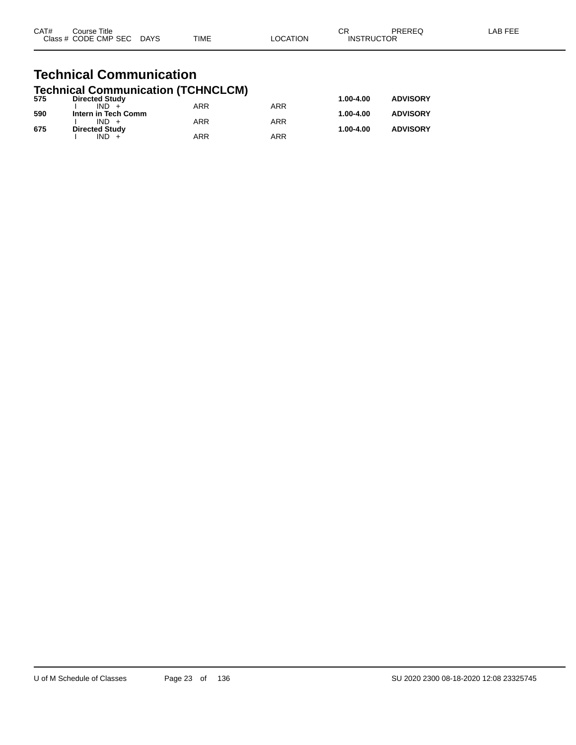| CAT# | Course Title<br>Class # CODE CMP SEC DAYS | TIME | LOCATION | CR<br>INSTRUCTOR | PREREQ | LAB FEE |
|---|---|---|---|---|---|---|

# Technical Communication

## Technical Communication (TCHNCLCM)

| CAT# | Course Title / Class # CODE CMP SEC DAYS | TIME | LOCATION | CR / INSTRUCTOR | PREREQ | LAB FEE |
|---|---|---|---|---|---|---|
| **575** | **Directed Study** | | | **1.00-4.00** | **ADVISORY** | |
| | I IND + | ARR | ARR | | | |
| **590** | **Intern in Tech Comm** | | | **1.00-4.00** | **ADVISORY** | |
| | I IND + | ARR | ARR | | | |
| **675** | **Directed Study** | | | **1.00-4.00** | **ADVISORY** | |
| | I IND + | ARR | ARR | | | |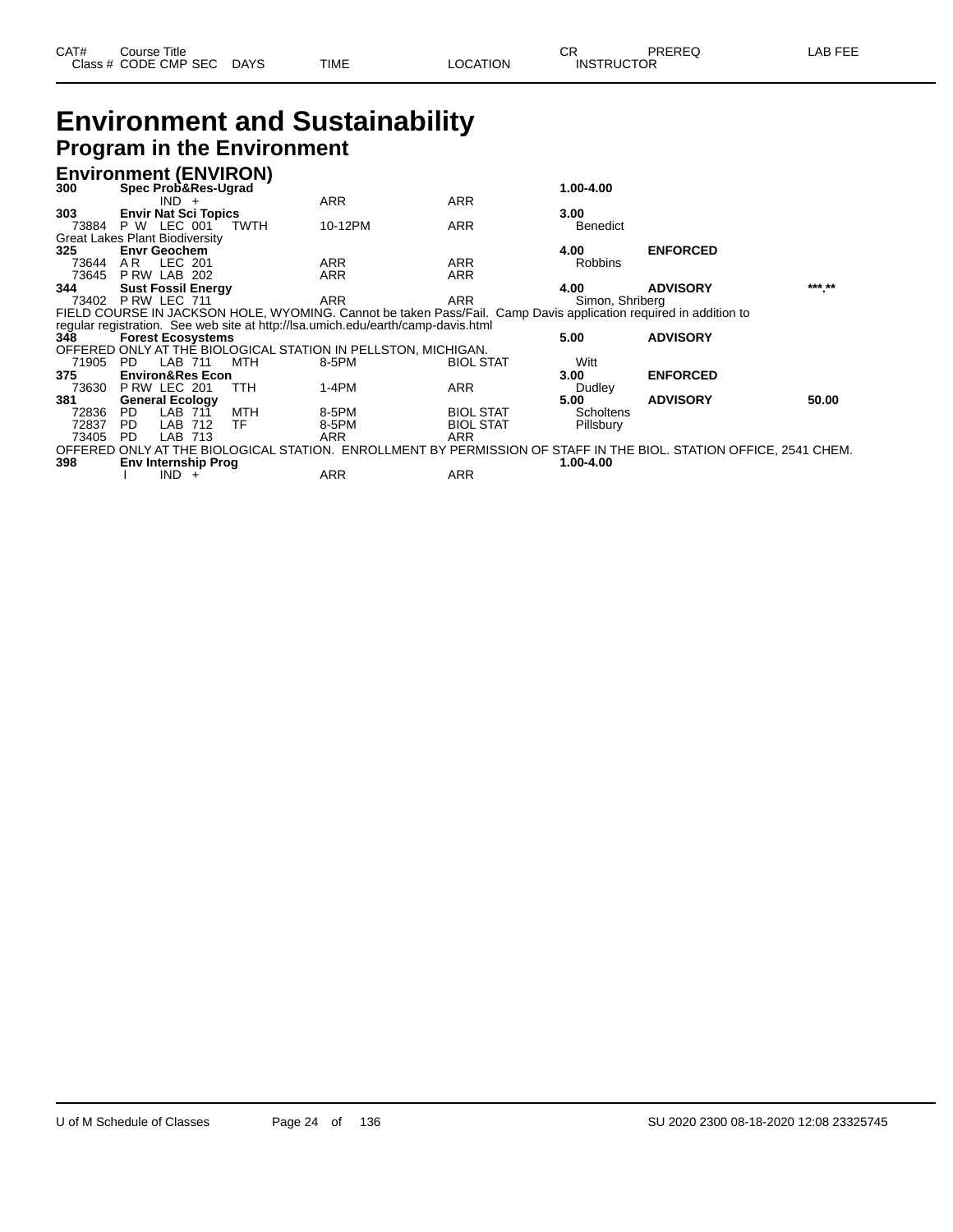| CAT# | Course Title | | | | | CR | PREREQ | LAB FEE |
|---|---|---|---|---|---|---|---|---|
| Class # | CODE CMP SEC | DAYS | TIME | LOCATION | | INSTRUCTOR | | |

# Environment and Sustainability

## Program in the Environment

### Environment (ENVIRON)

| CAT# / Class # | CODE CMP SEC | DAYS | TIME | LOCATION | CR / INSTRUCTOR | PREREQ | LAB FEE |
|---|---|---|---|---|---|---|---|
| **300** | **Spec Prob&Res-Ugrad** | | | | **1.00-4.00** | | |
| | IND + | | ARR | ARR | | | |
| **303** | **Envir Nat Sci Topics** | | | | **3.00** | | |
| 73884 | P W LEC 001 | TWTH | 10-12PM | ARR | Benedict | | |
| Great Lakes Plant Biodiversity | | | | | | | |
| **325** | **Envr Geochem** | | | | **4.00** | **ENFORCED** | |
| 73644 | A R LEC 201 | | ARR | ARR | Robbins | | |
| 73645 | P RW LAB 202 | | ARR | ARR | | | |
| **344** | **Sust Fossil Energy** | | | | **4.00** | **ADVISORY** | ***.** |
| 73402 | P RW LEC 711 | | ARR | ARR | Simon, Shriberg | | |

FIELD COURSE IN JACKSON HOLE, WYOMING. Cannot be taken Pass/Fail. Camp Davis application required in addition to regular registration. See web site at http://lsa.umich.edu/earth/camp-davis.html

| CAT# / Class # | CODE CMP SEC | DAYS | TIME | LOCATION | CR / INSTRUCTOR | PREREQ | LAB FEE |
|---|---|---|---|---|---|---|---|
| **348** | **Forest Ecosystems** | | | | **5.00** | **ADVISORY** | |

OFFERED ONLY AT THE BIOLOGICAL STATION IN PELLSTON, MICHIGAN.

| CAT# / Class # | CODE CMP SEC | DAYS | TIME | LOCATION | CR / INSTRUCTOR | PREREQ | LAB FEE |
|---|---|---|---|---|---|---|---|
| 71905 | PD LAB 711 | MTH | 8-5PM | BIOL STAT | Witt | | |
| **375** | **Environ&Res Econ** | | | | **3.00** | **ENFORCED** | |
| 73630 | P RW LEC 201 | TTH | 1-4PM | ARR | Dudley | | |
| **381** | **General Ecology** | | | | **5.00** | **ADVISORY** | **50.00** |
| 72836 | PD LAB 711 | MTH | 8-5PM | BIOL STAT | Scholtens | | |
| 72837 | PD LAB 712 | TF | 8-5PM | BIOL STAT | Pillsbury | | |
| 73405 | PD LAB 713 | | ARR | ARR | | | |

OFFERED ONLY AT THE BIOLOGICAL STATION. ENROLLMENT BY PERMISSION OF STAFF IN THE BIOL. STATION OFFICE, 2541 CHEM.

| CAT# / Class # | CODE CMP SEC | DAYS | TIME | LOCATION | CR / INSTRUCTOR | PREREQ | LAB FEE |
|---|---|---|---|---|---|---|---|
| **398** | **Env Internship Prog** | | | | **1.00-4.00** | | |
| | I IND + | | ARR | ARR | | | |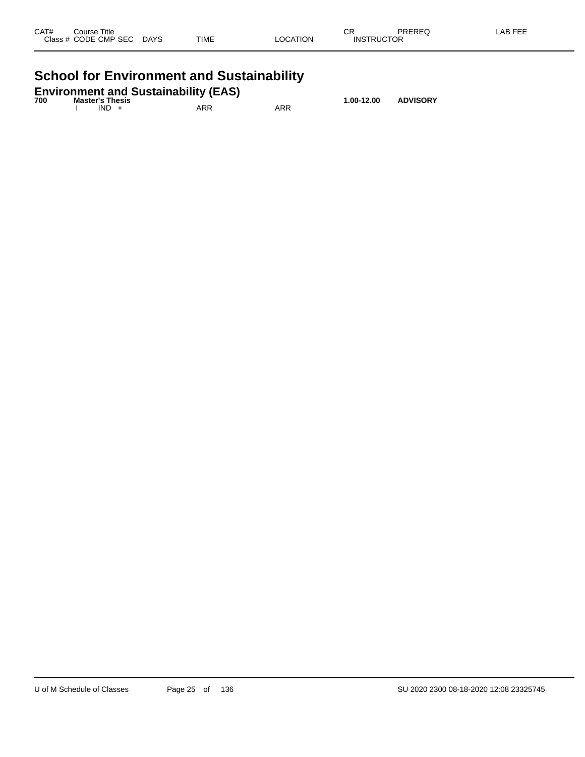# School for Environment and Sustainability

## Environment and Sustainability (EAS)

| CAT# | Course Title | | | | | | | CR | PREREQ | LAB FEE |
|---|---|---|---|---|---|---|---|---|---|---|
| | Class # | CODE | CMP | SEC | DAYS | TIME | LOCATION | INSTRUCTOR | | |
| **700** | **Master's Thesis** | | | | | | | **1.00-12.00** | **ADVISORY** | |
| | | I | IND | + | | ARR | ARR | | | |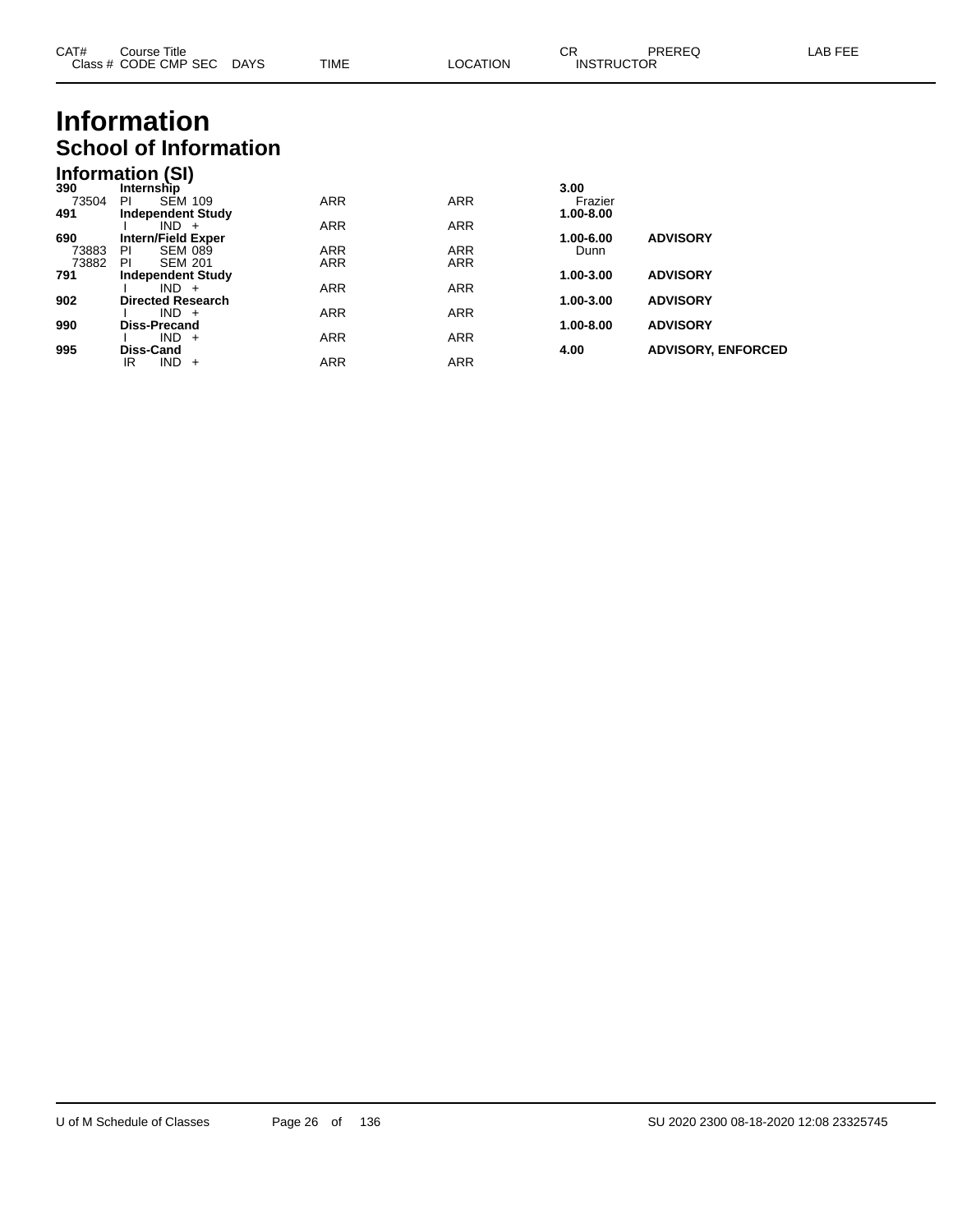# Information

## School of Information

### Information (SI)

| CAT# / Class # | Course Title / CODE CMP SEC | DAYS | TIME | LOCATION | CR / INSTRUCTOR | PREREQ | LAB FEE |
|---|---|---|---|---|---|---|---|
| **390** | **Internship** | | | | **3.00** | | |
| 73504 | PI SEM 109 | | ARR | ARR | Frazier | | |
| **491** | **Independent Study** | | | | **1.00-8.00** | | |
| | I IND + | | ARR | ARR | | | |
| **690** | **Intern/Field Exper** | | | | **1.00-6.00** | **ADVISORY** | |
| 73883 | PI SEM 089 | | ARR | ARR | Dunn | | |
| 73882 | PI SEM 201 | | ARR | ARR | | | |
| **791** | **Independent Study** | | | | **1.00-3.00** | **ADVISORY** | |
| | I IND + | | ARR | ARR | | | |
| **902** | **Directed Research** | | | | **1.00-3.00** | **ADVISORY** | |
| | I IND + | | ARR | ARR | | | |
| **990** | **Diss-Precand** | | | | **1.00-8.00** | **ADVISORY** | |
| | I IND + | | ARR | ARR | | | |
| **995** | **Diss-Cand** | | | | **4.00** | **ADVISORY, ENFORCED** | |
| | IR IND + | | ARR | ARR | | | |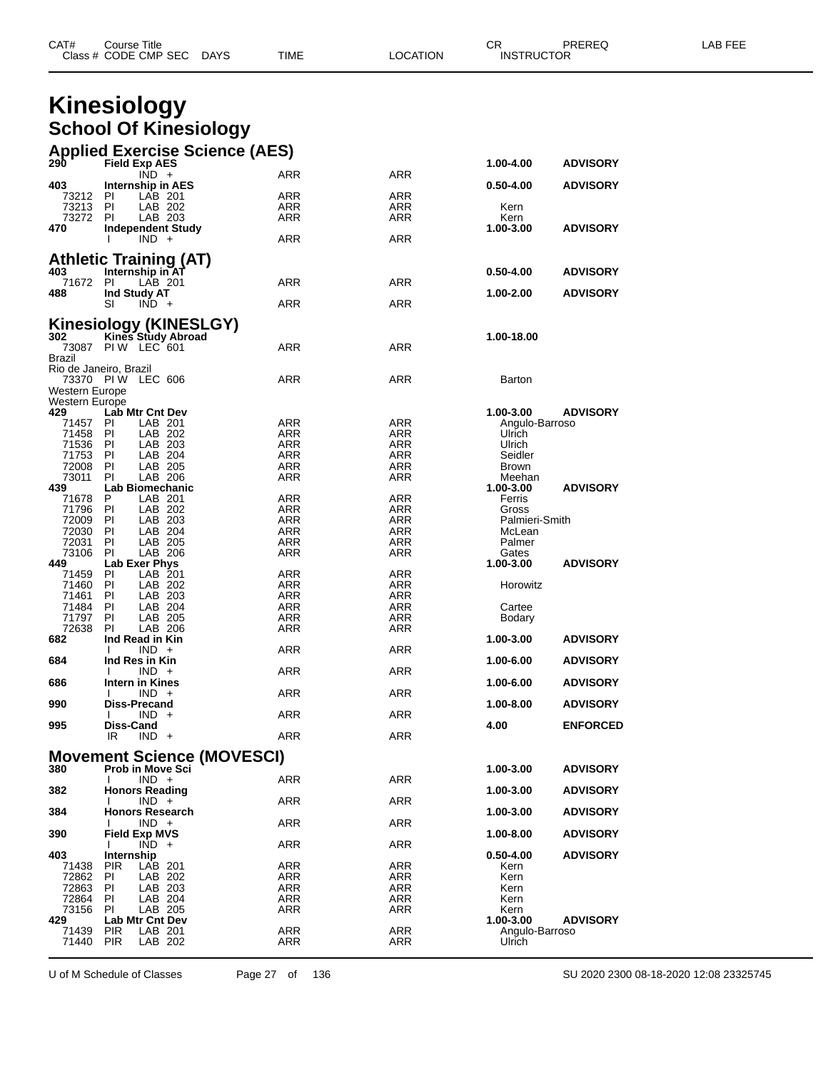# Kinesiology

## School Of Kinesiology

### Applied Exercise Science (AES)

| CAT# / Class # | Course Title / CODE CMP SEC | DAYS | TIME | LOCATION | CR / INSTRUCTOR | PREREQ | LAB FEE |
|---|---|---|---|---|---|---|---|
| **290** | **Field Exp AES** | | | | **1.00-4.00** | **ADVISORY** | |
| | IND + | | ARR | ARR | | | |
| **403** | **Internship in AES** | | | | **0.50-4.00** | **ADVISORY** | |
| 73212 | PI LAB 201 | | ARR | ARR | | | |
| 73213 | PI LAB 202 | | ARR | ARR | Kern | | |
| 73272 | PI LAB 203 | | ARR | ARR | Kern | | |
| **470** | **Independent Study** | | | | **1.00-3.00** | **ADVISORY** | |
| | I IND + | | ARR | ARR | | | |

### Athletic Training (AT)

| CAT# / Class # | Course Title / CODE CMP SEC | DAYS | TIME | LOCATION | CR / INSTRUCTOR | PREREQ | LAB FEE |
|---|---|---|---|---|---|---|---|
| **403** | **Internship in AT** | | | | **0.50-4.00** | **ADVISORY** | |
| 71672 | PI LAB 201 | | ARR | ARR | | | |
| **488** | **Ind Study AT** | | | | **1.00-2.00** | **ADVISORY** | |
| | SI IND + | | ARR | ARR | | | |

### Kinesiology (KINESLGY)

| CAT# / Class # | Course Title / CODE CMP SEC | DAYS | TIME | LOCATION | CR / INSTRUCTOR | PREREQ | LAB FEE |
|---|---|---|---|---|---|---|---|
| **302** | **Kines Study Abroad** | | | | **1.00-18.00** | | |
| 73087 | PI W LEC 601 | | ARR | ARR | | | |
| Brazil | | | | | | | |
| Rio de Janeiro, Brazil | | | | | | | |
| 73370 | PI W LEC 606 | | ARR | ARR | Barton | | |
| Western Europe | | | | | | | |
| Western Europe | | | | | | | |
| **429** | **Lab Mtr Cnt Dev** | | | | **1.00-3.00** | **ADVISORY** | |
| 71457 | PI LAB 201 | | ARR | ARR | Angulo-Barroso | | |
| 71458 | PI LAB 202 | | ARR | ARR | Ulrich | | |
| 71536 | PI LAB 203 | | ARR | ARR | Ulrich | | |
| 71753 | PI LAB 204 | | ARR | ARR | Seidler | | |
| 72008 | PI LAB 205 | | ARR | ARR | Brown | | |
| 73011 | PI LAB 206 | | ARR | ARR | Meehan | | |
| **439** | **Lab Biomechanic** | | | | **1.00-3.00** | **ADVISORY** | |
| 71678 | P LAB 201 | | ARR | ARR | Ferris | | |
| 71796 | PI LAB 202 | | ARR | ARR | Gross | | |
| 72009 | PI LAB 203 | | ARR | ARR | Palmieri-Smith | | |
| 72030 | PI LAB 204 | | ARR | ARR | McLean | | |
| 72031 | PI LAB 205 | | ARR | ARR | Palmer | | |
| 73106 | PI LAB 206 | | ARR | ARR | Gates | | |
| **449** | **Lab Exer Phys** | | | | **1.00-3.00** | **ADVISORY** | |
| 71459 | PI LAB 201 | | ARR | ARR | | | |
| 71460 | PI LAB 202 | | ARR | ARR | Horowitz | | |
| 71461 | PI LAB 203 | | ARR | ARR | | | |
| 71484 | PI LAB 204 | | ARR | ARR | Cartee | | |
| 71797 | PI LAB 205 | | ARR | ARR | Bodary | | |
| 72638 | PI LAB 206 | | ARR | ARR | | | |
| **682** | **Ind Read in Kin** | | | | **1.00-3.00** | **ADVISORY** | |
| | I IND + | | ARR | ARR | | | |
| **684** | **Ind Res in Kin** | | | | **1.00-6.00** | **ADVISORY** | |
| | I IND + | | ARR | ARR | | | |
| **686** | **Intern in Kines** | | | | **1.00-6.00** | **ADVISORY** | |
| | I IND + | | ARR | ARR | | | |
| **990** | **Diss-Precand** | | | | **1.00-8.00** | **ADVISORY** | |
| | I IND + | | ARR | ARR | | | |
| **995** | **Diss-Cand** | | | | **4.00** | **ENFORCED** | |
| | IR IND + | | ARR | ARR | | | |

### Movement Science (MOVESCI)

| CAT# / Class # | Course Title / CODE CMP SEC | DAYS | TIME | LOCATION | CR / INSTRUCTOR | PREREQ | LAB FEE |
|---|---|---|---|---|---|---|---|
| **380** | **Prob in Move Sci** | | | | **1.00-3.00** | **ADVISORY** | |
| | I IND + | | ARR | ARR | | | |
| **382** | **Honors Reading** | | | | **1.00-3.00** | **ADVISORY** | |
| | I IND + | | ARR | ARR | | | |
| **384** | **Honors Research** | | | | **1.00-3.00** | **ADVISORY** | |
| | I IND + | | ARR | ARR | | | |
| **390** | **Field Exp MVS** | | | | **1.00-8.00** | **ADVISORY** | |
| | I IND + | | ARR | ARR | | | |
| **403** | **Internship** | | | | **0.50-4.00** | **ADVISORY** | |
| 71438 | PIR LAB 201 | | ARR | ARR | Kern | | |
| 72862 | PI LAB 202 | | ARR | ARR | Kern | | |
| 72863 | PI LAB 203 | | ARR | ARR | Kern | | |
| 72864 | PI LAB 204 | | ARR | ARR | Kern | | |
| 73156 | PI LAB 205 | | ARR | ARR | Kern | | |
| **429** | **Lab Mtr Cnt Dev** | | | | **1.00-3.00** | **ADVISORY** | |
| 71439 | PIR LAB 201 | | ARR | ARR | Angulo-Barroso | | |
| 71440 | PIR LAB 202 | | ARR | ARR | Ulrich | | |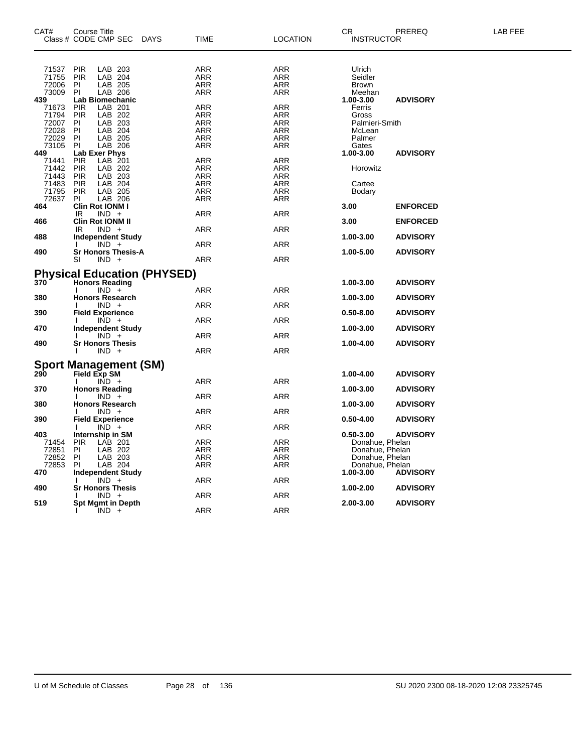| CAT# Class # | Course Title CODE | CMP SEC | DAYS | TIME | LOCATION | CR INSTRUCTOR | PREREQ | LAB FEE |
|---|---|---|---|---|---|---|---|---|
| 71537 | PIR | LAB 203 | | ARR | ARR | Ulrich | | |
| 71755 | PIR | LAB 204 | | ARR | ARR | Seidler | | |
| 72006 | PI | LAB 205 | | ARR | ARR | Brown | | |
| 73009 | PI | LAB 206 | | ARR | ARR | Meehan | | |
| **439** | **Lab Biomechanic** | | | | | **1.00-3.00** | **ADVISORY** | |
| 71673 | PIR | LAB 201 | | ARR | ARR | Ferris | | |
| 71794 | PIR | LAB 202 | | ARR | ARR | Gross | | |
| 72007 | PI | LAB 203 | | ARR | ARR | Palmieri-Smith | | |
| 72028 | PI | LAB 204 | | ARR | ARR | McLean | | |
| 72029 | PI | LAB 205 | | ARR | ARR | Palmer | | |
| 73105 | PI | LAB 206 | | ARR | ARR | Gates | | |
| **449** | **Lab Exer Phys** | | | | | **1.00-3.00** | **ADVISORY** | |
| 71441 | PIR | LAB 201 | | ARR | ARR | | | |
| 71442 | PIR | LAB 202 | | ARR | ARR | Horowitz | | |
| 71443 | PIR | LAB 203 | | ARR | ARR | | | |
| 71483 | PIR | LAB 204 | | ARR | ARR | Cartee | | |
| 71795 | PIR | LAB 205 | | ARR | ARR | Bodary | | |
| 72637 | PI | LAB 206 | | ARR | ARR | | | |
| **464** | **Clin Rot IONM I** | | | | | **3.00** | **ENFORCED** | |
| | IR | IND + | | ARR | ARR | | | |
| **466** | **Clin Rot IONM II** | | | | | **3.00** | **ENFORCED** | |
| | IR | IND + | | ARR | ARR | | | |
| **488** | **Independent Study** | | | | | **1.00-3.00** | **ADVISORY** | |
| | I | IND + | | ARR | ARR | | | |
| **490** | **Sr Honors Thesis-A** | | | | | **1.00-5.00** | **ADVISORY** | |
| | SI | IND + | | ARR | ARR | | | |

## Physical Education (PHYSED)

| CAT# Class # | Course Title CODE | CMP SEC | DAYS | TIME | LOCATION | CR INSTRUCTOR | PREREQ | LAB FEE |
|---|---|---|---|---|---|---|---|---|
| **370** | **Honors Reading** | | | | | **1.00-3.00** | **ADVISORY** | |
| | I | IND + | | ARR | ARR | | | |
| **380** | **Honors Research** | | | | | **1.00-3.00** | **ADVISORY** | |
| | I | IND + | | ARR | ARR | | | |
| **390** | **Field Experience** | | | | | **0.50-8.00** | **ADVISORY** | |
| | I | IND + | | ARR | ARR | | | |
| **470** | **Independent Study** | | | | | **1.00-3.00** | **ADVISORY** | |
| | I | IND + | | ARR | ARR | | | |
| **490** | **Sr Honors Thesis** | | | | | **1.00-4.00** | **ADVISORY** | |
| | I | IND + | | ARR | ARR | | | |

## Sport Management (SM)

| CAT# Class # | Course Title CODE | CMP SEC | DAYS | TIME | LOCATION | CR INSTRUCTOR | PREREQ | LAB FEE |
|---|---|---|---|---|---|---|---|---|
| **290** | **Field Exp SM** | | | | | **1.00-4.00** | **ADVISORY** | |
| | I | IND + | | ARR | ARR | | | |
| **370** | **Honors Reading** | | | | | **1.00-3.00** | **ADVISORY** | |
| | I | IND + | | ARR | ARR | | | |
| **380** | **Honors Research** | | | | | **1.00-3.00** | **ADVISORY** | |
| | I | IND + | | ARR | ARR | | | |
| **390** | **Field Experience** | | | | | **0.50-4.00** | **ADVISORY** | |
| | I | IND + | | ARR | ARR | | | |
| **403** | **Internship in SM** | | | | | **0.50-3.00** | **ADVISORY** | |
| 71454 | PIR | LAB 201 | | ARR | ARR | Donahue, Phelan | | |
| 72851 | PI | LAB 202 | | ARR | ARR | Donahue, Phelan | | |
| 72852 | PI | LAB 203 | | ARR | ARR | Donahue, Phelan | | |
| 72853 | PI | LAB 204 | | ARR | ARR | Donahue, Phelan | | |
| **470** | **Independent Study** | | | | | **1.00-3.00** | **ADVISORY** | |
| | I | IND + | | ARR | ARR | | | |
| **490** | **Sr Honors Thesis** | | | | | **1.00-2.00** | **ADVISORY** | |
| | I | IND + | | ARR | ARR | | | |
| **519** | **Spt Mgmt in Depth** | | | | | **2.00-3.00** | **ADVISORY** | |
| | I | IND + | | ARR | ARR | | | |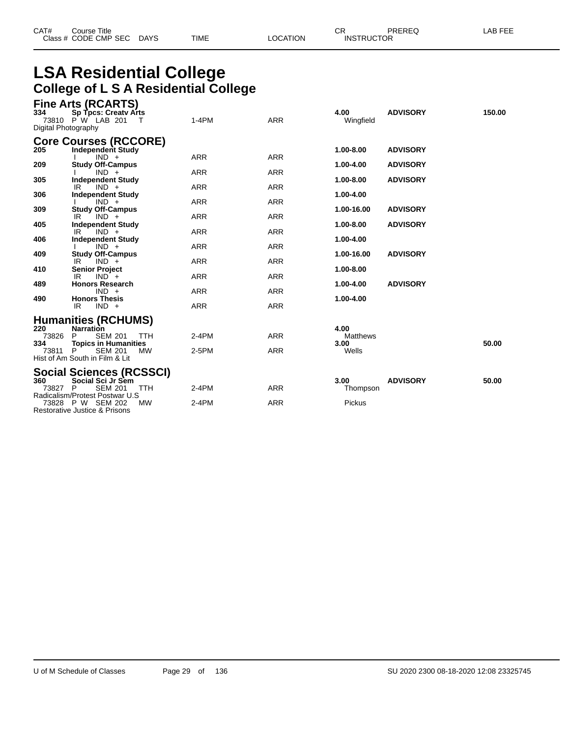| CAT# | Course Title | | | | | CR | PREREQ | LAB FEE |
|---|---|---|---|---|---|---|---|---|
| Class # | CODE CMP SEC | DAYS | TIME | LOCATION | | INSTRUCTOR | | |

# LSA Residential College

## College of L S A Residential College

### Fine Arts (RCARTS)

| CAT# | Course Title / Class # CODE CMP SEC | DAYS | TIME | LOCATION | CR / INSTRUCTOR | PREREQ | LAB FEE |
|---|---|---|---|---|---|---|---|
| **334** | **Sp Tpcs: Creatv Arts** | | | | **4.00** | **ADVISORY** | **150.00** |
| 73810 | P W LAB 201 | T | 1-4PM | ARR | Wingfield | | |
| Digital Photography | | | | | | | |

### Core Courses (RCCORE)

| CAT# | Course Title / Class # CODE CMP SEC | DAYS | TIME | LOCATION | CR / INSTRUCTOR | PREREQ | LAB FEE |
|---|---|---|---|---|---|---|---|
| **205** | **Independent Study** | | | | **1.00-8.00** | **ADVISORY** | |
| | I IND + | | ARR | ARR | | | |
| **209** | **Study Off-Campus** | | | | **1.00-4.00** | **ADVISORY** | |
| | I IND + | | ARR | ARR | | | |
| **305** | **Independent Study** | | | | **1.00-8.00** | **ADVISORY** | |
| | IR IND + | | ARR | ARR | | | |
| **306** | **Independent Study** | | | | **1.00-4.00** | | |
| | I IND + | | ARR | ARR | | | |
| **309** | **Study Off-Campus** | | | | **1.00-16.00** | **ADVISORY** | |
| | IR IND + | | ARR | ARR | | | |
| **405** | **Independent Study** | | | | **1.00-8.00** | **ADVISORY** | |
| | IR IND + | | ARR | ARR | | | |
| **406** | **Independent Study** | | | | **1.00-4.00** | | |
| | I IND + | | ARR | ARR | | | |
| **409** | **Study Off-Campus** | | | | **1.00-16.00** | **ADVISORY** | |
| | IR IND + | | ARR | ARR | | | |
| **410** | **Senior Project** | | | | **1.00-8.00** | | |
| | IR IND + | | ARR | ARR | | | |
| **489** | **Honors Research** | | | | **1.00-4.00** | **ADVISORY** | |
| | IND + | | ARR | ARR | | | |
| **490** | **Honors Thesis** | | | | **1.00-4.00** | | |
| | IR IND + | | ARR | ARR | | | |

### Humanities (RCHUMS)

| CAT# | Course Title / Class # CODE CMP SEC | DAYS | TIME | LOCATION | CR / INSTRUCTOR | PREREQ | LAB FEE |
|---|---|---|---|---|---|---|---|
| **220** | **Narration** | | | | **4.00** | | |
| 73826 | P SEM 201 | TTH | 2-4PM | ARR | Matthews | | |
| **334** | **Topics in Humanities** | | | | **3.00** | | **50.00** |
| 73811 | P SEM 201 | MW | 2-5PM | ARR | Wells | | |
| Hist of Am South in Film & Lit | | | | | | | |

### Social Sciences (RCSSCI)

| CAT# | Course Title / Class # CODE CMP SEC | DAYS | TIME | LOCATION | CR / INSTRUCTOR | PREREQ | LAB FEE |
|---|---|---|---|---|---|---|---|
| **360** | **Social Sci Jr Sem** | | | | **3.00** | **ADVISORY** | **50.00** |
| 73827 | P SEM 201 | TTH | 2-4PM | ARR | Thompson | | |
| Radicalism/Protest Postwar U.S | | | | | | | |
| 73828 | P W SEM 202 | MW | 2-4PM | ARR | Pickus | | |
| Restorative Justice & Prisons | | | | | | | |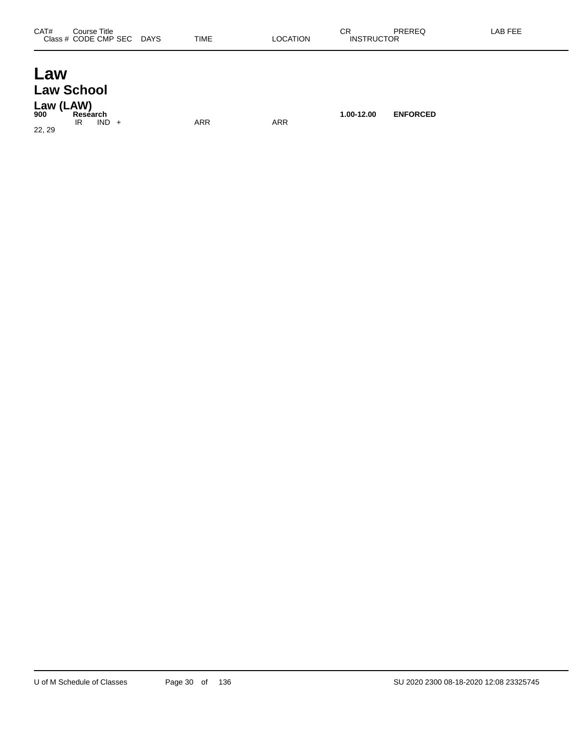| CAT# | Course Title Class # CODE CMP SEC | DAYS | TIME | LOCATION | CR INSTRUCTOR | PREREQ | LAB FEE |
|---|---|---|---|---|---|---|---|

# Law

## Law School

### Law (LAW)

| CAT# | Course Title Class # CODE CMP SEC | DAYS | TIME | LOCATION | CR INSTRUCTOR | PREREQ | LAB FEE |
|---|---|---|---|---|---|---|---|
| **900** | **Research** | | | | **1.00-12.00** | **ENFORCED** | |
| | IR IND + | | ARR | ARR | | | |
| 22, 29 | | | | | | | |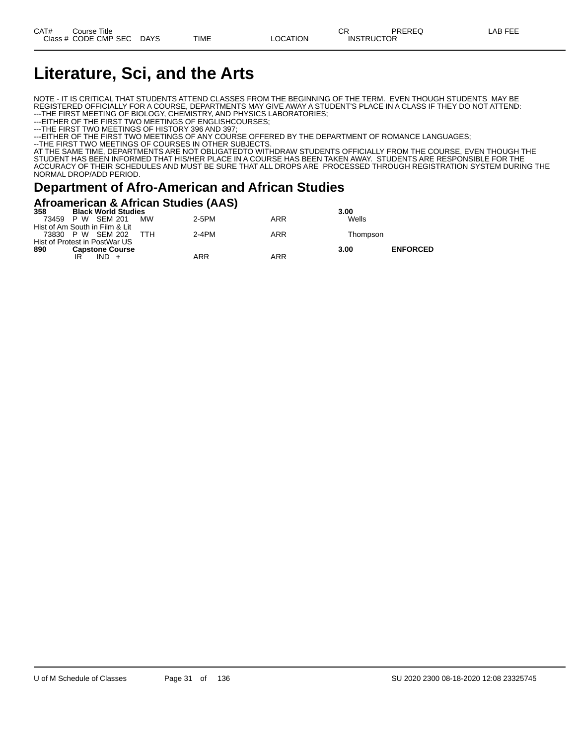# Literature, Sci, and the Arts

NOTE - IT IS CRITICAL THAT STUDENTS ATTEND CLASSES FROM THE BEGINNING OF THE TERM. EVEN THOUGH STUDENTS MAY BE REGISTERED OFFICIALLY FOR A COURSE, DEPARTMENTS MAY GIVE AWAY A STUDENT'S PLACE IN A CLASS IF THEY DO NOT ATTEND:
---THE FIRST MEETING OF BIOLOGY, CHEMISTRY, AND PHYSICS LABORATORIES;
---EITHER OF THE FIRST TWO MEETINGS OF ENGLISHCOURSES;
---THE FIRST TWO MEETINGS OF HISTORY 396 AND 397;
---EITHER OF THE FIRST TWO MEETINGS OF ANY COURSE OFFERED BY THE DEPARTMENT OF ROMANCE LANGUAGES;
--THE FIRST TWO MEETINGS OF COURSES IN OTHER SUBJECTS.
AT THE SAME TIME, DEPARTMENTS ARE NOT OBLIGATEDTO WITHDRAW STUDENTS OFFICIALLY FROM THE COURSE, EVEN THOUGH THE STUDENT HAS BEEN INFORMED THAT HIS/HER PLACE IN A COURSE HAS BEEN TAKEN AWAY. STUDENTS ARE RESPONSIBLE FOR THE ACCURACY OF THEIR SCHEDULES AND MUST BE SURE THAT ALL DROPS ARE PROCESSED THROUGH REGISTRATION SYSTEM DURING THE NORMAL DROP/ADD PERIOD.

## Department of Afro-American and African Studies

### Afroamerican & African Studies (AAS)

| CAT# / Class # | Course Title / CODE CMP SEC | DAYS | TIME | LOCATION | CR / INSTRUCTOR | PREREQ | LAB FEE |
|---|---|---|---|---|---|---|---|
| **358** | **Black World Studies** | | | | **3.00** | | |
| 73459 | P W SEM 201 | MW | 2-5PM | ARR | Wells | | |
| Hist of Am South in Film & Lit | | | | | | | |
| 73830 | P W SEM 202 | TTH | 2-4PM | ARR | Thompson | | |
| Hist of Protest in PostWar US | | | | | | | |
| **890** | **Capstone Course** | | | | **3.00** | **ENFORCED** | |
| | IR IND + | | ARR | ARR | | | |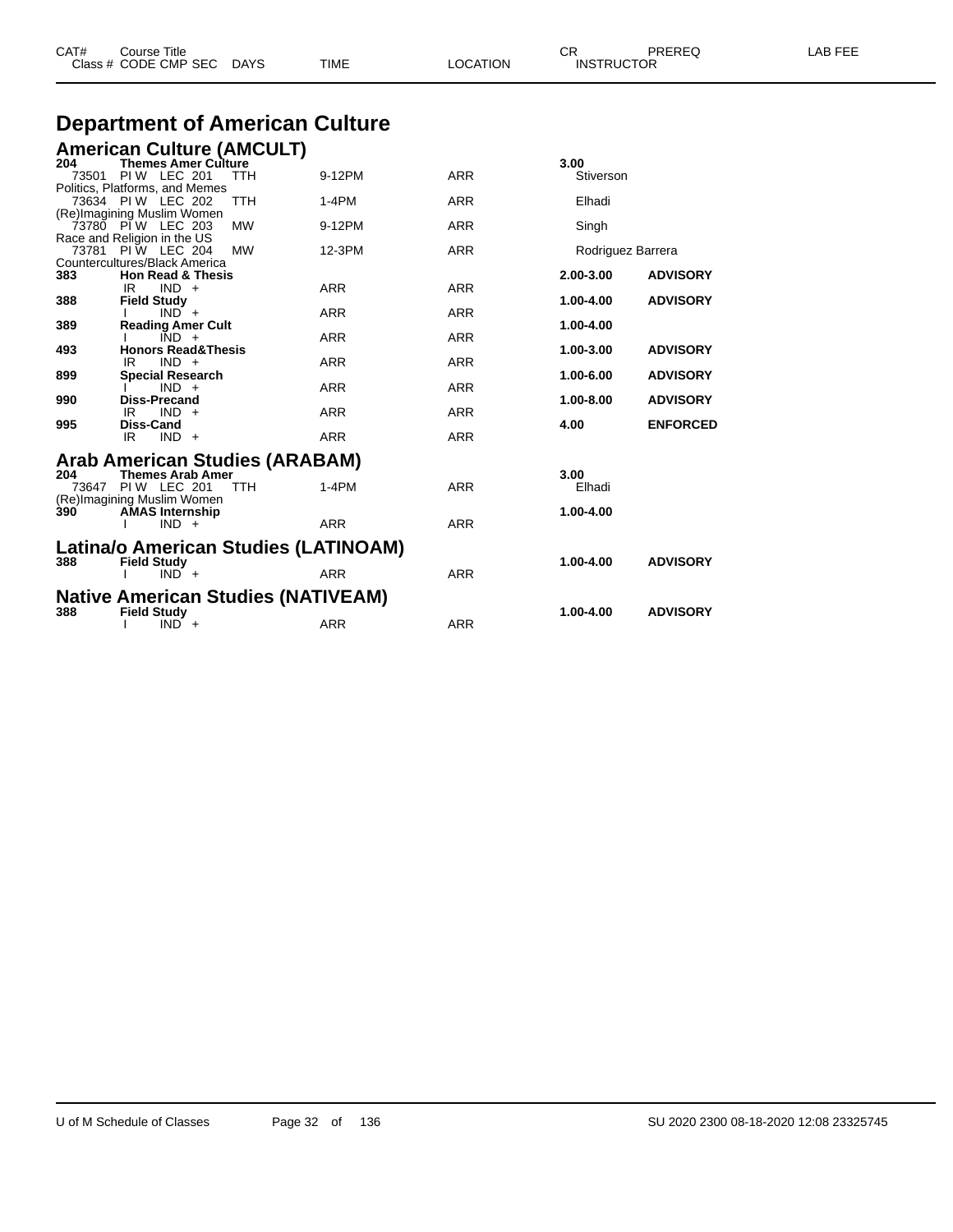| CAT# | Course Title | | | | CR | PREREQ | LAB FEE |
|---|---|---|---|---|---|---|---|
| Class # | CODE CMP SEC | DAYS | TIME | LOCATION | INSTRUCTOR | | |

# Department of American Culture

## American Culture (AMCULT)

| CAT# | Course Title / Class # CODE CMP SEC | DAYS | TIME | LOCATION | CR / INSTRUCTOR | PREREQ |
|---|---|---|---|---|---|---|
| **204** | **Themes Amer Culture** | | | | **3.00** | |
| 73501 | PI W LEC 201 | TTH | 9-12PM | ARR | Stiverson | |
| | Politics, Platforms, and Memes | | | | | |
| 73634 | PI W LEC 202 | TTH | 1-4PM | ARR | Elhadi | |
| | (Re)Imagining Muslim Women | | | | | |
| 73780 | PI W LEC 203 | MW | 9-12PM | ARR | Singh | |
| | Race and Religion in the US | | | | | |
| 73781 | PI W LEC 204 | MW | 12-3PM | ARR | Rodriguez Barrera | |
| | Countercultures/Black America | | | | | |
| **383** | **Hon Read & Thesis** | | | | **2.00-3.00** | **ADVISORY** |
| | IR IND + | | ARR | ARR | | |
| **388** | **Field Study** | | | | **1.00-4.00** | **ADVISORY** |
| | I IND + | | ARR | ARR | | |
| **389** | **Reading Amer Cult** | | | | **1.00-4.00** | |
| | I IND + | | ARR | ARR | | |
| **493** | **Honors Read&Thesis** | | | | **1.00-3.00** | **ADVISORY** |
| | IR IND + | | ARR | ARR | | |
| **899** | **Special Research** | | | | **1.00-6.00** | **ADVISORY** |
| | I IND + | | ARR | ARR | | |
| **990** | **Diss-Precand** | | | | **1.00-8.00** | **ADVISORY** |
| | IR IND + | | ARR | ARR | | |
| **995** | **Diss-Cand** | | | | **4.00** | **ENFORCED** |
| | IR IND + | | ARR | ARR | | |

## Arab American Studies (ARABAM)

| CAT# | Course Title / Class # CODE CMP SEC | DAYS | TIME | LOCATION | CR / INSTRUCTOR | PREREQ |
|---|---|---|---|---|---|---|
| **204** | **Themes Arab Amer** | | | | **3.00** | |
| 73647 | PI W LEC 201 | TTH | 1-4PM | ARR | Elhadi | |
| | (Re)Imagining Muslim Women | | | | | |
| **390** | **AMAS Internship** | | | | **1.00-4.00** | |
| | I IND + | | ARR | ARR | | |

## Latina/o American Studies (LATINOAM)

| CAT# | Course Title / Class # CODE CMP SEC | DAYS | TIME | LOCATION | CR / INSTRUCTOR | PREREQ |
|---|---|---|---|---|---|---|
| **388** | **Field Study** | | | | **1.00-4.00** | **ADVISORY** |
| | I IND + | | ARR | ARR | | |

## Native American Studies (NATIVEAM)

| CAT# | Course Title / Class # CODE CMP SEC | DAYS | TIME | LOCATION | CR / INSTRUCTOR | PREREQ |
|---|---|---|---|---|---|---|
| **388** | **Field Study** | | | | **1.00-4.00** | **ADVISORY** |
| | I IND + | | ARR | ARR | | |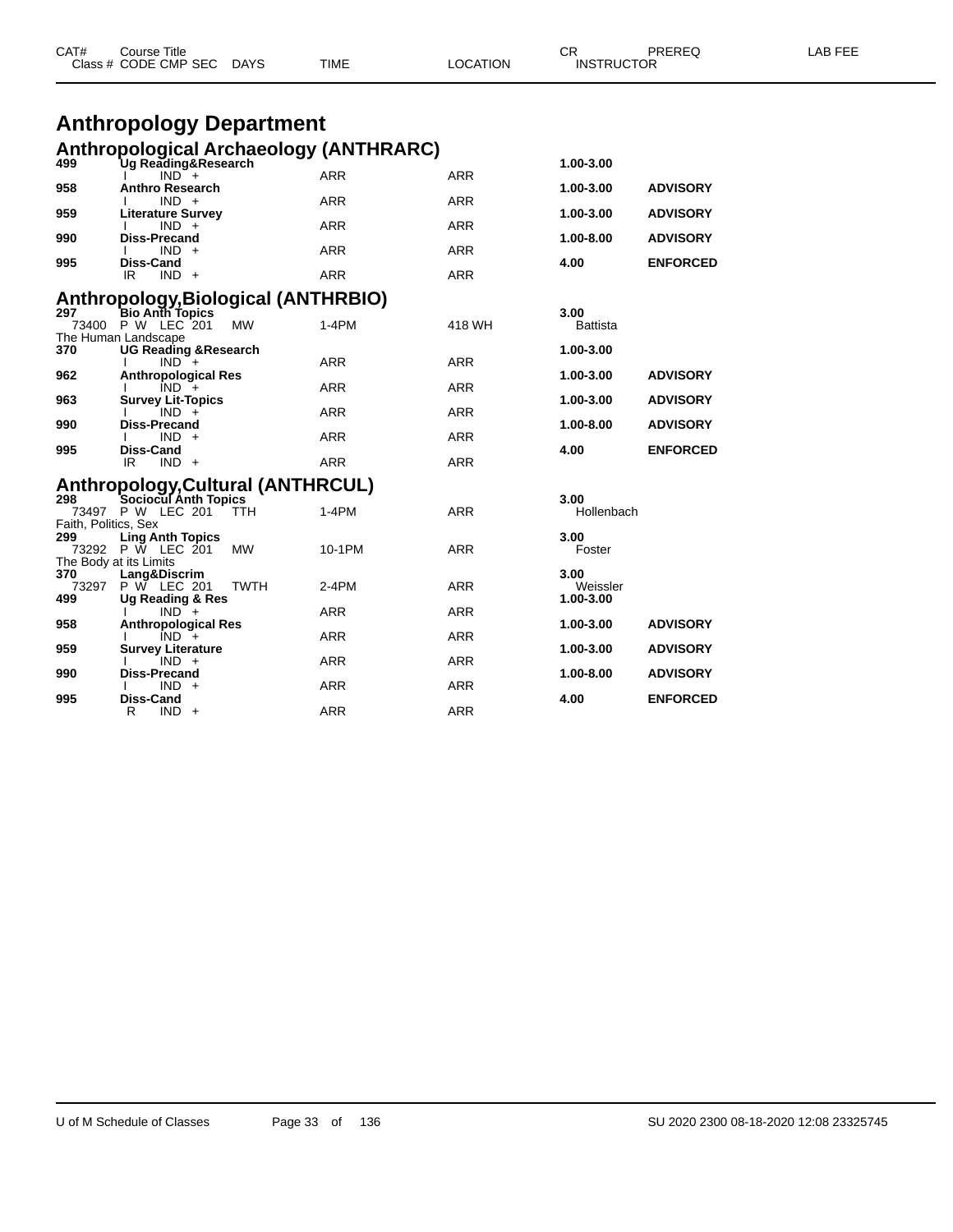| CAT# | Course Title | | | | CR | PREREQ | LAB FEE |
|---|---|---|---|---|---|---|---|
| Class # | CODE CMP SEC | DAYS | TIME | LOCATION | INSTRUCTOR | | |

# Anthropology Department

## Anthropological Archaeology (ANTHRARC)

| CAT# | Course Title | DAYS | TIME | LOCATION | CR / INSTRUCTOR | PREREQ |
|---|---|---|---|---|---|---|
| **499** | **Ug Reading&Research** | | | | **1.00-3.00** | |
| | I IND + | | ARR | ARR | | |
| **958** | **Anthro Research** | | | | **1.00-3.00** | **ADVISORY** |
| | I IND + | | ARR | ARR | | |
| **959** | **Literature Survey** | | | | **1.00-3.00** | **ADVISORY** |
| | I IND + | | ARR | ARR | | |
| **990** | **Diss-Precand** | | | | **1.00-8.00** | **ADVISORY** |
| | I IND + | | ARR | ARR | | |
| **995** | **Diss-Cand** | | | | **4.00** | **ENFORCED** |
| | IR IND + | | ARR | ARR | | |

## Anthropology,Biological (ANTHRBIO)

| CAT# | Course Title | DAYS | TIME | LOCATION | CR / INSTRUCTOR | PREREQ |
|---|---|---|---|---|---|---|
| **297** | **Bio Anth Topics** | | | | **3.00** | |
| 73400 | P W LEC 201 | MW | 1-4PM | 418 WH | Battista | |
| The Human Landscape | | | | | | |
| **370** | **UG Reading &Research** | | | | **1.00-3.00** | |
| | I IND + | | ARR | ARR | | |
| **962** | **Anthropological Res** | | | | **1.00-3.00** | **ADVISORY** |
| | I IND + | | ARR | ARR | | |
| **963** | **Survey Lit-Topics** | | | | **1.00-3.00** | **ADVISORY** |
| | I IND + | | ARR | ARR | | |
| **990** | **Diss-Precand** | | | | **1.00-8.00** | **ADVISORY** |
| | I IND + | | ARR | ARR | | |
| **995** | **Diss-Cand** | | | | **4.00** | **ENFORCED** |
| | IR IND + | | ARR | ARR | | |

## Anthropology,Cultural (ANTHRCUL)

| CAT# | Course Title | DAYS | TIME | LOCATION | CR / INSTRUCTOR | PREREQ |
|---|---|---|---|---|---|---|
| **298** | **Sociocul Anth Topics** | | | | **3.00** | |
| 73497 | P W LEC 201 | TTH | 1-4PM | ARR | Hollenbach | |
| Faith, Politics, Sex | | | | | | |
| **299** | **Ling Anth Topics** | | | | **3.00** | |
| 73292 | P W LEC 201 | MW | 10-1PM | ARR | Foster | |
| The Body at its Limits | | | | | | |
| **370** | **Lang&Discrim** | | | | **3.00** | |
| 73297 | P W LEC 201 | TWTH | 2-4PM | ARR | Weissler | |
| **499** | **Ug Reading & Res** | | | | **1.00-3.00** | |
| | I IND + | | ARR | ARR | | |
| **958** | **Anthropological Res** | | | | **1.00-3.00** | **ADVISORY** |
| | I IND + | | ARR | ARR | | |
| **959** | **Survey Literature** | | | | **1.00-3.00** | **ADVISORY** |
| | I IND + | | ARR | ARR | | |
| **990** | **Diss-Precand** | | | | **1.00-8.00** | **ADVISORY** |
| | I IND + | | ARR | ARR | | |
| **995** | **Diss-Cand** | | | | **4.00** | **ENFORCED** |
| | R IND + | | ARR | ARR | | |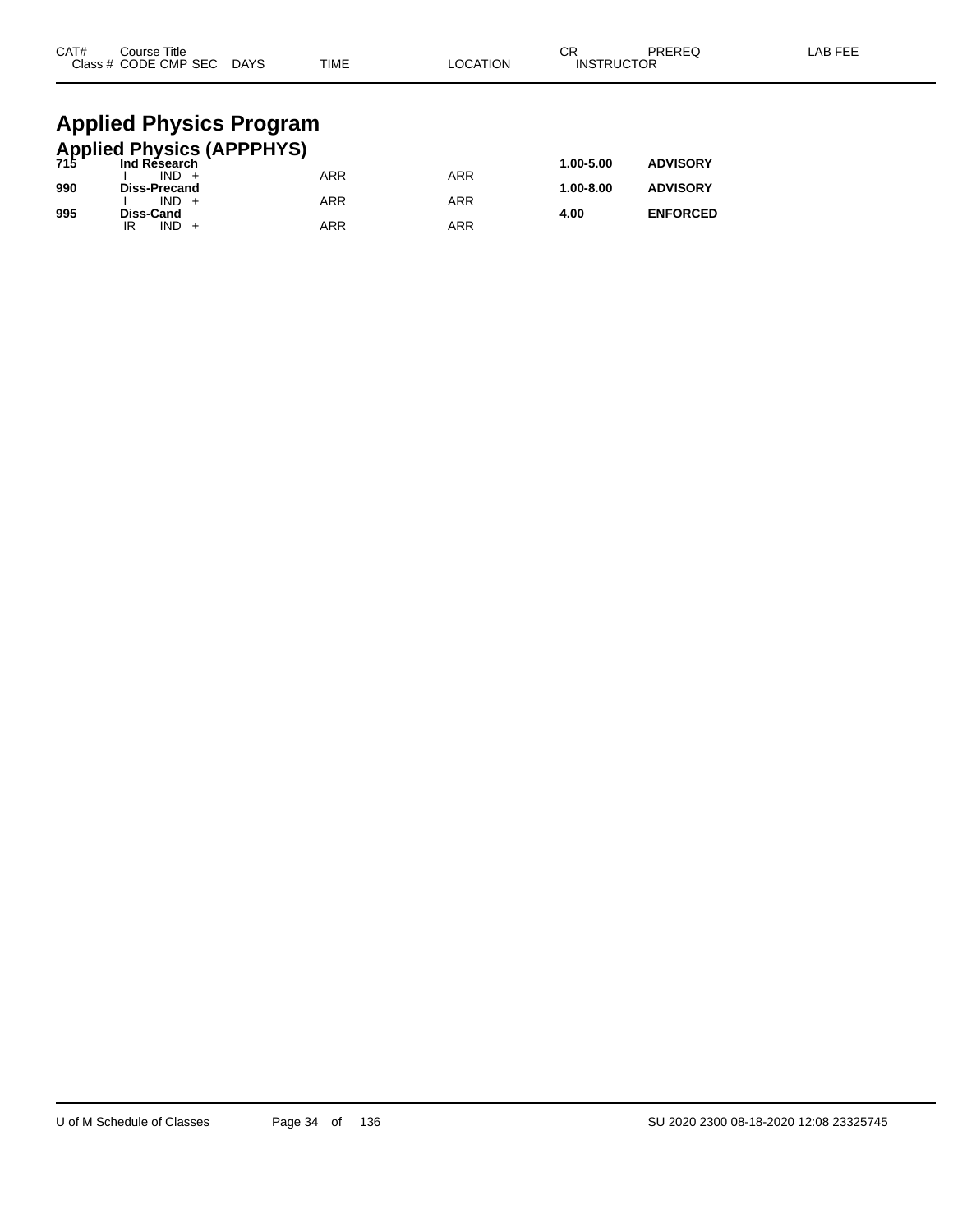| CAT# Class # | Course Title CODE CMP SEC | DAYS | TIME | LOCATION | CR INSTRUCTOR | PREREQ | LAB FEE |
|---|---|---|---|---|---|---|---|

# Applied Physics Program

## Applied Physics (APPPHYS)

| CAT# Class # | Course Title CODE CMP SEC | DAYS | TIME | LOCATION | CR INSTRUCTOR | PREREQ | LAB FEE |
|---|---|---|---|---|---|---|---|
| **715** | **Ind Research** | | | | **1.00-5.00** | **ADVISORY** | |
| | I IND + | | ARR | ARR | | | |
| **990** | **Diss-Precand** | | | | **1.00-8.00** | **ADVISORY** | |
| | I IND + | | ARR | ARR | | | |
| **995** | **Diss-Cand** | | | | **4.00** | **ENFORCED** | |
| | IR IND + | | ARR | ARR | | | |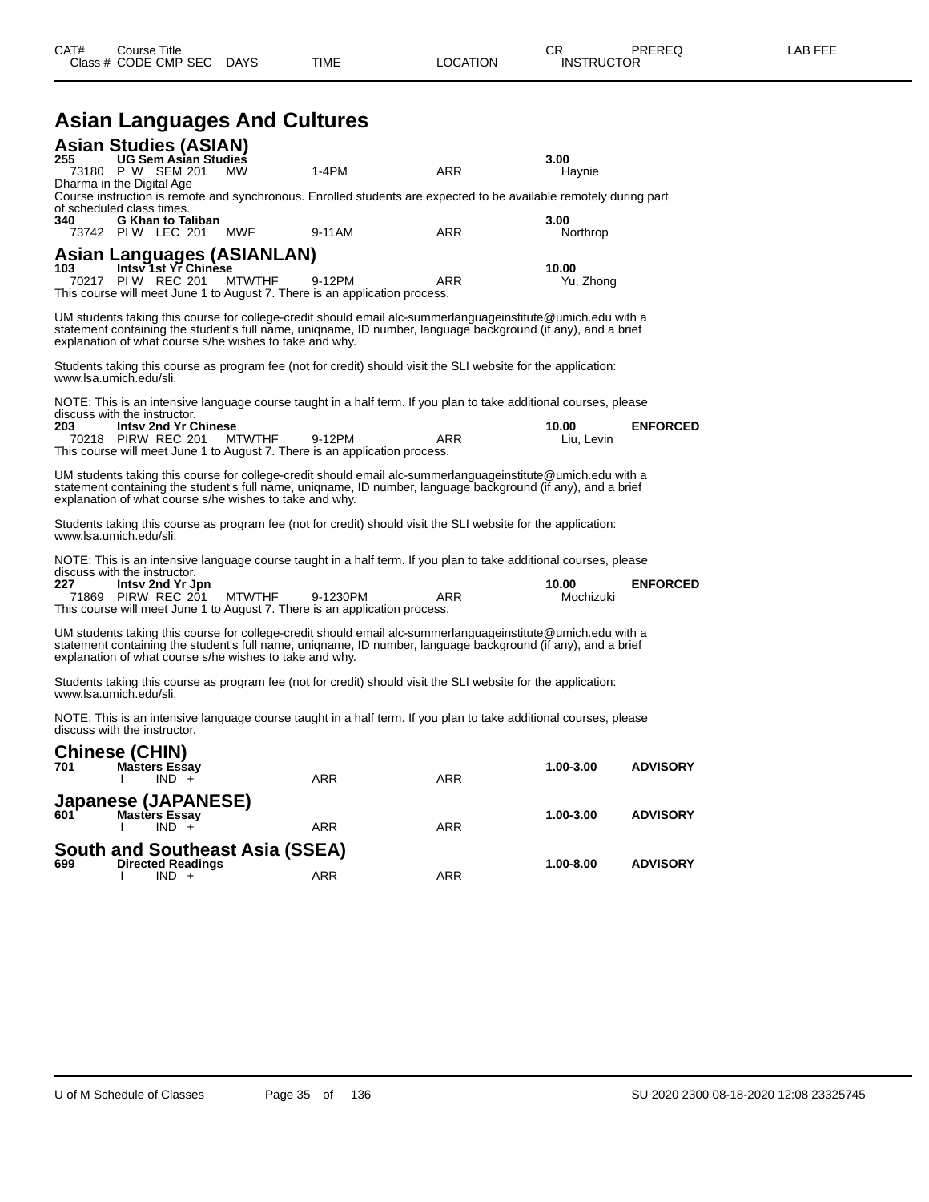# Asian Languages And Cultures

## Asian Studies (ASIAN)

**255 UG Sem Asian Studies** **3.00**
73180 P W SEM 201 MW 1-4PM ARR Haynie
Dharma in the Digital Age
Course instruction is remote and synchronous. Enrolled students are expected to be available remotely during part of scheduled class times.

**340 G Khan to Taliban** **3.00**
73742 PI W LEC 201 MWF 9-11AM ARR Northrop

## Asian Languages (ASIANLAN)

**103 Intsv 1st Yr Chinese** **10.00**
70217 PI W REC 201 MTWTHF 9-12PM ARR Yu, Zhong
This course will meet June 1 to August 7. There is an application process.

UM students taking this course for college-credit should email alc-summerlanguageinstitute@umich.edu with a statement containing the student's full name, uniqname, ID number, language background (if any), and a brief explanation of what course s/he wishes to take and why.

Students taking this course as program fee (not for credit) should visit the SLI website for the application: www.lsa.umich.edu/sli.

NOTE: This is an intensive language course taught in a half term. If you plan to take additional courses, please discuss with the instructor.

**203 Intsv 2nd Yr Chinese** **10.00** **ENFORCED**
70218 PIRW REC 201 MTWTHF 9-12PM ARR Liu, Levin
This course will meet June 1 to August 7. There is an application process.

UM students taking this course for college-credit should email alc-summerlanguageinstitute@umich.edu with a statement containing the student's full name, uniqname, ID number, language background (if any), and a brief explanation of what course s/he wishes to take and why.

Students taking this course as program fee (not for credit) should visit the SLI website for the application: www.lsa.umich.edu/sli.

NOTE: This is an intensive language course taught in a half term. If you plan to take additional courses, please discuss with the instructor.

**227 Intsv 2nd Yr Jpn** **10.00** **ENFORCED**
71869 PIRW REC 201 MTWTHF 9-1230PM ARR Mochizuki
This course will meet June 1 to August 7. There is an application process.

UM students taking this course for college-credit should email alc-summerlanguageinstitute@umich.edu with a statement containing the student's full name, uniqname, ID number, language background (if any), and a brief explanation of what course s/he wishes to take and why.

Students taking this course as program fee (not for credit) should visit the SLI website for the application: www.lsa.umich.edu/sli.

NOTE: This is an intensive language course taught in a half term. If you plan to take additional courses, please discuss with the instructor.

## Chinese (CHIN)

**701 Masters Essay** **1.00-3.00** **ADVISORY**
I IND + ARR ARR

## Japanese (JAPANESE)

**601 Masters Essay** **1.00-3.00** **ADVISORY**
I IND + ARR ARR

## South and Southeast Asia (SSEA)

**699 Directed Readings** **1.00-8.00** **ADVISORY**
I IND + ARR ARR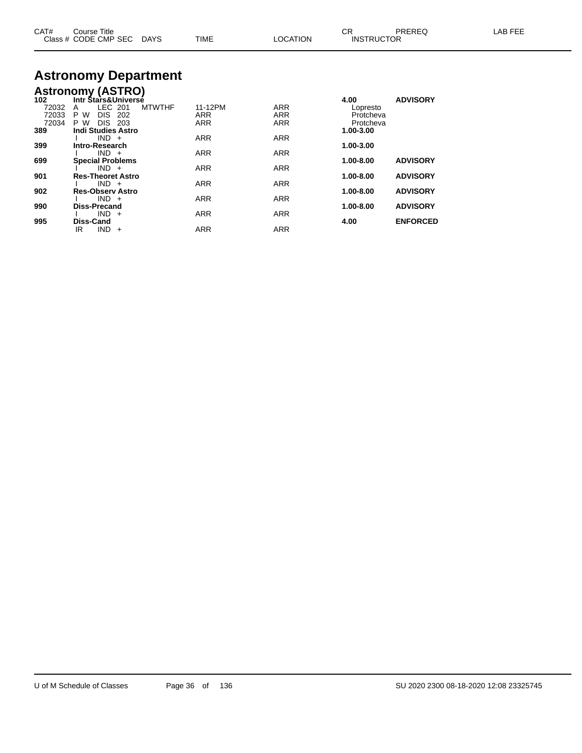| CAT# | Course Title | | | | | | | CR | PREREQ | LAB FEE |
|---|---|---|---|---|---|---|---|---|---|---|
| Class # | CODE | CMP | SEC | DAYS | TIME | LOCATION | INSTRUCTOR | | | |

# Astronomy Department

## Astronomy (ASTRO)

| CAT# / Class # | CODE | CMP | SEC | DAYS | TIME | LOCATION | CR / INSTRUCTOR | PREREQ |
|---|---|---|---|---|---|---|---|---|
| **102** | **Intr Stars&Universe** | | | | | | **4.00** | **ADVISORY** |
| 72032 | A | LEC | 201 | MTWTHF | 11-12PM | ARR | Lopresto | |
| 72033 | P W | DIS | 202 | | ARR | ARR | Protcheva | |
| 72034 | P W | DIS | 203 | | ARR | ARR | Protcheva | |
| **389** | **Indi Studies Astro** | | | | | | **1.00-3.00** | |
| | I | IND | + | | ARR | ARR | | |
| **399** | **Intro-Research** | | | | | | **1.00-3.00** | |
| | I | IND | + | | ARR | ARR | | |
| **699** | **Special Problems** | | | | | | **1.00-8.00** | **ADVISORY** |
| | I | IND | + | | ARR | ARR | | |
| **901** | **Res-Theoret Astro** | | | | | | **1.00-8.00** | **ADVISORY** |
| | I | IND | + | | ARR | ARR | | |
| **902** | **Res-Observ Astro** | | | | | | **1.00-8.00** | **ADVISORY** |
| | I | IND | + | | ARR | ARR | | |
| **990** | **Diss-Precand** | | | | | | **1.00-8.00** | **ADVISORY** |
| | I | IND | + | | ARR | ARR | | |
| **995** | **Diss-Cand** | | | | | | **4.00** | **ENFORCED** |
| | IR | IND | + | | ARR | ARR | | |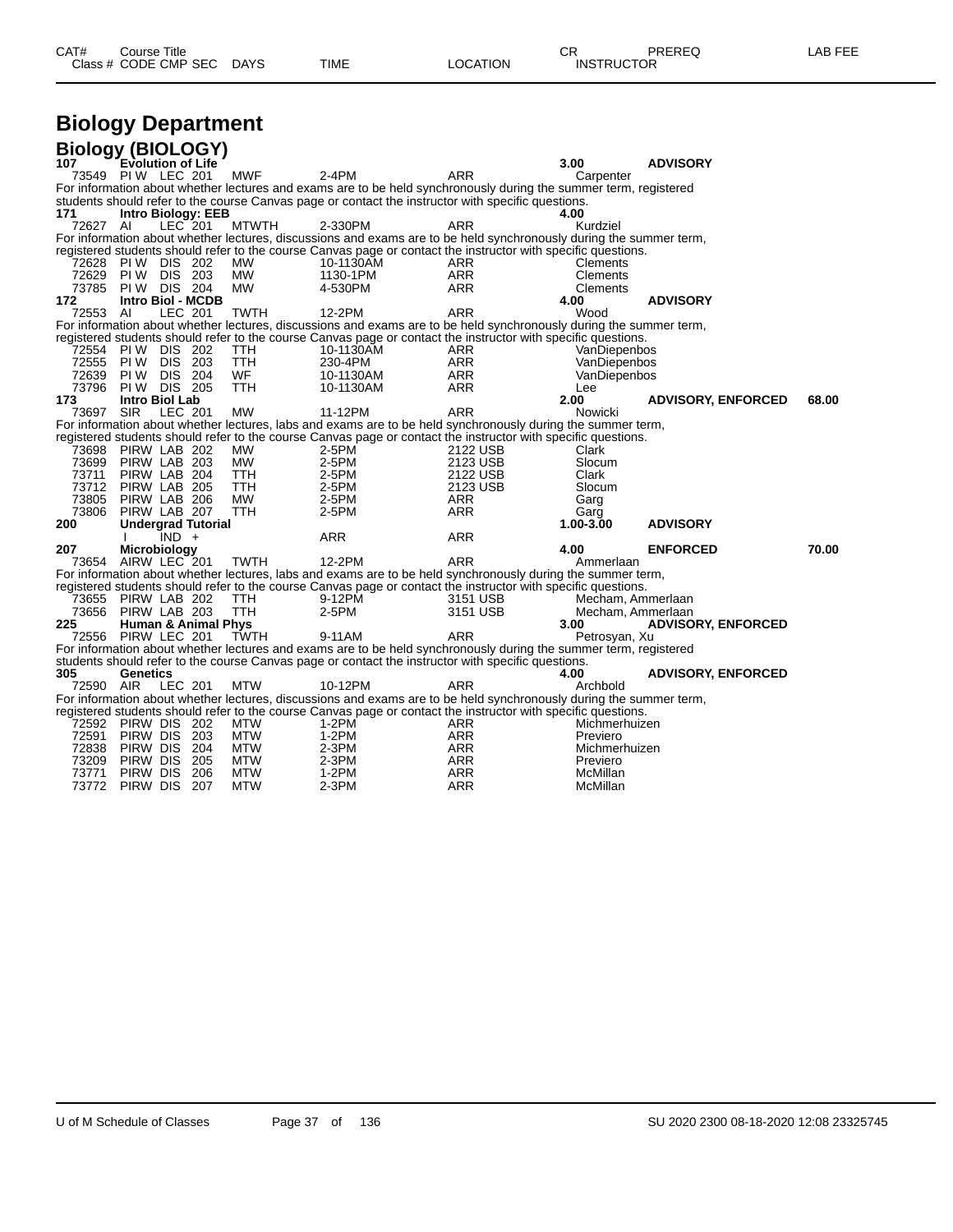# Biology Department

## Biology (BIOLOGY)

| CAT# / Class # | Course Title / CODE CMP SEC | DAYS | TIME | LOCATION | CR / INSTRUCTOR | PREREQ | LAB FEE |
|---|---|---|---|---|---|---|---|
| **107** | **Evolution of Life** | | | | **3.00** | **ADVISORY** | |
| 73549 | PI W LEC 201 | MWF | 2-4PM | ARR | Carpenter | | |

For information about whether lectures and exams are to be held synchronously during the summer term, registered students should refer to the course Canvas page or contact the instructor with specific questions.

| CAT# / Class # | Course Title / CODE CMP SEC | DAYS | TIME | LOCATION | CR / INSTRUCTOR | PREREQ | LAB FEE |
|---|---|---|---|---|---|---|---|
| **171** | **Intro Biology: EEB** | | | | **4.00** | | |
| 72627 | AI LEC 201 | MTWTH | 2-330PM | ARR | Kurdziel | | |

For information about whether lectures, discussions and exams are to be held synchronously during the summer term, registered students should refer to the course Canvas page or contact the instructor with specific questions.

| CAT# / Class # | Course Title / CODE CMP SEC | DAYS | TIME | LOCATION | CR / INSTRUCTOR | PREREQ | LAB FEE |
|---|---|---|---|---|---|---|---|
| 72628 | PI W DIS 202 | MW | 10-1130AM | ARR | Clements | | |
| 72629 | PI W DIS 203 | MW | 1130-1PM | ARR | Clements | | |
| 73785 | PI W DIS 204 | MW | 4-530PM | ARR | Clements | | |
| **172** | **Intro Biol - MCDB** | | | | **4.00** | **ADVISORY** | |
| 72553 | AI LEC 201 | TWTH | 12-2PM | ARR | Wood | | |

For information about whether lectures, discussions and exams are to be held synchronously during the summer term, registered students should refer to the course Canvas page or contact the instructor with specific questions.

| CAT# / Class # | Course Title / CODE CMP SEC | DAYS | TIME | LOCATION | CR / INSTRUCTOR | PREREQ | LAB FEE |
|---|---|---|---|---|---|---|---|
| 72554 | PI W DIS 202 | TTH | 10-1130AM | ARR | VanDiepenbos | | |
| 72555 | PI W DIS 203 | TTH | 230-4PM | ARR | VanDiepenbos | | |
| 72639 | PI W DIS 204 | WF | 10-1130AM | ARR | VanDiepenbos | | |
| 73796 | PI W DIS 205 | TTH | 10-1130AM | ARR | Lee | | |
| **173** | **Intro Biol Lab** | | | | **2.00** | **ADVISORY, ENFORCED** | **68.00** |
| 73697 | SIR LEC 201 | MW | 11-12PM | ARR | Nowicki | | |

For information about whether lectures, labs and exams are to be held synchronously during the summer term, registered students should refer to the course Canvas page or contact the instructor with specific questions.

| CAT# / Class # | Course Title / CODE CMP SEC | DAYS | TIME | LOCATION | CR / INSTRUCTOR | PREREQ | LAB FEE |
|---|---|---|---|---|---|---|---|
| 73698 | PIRW LAB 202 | MW | 2-5PM | 2122 USB | Clark | | |
| 73699 | PIRW LAB 203 | MW | 2-5PM | 2123 USB | Slocum | | |
| 73711 | PIRW LAB 204 | TTH | 2-5PM | 2122 USB | Clark | | |
| 73712 | PIRW LAB 205 | TTH | 2-5PM | 2123 USB | Slocum | | |
| 73805 | PIRW LAB 206 | MW | 2-5PM | ARR | Garg | | |
| 73806 | PIRW LAB 207 | TTH | 2-5PM | ARR | Garg | | |
| **200** | **Undergrad Tutorial** | | | | **1.00-3.00** | **ADVISORY** | |
| | I IND + | | ARR | ARR | | | |
| **207** | **Microbiology** | | | | **4.00** | **ENFORCED** | **70.00** |
| 73654 | AIRW LEC 201 | TWTH | 12-2PM | ARR | Ammerlaan | | |

For information about whether lectures, labs and exams are to be held synchronously during the summer term, registered students should refer to the course Canvas page or contact the instructor with specific questions.

| CAT# / Class # | Course Title / CODE CMP SEC | DAYS | TIME | LOCATION | CR / INSTRUCTOR | PREREQ | LAB FEE |
|---|---|---|---|---|---|---|---|
| 73655 | PIRW LAB 202 | TTH | 9-12PM | 3151 USB | Mecham, Ammerlaan | | |
| 73656 | PIRW LAB 203 | TTH | 2-5PM | 3151 USB | Mecham, Ammerlaan | | |
| **225** | **Human & Animal Phys** | | | | **3.00** | **ADVISORY, ENFORCED** | |
| 72556 | PIRW LEC 201 | TWTH | 9-11AM | ARR | Petrosyan, Xu | | |

For information about whether lectures and exams are to be held synchronously during the summer term, registered students should refer to the course Canvas page or contact the instructor with specific questions.

| CAT# / Class # | Course Title / CODE CMP SEC | DAYS | TIME | LOCATION | CR / INSTRUCTOR | PREREQ | LAB FEE |
|---|---|---|---|---|---|---|---|
| **305** | **Genetics** | | | | **4.00** | **ADVISORY, ENFORCED** | |
| 72590 | AIR LEC 201 | MTW | 10-12PM | ARR | Archbold | | |

For information about whether lectures, discussions and exams are to be held synchronously during the summer term, registered students should refer to the course Canvas page or contact the instructor with specific questions.

| CAT# / Class # | Course Title / CODE CMP SEC | DAYS | TIME | LOCATION | CR / INSTRUCTOR | PREREQ | LAB FEE |
|---|---|---|---|---|---|---|---|
| 72592 | PIRW DIS 202 | MTW | 1-2PM | ARR | Michmerhuizen | | |
| 72591 | PIRW DIS 203 | MTW | 1-2PM | ARR | Previero | | |
| 72838 | PIRW DIS 204 | MTW | 2-3PM | ARR | Michmerhuizen | | |
| 73209 | PIRW DIS 205 | MTW | 2-3PM | ARR | Previero | | |
| 73771 | PIRW DIS 206 | MTW | 1-2PM | ARR | McMillan | | |
| 73772 | PIRW DIS 207 | MTW | 2-3PM | ARR | McMillan | | |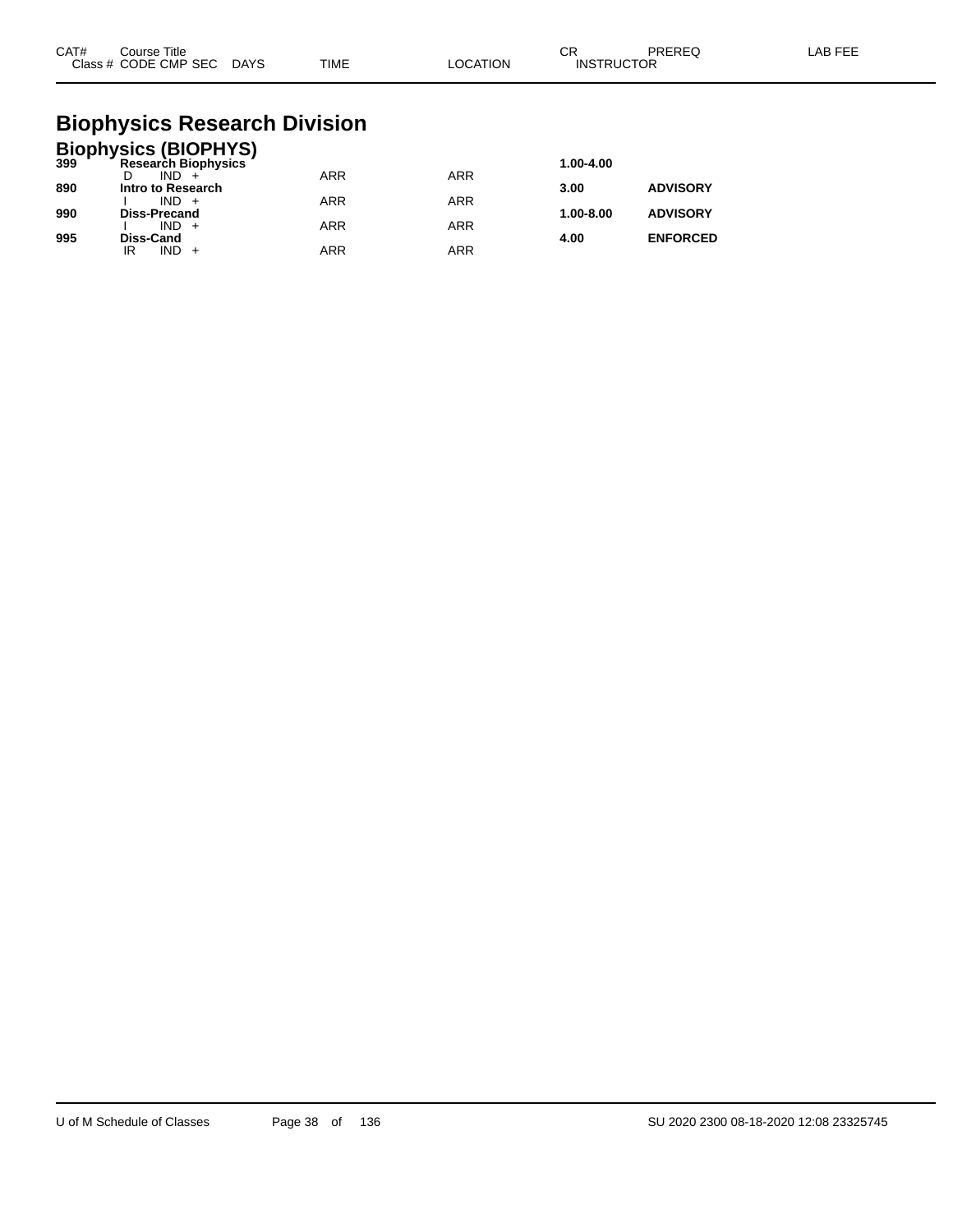| CAT# | Course Title<br>Class # CODE CMP SEC DAYS | TIME | LOCATION | CR<br>INSTRUCTOR | PREREQ | LAB FEE |
|---|---|---|---|---|---|---|

# Biophysics Research Division

## Biophysics (BIOPHYS)

| CAT# | Course Title / Class # CODE CMP SEC DAYS | TIME | LOCATION | CR / INSTRUCTOR | PREREQ | LAB FEE |
|---|---|---|---|---|---|---|
| **399** | **Research Biophysics** | | | **1.00-4.00** | | |
| | D IND + | ARR | ARR | | | |
| **890** | **Intro to Research** | | | **3.00** | **ADVISORY** | |
| | I IND + | ARR | ARR | | | |
| **990** | **Diss-Precand** | | | **1.00-8.00** | **ADVISORY** | |
| | I IND + | ARR | ARR | | | |
| **995** | **Diss-Cand** | | | **4.00** | **ENFORCED** | |
| | IR IND + | ARR | ARR | | | |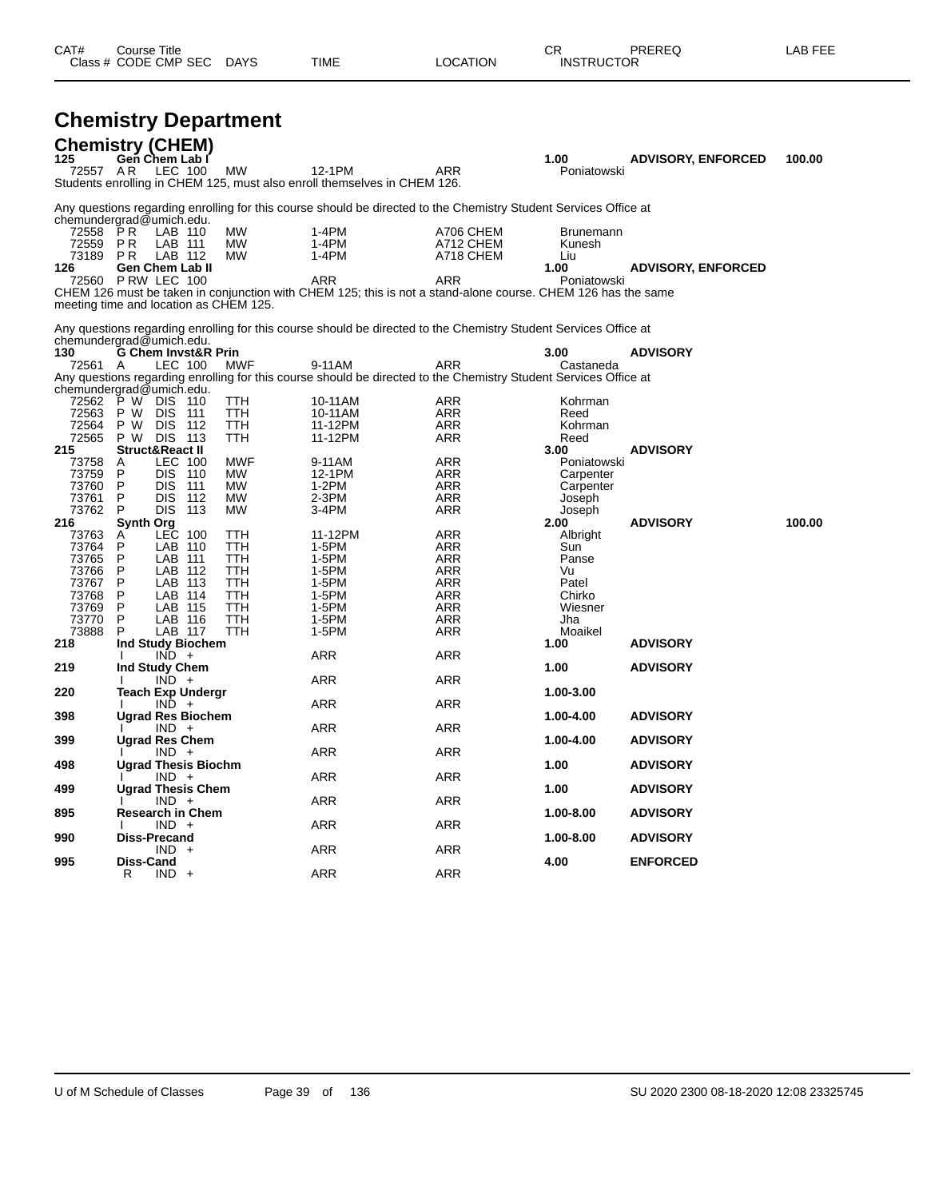# Chemistry Department

## Chemistry (CHEM)

| CAT# | Course Title / Class # | CODE | CMP | SEC | DAYS | TIME | LOCATION | CR / INSTRUCTOR | PREREQ | LAB FEE |
|---|---|---|---|---|---|---|---|---|---|---|
| 125 | Gen Chem Lab I | | | | | | | 1.00 | ADVISORY, ENFORCED | 100.00 |
| | 72557 | A R | LEC | 100 | MW | 12-1PM | ARR | Poniatowski | | |

Students enrolling in CHEM 125, must also enroll themselves in CHEM 126.

Any questions regarding enrolling for this course should be directed to the Chemistry Student Services Office at chemundergrad@umich.edu.

| CAT# | Course Title / Class # | CODE | CMP | SEC | DAYS | TIME | LOCATION | CR / INSTRUCTOR | PREREQ | LAB FEE |
|---|---|---|---|---|---|---|---|---|---|---|
| | 72558 | P R | LAB | 110 | MW | 1-4PM | A706 CHEM | Brunemann | | |
| | 72559 | P R | LAB | 111 | MW | 1-4PM | A712 CHEM | Kunesh | | |
| | 73189 | P R | LAB | 112 | MW | 1-4PM | A718 CHEM | Liu | | |
| 126 | Gen Chem Lab II | | | | | | | 1.00 | ADVISORY, ENFORCED | |
| | 72560 | P RW | LEC | 100 | | ARR | ARR | Poniatowski | | |

CHEM 126 must be taken in conjunction with CHEM 125; this is not a stand-alone course. CHEM 126 has the same meeting time and location as CHEM 125.

Any questions regarding enrolling for this course should be directed to the Chemistry Student Services Office at chemundergrad@umich.edu.

| CAT# | Course Title / Class # | CODE | CMP | SEC | DAYS | TIME | LOCATION | CR / INSTRUCTOR | PREREQ | LAB FEE |
|---|---|---|---|---|---|---|---|---|---|---|
| 130 | G Chem Invst&R Prin | | | | | | | 3.00 | ADVISORY | |
| | 72561 | A | LEC | 100 | MWF | 9-11AM | ARR | Castaneda | | |

Any questions regarding enrolling for this course should be directed to the Chemistry Student Services Office at chemundergrad@umich.edu.

| CAT# | Course Title / Class # | CODE | CMP | SEC | DAYS | TIME | LOCATION | CR / INSTRUCTOR | PREREQ | LAB FEE |
|---|---|---|---|---|---|---|---|---|---|---|
| | 72562 | P W | DIS | 110 | TTH | 10-11AM | ARR | Kohrman | | |
| | 72563 | P W | DIS | 111 | TTH | 10-11AM | ARR | Reed | | |
| | 72564 | P W | DIS | 112 | TTH | 11-12PM | ARR | Kohrman | | |
| | 72565 | P W | DIS | 113 | TTH | 11-12PM | ARR | Reed | | |
| 215 | Struct&React II | | | | | | | 3.00 | ADVISORY | |
| | 73758 | A | LEC | 100 | MWF | 9-11AM | ARR | Poniatowski | | |
| | 73759 | P | DIS | 110 | MW | 12-1PM | ARR | Carpenter | | |
| | 73760 | P | DIS | 111 | MW | 1-2PM | ARR | Carpenter | | |
| | 73761 | P | DIS | 112 | MW | 2-3PM | ARR | Joseph | | |
| | 73762 | P | DIS | 113 | MW | 3-4PM | ARR | Joseph | | |
| 216 | Synth Org | | | | | | | 2.00 | ADVISORY | 100.00 |
| | 73763 | A | LEC | 100 | TTH | 11-12PM | ARR | Albright | | |
| | 73764 | P | LAB | 110 | TTH | 1-5PM | ARR | Sun | | |
| | 73765 | P | LAB | 111 | TTH | 1-5PM | ARR | Panse | | |
| | 73766 | P | LAB | 112 | TTH | 1-5PM | ARR | Vu | | |
| | 73767 | P | LAB | 113 | TTH | 1-5PM | ARR | Patel | | |
| | 73768 | P | LAB | 114 | TTH | 1-5PM | ARR | Chirko | | |
| | 73769 | P | LAB | 115 | TTH | 1-5PM | ARR | Wiesner | | |
| | 73770 | P | LAB | 116 | TTH | 1-5PM | ARR | Jha | | |
| | 73888 | P | LAB | 117 | TTH | 1-5PM | ARR | Moaikel | | |
| 218 | Ind Study Biochem | | | | | | | 1.00 | ADVISORY | |
| | | I | IND | + | | ARR | ARR | | | |
| 219 | Ind Study Chem | | | | | | | 1.00 | ADVISORY | |
| | | I | IND | + | | ARR | ARR | | | |
| 220 | Teach Exp Undergr | | | | | | | 1.00-3.00 | | |
| | | I | IND | + | | ARR | ARR | | | |
| 398 | Ugrad Res Biochem | | | | | | | 1.00-4.00 | ADVISORY | |
| | | I | IND | + | | ARR | ARR | | | |
| 399 | Ugrad Res Chem | | | | | | | 1.00-4.00 | ADVISORY | |
| | | I | IND | + | | ARR | ARR | | | |
| 498 | Ugrad Thesis Biochm | | | | | | | 1.00 | ADVISORY | |
| | | I | IND | + | | ARR | ARR | | | |
| 499 | Ugrad Thesis Chem | | | | | | | 1.00 | ADVISORY | |
| | | I | IND | + | | ARR | ARR | | | |
| 895 | Research in Chem | | | | | | | 1.00-8.00 | ADVISORY | |
| | | I | IND | + | | ARR | ARR | | | |
| 990 | Diss-Precand | | | | | | | 1.00-8.00 | ADVISORY | |
| | | | IND | + | | ARR | ARR | | | |
| 995 | Diss-Cand | | | | | | | 4.00 | ENFORCED | |
| | | R | IND | + | | ARR | ARR | | | |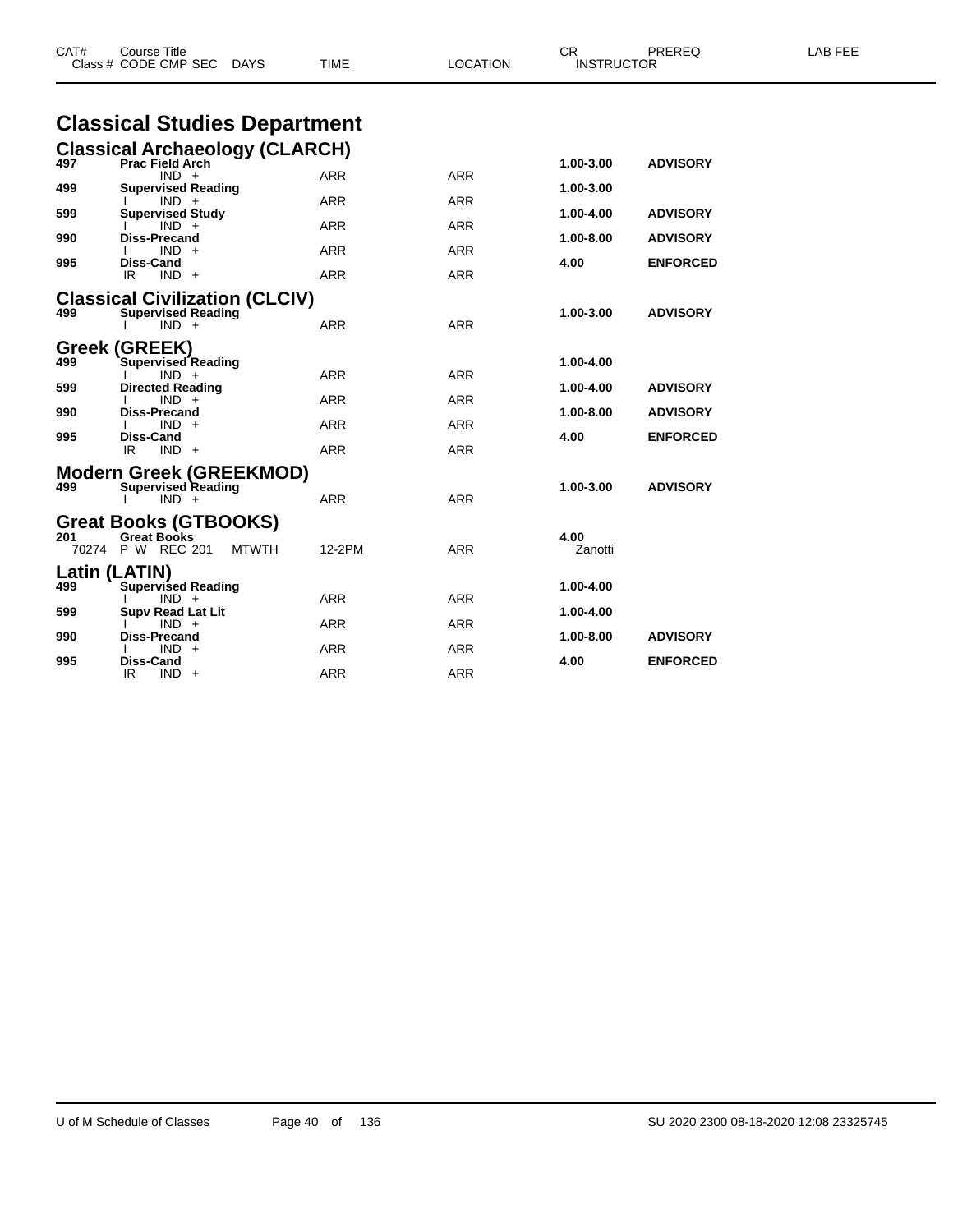| CAT# | Course Title<br>Class # CODE CMP SEC DAYS | TIME | LOCATION | CR<br>INSTRUCTOR | PREREQ | LAB FEE |
|---|---|---|---|---|---|---|

# Classical Studies Department

## Classical Archaeology (CLARCH)

| CAT# | Course Title / Class # CODE CMP SEC DAYS | TIME | LOCATION | CR / INSTRUCTOR | PREREQ |
|---|---|---|---|---|---|
| **497** | **Prac Field Arch** | | | **1.00-3.00** | **ADVISORY** |
| | IND + | ARR | ARR | | |
| **499** | **Supervised Reading** | | | **1.00-3.00** | |
| | I IND + | ARR | ARR | | |
| **599** | **Supervised Study** | | | **1.00-4.00** | **ADVISORY** |
| | I IND + | ARR | ARR | | |
| **990** | **Diss-Precand** | | | **1.00-8.00** | **ADVISORY** |
| | I IND + | ARR | ARR | | |
| **995** | **Diss-Cand** | | | **4.00** | **ENFORCED** |
| | IR IND + | ARR | ARR | | |

## Classical Civilization (CLCIV)

| CAT# | Course Title / Class # CODE CMP SEC DAYS | TIME | LOCATION | CR / INSTRUCTOR | PREREQ |
|---|---|---|---|---|---|
| **499** | **Supervised Reading** | | | **1.00-3.00** | **ADVISORY** |
| | I IND + | ARR | ARR | | |

## Greek (GREEK)

| CAT# | Course Title / Class # CODE CMP SEC DAYS | TIME | LOCATION | CR / INSTRUCTOR | PREREQ |
|---|---|---|---|---|---|
| **499** | **Supervised Reading** | | | **1.00-4.00** | |
| | I IND + | ARR | ARR | | |
| **599** | **Directed Reading** | | | **1.00-4.00** | **ADVISORY** |
| | I IND + | ARR | ARR | | |
| **990** | **Diss-Precand** | | | **1.00-8.00** | **ADVISORY** |
| | I IND + | ARR | ARR | | |
| **995** | **Diss-Cand** | | | **4.00** | **ENFORCED** |
| | IR IND + | ARR | ARR | | |

## Modern Greek (GREEKMOD)

| CAT# | Course Title / Class # CODE CMP SEC DAYS | TIME | LOCATION | CR / INSTRUCTOR | PREREQ |
|---|---|---|---|---|---|
| **499** | **Supervised Reading** | | | **1.00-3.00** | **ADVISORY** |
| | I IND + | ARR | ARR | | |

## Great Books (GTBOOKS)

| CAT# | Course Title / Class # CODE CMP SEC DAYS | TIME | LOCATION | CR / INSTRUCTOR | PREREQ |
|---|---|---|---|---|---|
| **201** | **Great Books** | | | **4.00** | |
| 70274 | P W REC 201 MTWTH | 12-2PM | ARR | Zanotti | |

## Latin (LATIN)

| CAT# | Course Title / Class # CODE CMP SEC DAYS | TIME | LOCATION | CR / INSTRUCTOR | PREREQ |
|---|---|---|---|---|---|
| **499** | **Supervised Reading** | | | **1.00-4.00** | |
| | I IND + | ARR | ARR | | |
| **599** | **Supv Read Lat Lit** | | | **1.00-4.00** | |
| | I IND + | ARR | ARR | | |
| **990** | **Diss-Precand** | | | **1.00-8.00** | **ADVISORY** |
| | I IND + | ARR | ARR | | |
| **995** | **Diss-Cand** | | | **4.00** | **ENFORCED** |
| | IR IND + | ARR | ARR | | |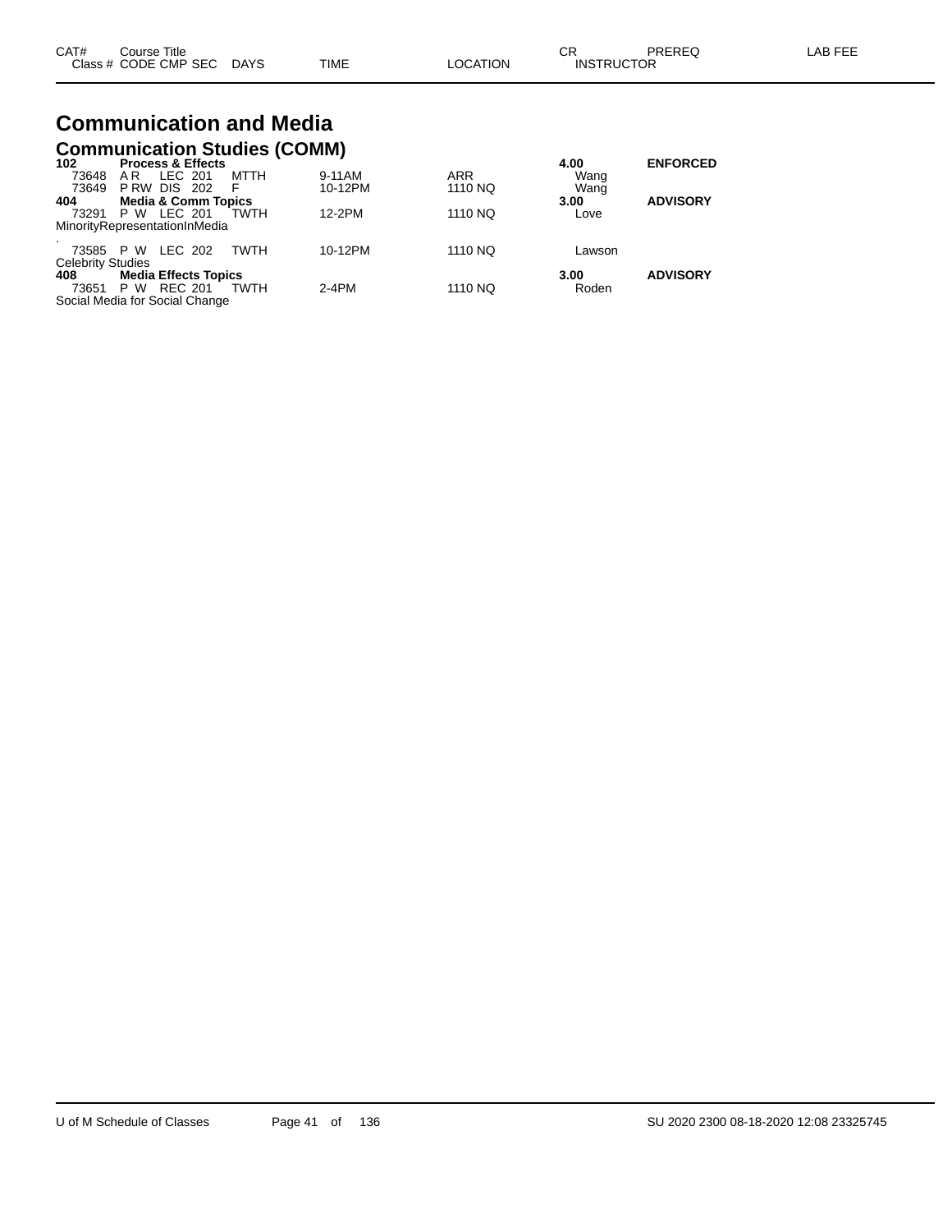| CAT# | Course Title | | | | | | | CR | PREREQ | LAB FEE |
|---|---|---|---|---|---|---|---|---|---|---|
| Class # | CODE | CMP | SEC | DAYS | TIME | LOCATION | INSTRUCTOR | | | |

# Communication and Media

## Communication Studies (COMM)

| CAT# | Course Title | | | | | | | CR | PREREQ | LAB FEE |
|---|---|---|---|---|---|---|---|---|---|---|
| **102** | **Process & Effects** | | | | | | | **4.00** | **ENFORCED** | |
| 73648 | A R | LEC | 201 | MTTH | 9-11AM | ARR | Wang | | | |
| 73649 | P RW | DIS | 202 | F | 10-12PM | 1110 NQ | Wang | | | |
| **404** | **Media & Comm Topics** | | | | | | | **3.00** | **ADVISORY** | |
| 73291 | P W | LEC | 201 | TWTH | 12-2PM | 1110 NQ | Love | | | |
| MinorityRepresentationInMedia | | | | | | | | | | |
| . | | | | | | | | | | |
| 73585 | P W | LEC | 202 | TWTH | 10-12PM | 1110 NQ | Lawson | | | |
| Celebrity Studies | | | | | | | | | | |
| **408** | **Media Effects Topics** | | | | | | | **3.00** | **ADVISORY** | |
| 73651 | P W | REC | 201 | TWTH | 2-4PM | 1110 NQ | Roden | | | |
| Social Media for Social Change | | | | | | | | | | |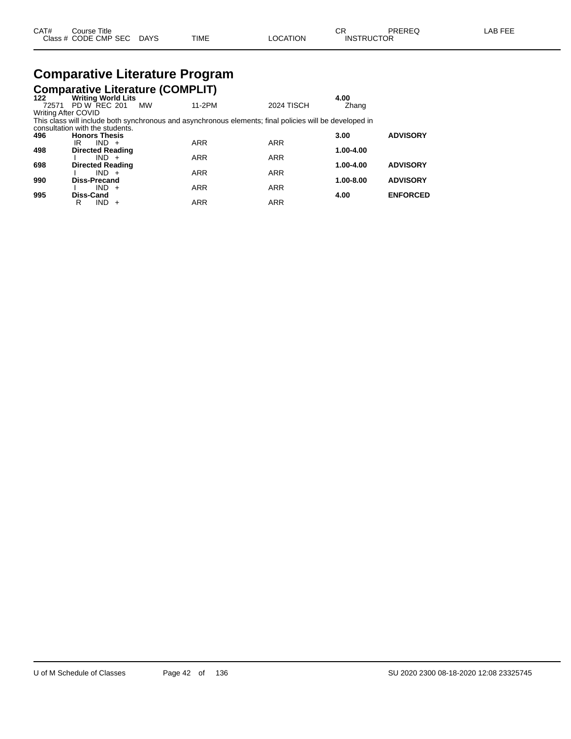# Comparative Literature Program

## Comparative Literature (COMPLIT)

| CAT# | Course Title / Class # CODE CMP SEC | DAYS | TIME | LOCATION | CR / INSTRUCTOR | PREREQ | LAB FEE |
|---|---|---|---|---|---|---|---|
| **122** | **Writing World Lits** | | | | **4.00** | | |
| 72571 | PD W REC 201 | MW | 11-2PM | 2024 TISCH | Zhang | | |

Writing After COVID

This class will include both synchronous and asynchronous elements; final policies will be developed in consultation with the students.

| CAT# | Course Title / Class # CODE CMP SEC | DAYS | TIME | LOCATION | CR / INSTRUCTOR | PREREQ | LAB FEE |
|---|---|---|---|---|---|---|---|
| **496** | **Honors Thesis** | | | | **3.00** | **ADVISORY** | |
| | IR IND + | | ARR | ARR | | | |
| **498** | **Directed Reading** | | | | **1.00-4.00** | | |
| | I IND + | | ARR | ARR | | | |
| **698** | **Directed Reading** | | | | **1.00-4.00** | **ADVISORY** | |
| | I IND + | | ARR | ARR | | | |
| **990** | **Diss-Precand** | | | | **1.00-8.00** | **ADVISORY** | |
| | I IND + | | ARR | ARR | | | |
| **995** | **Diss-Cand** | | | | **4.00** | **ENFORCED** | |
| | R IND + | | ARR | ARR | | | |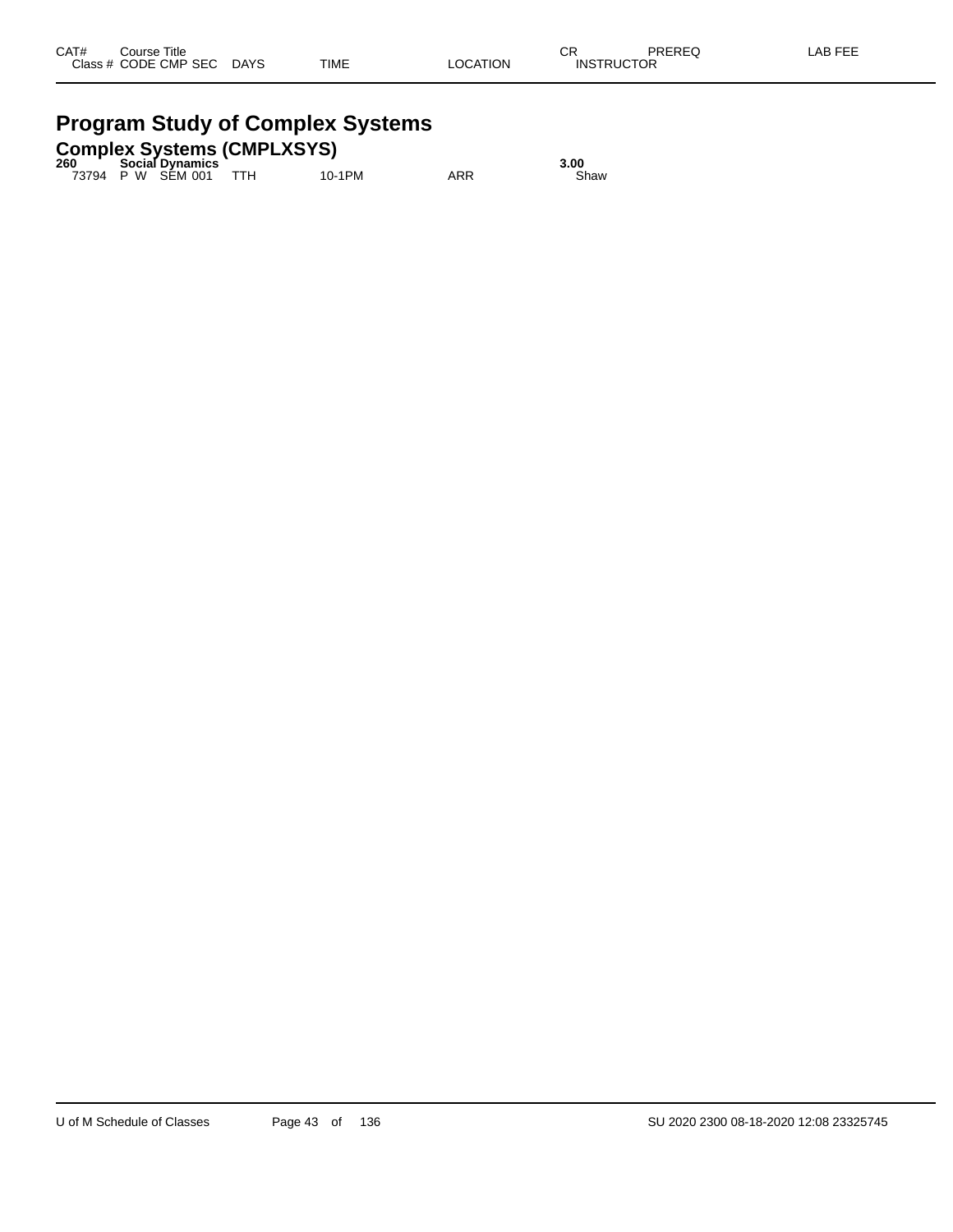| CAT# | Course Title | | | | | CR | PREREQ | LAB FEE |
|---|---|---|---|---|---|---|---|---|
| Class # | CODE CMP SEC | DAYS | TIME | LOCATION | INSTRUCTOR | | | |

# Program Study of Complex Systems

## Complex Systems (CMPLXSYS)

**260 Social Dynamics** **3.00**

| Class # | CODE CMP SEC | DAYS | TIME | LOCATION | INSTRUCTOR |
|---|---|---|---|---|---|
| 73794 | P W SEM 001 | TTH | 10-1PM | ARR | Shaw |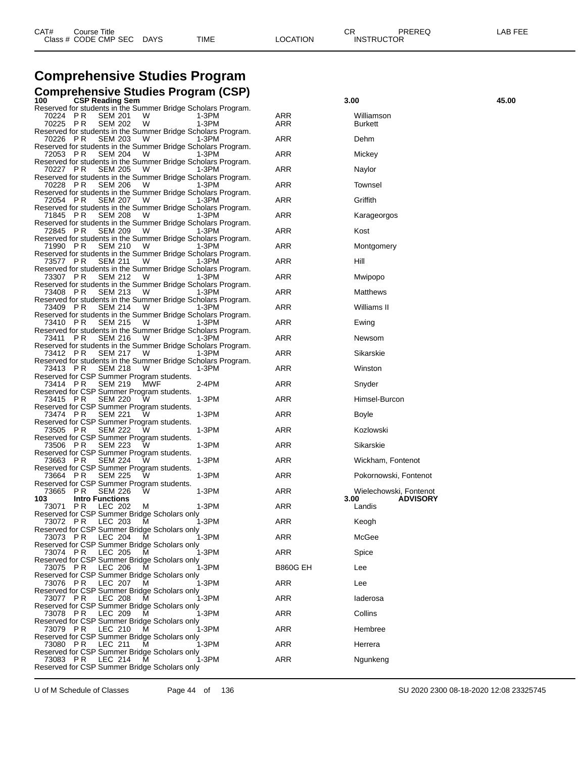# Comprehensive Studies Program

## Comprehensive Studies Program (CSP)

| CAT# | Course Title | | | | | | CR | PREREQ | LAB FEE |
|---|---|---|---|---|---|---|---|---|---|
| Class # | CODE | CMP SEC | DAYS | TIME | LOCATION | INSTRUCTOR | | | |
| **100** | **CSP Reading Sem** | | | | | | **3.00** | | **45.00** |
| Reserved for students in the Summer Bridge Scholars Program. | | | | | | | | | |
| 70224 | P R | SEM 201 | W | 1-3PM | ARR | Williamson | | | |
| 70225 | P R | SEM 202 | W | 1-3PM | ARR | Burkett | | | |
| Reserved for students in the Summer Bridge Scholars Program. | | | | | | | | | |
| 70226 | P R | SEM 203 | W | 1-3PM | ARR | Dehm | | | |
| Reserved for students in the Summer Bridge Scholars Program. | | | | | | | | | |
| 72053 | P R | SEM 204 | W | 1-3PM | ARR | Mickey | | | |
| Reserved for students in the Summer Bridge Scholars Program. | | | | | | | | | |
| 70227 | P R | SEM 205 | W | 1-3PM | ARR | Naylor | | | |
| Reserved for students in the Summer Bridge Scholars Program. | | | | | | | | | |
| 70228 | P R | SEM 206 | W | 1-3PM | ARR | Townsel | | | |
| Reserved for students in the Summer Bridge Scholars Program. | | | | | | | | | |
| 72054 | P R | SEM 207 | W | 1-3PM | ARR | Griffith | | | |
| Reserved for students in the Summer Bridge Scholars Program. | | | | | | | | | |
| 71845 | P R | SEM 208 | W | 1-3PM | ARR | Karageorgos | | | |
| Reserved for students in the Summer Bridge Scholars Program. | | | | | | | | | |
| 72845 | P R | SEM 209 | W | 1-3PM | ARR | Kost | | | |
| Reserved for students in the Summer Bridge Scholars Program. | | | | | | | | | |
| 71990 | P R | SEM 210 | W | 1-3PM | ARR | Montgomery | | | |
| Reserved for students in the Summer Bridge Scholars Program. | | | | | | | | | |
| 73577 | P R | SEM 211 | W | 1-3PM | ARR | Hill | | | |
| Reserved for students in the Summer Bridge Scholars Program. | | | | | | | | | |
| 73307 | P R | SEM 212 | W | 1-3PM | ARR | Mwipopo | | | |
| Reserved for students in the Summer Bridge Scholars Program. | | | | | | | | | |
| 73408 | P R | SEM 213 | W | 1-3PM | ARR | Matthews | | | |
| Reserved for students in the Summer Bridge Scholars Program. | | | | | | | | | |
| 73409 | P R | SEM 214 | W | 1-3PM | ARR | Williams II | | | |
| Reserved for students in the Summer Bridge Scholars Program. | | | | | | | | | |
| 73410 | P R | SEM 215 | W | 1-3PM | ARR | Ewing | | | |
| Reserved for students in the Summer Bridge Scholars Program. | | | | | | | | | |
| 73411 | P R | SEM 216 | W | 1-3PM | ARR | Newsom | | | |
| Reserved for students in the Summer Bridge Scholars Program. | | | | | | | | | |
| 73412 | P R | SEM 217 | W | 1-3PM | ARR | Sikarskie | | | |
| Reserved for students in the Summer Bridge Scholars Program. | | | | | | | | | |
| 73413 | P R | SEM 218 | W | 1-3PM | ARR | Winston | | | |
| Reserved for CSP Summer Program students. | | | | | | | | | |
| 73414 | P R | SEM 219 | MWF | 2-4PM | ARR | Snyder | | | |
| Reserved for CSP Summer Program students. | | | | | | | | | |
| 73415 | P R | SEM 220 | W | 1-3PM | ARR | Himsel-Burcon | | | |
| Reserved for CSP Summer Program students. | | | | | | | | | |
| 73474 | P R | SEM 221 | W | 1-3PM | ARR | Boyle | | | |
| Reserved for CSP Summer Program students. | | | | | | | | | |
| 73505 | P R | SEM 222 | W | 1-3PM | ARR | Kozlowski | | | |
| Reserved for CSP Summer Program students. | | | | | | | | | |
| 73506 | P R | SEM 223 | W | 1-3PM | ARR | Sikarskie | | | |
| Reserved for CSP Summer Program students. | | | | | | | | | |
| 73663 | P R | SEM 224 | W | 1-3PM | ARR | Wickham, Fontenot | | | |
| Reserved for CSP Summer Program students. | | | | | | | | | |
| 73664 | P R | SEM 225 | W | 1-3PM | ARR | Pokornowski, Fontenot | | | |
| Reserved for CSP Summer Program students. | | | | | | | | | |
| 73665 | P R | SEM 226 | W | 1-3PM | ARR | Wielechowski, Fontenot | | | |
| **103** | **Intro Functions** | | | | | | **3.00** | **ADVISORY** | |
| 73071 | P R | LEC 202 | M | 1-3PM | ARR | Landis | | | |
| Reserved for CSP Summer Bridge Scholars only | | | | | | | | | |
| 73072 | P R | LEC 203 | M | 1-3PM | ARR | Keogh | | | |
| Reserved for CSP Summer Bridge Scholars only | | | | | | | | | |
| 73073 | P R | LEC 204 | M | 1-3PM | ARR | McGee | | | |
| Reserved for CSP Summer Bridge Scholars only | | | | | | | | | |
| 73074 | P R | LEC 205 | M | 1-3PM | ARR | Spice | | | |
| Reserved for CSP Summer Bridge Scholars only | | | | | | | | | |
| 73075 | P R | LEC 206 | M | 1-3PM | B860G EH | Lee | | | |
| Reserved for CSP Summer Bridge Scholars only | | | | | | | | | |
| 73076 | P R | LEC 207 | M | 1-3PM | ARR | Lee | | | |
| Reserved for CSP Summer Bridge Scholars only | | | | | | | | | |
| 73077 | P R | LEC 208 | M | 1-3PM | ARR | Iaderosa | | | |
| Reserved for CSP Summer Bridge Scholars only | | | | | | | | | |
| 73078 | P R | LEC 209 | M | 1-3PM | ARR | Collins | | | |
| Reserved for CSP Summer Bridge Scholars only | | | | | | | | | |
| 73079 | P R | LEC 210 | M | 1-3PM | ARR | Hembree | | | |
| Reserved for CSP Summer Bridge Scholars only | | | | | | | | | |
| 73080 | P R | LEC 211 | M | 1-3PM | ARR | Herrera | | | |
| Reserved for CSP Summer Bridge Scholars only | | | | | | | | | |
| 73083 | P R | LEC 214 | M | 1-3PM | ARR | Ngunkeng | | | |
| Reserved for CSP Summer Bridge Scholars only | | | | | | | | | |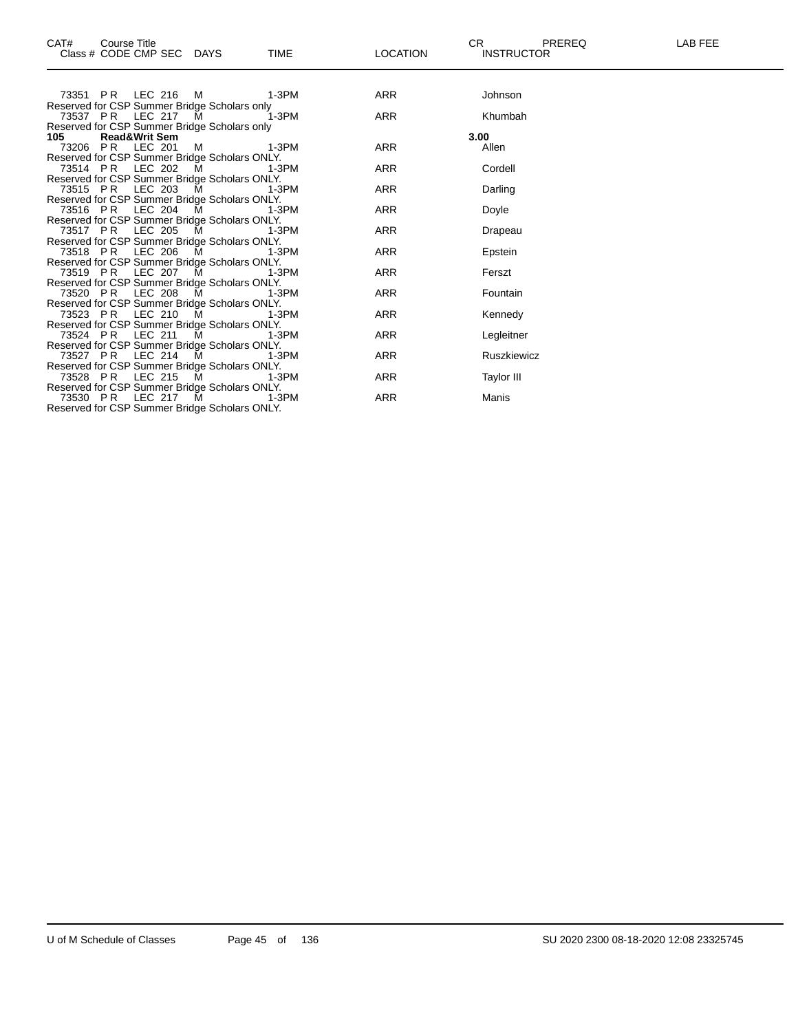| CAT# | Course Title Class # CODE CMP SEC | DAYS | TIME | LOCATION | CR INSTRUCTOR | PREREQ | LAB FEE |
|---|---|---|---|---|---|---|---|
| | 73351 P R LEC 216 | M | 1-3PM | ARR | Johnson | | |
| | Reserved for CSP Summer Bridge Scholars only | | | | | | |
| | 73537 P R LEC 217 | M | 1-3PM | ARR | Khumbah | | |
| | Reserved for CSP Summer Bridge Scholars only | | | | | | |
| **105** | **Read&Writ Sem** | | | | **3.00** | | |
| | 73206 P R LEC 201 | M | 1-3PM | ARR | Allen | | |
| | Reserved for CSP Summer Bridge Scholars ONLY. | | | | | | |
| | 73514 P R LEC 202 | M | 1-3PM | ARR | Cordell | | |
| | Reserved for CSP Summer Bridge Scholars ONLY. | | | | | | |
| | 73515 P R LEC 203 | M | 1-3PM | ARR | Darling | | |
| | Reserved for CSP Summer Bridge Scholars ONLY. | | | | | | |
| | 73516 P R LEC 204 | M | 1-3PM | ARR | Doyle | | |
| | Reserved for CSP Summer Bridge Scholars ONLY. | | | | | | |
| | 73517 P R LEC 205 | M | 1-3PM | ARR | Drapeau | | |
| | Reserved for CSP Summer Bridge Scholars ONLY. | | | | | | |
| | 73518 P R LEC 206 | M | 1-3PM | ARR | Epstein | | |
| | Reserved for CSP Summer Bridge Scholars ONLY. | | | | | | |
| | 73519 P R LEC 207 | M | 1-3PM | ARR | Ferszt | | |
| | Reserved for CSP Summer Bridge Scholars ONLY. | | | | | | |
| | 73520 P R LEC 208 | M | 1-3PM | ARR | Fountain | | |
| | Reserved for CSP Summer Bridge Scholars ONLY. | | | | | | |
| | 73523 P R LEC 210 | M | 1-3PM | ARR | Kennedy | | |
| | Reserved for CSP Summer Bridge Scholars ONLY. | | | | | | |
| | 73524 P R LEC 211 | M | 1-3PM | ARR | Legleitner | | |
| | Reserved for CSP Summer Bridge Scholars ONLY. | | | | | | |
| | 73527 P R LEC 214 | M | 1-3PM | ARR | Ruszkiewicz | | |
| | Reserved for CSP Summer Bridge Scholars ONLY. | | | | | | |
| | 73528 P R LEC 215 | M | 1-3PM | ARR | Taylor III | | |
| | Reserved for CSP Summer Bridge Scholars ONLY. | | | | | | |
| | 73530 P R LEC 217 | M | 1-3PM | ARR | Manis | | |
| | Reserved for CSP Summer Bridge Scholars ONLY. | | | | | | |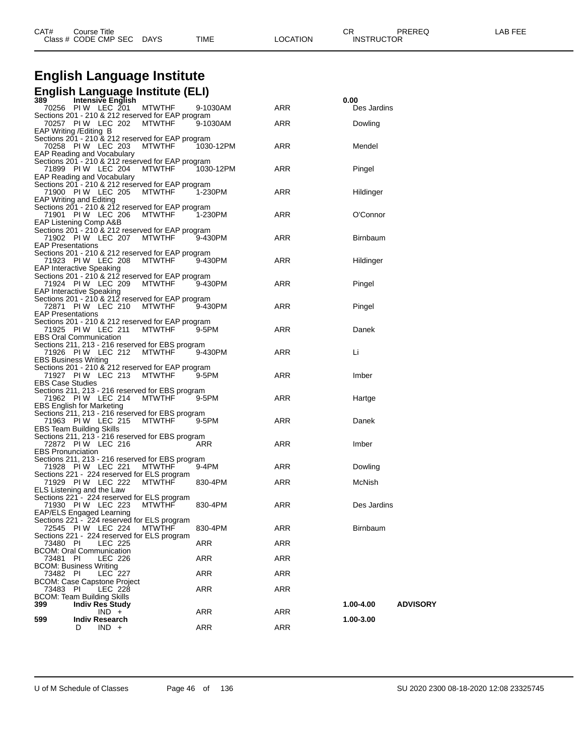# English Language Institute

## English Language Institute (ELI)

| CAT# | Course Title | | | | | CR | PREREQ | LAB FEE |
|---|---|---|---|---|---|---|---|---|
| Class # | CODE CMP SEC | DAYS | TIME | LOCATION | INSTRUCTOR | | | |
| **389** | **Intensive English** | | | | | **0.00** | | |
| 70256 | PI W LEC 201 | MTWTHF | 9-1030AM | ARR | Des Jardins | | | |
| Sections 201 - 210 & 212 reserved for EAP program | | | | | | | | |
| 70257 | PI W LEC 202 | MTWTHF | 9-1030AM | ARR | Dowling | | | |
| EAP Writing /Editing B | | | | | | | | |
| Sections 201 - 210 & 212 reserved for EAP program | | | | | | | | |
| 70258 | PI W LEC 203 | MTWTHF | 1030-12PM | ARR | Mendel | | | |
| EAP Reading and Vocabulary | | | | | | | | |
| Sections 201 - 210 & 212 reserved for EAP program | | | | | | | | |
| 71899 | PI W LEC 204 | MTWTHF | 1030-12PM | ARR | Pingel | | | |
| EAP Reading and Vocabulary | | | | | | | | |
| Sections 201 - 210 & 212 reserved for EAP program | | | | | | | | |
| 71900 | PI W LEC 205 | MTWTHF | 1-230PM | ARR | Hildinger | | | |
| EAP Writing and Editing | | | | | | | | |
| Sections 201 - 210 & 212 reserved for EAP program | | | | | | | | |
| 71901 | PI W LEC 206 | MTWTHF | 1-230PM | ARR | O'Connor | | | |
| EAP Listening Comp A&B | | | | | | | | |
| Sections 201 - 210 & 212 reserved for EAP program | | | | | | | | |
| 71902 | PI W LEC 207 | MTWTHF | 9-430PM | ARR | Birnbaum | | | |
| EAP Presentations | | | | | | | | |
| Sections 201 - 210 & 212 reserved for EAP program | | | | | | | | |
| 71923 | PI W LEC 208 | MTWTHF | 9-430PM | ARR | Hildinger | | | |
| EAP Interactive Speaking | | | | | | | | |
| Sections 201 - 210 & 212 reserved for EAP program | | | | | | | | |
| 71924 | PI W LEC 209 | MTWTHF | 9-430PM | ARR | Pingel | | | |
| EAP Interactive Speaking | | | | | | | | |
| Sections 201 - 210 & 212 reserved for EAP program | | | | | | | | |
| 72871 | PI W LEC 210 | MTWTHF | 9-430PM | ARR | Pingel | | | |
| EAP Presentations | | | | | | | | |
| Sections 201 - 210 & 212 reserved for EAP program | | | | | | | | |
| 71925 | PI W LEC 211 | MTWTHF | 9-5PM | ARR | Danek | | | |
| EBS Oral Communication | | | | | | | | |
| Sections 211, 213 - 216 reserved for EBS program | | | | | | | | |
| 71926 | PI W LEC 212 | MTWTHF | 9-430PM | ARR | Li | | | |
| EBS Business Writing | | | | | | | | |
| Sections 201 - 210 & 212 reserved for EAP program | | | | | | | | |
| 71927 | PI W LEC 213 | MTWTHF | 9-5PM | ARR | Imber | | | |
| EBS Case Studies | | | | | | | | |
| Sections 211, 213 - 216 reserved for EBS program | | | | | | | | |
| 71962 | PI W LEC 214 | MTWTHF | 9-5PM | ARR | Hartge | | | |
| EBS English for Marketing | | | | | | | | |
| Sections 211, 213 - 216 reserved for EBS program | | | | | | | | |
| 71963 | PI W LEC 215 | MTWTHF | 9-5PM | ARR | Danek | | | |
| EBS Team Building Skills | | | | | | | | |
| Sections 211, 213 - 216 reserved for EBS program | | | | | | | | |
| 72872 | PI W LEC 216 | | ARR | ARR | Imber | | | |
| EBS Pronunciation | | | | | | | | |
| Sections 211, 213 - 216 reserved for EBS program | | | | | | | | |
| 71928 | PI W LEC 221 | MTWTHF | 9-4PM | ARR | Dowling | | | |
| Sections 221 - 224 reserved for ELS program | | | | | | | | |
| 71929 | PI W LEC 222 | MTWTHF | 830-4PM | ARR | McNish | | | |
| ELS Listening and the Law | | | | | | | | |
| Sections 221 - 224 reserved for ELS program | | | | | | | | |
| 71930 | PI W LEC 223 | MTWTHF | 830-4PM | ARR | Des Jardins | | | |
| EAP/ELS Engaged Learning | | | | | | | | |
| Sections 221 - 224 reserved for ELS program | | | | | | | | |
| 72545 | PI W LEC 224 | MTWTHF | 830-4PM | ARR | Birnbaum | | | |
| Sections 221 - 224 reserved for ELS program | | | | | | | | |
| 73480 | PI LEC 225 | | ARR | ARR | | | | |
| BCOM: Oral Communication | | | | | | | | |
| 73481 | PI LEC 226 | | ARR | ARR | | | | |
| BCOM: Business Writing | | | | | | | | |
| 73482 | PI LEC 227 | | ARR | ARR | | | | |
| BCOM: Case Capstone Project | | | | | | | | |
| 73483 | PI LEC 228 | | ARR | ARR | | | | |
| BCOM: Team Building Skills | | | | | | | | |
| **399** | **Indiv Res Study** | | | | | **1.00-4.00** | **ADVISORY** | |
| | IND + | | ARR | ARR | | | | |
| **599** | **Indiv Research** | | | | | **1.00-3.00** | | |
| | D IND + | | ARR | ARR | | | | |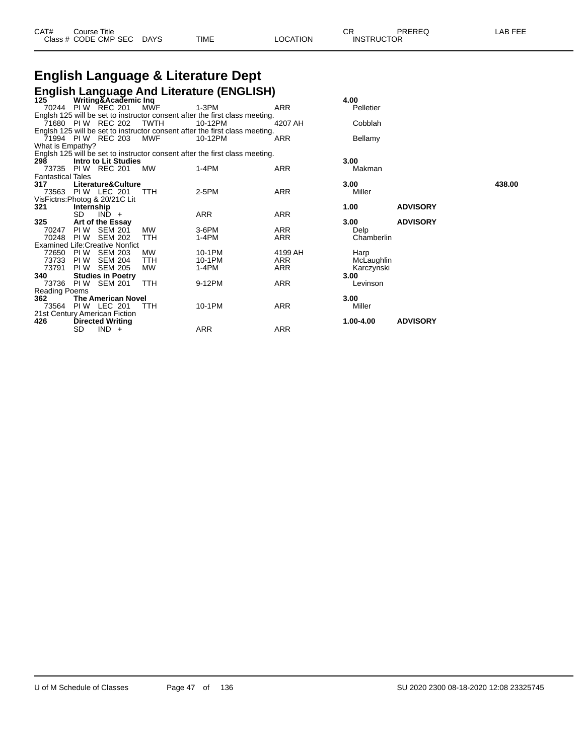# English Language & Literature Dept

## English Language And Literature (ENGLISH)

| CAT# | Course Title | | | | | | CR | PREREQ | LAB FEE |
|---|---|---|---|---|---|---|---|---|---|
| Class # | CODE | CMP SEC | DAYS | TIME | LOCATION | INSTRUCTOR | | | |
| **125** | **Writing&Academic Inq** | | | | | | **4.00** | | |
| 70244 | PI W | REC 201 | MWF | 1-3PM | ARR | Pelletier | | | |
| Englsh 125 will be set to instructor consent after the first class meeting. | | | | | | | | | |
| 71680 | PI W | REC 202 | TWTH | 10-12PM | 4207 AH | Cobblah | | | |
| Englsh 125 will be set to instructor consent after the first class meeting. | | | | | | | | | |
| 71994 | PI W | REC 203 | MWF | 10-12PM | ARR | Bellamy | | | |
| What is Empathy? | | | | | | | | | |
| Englsh 125 will be set to instructor consent after the first class meeting. | | | | | | | | | |
| **298** | **Intro to Lit Studies** | | | | | | **3.00** | | |
| 73735 | PI W | REC 201 | MW | 1-4PM | ARR | Makman | | | |
| Fantastical Tales | | | | | | | | | |
| **317** | **Literature&Culture** | | | | | | **3.00** | | **438.00** |
| 73563 | PI W | LEC 201 | TTH | 2-5PM | ARR | Miller | | | |
| VisFictns:Photog & 20/21C Lit | | | | | | | | | |
| **321** | **Internship** | | | | | | **1.00** | **ADVISORY** | |
| | SD | IND + | | ARR | ARR | | | | |
| **325** | **Art of the Essay** | | | | | | **3.00** | **ADVISORY** | |
| 70247 | PI W | SEM 201 | MW | 3-6PM | ARR | Delp | | | |
| 70248 | PI W | SEM 202 | TTH | 1-4PM | ARR | Chamberlin | | | |
| Examined Life:Creative Nonfict | | | | | | | | | |
| 72650 | PI W | SEM 203 | MW | 10-1PM | 4199 AH | Harp | | | |
| 73733 | PI W | SEM 204 | TTH | 10-1PM | ARR | McLaughlin | | | |
| 73791 | PI W | SEM 205 | MW | 1-4PM | ARR | Karczynski | | | |
| **340** | **Studies in Poetry** | | | | | | **3.00** | | |
| 73736 | PI W | SEM 201 | TTH | 9-12PM | ARR | Levinson | | | |
| Reading Poems | | | | | | | | | |
| **362** | **The American Novel** | | | | | | **3.00** | | |
| 73564 | PI W | LEC 201 | TTH | 10-1PM | ARR | Miller | | | |
| 21st Century American Fiction | | | | | | | | | |
| **426** | **Directed Writing** | | | | | | **1.00-4.00** | **ADVISORY** | |
| | SD | IND + | | ARR | ARR | | | | |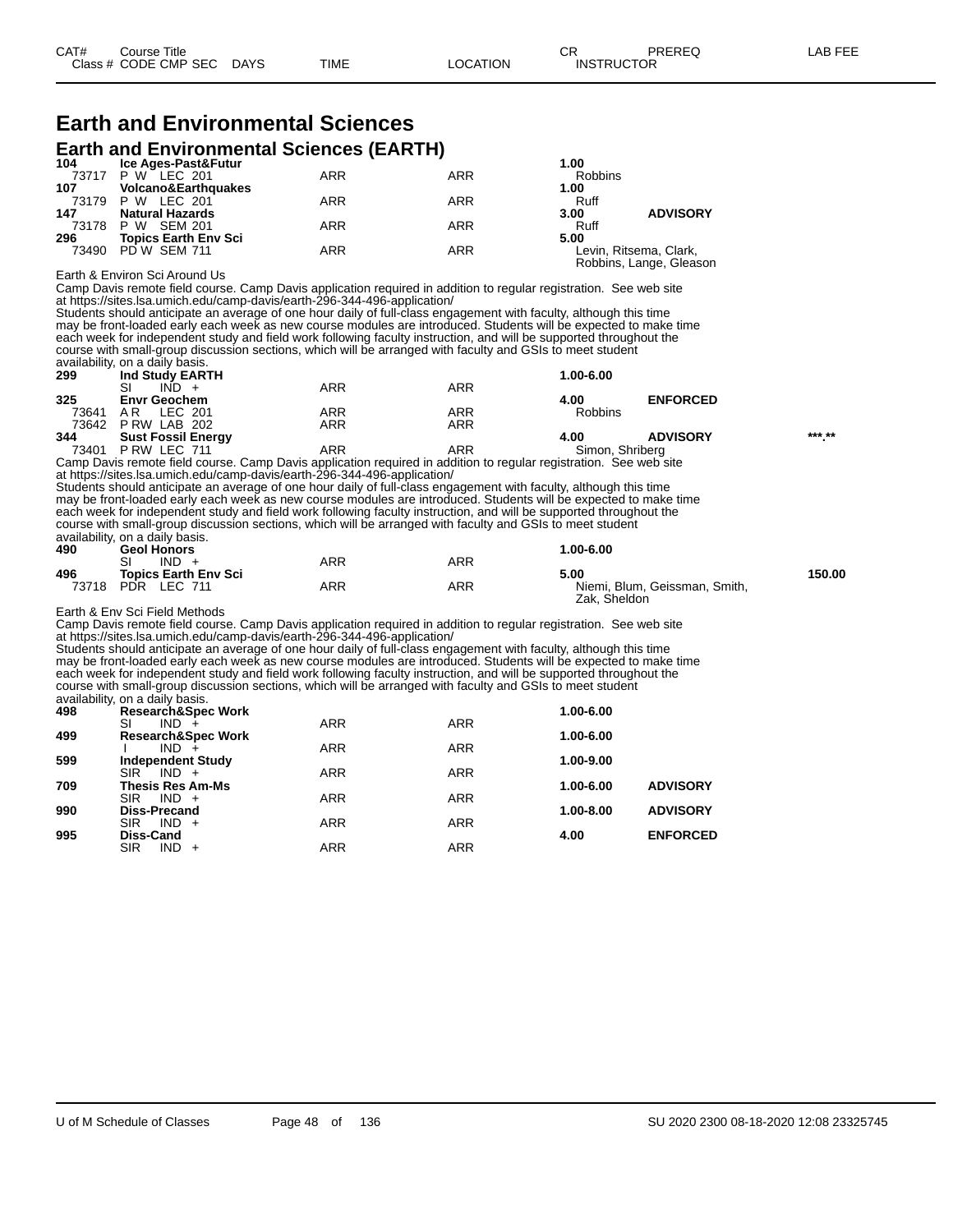# Earth and Environmental Sciences

## Earth and Environmental Sciences (EARTH)

| CAT# / Class # | Course Title / CODE CMP SEC DAYS | TIME | LOCATION | CR / INSTRUCTOR | PREREQ | LAB FEE |
|---|---|---|---|---|---|---|
| **104** | **Ice Ages-Past&Futur** | | | **1.00** | | |
| 73717 | P W LEC 201 | ARR | ARR | Robbins | | |
| **107** | **Volcano&Earthquakes** | | | **1.00** | | |
| 73179 | P W LEC 201 | ARR | ARR | Ruff | | |
| **147** | **Natural Hazards** | | | **3.00** | **ADVISORY** | |
| 73178 | P W SEM 201 | ARR | ARR | Ruff | | |
| **296** | **Topics Earth Env Sci** | | | **5.00** | | |
| 73490 | PD W SEM 711 | ARR | ARR | Levin, Ritsema, Clark, Robbins, Lange, Gleason | | |

Earth & Environ Sci Around Us
Camp Davis remote field course. Camp Davis application required in addition to regular registration. See web site at https://sites.lsa.umich.edu/camp-davis/earth-296-344-496-application/
Students should anticipate an average of one hour daily of full-class engagement with faculty, although this time may be front-loaded early each week as new course modules are introduced. Students will be expected to make time each week for independent study and field work following faculty instruction, and will be supported throughout the course with small-group discussion sections, which will be arranged with faculty and GSIs to meet student availability, on a daily basis.

| CAT# / Class # | Course Title / CODE CMP SEC DAYS | TIME | LOCATION | CR / INSTRUCTOR | PREREQ | LAB FEE |
|---|---|---|---|---|---|---|
| **299** | **Ind Study EARTH** | | | **1.00-6.00** | | |
| | SI IND + | ARR | ARR | | | |
| **325** | **Envr Geochem** | | | **4.00** | **ENFORCED** | |
| 73641 | A R LEC 201 | ARR | ARR | Robbins | | |
| 73642 | P RW LAB 202 | ARR | ARR | | | |
| **344** | **Sust Fossil Energy** | | | **4.00** | **ADVISORY** | **\*\*\*.\*\*** |
| 73401 | P RW LEC 711 | ARR | ARR | Simon, Shriberg | | |

Camp Davis remote field course. Camp Davis application required in addition to regular registration. See web site at https://sites.lsa.umich.edu/camp-davis/earth-296-344-496-application/
Students should anticipate an average of one hour daily of full-class engagement with faculty, although this time may be front-loaded early each week as new course modules are introduced. Students will be expected to make time each week for independent study and field work following faculty instruction, and will be supported throughout the course with small-group discussion sections, which will be arranged with faculty and GSIs to meet student availability, on a daily basis.

| CAT# / Class # | Course Title / CODE CMP SEC DAYS | TIME | LOCATION | CR / INSTRUCTOR | PREREQ | LAB FEE |
|---|---|---|---|---|---|---|
| **490** | **Geol Honors** | | | **1.00-6.00** | | |
| | SI IND + | ARR | ARR | | | |
| **496** | **Topics Earth Env Sci** | | | **5.00** | | **150.00** |
| 73718 | PDR LEC 711 | ARR | ARR | Niemi, Blum, Geissman, Smith, Zak, Sheldon | | |

Earth & Env Sci Field Methods
Camp Davis remote field course. Camp Davis application required in addition to regular registration. See web site at https://sites.lsa.umich.edu/camp-davis/earth-296-344-496-application/
Students should anticipate an average of one hour daily of full-class engagement with faculty, although this time may be front-loaded early each week as new course modules are introduced. Students will be expected to make time each week for independent study and field work following faculty instruction, and will be supported throughout the course with small-group discussion sections, which will be arranged with faculty and GSIs to meet student availability, on a daily basis.

| CAT# / Class # | Course Title / CODE CMP SEC DAYS | TIME | LOCATION | CR / INSTRUCTOR | PREREQ | LAB FEE |
|---|---|---|---|---|---|---|
| **498** | **Research&Spec Work** | | | **1.00-6.00** | | |
| | SI IND + | ARR | ARR | | | |
| **499** | **Research&Spec Work** | | | **1.00-6.00** | | |
| | I IND + | ARR | ARR | | | |
| **599** | **Independent Study** | | | **1.00-9.00** | | |
| | SIR IND + | ARR | ARR | | | |
| **709** | **Thesis Res Am-Ms** | | | **1.00-6.00** | **ADVISORY** | |
| | SIR IND + | ARR | ARR | | | |
| **990** | **Diss-Precand** | | | **1.00-8.00** | **ADVISORY** | |
| | SIR IND + | ARR | ARR | | | |
| **995** | **Diss-Cand** | | | **4.00** | **ENFORCED** | |
| | SIR IND + | ARR | ARR | | | |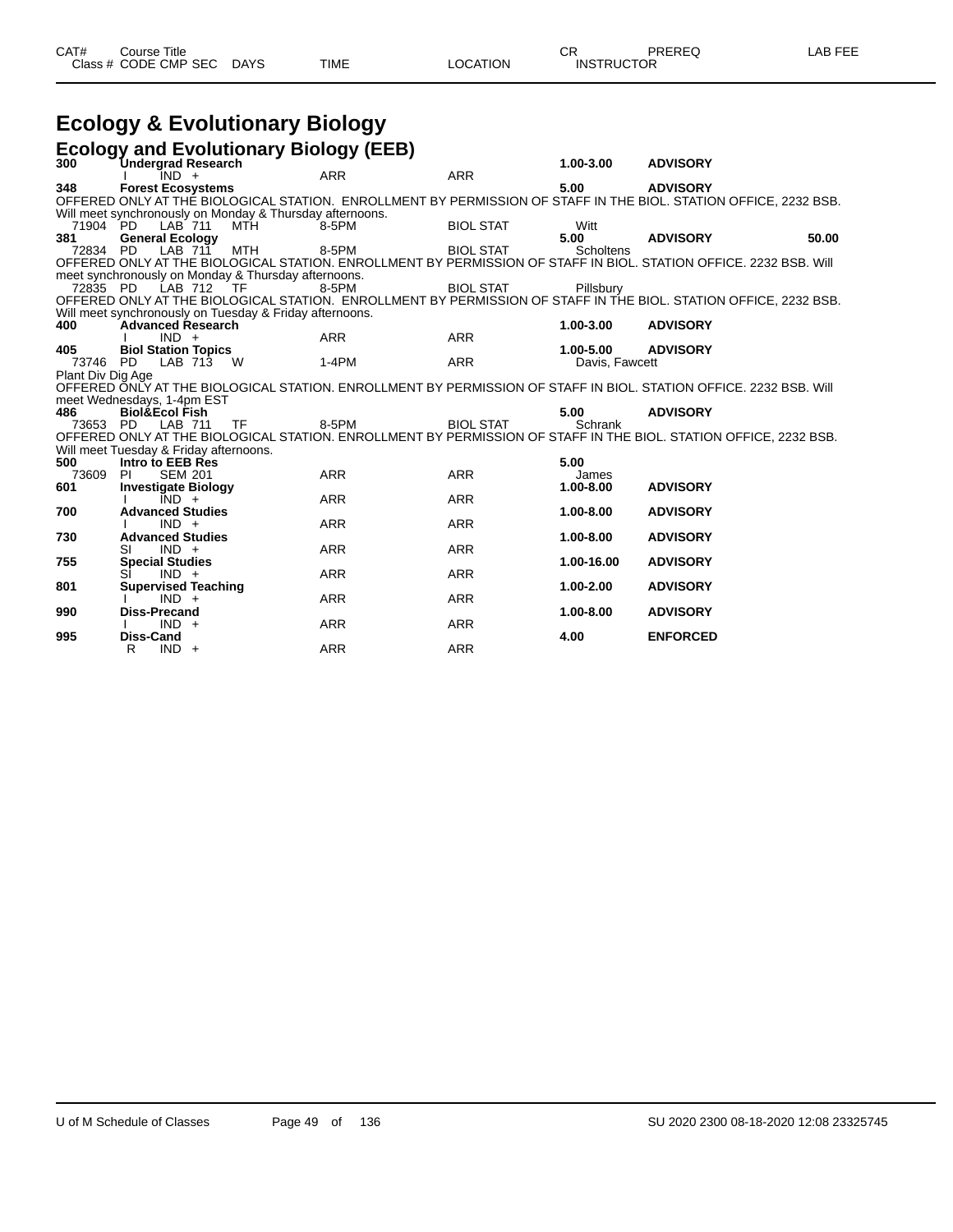# Ecology & Evolutionary Biology

## Ecology and Evolutionary Biology (EEB)

| CAT# / Class # | Course Title / CODE CMP SEC | DAYS | TIME | LOCATION | CR / INSTRUCTOR | PREREQ | LAB FEE |
|---|---|---|---|---|---|---|---|
| **300** | **Undergrad Research** | | | | **1.00-3.00** | **ADVISORY** | |
| | I IND + | | ARR | ARR | | | |
| **348** | **Forest Ecosystems** | | | | **5.00** | **ADVISORY** | |
| OFFERED ONLY AT THE BIOLOGICAL STATION. ENROLLMENT BY PERMISSION OF STAFF IN THE BIOL. STATION OFFICE, 2232 BSB. Will meet synchronously on Monday & Thursday afternoons. | | | | | | | |
| 71904 | PD LAB 711 | MTH | 8-5PM | BIOL STAT | Witt | | |
| **381** | **General Ecology** | | | | **5.00** | **ADVISORY** | **50.00** |
| 72834 | PD LAB 711 | MTH | 8-5PM | BIOL STAT | Scholtens | | |
| OFFERED ONLY AT THE BIOLOGICAL STATION. ENROLLMENT BY PERMISSION OF STAFF IN BIOL. STATION OFFICE. 2232 BSB. Will meet synchronously on Monday & Thursday afternoons. | | | | | | | |
| 72835 | PD LAB 712 | TF | 8-5PM | BIOL STAT | Pillsbury | | |
| OFFERED ONLY AT THE BIOLOGICAL STATION. ENROLLMENT BY PERMISSION OF STAFF IN THE BIOL. STATION OFFICE, 2232 BSB. Will meet synchronously on Tuesday & Friday afternoons. | | | | | | | |
| **400** | **Advanced Research** | | | | **1.00-3.00** | **ADVISORY** | |
| | I IND + | | ARR | ARR | | | |
| **405** | **Biol Station Topics** | | | | **1.00-5.00** | **ADVISORY** | |
| 73746 | PD LAB 713 | W | 1-4PM | ARR | Davis, Fawcett | | |
| Plant Div Dig Age | | | | | | | |
| OFFERED ONLY AT THE BIOLOGICAL STATION. ENROLLMENT BY PERMISSION OF STAFF IN BIOL. STATION OFFICE. 2232 BSB. Will meet Wednesdays, 1-4pm EST | | | | | | | |
| **486** | **Biol&Ecol Fish** | | | | **5.00** | **ADVISORY** | |
| 73653 | PD LAB 711 | TF | 8-5PM | BIOL STAT | Schrank | | |
| OFFERED ONLY AT THE BIOLOGICAL STATION. ENROLLMENT BY PERMISSION OF STAFF IN THE BIOL. STATION OFFICE, 2232 BSB. Will meet Tuesday & Friday afternoons. | | | | | | | |
| **500** | **Intro to EEB Res** | | | | **5.00** | | |
| 73609 | PI SEM 201 | | ARR | ARR | James | | |
| **601** | **Investigate Biology** | | | | **1.00-8.00** | **ADVISORY** | |
| | I IND + | | ARR | ARR | | | |
| **700** | **Advanced Studies** | | | | **1.00-8.00** | **ADVISORY** | |
| | I IND + | | ARR | ARR | | | |
| **730** | **Advanced Studies** | | | | **1.00-8.00** | **ADVISORY** | |
| | SI IND + | | ARR | ARR | | | |
| **755** | **Special Studies** | | | | **1.00-16.00** | **ADVISORY** | |
| | SI IND + | | ARR | ARR | | | |
| **801** | **Supervised Teaching** | | | | **1.00-2.00** | **ADVISORY** | |
| | I IND + | | ARR | ARR | | | |
| **990** | **Diss-Precand** | | | | **1.00-8.00** | **ADVISORY** | |
| | I IND + | | ARR | ARR | | | |
| **995** | **Diss-Cand** | | | | **4.00** | **ENFORCED** | |
| | R IND + | | ARR | ARR | | | |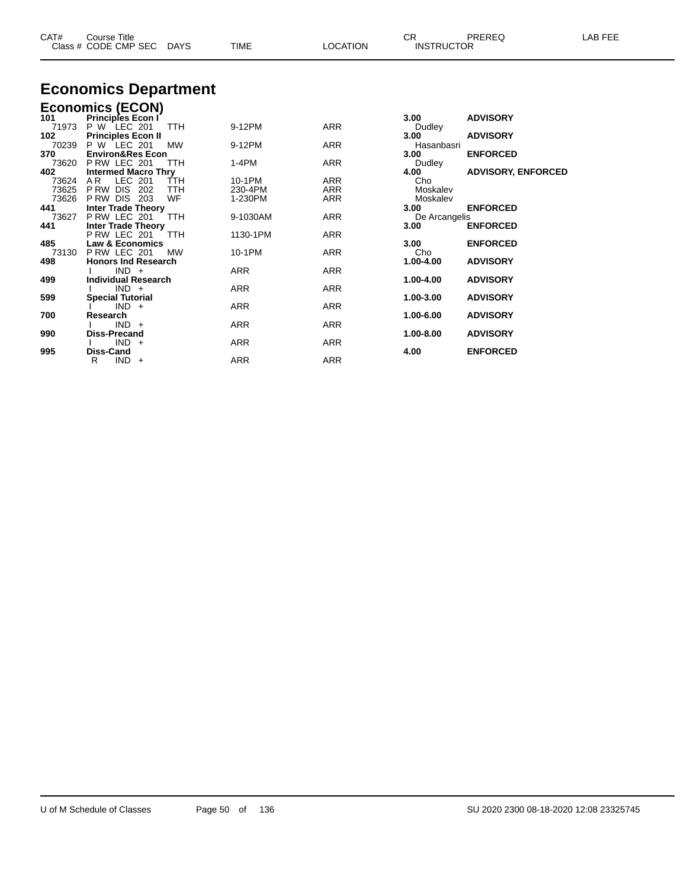# Economics Department

## Economics (ECON)

| CAT# / Class # | Course Title / CODE CMP SEC | DAYS | TIME | LOCATION | CR / INSTRUCTOR | PREREQ | LAB FEE |
|---|---|---|---|---|---|---|---|
| **101** | **Principles Econ I** | | | | **3.00** | **ADVISORY** | |
| 71973 | P W LEC 201 | TTH | 9-12PM | ARR | Dudley | | |
| **102** | **Principles Econ II** | | | | **3.00** | **ADVISORY** | |
| 70239 | P W LEC 201 | MW | 9-12PM | ARR | Hasanbasri | | |
| **370** | **Environ&Res Econ** | | | | **3.00** | **ENFORCED** | |
| 73620 | P RW LEC 201 | TTH | 1-4PM | ARR | Dudley | | |
| **402** | **Intermed Macro Thry** | | | | **4.00** | **ADVISORY, ENFORCED** | |
| 73624 | A R LEC 201 | TTH | 10-1PM | ARR | Cho | | |
| 73625 | P RW DIS 202 | TTH | 230-4PM | ARR | Moskalev | | |
| 73626 | P RW DIS 203 | WF | 1-230PM | ARR | Moskalev | | |
| **441** | **Inter Trade Theory** | | | | **3.00** | **ENFORCED** | |
| 73627 | P RW LEC 201 | TTH | 9-1030AM | ARR | De Arcangelis | | |
| **441** | **Inter Trade Theory** | | | | **3.00** | **ENFORCED** | |
| | P RW LEC 201 | TTH | 1130-1PM | ARR | | | |
| **485** | **Law & Economics** | | | | **3.00** | **ENFORCED** | |
| 73130 | P RW LEC 201 | MW | 10-1PM | ARR | Cho | | |
| **498** | **Honors Ind Research** | | | | **1.00-4.00** | **ADVISORY** | |
| | I IND + | | ARR | ARR | | | |
| **499** | **Individual Research** | | | | **1.00-4.00** | **ADVISORY** | |
| | I IND + | | ARR | ARR | | | |
| **599** | **Special Tutorial** | | | | **1.00-3.00** | **ADVISORY** | |
| | I IND + | | ARR | ARR | | | |
| **700** | **Research** | | | | **1.00-6.00** | **ADVISORY** | |
| | I IND + | | ARR | ARR | | | |
| **990** | **Diss-Precand** | | | | **1.00-8.00** | **ADVISORY** | |
| | I IND + | | ARR | ARR | | | |
| **995** | **Diss-Cand** | | | | **4.00** | **ENFORCED** | |
| | R IND + | | ARR | ARR | | | |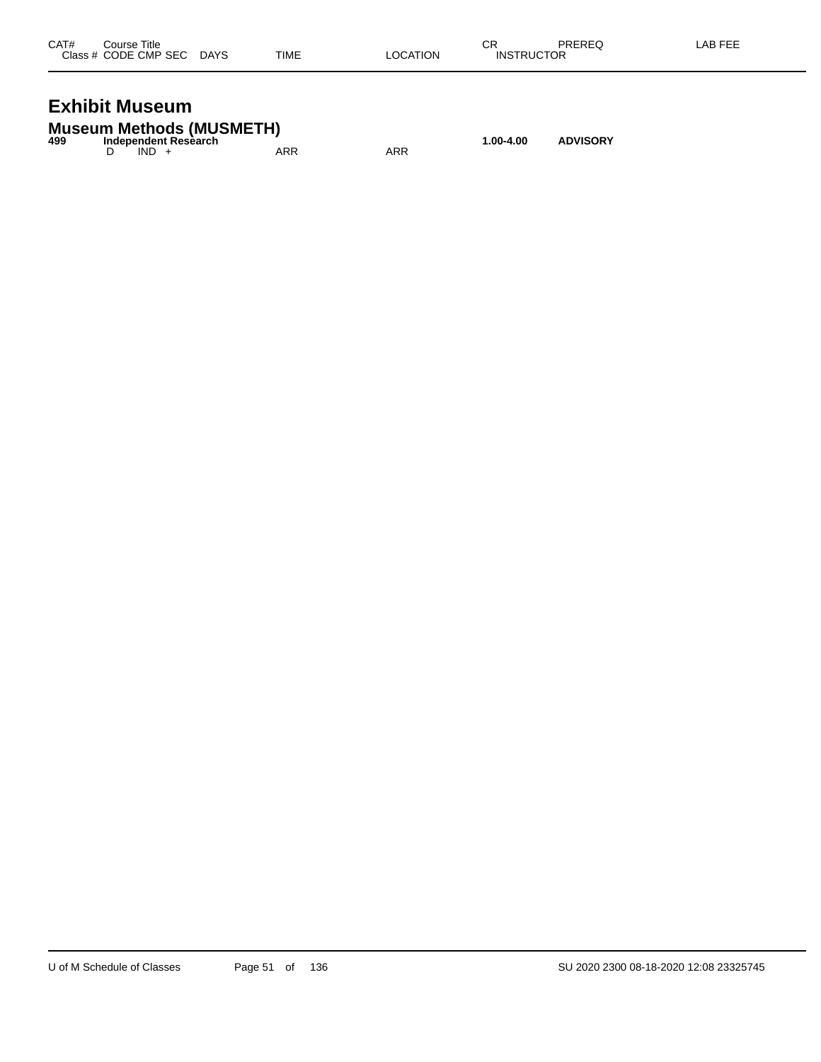| CAT# | Course Title | | | | | CR | PREREQ | LAB FEE |
|---|---|---|---|---|---|---|---|---|
| Class # | CODE CMP SEC | DAYS | TIME | LOCATION | INSTRUCTOR | | | |

# Exhibit Museum

## Museum Methods (MUSMETH)

| CAT# | Course Title | | | | | CR | PREREQ | LAB FEE |
|---|---|---|---|---|---|---|---|---|
| **499** | **Independent Research** | | | | | **1.00-4.00** | **ADVISORY** | |
| | D IND + | | ARR | ARR | | | | |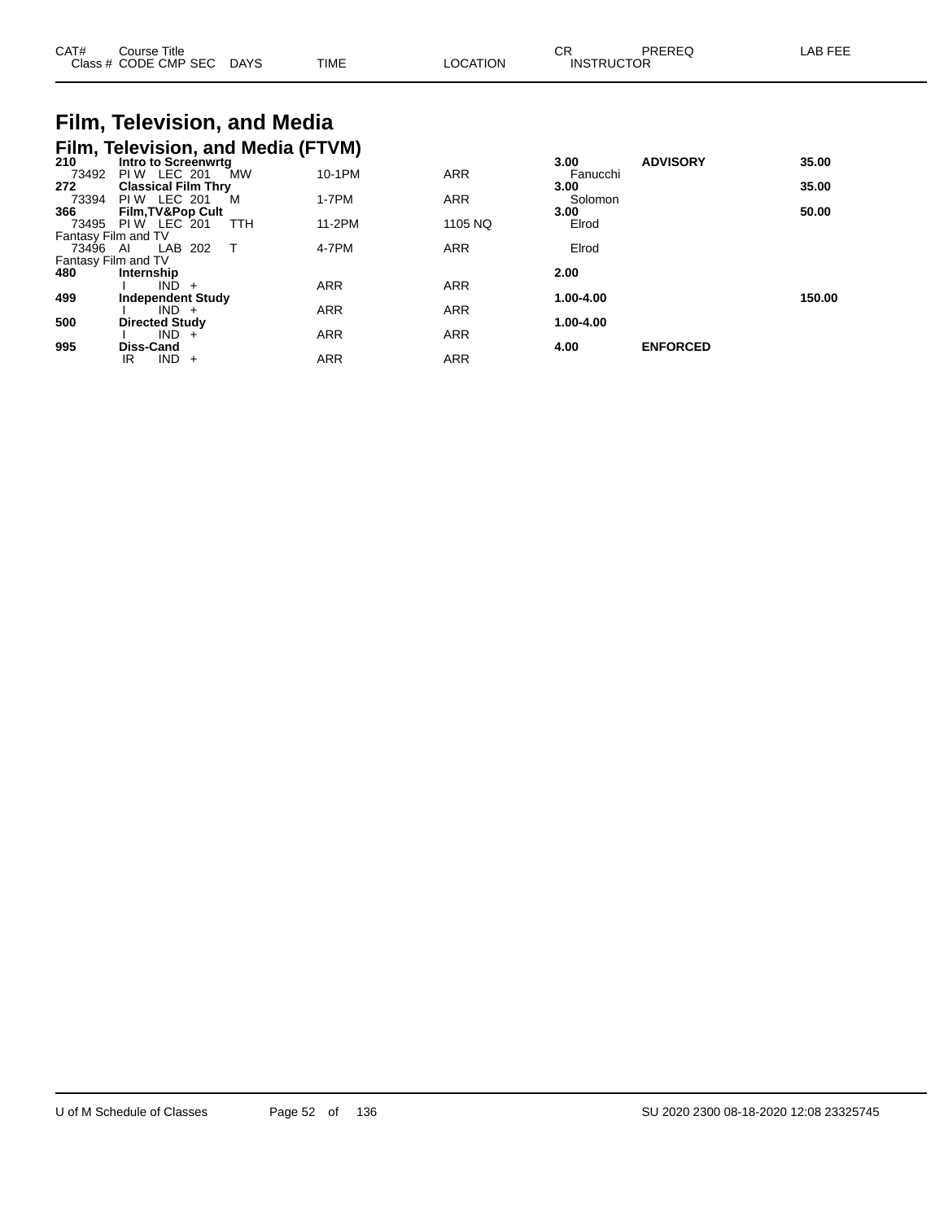| CAT# | Course Title | | | | | CR | PREREQ | LAB FEE |
|---|---|---|---|---|---|---|---|---|
| Class # | CODE CMP SEC | DAYS | TIME | LOCATION | | INSTRUCTOR | | |

# Film, Television, and Media

## Film, Television, and Media (FTVM)

| CAT# / Class # | Course Title / CODE CMP SEC | DAYS | TIME | LOCATION | CR / INSTRUCTOR | PREREQ | LAB FEE |
|---|---|---|---|---|---|---|---|
| **210** | **Intro to Screenwrtg** | | | | **3.00** | **ADVISORY** | **35.00** |
| 73492 | PI W LEC 201 | MW | 10-1PM | ARR | Fanucchi | | |
| **272** | **Classical Film Thry** | | | | **3.00** | | **35.00** |
| 73394 | PI W LEC 201 | M | 1-7PM | ARR | Solomon | | |
| **366** | **Film,TV&Pop Cult** | | | | **3.00** | | **50.00** |
| 73495 | PI W LEC 201 | TTH | 11-2PM | 1105 NQ | Elrod | | |
| Fantasy Film and TV | | | | | | | |
| 73496 | AI LAB 202 | T | 4-7PM | ARR | Elrod | | |
| Fantasy Film and TV | | | | | | | |
| **480** | **Internship** | | | | **2.00** | | |
| | I IND + | | ARR | ARR | | | |
| **499** | **Independent Study** | | | | **1.00-4.00** | | **150.00** |
| | I IND + | | ARR | ARR | | | |
| **500** | **Directed Study** | | | | **1.00-4.00** | | |
| | I IND + | | ARR | ARR | | | |
| **995** | **Diss-Cand** | | | | **4.00** | **ENFORCED** | |
| | IR IND + | | ARR | ARR | | | |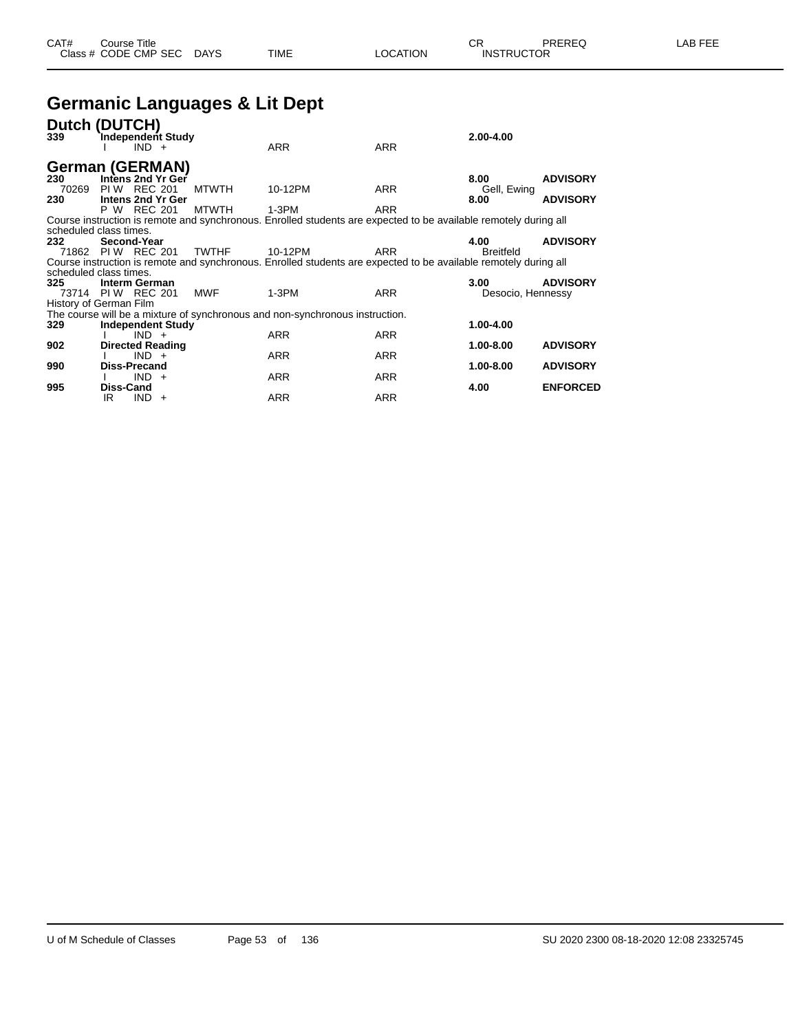# Germanic Languages & Lit Dept

## Dutch (DUTCH)

| CAT# | Course Title | | | | CR | PREREQ | LAB FEE |
|---|---|---|---|---|---|---|---|
| Class # | CODE CMP SEC | DAYS | TIME | LOCATION | INSTRUCTOR | | |
| **339** | **Independent Study** | | | | **2.00-4.00** | | |
| | I IND + | | ARR | ARR | | | |

## German (GERMAN)

| CAT# | Course Title | | | | CR | PREREQ | LAB FEE |
|---|---|---|---|---|---|---|---|
| Class # | CODE CMP SEC | DAYS | TIME | LOCATION | INSTRUCTOR | | |
| **230** | **Intens 2nd Yr Ger** | | | | **8.00** | **ADVISORY** | |
| 70269 | PI W REC 201 | MTWTH | 10-12PM | ARR | Gell, Ewing | | |
| **230** | **Intens 2nd Yr Ger** | | | | **8.00** | **ADVISORY** | |
| | P W REC 201 | MTWTH | 1-3PM | ARR | | | |

Course instruction is remote and synchronous. Enrolled students are expected to be available remotely during all scheduled class times.

| CAT# | Course Title | | | | CR | PREREQ | LAB FEE |
|---|---|---|---|---|---|---|---|
| **232** | **Second-Year** | | | | **4.00** | **ADVISORY** | |
| 71862 | PI W REC 201 | TWTHF | 10-12PM | ARR | Breitfeld | | |

Course instruction is remote and synchronous. Enrolled students are expected to be available remotely during all scheduled class times.

| CAT# | Course Title | | | | CR | PREREQ | LAB FEE |
|---|---|---|---|---|---|---|---|
| **325** | **Interm German** | | | | **3.00** | **ADVISORY** | |
| 73714 | PI W REC 201 | MWF | 1-3PM | ARR | Desocio, Hennessy | | |

History of German Film

The course will be a mixture of synchronous and non-synchronous instruction.

| CAT# | Course Title | | | | CR | PREREQ | LAB FEE |
|---|---|---|---|---|---|---|---|
| **329** | **Independent Study** | | | | **1.00-4.00** | | |
| | I IND + | | ARR | ARR | | | |
| **902** | **Directed Reading** | | | | **1.00-8.00** | **ADVISORY** | |
| | I IND + | | ARR | ARR | | | |
| **990** | **Diss-Precand** | | | | **1.00-8.00** | **ADVISORY** | |
| | I IND + | | ARR | ARR | | | |
| **995** | **Diss-Cand** | | | | **4.00** | **ENFORCED** | |
| | IR IND + | | ARR | ARR | | | |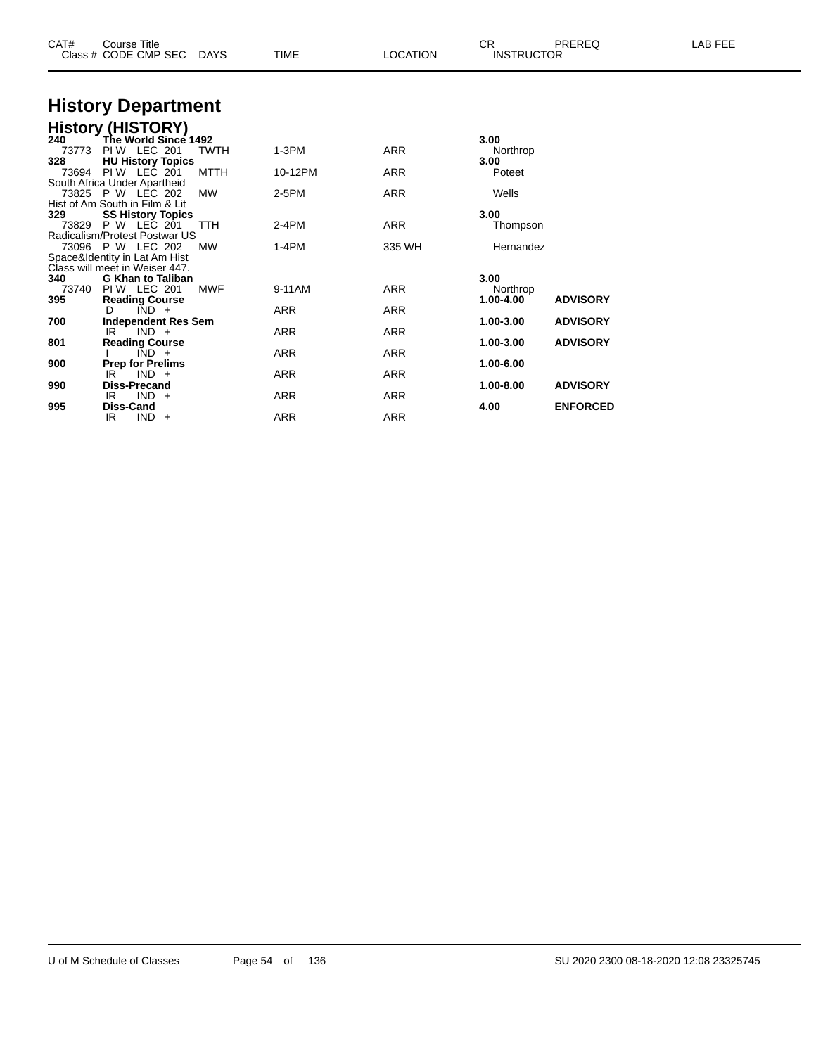# History Department

## History (HISTORY)

| CAT# / Class # | Course Title / CODE CMP SEC | DAYS | TIME | LOCATION | CR / INSTRUCTOR | PREREQ | LAB FEE |
|---|---|---|---|---|---|---|---|
| **240** | **The World Since 1492** | | | | **3.00** | | |
| 73773 | PI W LEC 201 | TWTH | 1-3PM | ARR | Northrop | | |
| **328** | **HU History Topics** | | | | **3.00** | | |
| 73694 | PI W LEC 201 | MTTH | 10-12PM | ARR | Poteet | | |
| South Africa Under Apartheid | | | | | | | |
| 73825 | P W LEC 202 | MW | 2-5PM | ARR | Wells | | |
| Hist of Am South in Film & Lit | | | | | | | |
| **329** | **SS History Topics** | | | | **3.00** | | |
| 73829 | P W LEC 201 | TTH | 2-4PM | ARR | Thompson | | |
| Radicalism/Protest Postwar US | | | | | | | |
| 73096 | P W LEC 202 | MW | 1-4PM | 335 WH | Hernandez | | |
| Space&Identity in Lat Am Hist | | | | | | | |
| Class will meet in Weiser 447. | | | | | | | |
| **340** | **G Khan to Taliban** | | | | **3.00** | | |
| 73740 | PI W LEC 201 | MWF | 9-11AM | ARR | Northrop | | |
| **395** | **Reading Course** | | | | **1.00-4.00** | **ADVISORY** | |
| | D IND + | | ARR | ARR | | | |
| **700** | **Independent Res Sem** | | | | **1.00-3.00** | **ADVISORY** | |
| | IR IND + | | ARR | ARR | | | |
| **801** | **Reading Course** | | | | **1.00-3.00** | **ADVISORY** | |
| | I IND + | | ARR | ARR | | | |
| **900** | **Prep for Prelims** | | | | **1.00-6.00** | | |
| | IR IND + | | ARR | ARR | | | |
| **990** | **Diss-Precand** | | | | **1.00-8.00** | **ADVISORY** | |
| | IR IND + | | ARR | ARR | | | |
| **995** | **Diss-Cand** | | | | **4.00** | **ENFORCED** | |
| | IR IND + | | ARR | ARR | | | |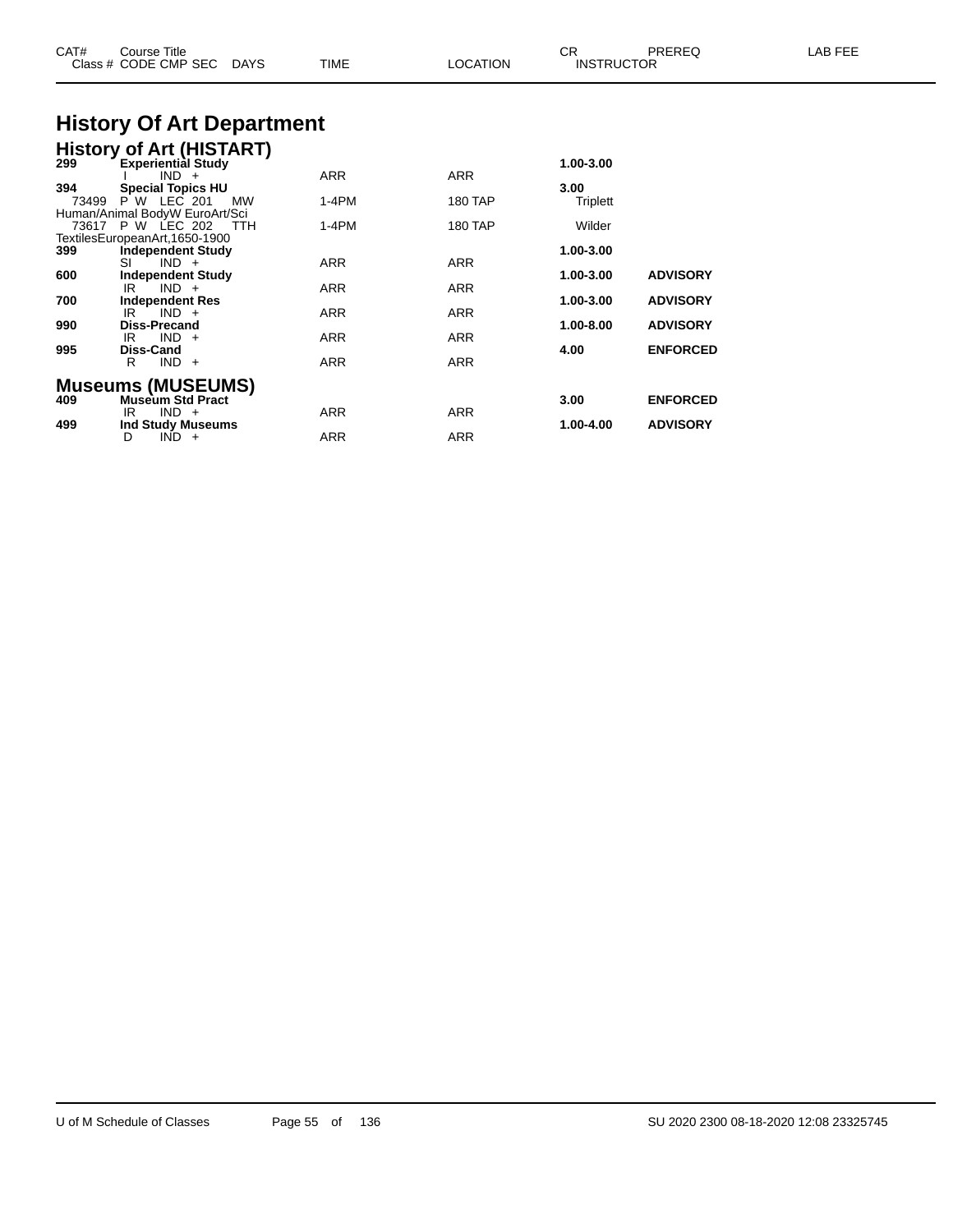| CAT# Class # | Course Title CODE CMP SEC | DAYS | TIME | LOCATION | CR INSTRUCTOR | PREREQ | LAB FEE |
|---|---|---|---|---|---|---|---|

# History Of Art Department

## History of Art (HISTART)

| CAT# Class # | Course Title CODE CMP SEC | DAYS | TIME | LOCATION | CR INSTRUCTOR | PREREQ | LAB FEE |
|---|---|---|---|---|---|---|---|
| **299** | **Experiential Study** | | | | **1.00-3.00** | | |
| | I IND + | | ARR | ARR | | | |
| **394** | **Special Topics HU** | | | | **3.00** | | |
| 73499 | P W LEC 201 | MW | 1-4PM | 180 TAP | Triplett | | |
| Human/Animal BodyW EuroArt/Sci | | | | | | | |
| 73617 | P W LEC 202 | TTH | 1-4PM | 180 TAP | Wilder | | |
| TextilesEuropeanArt,1650-1900 | | | | | | | |
| **399** | **Independent Study** | | | | **1.00-3.00** | | |
| | SI IND + | | ARR | ARR | | | |
| **600** | **Independent Study** | | | | **1.00-3.00** | **ADVISORY** | |
| | IR IND + | | ARR | ARR | | | |
| **700** | **Independent Res** | | | | **1.00-3.00** | **ADVISORY** | |
| | IR IND + | | ARR | ARR | | | |
| **990** | **Diss-Precand** | | | | **1.00-8.00** | **ADVISORY** | |
| | IR IND + | | ARR | ARR | | | |
| **995** | **Diss-Cand** | | | | **4.00** | **ENFORCED** | |
| | R IND + | | ARR | ARR | | | |

## Museums (MUSEUMS)

| CAT# Class # | Course Title CODE CMP SEC | DAYS | TIME | LOCATION | CR INSTRUCTOR | PREREQ | LAB FEE |
|---|---|---|---|---|---|---|---|
| **409** | **Museum Std Pract** | | | | **3.00** | **ENFORCED** | |
| | IR IND + | | ARR | ARR | | | |
| **499** | **Ind Study Museums** | | | | **1.00-4.00** | **ADVISORY** | |
| | D IND + | | ARR | ARR | | | |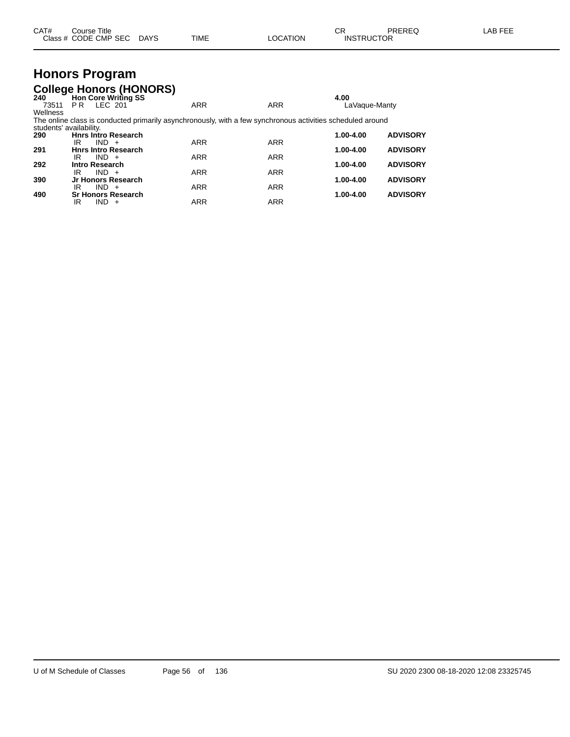| CAT# | Course Title | | | | | CR | PREREQ | LAB FEE |
|---|---|---|---|---|---|---|---|---|
| Class # | CODE CMP SEC | DAYS | TIME | LOCATION | | INSTRUCTOR | | |

# Honors Program

## College Honors (HONORS)

| CAT# | Course Title / Class Info | TIME | LOCATION | CR / INSTRUCTOR | PREREQ |
|---|---|---|---|---|---|
| **240** | **Hon Core Writing SS** | | | **4.00** | |
| 73511 | P R LEC 201 | ARR | ARR | LaVaque-Manty | |

Wellness

The online class is conducted primarily asynchronously, with a few synchronous activities scheduled around students' availability.

| CAT# | Course Title / Class Info | TIME | LOCATION | CR | PREREQ |
|---|---|---|---|---|---|
| **290** | **Hnrs Intro Research** | | | **1.00-4.00** | **ADVISORY** |
| | IR IND + | ARR | ARR | | |
| **291** | **Hnrs Intro Research** | | | **1.00-4.00** | **ADVISORY** |
| | IR IND + | ARR | ARR | | |
| **292** | **Intro Research** | | | **1.00-4.00** | **ADVISORY** |
| | IR IND + | ARR | ARR | | |
| **390** | **Jr Honors Research** | | | **1.00-4.00** | **ADVISORY** |
| | IR IND + | ARR | ARR | | |
| **490** | **Sr Honors Research** | | | **1.00-4.00** | **ADVISORY** |
| | IR IND + | ARR | ARR | | |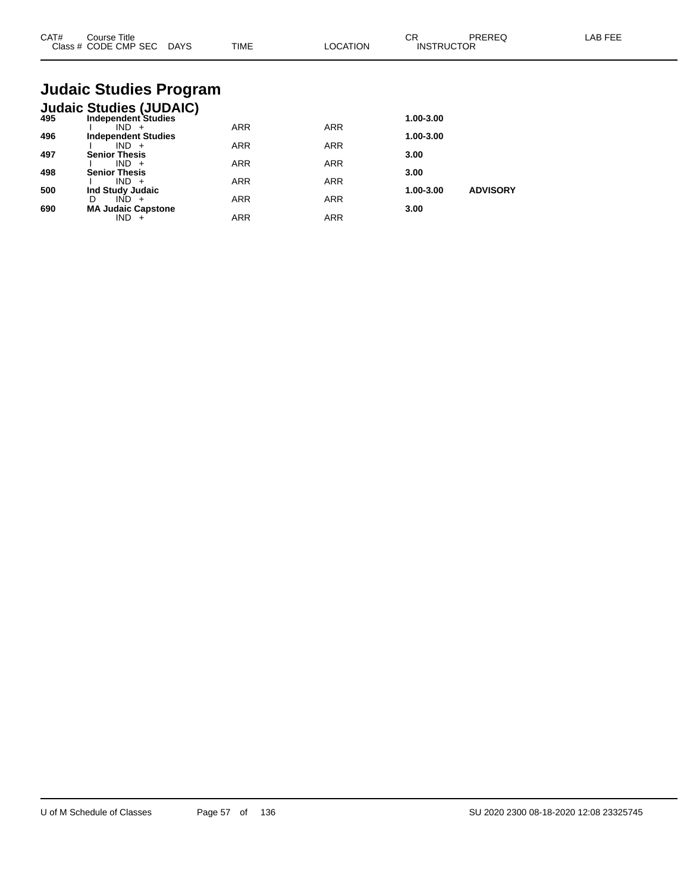| CAT# | Course Title<br>Class # CODE CMP SEC DAYS | TIME | LOCATION | CR<br>INSTRUCTOR | PREREQ | LAB FEE |
|---|---|---|---|---|---|---|

# Judaic Studies Program

## Judaic Studies (JUDAIC)

| CAT# | Course Title / Class # CODE CMP SEC DAYS | TIME | LOCATION | CR / INSTRUCTOR | PREREQ | LAB FEE |
|---|---|---|---|---|---|---|
| **495** | **Independent Studies** | | | **1.00-3.00** | | |
| | I IND + | ARR | ARR | | | |
| **496** | **Independent Studies** | | | **1.00-3.00** | | |
| | I IND + | ARR | ARR | | | |
| **497** | **Senior Thesis** | | | **3.00** | | |
| | I IND + | ARR | ARR | | | |
| **498** | **Senior Thesis** | | | **3.00** | | |
| | I IND + | ARR | ARR | | | |
| **500** | **Ind Study Judaic** | | | **1.00-3.00** | **ADVISORY** | |
| | D IND + | ARR | ARR | | | |
| **690** | **MA Judaic Capstone** | | | **3.00** | | |
| | IND + | ARR | ARR | | | |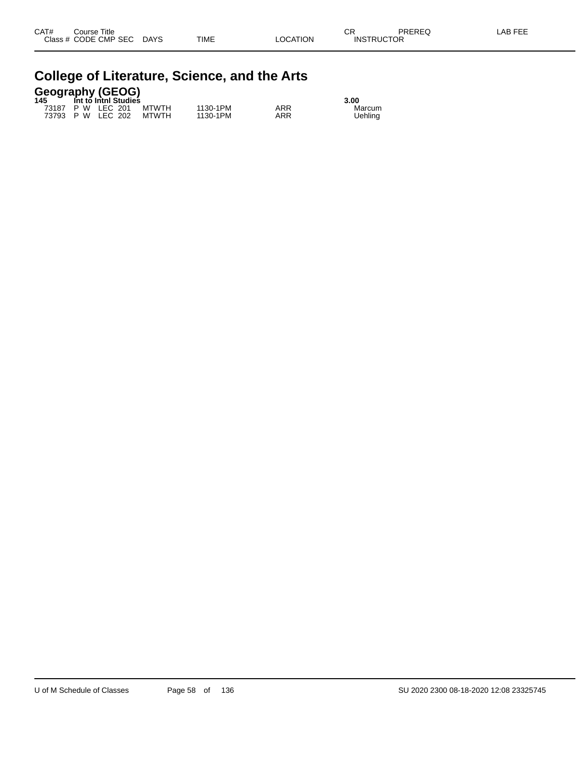| CAT# | Course Title |  |  |  |  |  |  |  |  |  |
|---|---|---|---|---|---|---|---|---|---|---|
| Class # | CODE | CMP | SEC | DAYS | TIME | LOCATION | CR | INSTRUCTOR | PREREQ | LAB FEE |

# College of Literature, Science, and the Arts

## Geography (GEOG)

**145 Int to Intnl Studies** **3.00**

| Class # | CODE | CMP | SEC | DAYS | TIME | LOCATION | INSTRUCTOR |
|---|---|---|---|---|---|---|---|
| 73187 | P W | LEC | 201 | MTWTH | 1130-1PM | ARR | Marcum |
| 73793 | P W | LEC | 202 | MTWTH | 1130-1PM | ARR | Uehling |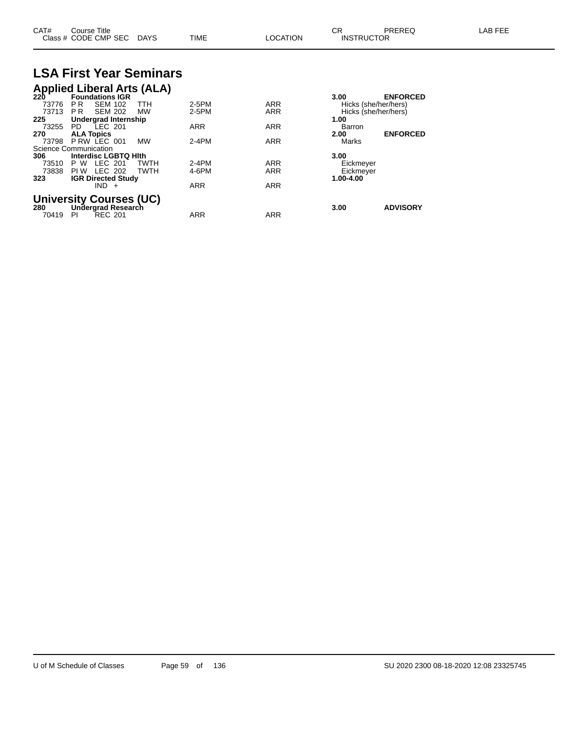| CAT# Class # | Course Title CODE CMP SEC | DAYS | TIME | LOCATION | CR INSTRUCTOR | PREREQ | LAB FEE |
|---|---|---|---|---|---|---|---|

# LSA First Year Seminars

## Applied Liberal Arts (ALA)

| CAT# Class # | Course Title CODE CMP SEC | DAYS | TIME | LOCATION | CR INSTRUCTOR | PREREQ | LAB FEE |
|---|---|---|---|---|---|---|---|
| **220** | **Foundations IGR** | | | | **3.00** | **ENFORCED** | |
| 73776 | P R SEM 102 | TTH | 2-5PM | ARR | Hicks (she/her/hers) | | |
| 73713 | P R SEM 202 | MW | 2-5PM | ARR | Hicks (she/her/hers) | | |
| **225** | **Undergrad Internship** | | | | **1.00** | | |
| 73255 | PD LEC 201 | | ARR | ARR | Barron | | |
| **270** | **ALA Topics** | | | | **2.00** | **ENFORCED** | |
| 73798 | P RW LEC 001 | MW | 2-4PM | ARR | Marks | | |
| Science Communication | | | | | | | |
| **306** | **Interdisc LGBTQ Hlth** | | | | **3.00** | | |
| 73510 | P W LEC 201 | TWTH | 2-4PM | ARR | Eickmeyer | | |
| 73838 | PI W LEC 202 | TWTH | 4-6PM | ARR | Eickmeyer | | |
| **323** | **IGR Directed Study** | | | | **1.00-4.00** | | |
| | IND + | | ARR | ARR | | | |

## University Courses (UC)

| CAT# Class # | Course Title CODE CMP SEC | DAYS | TIME | LOCATION | CR INSTRUCTOR | PREREQ | LAB FEE |
|---|---|---|---|---|---|---|---|
| **280** | **Undergrad Research** | | | | **3.00** | **ADVISORY** | |
| 70419 | PI REC 201 | | ARR | ARR | | | |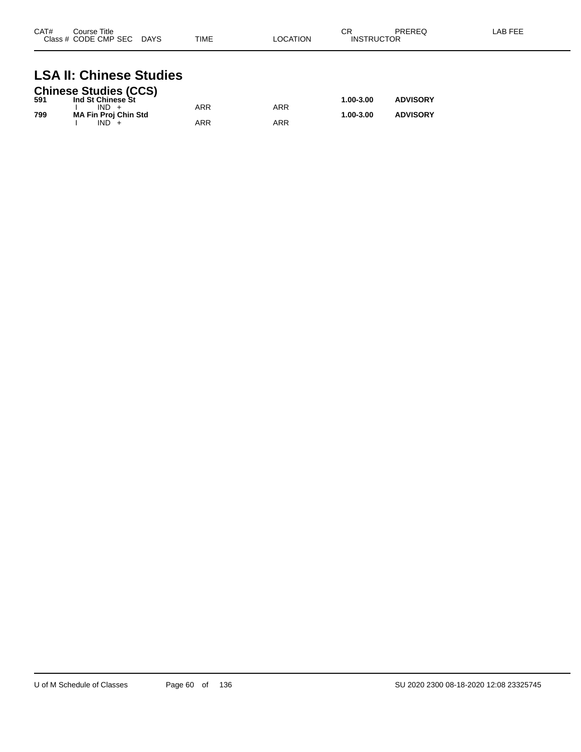| CAT# | Course Title<br>Class # CODE CMP SEC DAYS | TIME | LOCATION | CR<br>INSTRUCTOR | PREREQ | LAB FEE |
|---|---|---|---|---|---|---|

# LSA II: Chinese Studies

## Chinese Studies (CCS)

| CAT# | Course Title / Class # CODE CMP SEC DAYS | TIME | LOCATION | CR / INSTRUCTOR | PREREQ | LAB FEE |
|---|---|---|---|---|---|---|
| **591** | **Ind St Chinese St** | | | **1.00-3.00** | **ADVISORY** | |
| | I IND + | ARR | ARR | | | |
| **799** | **MA Fin Proj Chin Std** | | | **1.00-3.00** | **ADVISORY** | |
| | I IND + | ARR | ARR | | | |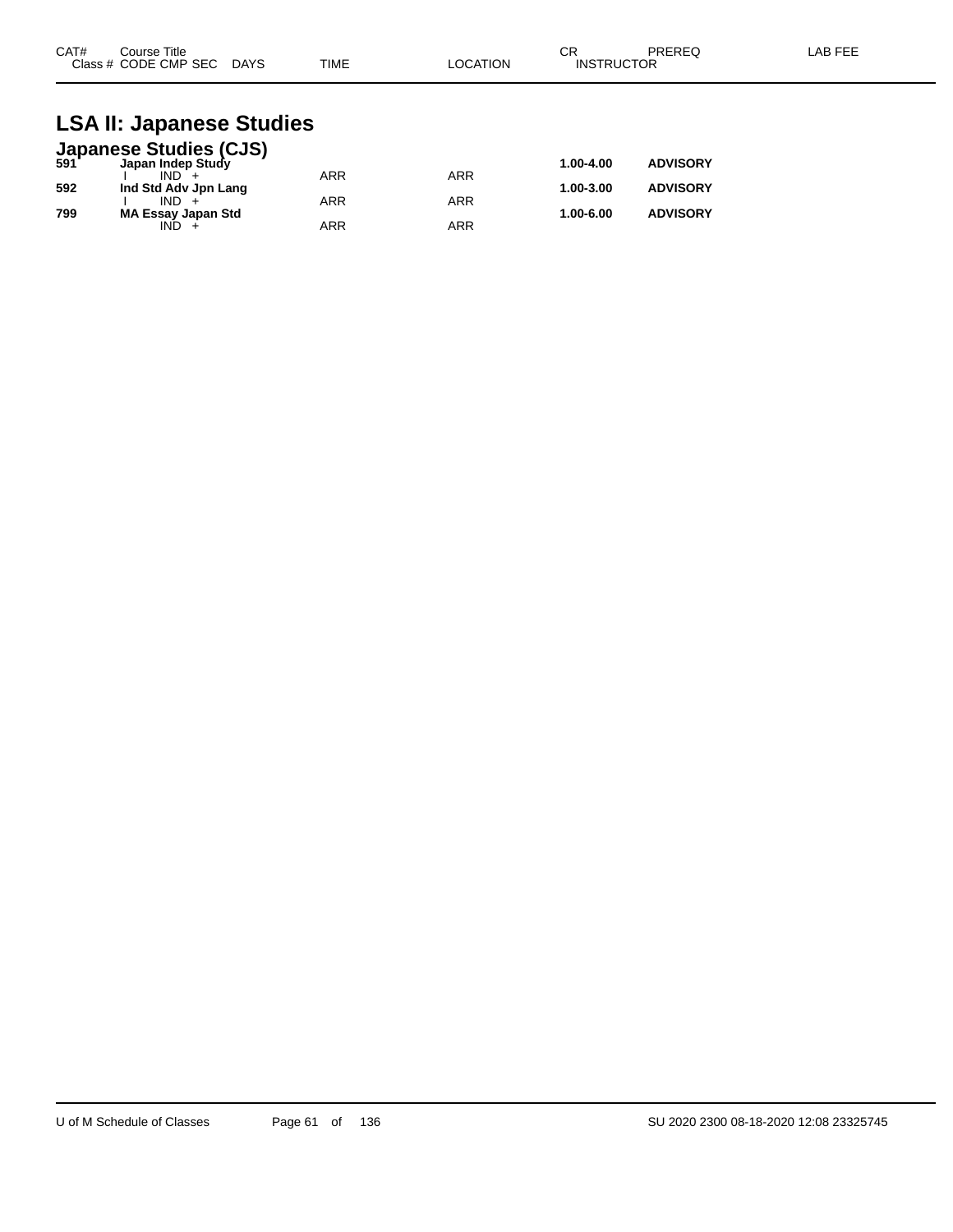| CAT# | Course Title<br>Class # CODE CMP SEC DAYS | TIME | LOCATION | CR<br>INSTRUCTOR | PREREQ | LAB FEE |
|---|---|---|---|---|---|---|

# LSA II: Japanese Studies

## Japanese Studies (CJS)

| CAT# | Course Title / Class # CODE CMP SEC DAYS | TIME | LOCATION | CR | PREREQ | LAB FEE |
|---|---|---|---|---|---|---|
| **591** | **Japan Indep Study** | | | **1.00-4.00** | **ADVISORY** | |
| | I IND + | ARR | ARR | | | |
| **592** | **Ind Std Adv Jpn Lang** | | | **1.00-3.00** | **ADVISORY** | |
| | I IND + | ARR | ARR | | | |
| **799** | **MA Essay Japan Std** | | | **1.00-6.00** | **ADVISORY** | |
| | IND + | ARR | ARR | | | |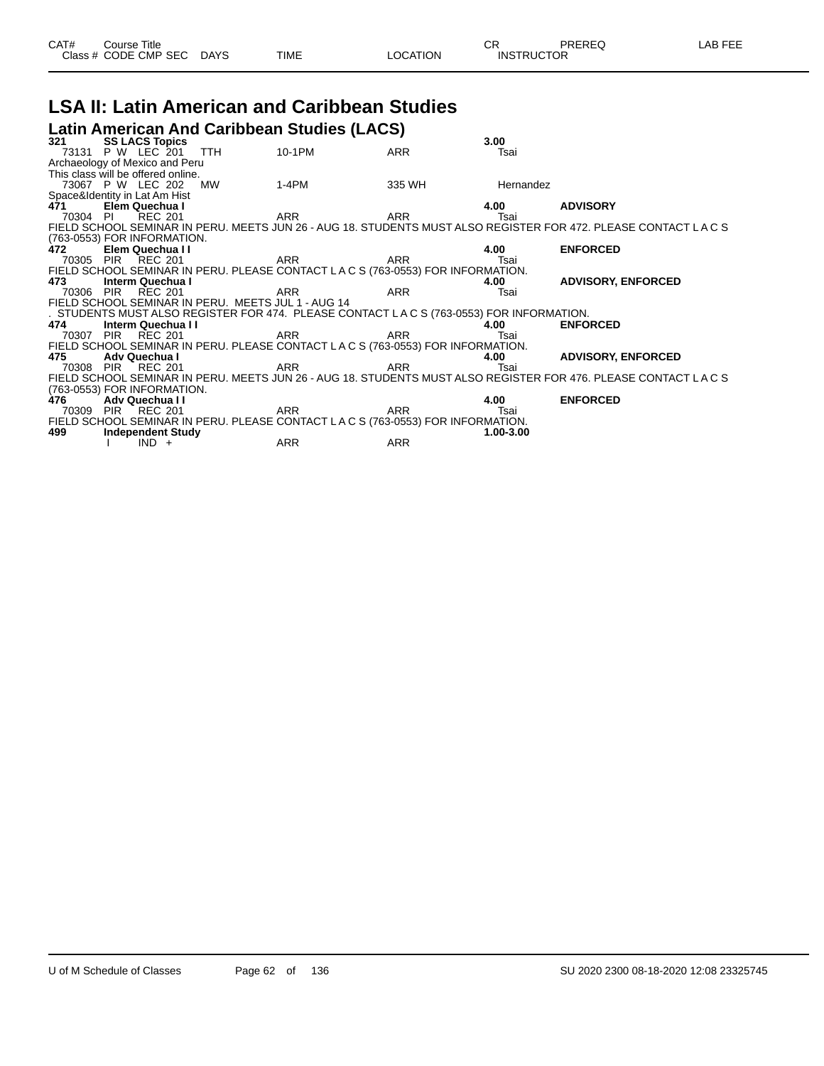# LSA II: Latin American and Caribbean Studies

## Latin American And Caribbean Studies (LACS)

| CAT# / Class # | Course Title / CODE CMP SEC | DAYS | TIME | LOCATION | CR / INSTRUCTOR | PREREQ | LAB FEE |
|---|---|---|---|---|---|---|---|
| **321** | **SS LACS Topics** | | | | **3.00** | | |
| 73131 | P W LEC 201 | TTH | 10-1PM | ARR | Tsai | | |

Archaeology of Mexico and Peru
This class will be offered online.

| Class # | CODE CMP SEC | DAYS | TIME | LOCATION | INSTRUCTOR |
|---|---|---|---|---|---|
| 73067 | P W LEC 202 | MW | 1-4PM | 335 WH | Hernandez |

Space&Identity in Lat Am Hist

| CAT# / Class # | Course Title / CODE CMP SEC | DAYS | TIME | LOCATION | CR / INSTRUCTOR | PREREQ |
|---|---|---|---|---|---|---|
| **471** | **Elem Quechua I** | | | | **4.00** | **ADVISORY** |
| 70304 | PI REC 201 | | ARR | ARR | Tsai | |

FIELD SCHOOL SEMINAR IN PERU. MEETS JUN 26 - AUG 18. STUDENTS MUST ALSO REGISTER FOR 472. PLEASE CONTACT L A C S (763-0553) FOR INFORMATION.

| CAT# / Class # | Course Title / CODE CMP SEC | DAYS | TIME | LOCATION | CR / INSTRUCTOR | PREREQ |
|---|---|---|---|---|---|---|
| **472** | **Elem Quechua I I** | | | | **4.00** | **ENFORCED** |
| 70305 | PIR REC 201 | | ARR | ARR | Tsai | |

FIELD SCHOOL SEMINAR IN PERU. PLEASE CONTACT L A C S (763-0553) FOR INFORMATION.

| CAT# / Class # | Course Title / CODE CMP SEC | DAYS | TIME | LOCATION | CR / INSTRUCTOR | PREREQ |
|---|---|---|---|---|---|---|
| **473** | **Interm Quechua I** | | | | **4.00** | **ADVISORY, ENFORCED** |
| 70306 | PIR REC 201 | | ARR | ARR | Tsai | |

FIELD SCHOOL SEMINAR IN PERU. MEETS JUL 1 - AUG 14
. STUDENTS MUST ALSO REGISTER FOR 474. PLEASE CONTACT L A C S (763-0553) FOR INFORMATION.

| CAT# / Class # | Course Title / CODE CMP SEC | DAYS | TIME | LOCATION | CR / INSTRUCTOR | PREREQ |
|---|---|---|---|---|---|---|
| **474** | **Interm Quechua I I** | | | | **4.00** | **ENFORCED** |
| 70307 | PIR REC 201 | | ARR | ARR | Tsai | |

FIELD SCHOOL SEMINAR IN PERU. PLEASE CONTACT L A C S (763-0553) FOR INFORMATION.

| CAT# / Class # | Course Title / CODE CMP SEC | DAYS | TIME | LOCATION | CR / INSTRUCTOR | PREREQ |
|---|---|---|---|---|---|---|
| **475** | **Adv Quechua I** | | | | **4.00** | **ADVISORY, ENFORCED** |
| 70308 | PIR REC 201 | | ARR | ARR | Tsai | |

FIELD SCHOOL SEMINAR IN PERU. MEETS JUN 26 - AUG 18. STUDENTS MUST ALSO REGISTER FOR 476. PLEASE CONTACT L A C S (763-0553) FOR INFORMATION.

| CAT# / Class # | Course Title / CODE CMP SEC | DAYS | TIME | LOCATION | CR / INSTRUCTOR | PREREQ |
|---|---|---|---|---|---|---|
| **476** | **Adv Quechua I I** | | | | **4.00** | **ENFORCED** |
| 70309 | PIR REC 201 | | ARR | ARR | Tsai | |

FIELD SCHOOL SEMINAR IN PERU. PLEASE CONTACT L A C S (763-0553) FOR INFORMATION.

| CAT# / Class # | Course Title / CODE CMP SEC | DAYS | TIME | LOCATION | CR / INSTRUCTOR |
|---|---|---|---|---|---|
| **499** | **Independent Study** | | | | **1.00-3.00** |
| | I IND + | | ARR | ARR | |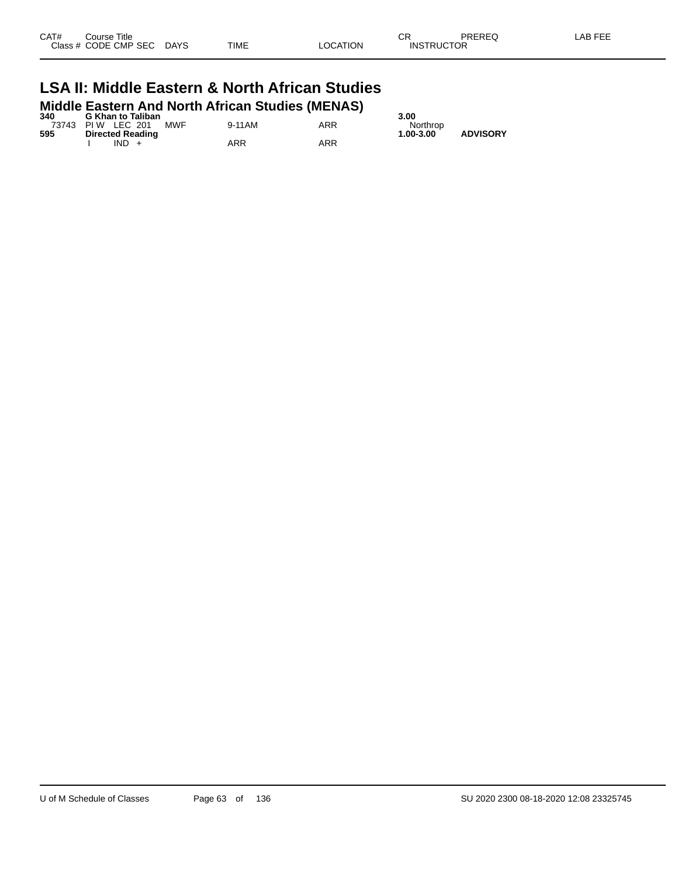| CAT# | Course Title | | | | | CR | PREREQ | LAB FEE |
|---|---|---|---|---|---|---|---|---|
| Class # | CODE CMP SEC | DAYS | TIME | LOCATION | | INSTRUCTOR | | |

# LSA II: Middle Eastern & North African Studies

## Middle Eastern And North African Studies (MENAS)

| CAT# / Class # | Course Title / CODE CMP SEC | DAYS | TIME | LOCATION | CR / INSTRUCTOR | PREREQ | LAB FEE |
|---|---|---|---|---|---|---|---|
| **340** | **G Khan to Taliban** | | | | **3.00** | | |
| 73743 | PI W LEC 201 | MWF | 9-11AM | ARR | Northrop | | |
| **595** | **Directed Reading** | | | | **1.00-3.00** | **ADVISORY** | |
| | I IND + | | ARR | ARR | | | |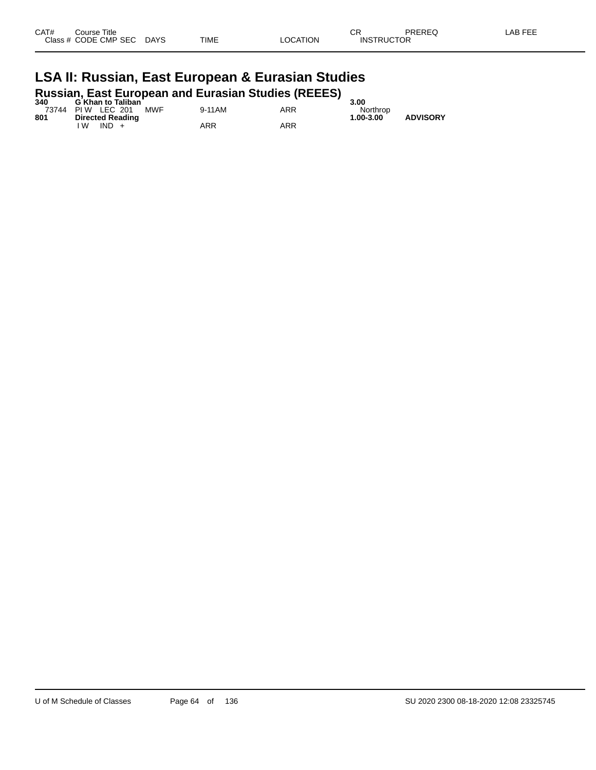| CAT# | Course Title | | | | | CR | PREREQ | LAB FEE |
|---|---|---|---|---|---|---|---|---|
| Class # | CODE CMP SEC | DAYS | TIME | LOCATION | | INSTRUCTOR | | |

# LSA II: Russian, East European & Eurasian Studies

## Russian, East European and Eurasian Studies (REEES)

| CAT# | Course Title / Class # CODE CMP SEC | DAYS | TIME | LOCATION | CR / INSTRUCTOR | PREREQ | LAB FEE |
|---|---|---|---|---|---|---|---|
| **340** | **G Khan to Taliban** | | | | **3.00** | | |
| 73744 | PI W LEC 201 | MWF | 9-11AM | ARR | Northrop | | |
| **801** | **Directed Reading** | | | | **1.00-3.00** | **ADVISORY** | |
| | I W IND + | | ARR | ARR | | | |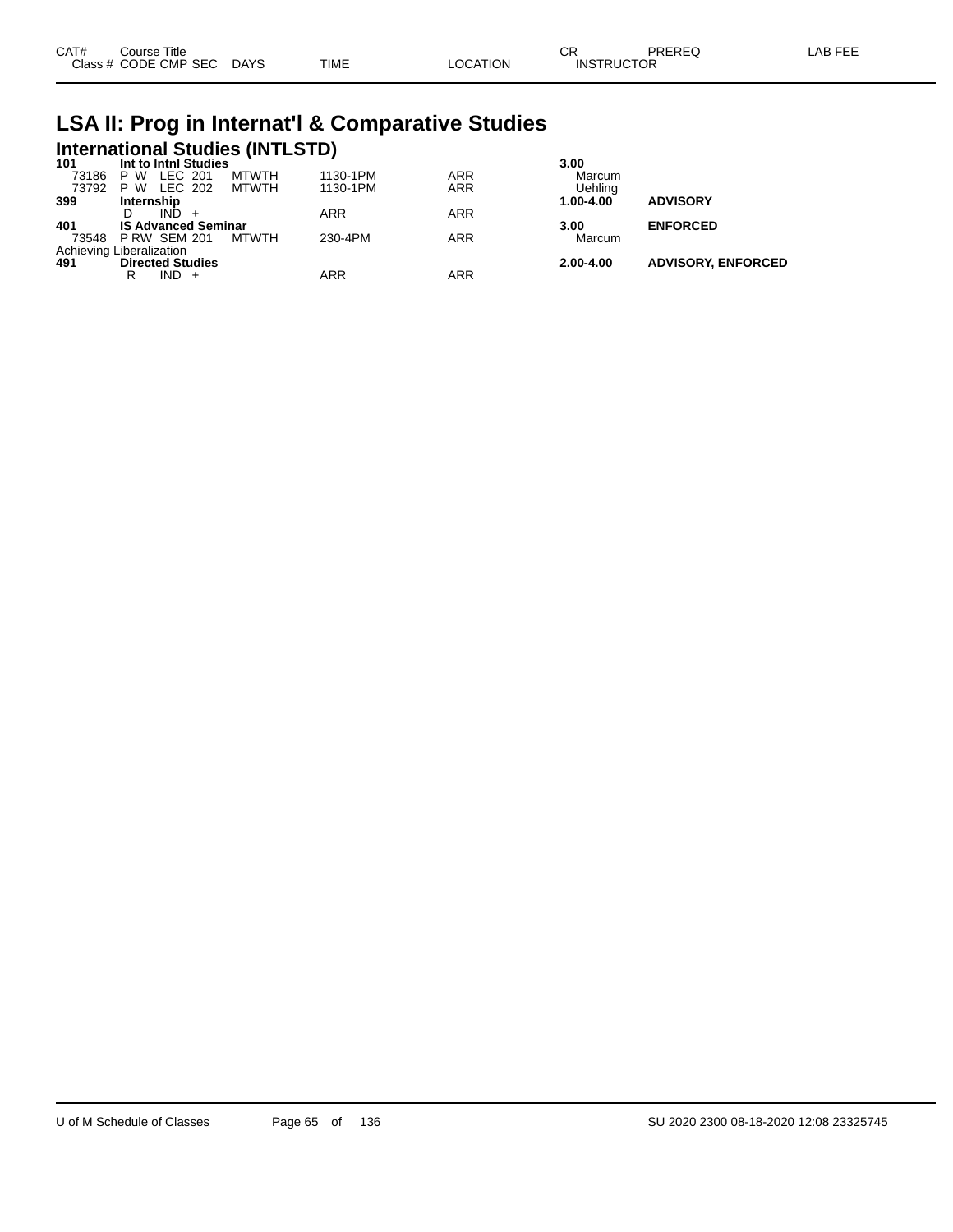| CAT# | Course Title | | | | | CR | PREREQ | LAB FEE |
|---|---|---|---|---|---|---|---|---|
| Class # | CODE CMP SEC | DAYS | TIME | LOCATION | | INSTRUCTOR | | |

# LSA II: Prog in Internat'l & Comparative Studies

## International Studies (INTLSTD)

| CAT# / Class # | Course Title / CODE CMP SEC | DAYS | TIME | LOCATION | CR / INSTRUCTOR | PREREQ |
|---|---|---|---|---|---|---|
| **101** | **Int to Intnl Studies** | | | | **3.00** | |
| 73186 | P W LEC 201 | MTWTH | 1130-1PM | ARR | Marcum | |
| 73792 | P W LEC 202 | MTWTH | 1130-1PM | ARR | Uehling | |
| **399** | **Internship** | | | | **1.00-4.00** | **ADVISORY** |
| | D IND + | | ARR | ARR | | |
| **401** | **IS Advanced Seminar** | | | | **3.00** | **ENFORCED** |
| 73548 | P RW SEM 201 | MTWTH | 230-4PM | ARR | Marcum | |
| Achieving Liberalization | | | | | | |
| **491** | **Directed Studies** | | | | **2.00-4.00** | **ADVISORY, ENFORCED** |
| | R IND + | | ARR | ARR | | |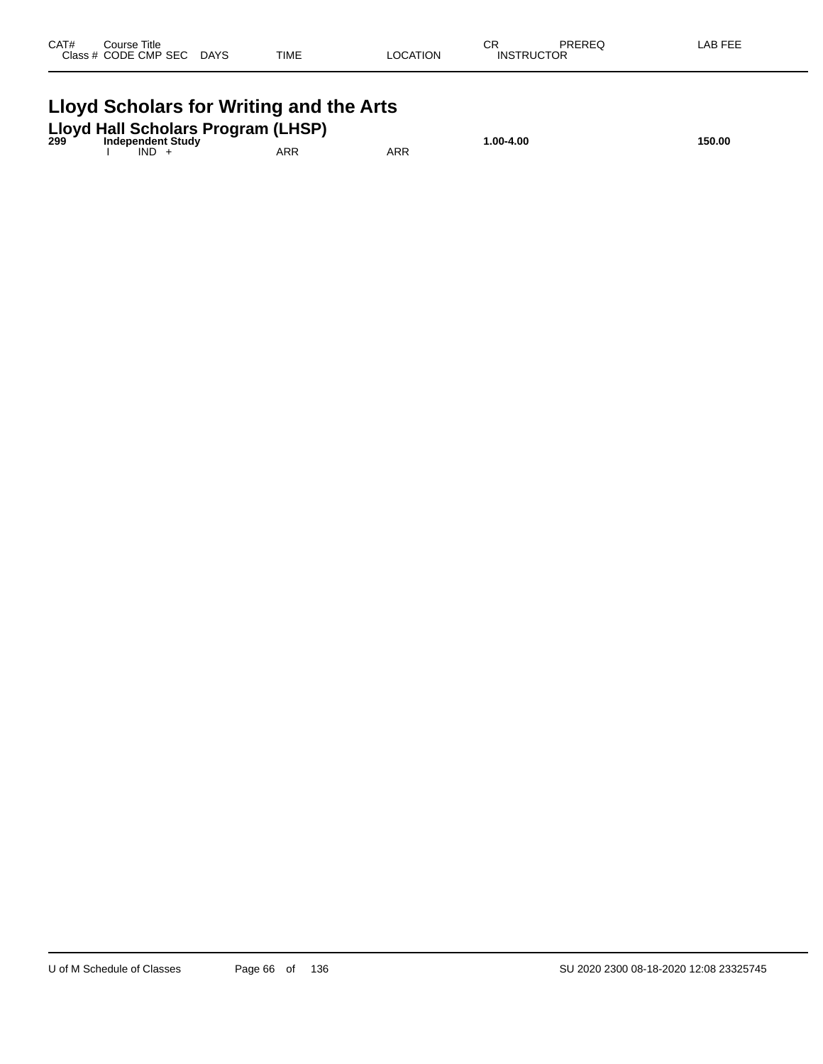| CAT# | Course Title<br>Class # CODE CMP SEC | DAYS | TIME | LOCATION | CR<br>INSTRUCTOR | PREREQ | LAB FEE |
|---|---|---|---|---|---|---|---|

# Lloyd Scholars for Writing and the Arts

## Lloyd Hall Scholars Program (LHSP)

| CAT# | Course Title<br>Class # CODE CMP SEC | DAYS | TIME | LOCATION | CR<br>INSTRUCTOR | PREREQ | LAB FEE |
|---|---|---|---|---|---|---|---|
| **299** | **Independent Study** | | | | **1.00-4.00** | | **150.00** |
| | I IND + | | ARR | ARR | | | |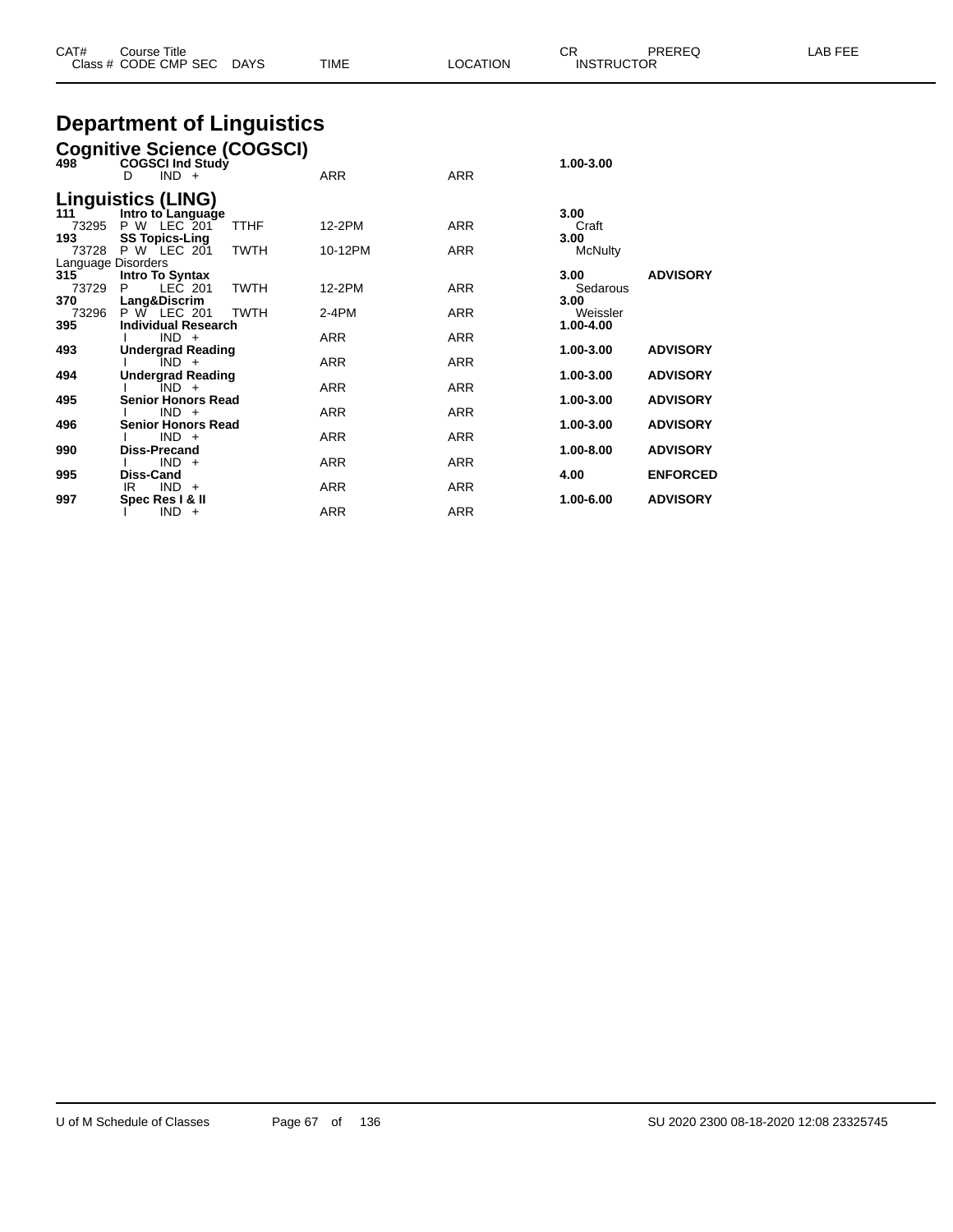| CAT# | Course Title Class # CODE CMP SEC | DAYS | TIME | LOCATION | CR INSTRUCTOR | PREREQ | LAB FEE |
|---|---|---|---|---|---|---|---|

# Department of Linguistics

## Cognitive Science (COGSCI)

| CAT# | Course Title Class # CODE CMP SEC | DAYS | TIME | LOCATION | CR INSTRUCTOR | PREREQ | LAB FEE |
|---|---|---|---|---|---|---|---|
| 498 | **COGSCI Ind Study** | | | | **1.00-3.00** | | |
| | D IND + | | ARR | ARR | | | |

## Linguistics (LING)

| CAT# | Course Title Class # CODE CMP SEC | DAYS | TIME | LOCATION | CR INSTRUCTOR | PREREQ | LAB FEE |
|---|---|---|---|---|---|---|---|
| **111** | **Intro to Language** | | | | **3.00** | | |
| 73295 | P W LEC 201 | TTHF | 12-2PM | ARR | Craft | | |
| **193** | **SS Topics-Ling** | | | | **3.00** | | |
| 73728 | P W LEC 201 | TWTH | 10-12PM | ARR | McNulty | | |
| Language Disorders | | | | | | | |
| **315** | **Intro To Syntax** | | | | **3.00** | **ADVISORY** | |
| 73729 | P LEC 201 | TWTH | 12-2PM | ARR | Sedarous | | |
| **370** | **Lang&Discrim** | | | | **3.00** | | |
| 73296 | P W LEC 201 | TWTH | 2-4PM | ARR | Weissler | | |
| **395** | **Individual Research** | | | | **1.00-4.00** | | |
| | I IND + | | ARR | ARR | | | |
| **493** | **Undergrad Reading** | | | | **1.00-3.00** | **ADVISORY** | |
| | I IND + | | ARR | ARR | | | |
| **494** | **Undergrad Reading** | | | | **1.00-3.00** | **ADVISORY** | |
| | I IND + | | ARR | ARR | | | |
| **495** | **Senior Honors Read** | | | | **1.00-3.00** | **ADVISORY** | |
| | I IND + | | ARR | ARR | | | |
| **496** | **Senior Honors Read** | | | | **1.00-3.00** | **ADVISORY** | |
| | I IND + | | ARR | ARR | | | |
| **990** | **Diss-Precand** | | | | **1.00-8.00** | **ADVISORY** | |
| | I IND + | | ARR | ARR | | | |
| **995** | **Diss-Cand** | | | | **4.00** | **ENFORCED** | |
| | IR IND + | | ARR | ARR | | | |
| **997** | **Spec Res I & II** | | | | **1.00-6.00** | **ADVISORY** | |
| | I IND + | | ARR | ARR | | | |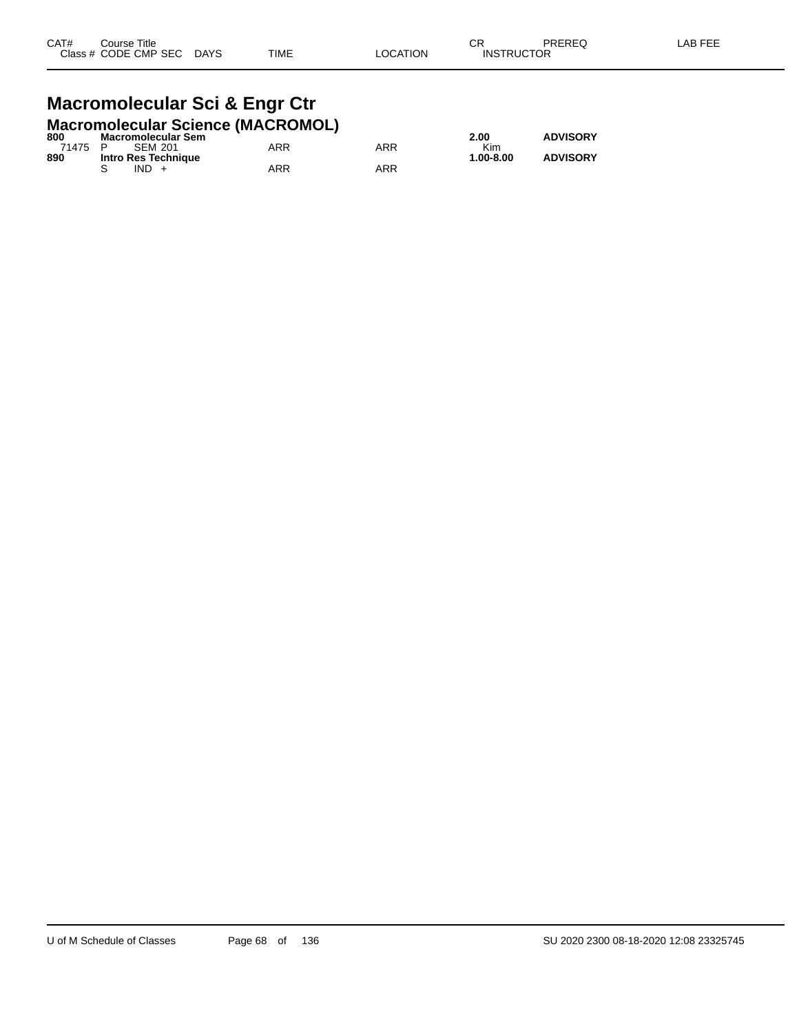| CAT# | Course Title | | | | | CR | PREREQ | LAB FEE |
|---|---|---|---|---|---|---|---|---|
| Class # | CODE CMP SEC | DAYS | TIME | LOCATION | | INSTRUCTOR | | |

# Macromolecular Sci & Engr Ctr

## Macromolecular Science (MACROMOL)

| CAT# / Class # | Course Title / CODE CMP SEC | DAYS | TIME | LOCATION | CR / INSTRUCTOR | PREREQ | LAB FEE |
|---|---|---|---|---|---|---|---|
| **800** | **Macromolecular Sem** | | | | **2.00** | **ADVISORY** | |
| 71475 | P SEM 201 | | ARR | ARR | Kim | | |
| **890** | **Intro Res Technique** | | | | **1.00-8.00** | **ADVISORY** | |
| | S IND + | | ARR | ARR | | | |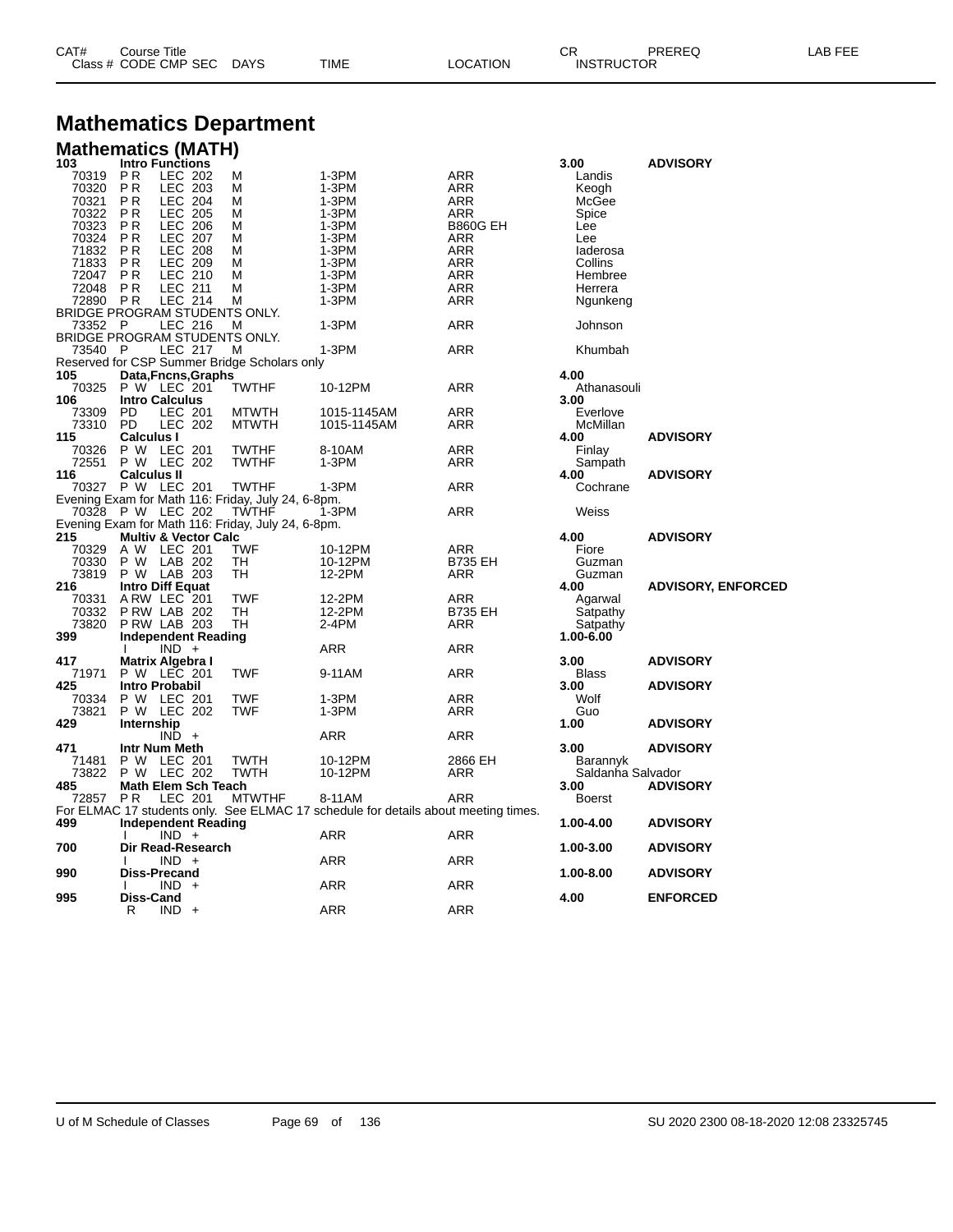| CAT# | Course Title | | | | | | CR | PREREQ | LAB FEE |
|---|---|---|---|---|---|---|---|---|---|
| Class # | CODE CMP SEC | DAYS | TIME | LOCATION | INSTRUCTOR | | | | |

# Mathematics Department

## Mathematics (MATH)

| CAT# / Class # | CODE CMP SEC | DAYS | TIME | LOCATION | CR / INSTRUCTOR | PREREQ |
|---|---|---|---|---|---|---|
| **103** | **Intro Functions** | | | | **3.00** | **ADVISORY** |
| 70319 | P R LEC 202 | M | 1-3PM | ARR | Landis | |
| 70320 | P R LEC 203 | M | 1-3PM | ARR | Keogh | |
| 70321 | P R LEC 204 | M | 1-3PM | ARR | McGee | |
| 70322 | P R LEC 205 | M | 1-3PM | ARR | Spice | |
| 70323 | P R LEC 206 | M | 1-3PM | B860G EH | Lee | |
| 70324 | P R LEC 207 | M | 1-3PM | ARR | Lee | |
| 71832 | P R LEC 208 | M | 1-3PM | ARR | Iaderosa | |
| 71833 | P R LEC 209 | M | 1-3PM | ARR | Collins | |
| 72047 | P R LEC 210 | M | 1-3PM | ARR | Hembree | |
| 72048 | P R LEC 211 | M | 1-3PM | ARR | Herrera | |
| 72890 | P R LEC 214 | M | 1-3PM | ARR | Ngunkeng | |
| BRIDGE PROGRAM STUDENTS ONLY. | | | | | | |
| 73352 | P LEC 216 | M | 1-3PM | ARR | Johnson | |
| BRIDGE PROGRAM STUDENTS ONLY. | | | | | | |
| 73540 | P LEC 217 | M | 1-3PM | ARR | Khumbah | |
| Reserved for CSP Summer Bridge Scholars only | | | | | | |
| **105** | **Data,Fncns,Graphs** | | | | **4.00** | |
| 70325 | P W LEC 201 | TWTHF | 10-12PM | ARR | Athanasouli | |
| **106** | **Intro Calculus** | | | | **3.00** | |
| 73309 | PD LEC 201 | MTWTH | 1015-1145AM | ARR | Everlove | |
| 73310 | PD LEC 202 | MTWTH | 1015-1145AM | ARR | McMillan | |
| **115** | **Calculus I** | | | | **4.00** | **ADVISORY** |
| 70326 | P W LEC 201 | TWTHF | 8-10AM | ARR | Finlay | |
| 72551 | P W LEC 202 | TWTHF | 1-3PM | ARR | Sampath | |
| **116** | **Calculus II** | | | | **4.00** | **ADVISORY** |
| 70327 | P W LEC 201 | TWTHF | 1-3PM | ARR | Cochrane | |
| Evening Exam for Math 116: Friday, July 24, 6-8pm. | | | | | | |
| 70328 | P W LEC 202 | TWTHF | 1-3PM | ARR | Weiss | |
| Evening Exam for Math 116: Friday, July 24, 6-8pm. | | | | | | |
| **215** | **Multiv & Vector Calc** | | | | **4.00** | **ADVISORY** |
| 70329 | A W LEC 201 | TWF | 10-12PM | ARR | Fiore | |
| 70330 | P W LAB 202 | TH | 10-12PM | B735 EH | Guzman | |
| 73819 | P W LAB 203 | TH | 12-2PM | ARR | Guzman | |
| **216** | **Intro Diff Equat** | | | | **4.00** | **ADVISORY, ENFORCED** |
| 70331 | A RW LEC 201 | TWF | 12-2PM | ARR | Agarwal | |
| 70332 | P RW LAB 202 | TH | 12-2PM | B735 EH | Satpathy | |
| 73820 | P RW LAB 203 | TH | 2-4PM | ARR | Satpathy | |
| **399** | **Independent Reading** | | | | **1.00-6.00** | |
| | I IND + | | ARR | ARR | | |
| **417** | **Matrix Algebra I** | | | | **3.00** | **ADVISORY** |
| 71971 | P W LEC 201 | TWF | 9-11AM | ARR | Blass | |
| **425** | **Intro Probabil** | | | | **3.00** | **ADVISORY** |
| 70334 | P W LEC 201 | TWF | 1-3PM | ARR | Wolf | |
| 73821 | P W LEC 202 | TWF | 1-3PM | ARR | Guo | |
| **429** | **Internship** | | | | **1.00** | **ADVISORY** |
| | IND + | | ARR | ARR | | |
| **471** | **Intr Num Meth** | | | | **3.00** | **ADVISORY** |
| 71481 | P W LEC 201 | TWTH | 10-12PM | 2866 EH | Barannyk | |
| 73822 | P W LEC 202 | TWTH | 10-12PM | ARR | Saldanha Salvador | |
| **485** | **Math Elem Sch Teach** | | | | **3.00** | **ADVISORY** |
| 72857 | P R LEC 201 | MTWTHF | 8-11AM | ARR | Boerst | |
| For ELMAC 17 students only. See ELMAC 17 schedule for details about meeting times. | | | | | | |
| **499** | **Independent Reading** | | | | **1.00-4.00** | **ADVISORY** |
| | I IND + | | ARR | ARR | | |
| **700** | **Dir Read-Research** | | | | **1.00-3.00** | **ADVISORY** |
| | I IND + | | ARR | ARR | | |
| **990** | **Diss-Precand** | | | | **1.00-8.00** | **ADVISORY** |
| | I IND + | | ARR | ARR | | |
| **995** | **Diss-Cand** | | | | **4.00** | **ENFORCED** |
| | R IND + | | ARR | ARR | | |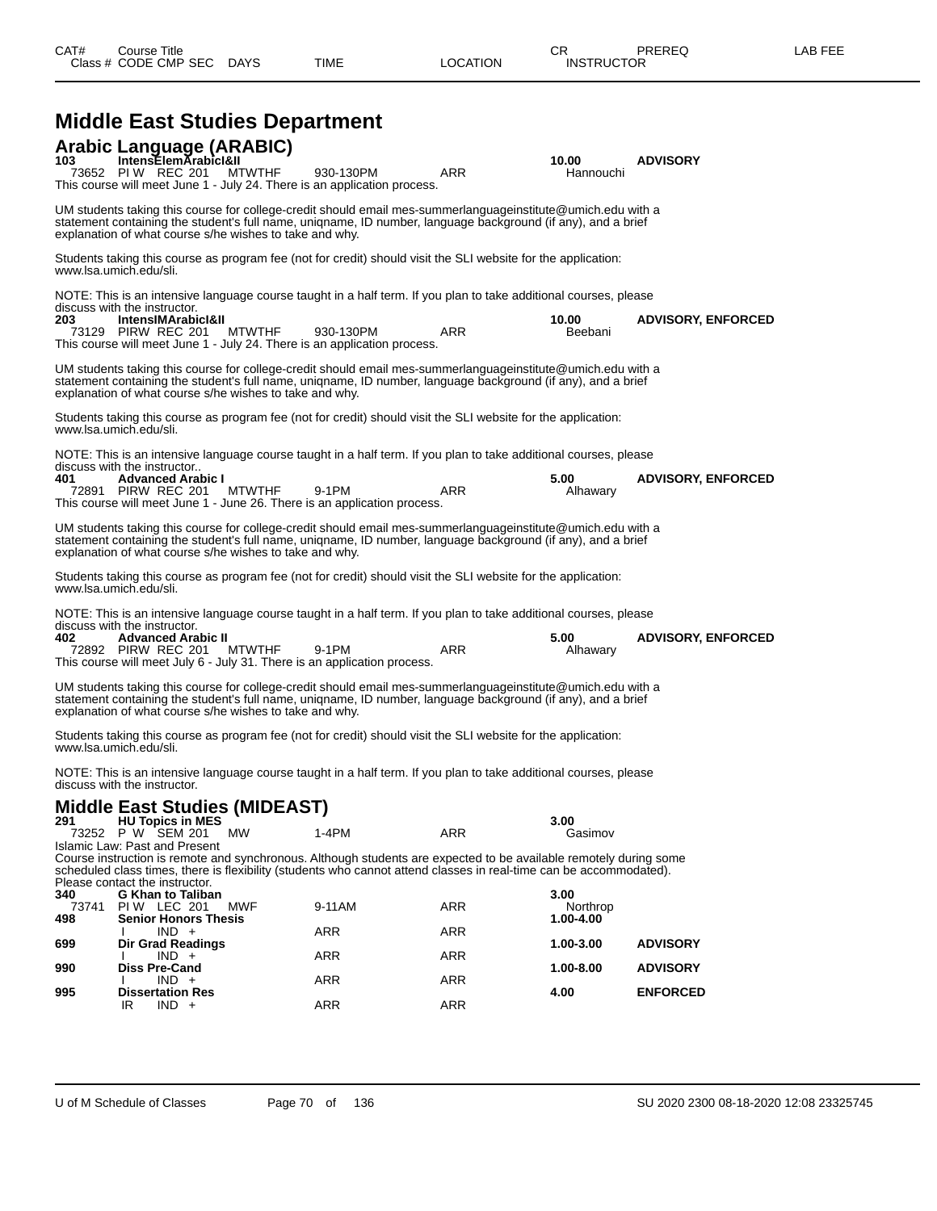# Middle East Studies Department

## Arabic Language (ARABIC)

| CAT# | Course Title | | | | | CR | PREREQ |
|---|---|---|---|---|---|---|---|
| Class # | CODE CMP SEC | DAYS | TIME | LOCATION | INSTRUCTOR | | |
| **103** | **IntensElemArabicI&II** | | | | | **10.00** | **ADVISORY** |
| 73652 | PI W REC 201 | MTWTHF | 930-130PM | ARR | Hannouchi | | |

This course will meet June 1 - July 24. There is an application process.

UM students taking this course for college-credit should email mes-summerlanguageinstitute@umich.edu with a statement containing the student's full name, uniqname, ID number, language background (if any), and a brief explanation of what course s/he wishes to take and why.

Students taking this course as program fee (not for credit) should visit the SLI website for the application: www.lsa.umich.edu/sli.

NOTE: This is an intensive language course taught in a half term. If you plan to take additional courses, please discuss with the instructor.

| CAT# | Course Title | | | | | CR | PREREQ |
|---|---|---|---|---|---|---|---|
| **203** | **IntensIMArabicI&II** | | | | | **10.00** | **ADVISORY, ENFORCED** |
| 73129 | PIRW REC 201 | MTWTHF | 930-130PM | ARR | Beebani | | |

This course will meet June 1 - July 24. There is an application process.

UM students taking this course for college-credit should email mes-summerlanguageinstitute@umich.edu with a statement containing the student's full name, uniqname, ID number, language background (if any), and a brief explanation of what course s/he wishes to take and why.

Students taking this course as program fee (not for credit) should visit the SLI website for the application: www.lsa.umich.edu/sli.

NOTE: This is an intensive language course taught in a half term. If you plan to take additional courses, please discuss with the instructor..

| CAT# | Course Title | | | | | CR | PREREQ |
|---|---|---|---|---|---|---|---|
| **401** | **Advanced Arabic I** | | | | | **5.00** | **ADVISORY, ENFORCED** |
| 72891 | PIRW REC 201 | MTWTHF | 9-1PM | ARR | Alhawary | | |

This course will meet June 1 - June 26. There is an application process.

UM students taking this course for college-credit should email mes-summerlanguageinstitute@umich.edu with a statement containing the student's full name, uniqname, ID number, language background (if any), and a brief explanation of what course s/he wishes to take and why.

Students taking this course as program fee (not for credit) should visit the SLI website for the application: www.lsa.umich.edu/sli.

NOTE: This is an intensive language course taught in a half term. If you plan to take additional courses, please discuss with the instructor.

| CAT# | Course Title | | | | | CR | PREREQ |
|---|---|---|---|---|---|---|---|
| **402** | **Advanced Arabic II** | | | | | **5.00** | **ADVISORY, ENFORCED** |
| 72892 | PIRW REC 201 | MTWTHF | 9-1PM | ARR | Alhawary | | |

This course will meet July 6 - July 31. There is an application process.

UM students taking this course for college-credit should email mes-summerlanguageinstitute@umich.edu with a statement containing the student's full name, uniqname, ID number, language background (if any), and a brief explanation of what course s/he wishes to take and why.

Students taking this course as program fee (not for credit) should visit the SLI website for the application: www.lsa.umich.edu/sli.

NOTE: This is an intensive language course taught in a half term. If you plan to take additional courses, please discuss with the instructor.

## Middle East Studies (MIDEAST)

| CAT# | Course Title | | | | | CR | PREREQ |
|---|---|---|---|---|---|---|---|
| **291** | **HU Topics in MES** | | | | | **3.00** | |
| 73252 | P W SEM 201 | MW | 1-4PM | ARR | Gasimov | | |

Islamic Law: Past and Present
Course instruction is remote and synchronous. Although students are expected to be available remotely during some scheduled class times, there is flexibility (students who cannot attend classes in real-time can be accommodated). Please contact the instructor.

| CAT# | Course Title | | | | | CR | PREREQ |
|---|---|---|---|---|---|---|---|
| **340** | **G Khan to Taliban** | | | | | **3.00** | |
| 73741 | PI W LEC 201 | MWF | 9-11AM | ARR | Northrop | | |
| **498** | **Senior Honors Thesis** | | | | | **1.00-4.00** | |
| | I IND + | | ARR | ARR | | | |
| **699** | **Dir Grad Readings** | | | | | **1.00-3.00** | **ADVISORY** |
| | I IND + | | ARR | ARR | | | |
| **990** | **Diss Pre-Cand** | | | | | **1.00-8.00** | **ADVISORY** |
| | I IND + | | ARR | ARR | | | |
| **995** | **Dissertation Res** | | | | | **4.00** | **ENFORCED** |
| | IR IND + | | ARR | ARR | | | |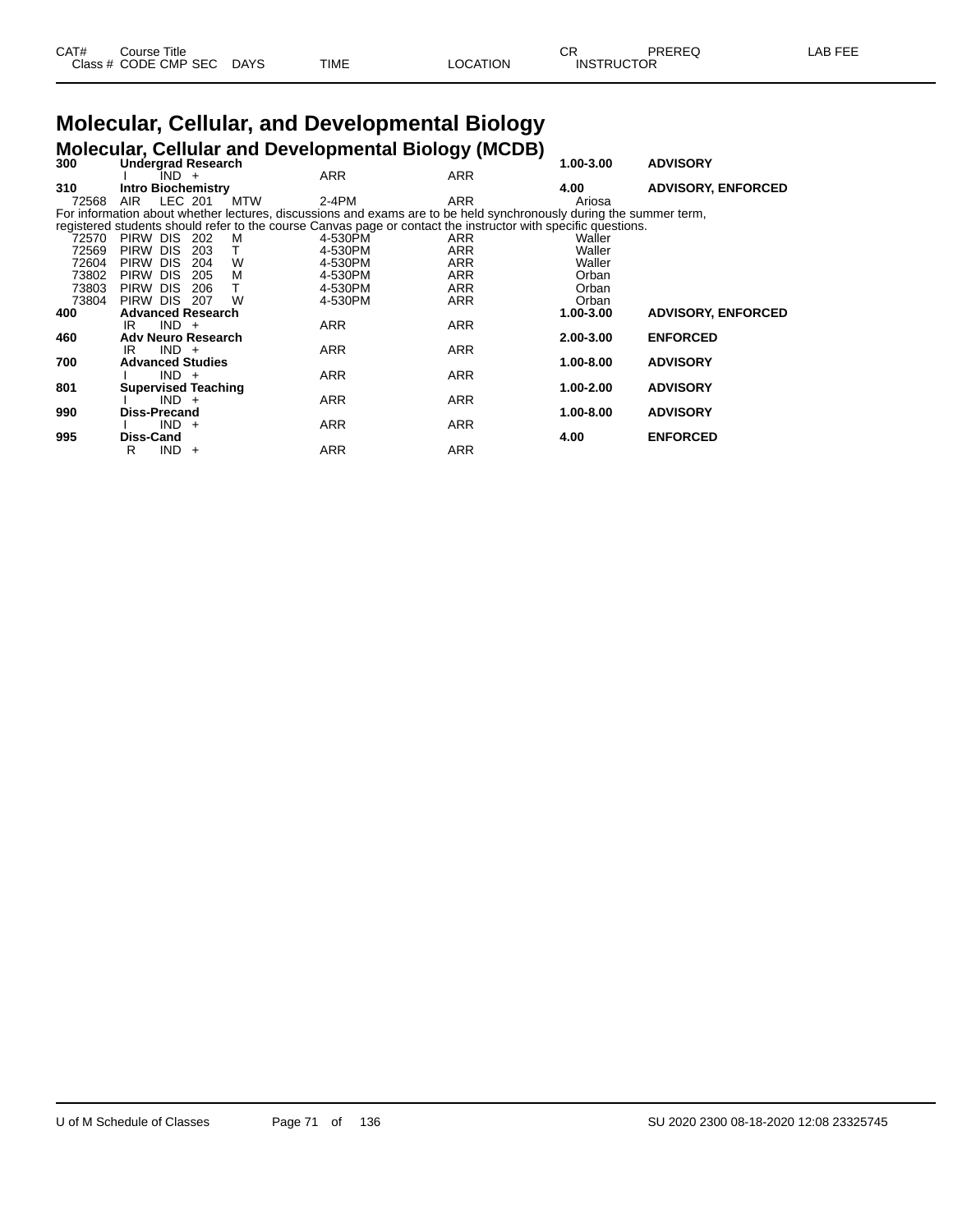# Molecular, Cellular, and Developmental Biology

## Molecular, Cellular and Developmental Biology (MCDB)

| CAT# / Class # | Course Title / CODE | CMP | SEC | DAYS | TIME | LOCATION | CR / INSTRUCTOR | PREREQ | LAB FEE |
|---|---|---|---|---|---|---|---|---|---|
| **300** | **Undergrad Research** | | | | | | **1.00-3.00** | **ADVISORY** | |
| | I | IND | + | | ARR | ARR | | | |
| **310** | **Intro Biochemistry** | | | | | | **4.00** | **ADVISORY, ENFORCED** | |
| 72568 | AIR | LEC | 201 | MTW | 2-4PM | ARR | Ariosa | | |

For information about whether lectures, discussions and exams are to be held synchronously during the summer term, registered students should refer to the course Canvas page or contact the instructor with specific questions.

| CAT# / Class # | Course Title / CODE | CMP | SEC | DAYS | TIME | LOCATION | CR / INSTRUCTOR | PREREQ | LAB FEE |
|---|---|---|---|---|---|---|---|---|---|
| 72570 | PIRW | DIS | 202 | M | 4-530PM | ARR | Waller | | |
| 72569 | PIRW | DIS | 203 | T | 4-530PM | ARR | Waller | | |
| 72604 | PIRW | DIS | 204 | W | 4-530PM | ARR | Waller | | |
| 73802 | PIRW | DIS | 205 | M | 4-530PM | ARR | Orban | | |
| 73803 | PIRW | DIS | 206 | T | 4-530PM | ARR | Orban | | |
| 73804 | PIRW | DIS | 207 | W | 4-530PM | ARR | Orban | | |
| **400** | **Advanced Research** | | | | | | **1.00-3.00** | **ADVISORY, ENFORCED** | |
| | IR | IND | + | | ARR | ARR | | | |
| **460** | **Adv Neuro Research** | | | | | | **2.00-3.00** | **ENFORCED** | |
| | IR | IND | + | | ARR | ARR | | | |
| **700** | **Advanced Studies** | | | | | | **1.00-8.00** | **ADVISORY** | |
| | I | IND | + | | ARR | ARR | | | |
| **801** | **Supervised Teaching** | | | | | | **1.00-2.00** | **ADVISORY** | |
| | I | IND | + | | ARR | ARR | | | |
| **990** | **Diss-Precand** | | | | | | **1.00-8.00** | **ADVISORY** | |
| | I | IND | + | | ARR | ARR | | | |
| **995** | **Diss-Cand** | | | | | | **4.00** | **ENFORCED** | |
| | R | IND | + | | ARR | ARR | | | |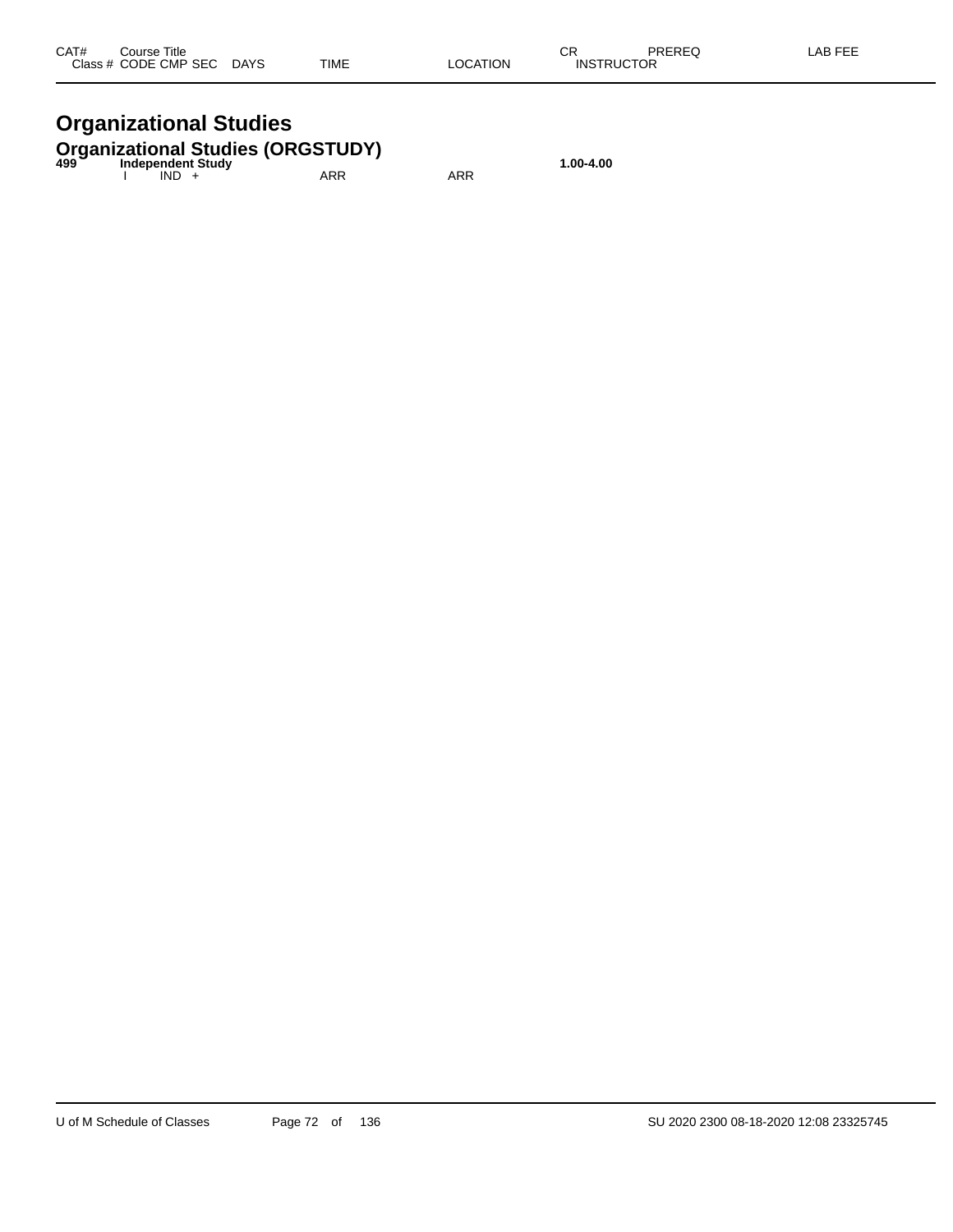| CAT# | Course Title | | | | | | CR | PREREQ | LAB FEE |
|---|---|---|---|---|---|---|---|---|---|
| Class # | CODE | CMP | SEC | DAYS | TIME | LOCATION | INSTRUCTOR | | |

# Organizational Studies

## Organizational Studies (ORGSTUDY)

| CAT# | Course Title | | | | | | CR | PREREQ | LAB FEE |
|---|---|---|---|---|---|---|---|---|---|
| **499** | **Independent Study** | | | | | | **1.00-4.00** | | |
| | I | IND | + | | ARR | ARR | | | |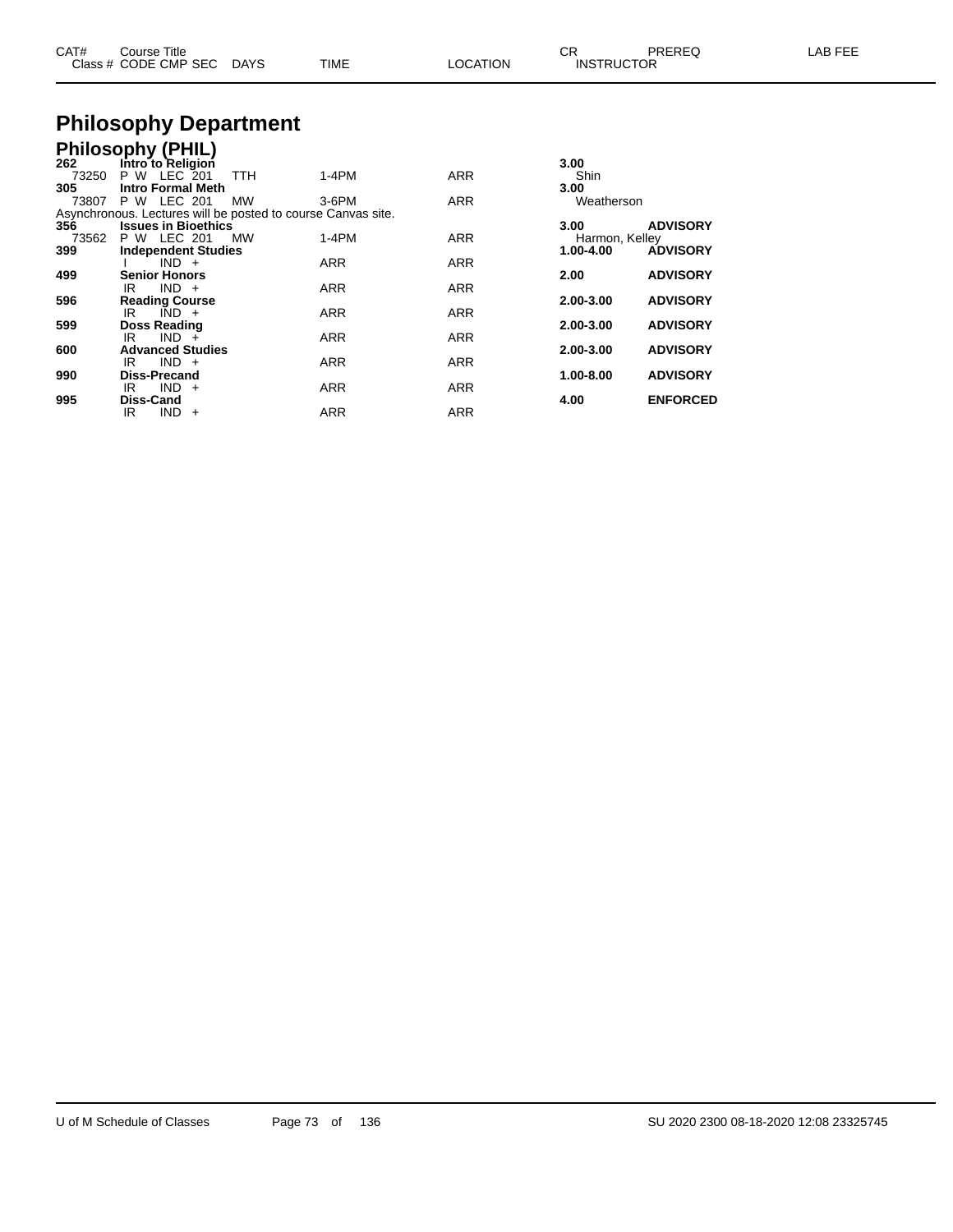| CAT# | Course Title | | | | | CR | PREREQ | LAB FEE |
|---|---|---|---|---|---|---|---|---|
| Class # | CODE CMP SEC | DAYS | TIME | LOCATION | | INSTRUCTOR | | |

# Philosophy Department

## Philosophy (PHIL)

| CAT# / Class # | Course Title / CODE CMP SEC | DAYS | TIME | LOCATION | CR / INSTRUCTOR | PREREQ |
|---|---|---|---|---|---|---|
| **262** | **Intro to Religion** | | | | **3.00** | |
| 73250 | P W LEC 201 | TTH | 1-4PM | ARR | Shin | |
| **305** | **Intro Formal Meth** | | | | **3.00** | |
| 73807 | P W LEC 201 | MW | 3-6PM | ARR | Weatherson | |
| Asynchronous. Lectures will be posted to course Canvas site. | | | | | | |
| **356** | **Issues in Bioethics** | | | | **3.00** | **ADVISORY** |
| 73562 | P W LEC 201 | MW | 1-4PM | ARR | Harmon, Kelley | |
| **399** | **Independent Studies** | | | | **1.00-4.00** | **ADVISORY** |
| | I IND + | | ARR | ARR | | |
| **499** | **Senior Honors** | | | | **2.00** | **ADVISORY** |
| | IR IND + | | ARR | ARR | | |
| **596** | **Reading Course** | | | | **2.00-3.00** | **ADVISORY** |
| | IR IND + | | ARR | ARR | | |
| **599** | **Doss Reading** | | | | **2.00-3.00** | **ADVISORY** |
| | IR IND + | | ARR | ARR | | |
| **600** | **Advanced Studies** | | | | **2.00-3.00** | **ADVISORY** |
| | IR IND + | | ARR | ARR | | |
| **990** | **Diss-Precand** | | | | **1.00-8.00** | **ADVISORY** |
| | IR IND + | | ARR | ARR | | |
| **995** | **Diss-Cand** | | | | **4.00** | **ENFORCED** |
| | IR IND + | | ARR | ARR | | |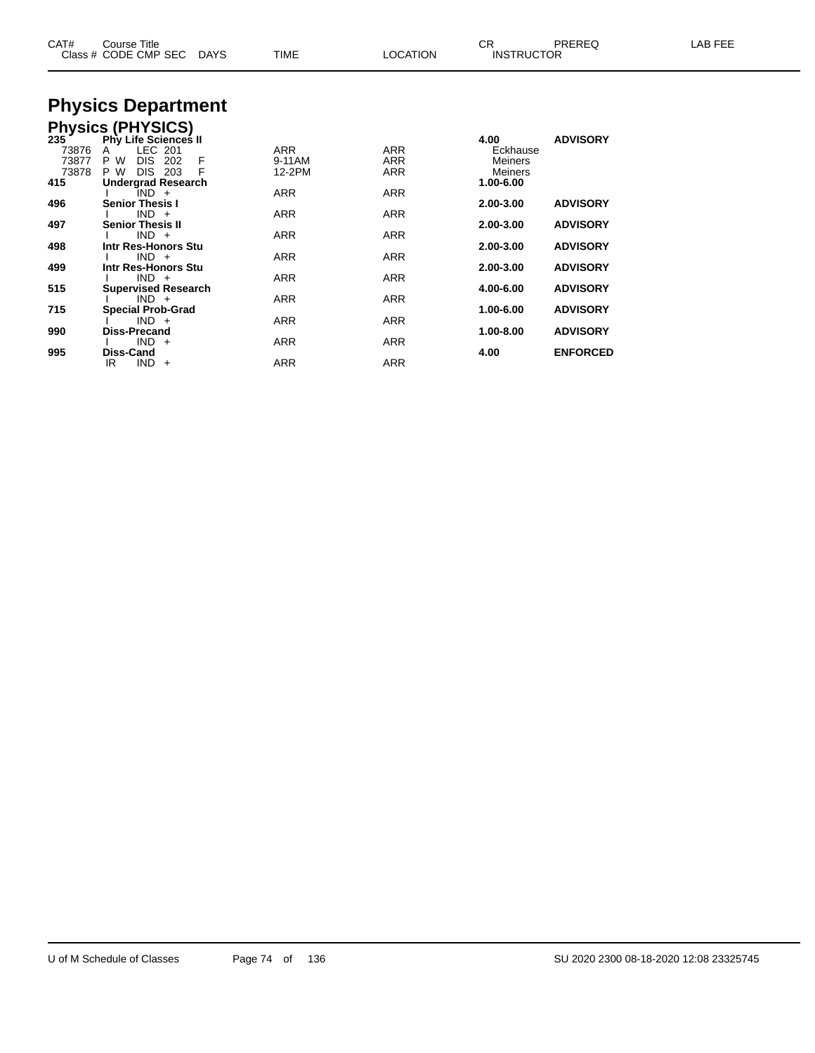# Physics Department

## Physics (PHYSICS)

| CAT# | Course Title / Class # CODE CMP SEC | DAYS | TIME | LOCATION | CR / INSTRUCTOR | PREREQ | LAB FEE |
|---|---|---|---|---|---|---|---|
| **235** | **Phy Life Sciences II** | | | | **4.00** | **ADVISORY** | |
| 73876 | A LEC 201 | | ARR | ARR | Eckhause | | |
| 73877 | P W DIS 202 | F | 9-11AM | ARR | Meiners | | |
| 73878 | P W DIS 203 | F | 12-2PM | ARR | Meiners | | |
| **415** | **Undergrad Research** | | | | **1.00-6.00** | | |
| | I IND + | | ARR | ARR | | | |
| **496** | **Senior Thesis I** | | | | **2.00-3.00** | **ADVISORY** | |
| | I IND + | | ARR | ARR | | | |
| **497** | **Senior Thesis II** | | | | **2.00-3.00** | **ADVISORY** | |
| | I IND + | | ARR | ARR | | | |
| **498** | **Intr Res-Honors Stu** | | | | **2.00-3.00** | **ADVISORY** | |
| | I IND + | | ARR | ARR | | | |
| **499** | **Intr Res-Honors Stu** | | | | **2.00-3.00** | **ADVISORY** | |
| | I IND + | | ARR | ARR | | | |
| **515** | **Supervised Research** | | | | **4.00-6.00** | **ADVISORY** | |
| | I IND + | | ARR | ARR | | | |
| **715** | **Special Prob-Grad** | | | | **1.00-6.00** | **ADVISORY** | |
| | I IND + | | ARR | ARR | | | |
| **990** | **Diss-Precand** | | | | **1.00-8.00** | **ADVISORY** | |
| | I IND + | | ARR | ARR | | | |
| **995** | **Diss-Cand** | | | | **4.00** | **ENFORCED** | |
| | IR IND + | | ARR | ARR | | | |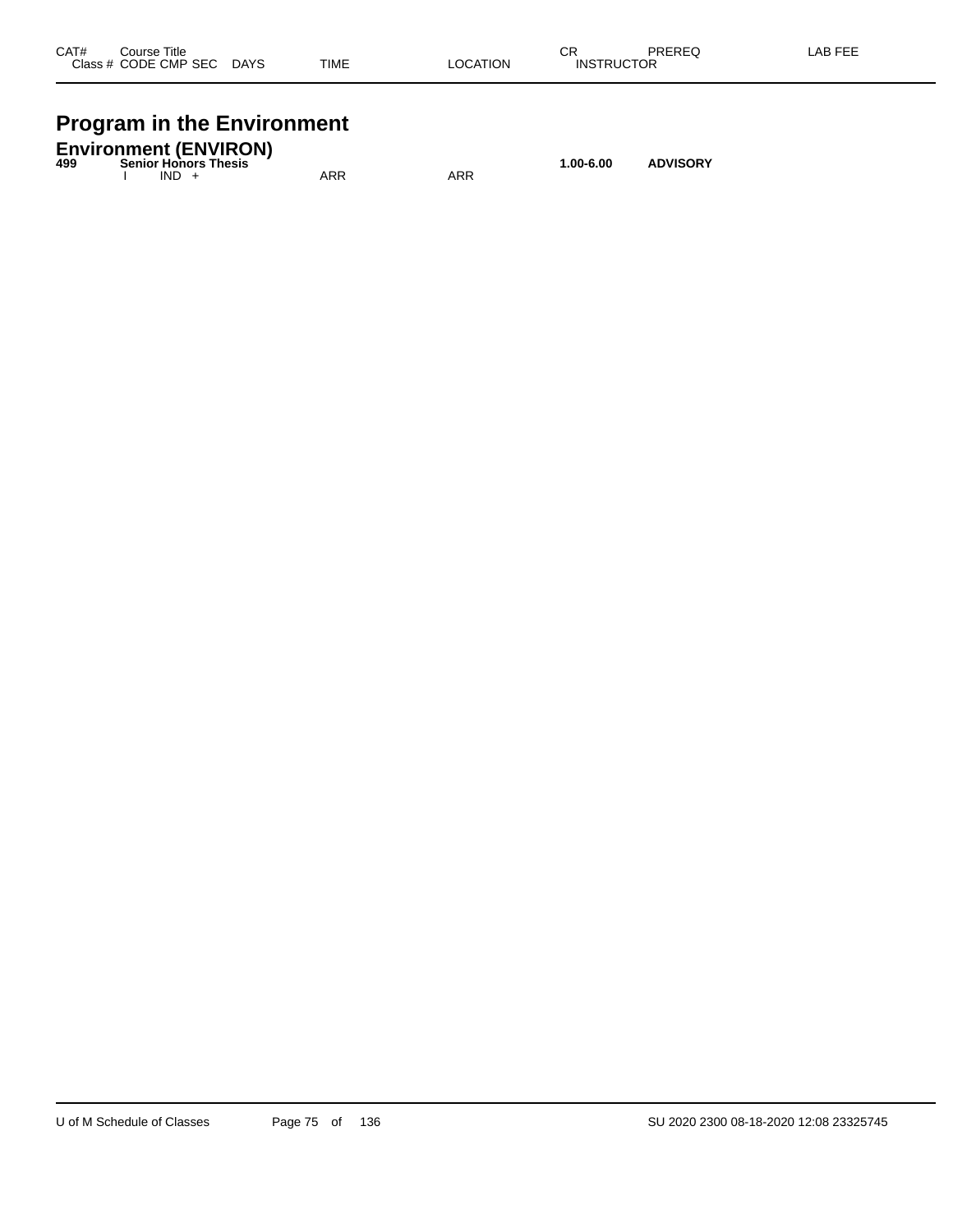| CAT# | Course Title<br>Class # CODE CMP SEC DAYS | TIME | LOCATION | CR<br>INSTRUCTOR | PREREQ | LAB FEE |
|---|---|---|---|---|---|---|

# Program in the Environment

## Environment (ENVIRON)

| CAT# | Course Title<br>Class # CODE CMP SEC DAYS | TIME | LOCATION | CR<br>INSTRUCTOR | PREREQ | LAB FEE |
|---|---|---|---|---|---|---|
| **499** | **Senior Honors Thesis** | | | **1.00-6.00** | **ADVISORY** | |
| | I IND + | ARR | ARR | | | |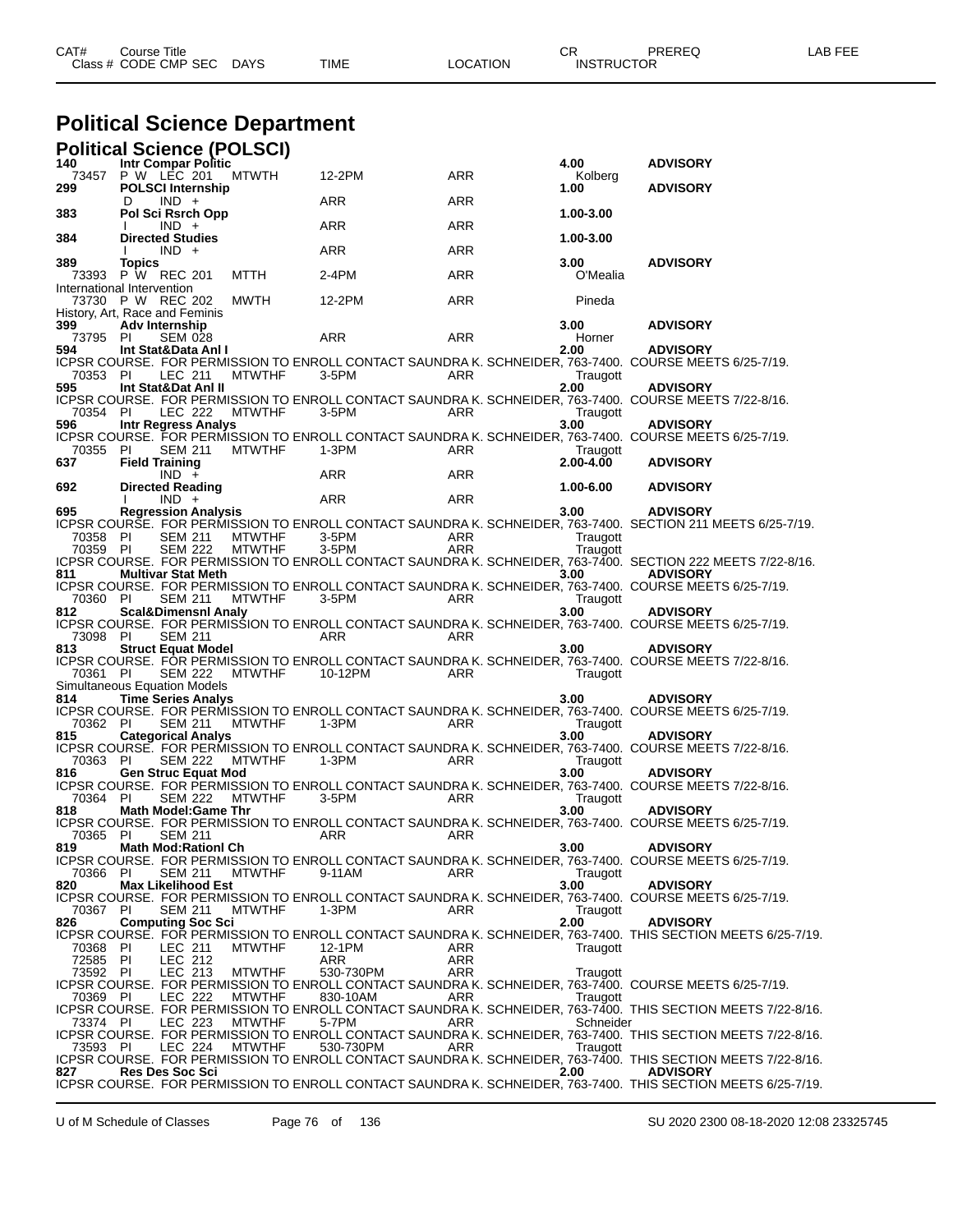| CAT# Class # | Course Title CODE CMP SEC | DAYS | TIME | LOCATION | CR INSTRUCTOR | PREREQ | LAB FEE |
|---|---|---|---|---|---|---|---|

# Political Science Department

## Political Science (POLSCI)

| CAT# Class # | Course Title CODE CMP SEC | DAYS | TIME | LOCATION | CR INSTRUCTOR | PREREQ |
|---|---|---|---|---|---|---|
| **140** | **Intr Compar Politic** | | | | **4.00** | **ADVISORY** |
| 73457 | P W LEC 201 | MTWTH | 12-2PM | ARR | Kolberg | |
| **299** | **POLSCI Internship** | | | | **1.00** | **ADVISORY** |
| | D IND + | | ARR | ARR | | |
| **383** | **Pol Sci Rsrch Opp** | | | | **1.00-3.00** | |
| | I IND + | | ARR | ARR | | |
| **384** | **Directed Studies** | | | | **1.00-3.00** | |
| | I IND + | | ARR | ARR | | |
| **389** | **Topics** | | | | **3.00** | **ADVISORY** |
| 73393 | P W REC 201 | MTTH | 2-4PM | ARR | O'Mealia | |
| International Intervention | | | | | | |
| 73730 | P W REC 202 | MWTH | 12-2PM | ARR | Pineda | |
| History, Art, Race and Feminis | | | | | | |
| **399** | **Adv Internship** | | | | **3.00** | **ADVISORY** |
| 73795 | PI SEM 028 | | ARR | ARR | Horner | |
| **594** | **Int Stat&Data Anl I** | | | | **2.00** | **ADVISORY** |
| ICPSR COURSE. FOR PERMISSION TO ENROLL CONTACT SAUNDRA K. SCHNEIDER, 763-7400. COURSE MEETS 6/25-7/19. | | | | | | |
| 70353 | PI LEC 211 | MTWTHF | 3-5PM | ARR | Traugott | |
| **595** | **Int Stat&Dat Anl II** | | | | **2.00** | **ADVISORY** |
| ICPSR COURSE. FOR PERMISSION TO ENROLL CONTACT SAUNDRA K. SCHNEIDER, 763-7400. COURSE MEETS 7/22-8/16. | | | | | | |
| 70354 | PI LEC 222 | MTWTHF | 3-5PM | ARR | Traugott | |
| **596** | **Intr Regress Analys** | | | | **3.00** | **ADVISORY** |
| ICPSR COURSE. FOR PERMISSION TO ENROLL CONTACT SAUNDRA K. SCHNEIDER, 763-7400. COURSE MEETS 6/25-7/19. | | | | | | |
| 70355 | PI SEM 211 | MTWTHF | 1-3PM | ARR | Traugott | |
| **637** | **Field Training** | | | | **2.00-4.00** | **ADVISORY** |
| | IND + | | ARR | ARR | | |
| **692** | **Directed Reading** | | | | **1.00-6.00** | **ADVISORY** |
| | I IND + | | ARR | ARR | | |
| **695** | **Regression Analysis** | | | | **3.00** | **ADVISORY** |
| ICPSR COURSE. FOR PERMISSION TO ENROLL CONTACT SAUNDRA K. SCHNEIDER, 763-7400. SECTION 211 MEETS 6/25-7/19. | | | | | | |
| 70358 | PI SEM 211 | MTWTHF | 3-5PM | ARR | Traugott | |
| 70359 | PI SEM 222 | MTWTHF | 3-5PM | ARR | Traugott | |
| ICPSR COURSE. FOR PERMISSION TO ENROLL CONTACT SAUNDRA K. SCHNEIDER, 763-7400. SECTION 222 MEETS 7/22-8/16. | | | | | | |
| **811** | **Multivar Stat Meth** | | | | **3.00** | **ADVISORY** |
| ICPSR COURSE. FOR PERMISSION TO ENROLL CONTACT SAUNDRA K. SCHNEIDER, 763-7400. COURSE MEETS 6/25-7/19. | | | | | | |
| 70360 | PI SEM 211 | MTWTHF | 3-5PM | ARR | Traugott | |
| **812** | **Scal&Dimensnl Analy** | | | | **3.00** | **ADVISORY** |
| ICPSR COURSE. FOR PERMISSION TO ENROLL CONTACT SAUNDRA K. SCHNEIDER, 763-7400. COURSE MEETS 6/25-7/19. | | | | | | |
| 73098 | PI SEM 211 | | ARR | ARR | | |
| **813** | **Struct Equat Model** | | | | **3.00** | **ADVISORY** |
| ICPSR COURSE. FOR PERMISSION TO ENROLL CONTACT SAUNDRA K. SCHNEIDER, 763-7400. COURSE MEETS 7/22-8/16. | | | | | | |
| 70361 | PI SEM 222 | MTWTHF | 10-12PM | ARR | Traugott | |
| Simultaneous Equation Models | | | | | | |
| **814** | **Time Series Analys** | | | | **3.00** | **ADVISORY** |
| ICPSR COURSE. FOR PERMISSION TO ENROLL CONTACT SAUNDRA K. SCHNEIDER, 763-7400. COURSE MEETS 6/25-7/19. | | | | | | |
| 70362 | PI SEM 211 | MTWTHF | 1-3PM | ARR | Traugott | |
| **815** | **Categorical Analys** | | | | **3.00** | **ADVISORY** |
| ICPSR COURSE. FOR PERMISSION TO ENROLL CONTACT SAUNDRA K. SCHNEIDER, 763-7400. COURSE MEETS 7/22-8/16. | | | | | | |
| 70363 | PI SEM 222 | MTWTHF | 1-3PM | ARR | Traugott | |
| **816** | **Gen Struc Equat Mod** | | | | **3.00** | **ADVISORY** |
| ICPSR COURSE. FOR PERMISSION TO ENROLL CONTACT SAUNDRA K. SCHNEIDER, 763-7400. COURSE MEETS 7/22-8/16. | | | | | | |
| 70364 | PI SEM 222 | MTWTHF | 3-5PM | ARR | Traugott | |
| **818** | **Math Model:Game Thr** | | | | **3.00** | **ADVISORY** |
| ICPSR COURSE. FOR PERMISSION TO ENROLL CONTACT SAUNDRA K. SCHNEIDER, 763-7400. COURSE MEETS 6/25-7/19. | | | | | | |
| 70365 | PI SEM 211 | | ARR | ARR | | |
| **819** | **Math Mod:Rationl Ch** | | | | **3.00** | **ADVISORY** |
| ICPSR COURSE. FOR PERMISSION TO ENROLL CONTACT SAUNDRA K. SCHNEIDER, 763-7400. COURSE MEETS 6/25-7/19. | | | | | | |
| 70366 | PI SEM 211 | MTWTHF | 9-11AM | ARR | Traugott | |
| **820** | **Max Likelihood Est** | | | | **3.00** | **ADVISORY** |
| ICPSR COURSE. FOR PERMISSION TO ENROLL CONTACT SAUNDRA K. SCHNEIDER, 763-7400. COURSE MEETS 6/25-7/19. | | | | | | |
| 70367 | PI SEM 211 | MTWTHF | 1-3PM | ARR | Traugott | |
| **826** | **Computing Soc Sci** | | | | **2.00** | **ADVISORY** |
| ICPSR COURSE. FOR PERMISSION TO ENROLL CONTACT SAUNDRA K. SCHNEIDER, 763-7400. THIS SECTION MEETS 6/25-7/19. | | | | | | |
| 70368 | PI LEC 211 | MTWTHF | 12-1PM | ARR | Traugott | |
| 72585 | PI LEC 212 | | ARR | ARR | | |
| 73592 | PI LEC 213 | MTWTHF | 530-730PM | ARR | Traugott | |
| ICPSR COURSE. FOR PERMISSION TO ENROLL CONTACT SAUNDRA K. SCHNEIDER, 763-7400. COURSE MEETS 6/25-7/19. | | | | | | |
| 70369 | PI LEC 222 | MTWTHF | 830-10AM | ARR | Traugott | |
| ICPSR COURSE. FOR PERMISSION TO ENROLL CONTACT SAUNDRA K. SCHNEIDER, 763-7400. THIS SECTION MEETS 7/22-8/16. | | | | | | |
| 73374 | PI LEC 223 | MTWTHF | 5-7PM | ARR | Schneider | |
| ICPSR COURSE. FOR PERMISSION TO ENROLL CONTACT SAUNDRA K. SCHNEIDER, 763-7400. THIS SECTION MEETS 7/22-8/16. | | | | | | |
| 73593 | PI LEC 224 | MTWTHF | 530-730PM | ARR | Traugott | |
| ICPSR COURSE. FOR PERMISSION TO ENROLL CONTACT SAUNDRA K. SCHNEIDER, 763-7400. THIS SECTION MEETS 7/22-8/16. | | | | | | |
| **827** | **Res Des Soc Sci** | | | | **2.00** | **ADVISORY** |
| ICPSR COURSE. FOR PERMISSION TO ENROLL CONTACT SAUNDRA K. SCHNEIDER, 763-7400. THIS SECTION MEETS 6/25-7/19. | | | | | | |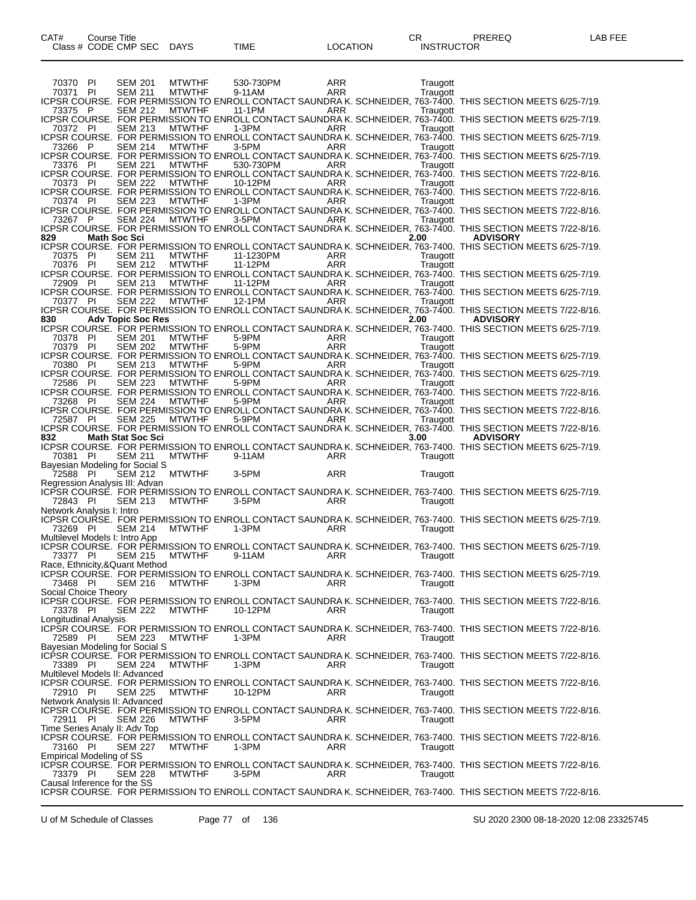| CAT# Class # | Course Title CODE CMP SEC | DAYS | TIME | LOCATION | CR INSTRUCTOR | PREREQ | LAB FEE |
|---|---|---|---|---|---|---|---|
| 70370 | PI SEM 201 | MTWTHF | 530-730PM | ARR | Traugott | | |
| 70371 | PI SEM 211 | MTWTHF | 9-11AM | ARR | Traugott | | |

ICPSR COURSE. FOR PERMISSION TO ENROLL CONTACT SAUNDRA K. SCHNEIDER, 763-7400. THIS SECTION MEETS 6/25-7/19.

| Class # | CODE CMP SEC | DAYS | TIME | LOCATION | INSTRUCTOR |
|---|---|---|---|---|---|
| 73375 | P SEM 212 | MTWTHF | 11-1PM | ARR | Traugott |

ICPSR COURSE. FOR PERMISSION TO ENROLL CONTACT SAUNDRA K. SCHNEIDER, 763-7400. THIS SECTION MEETS 6/25-7/19.

| Class # | CODE CMP SEC | DAYS | TIME | LOCATION | INSTRUCTOR |
|---|---|---|---|---|---|
| 70372 | PI SEM 213 | MTWTHF | 1-3PM | ARR | Traugott |

ICPSR COURSE. FOR PERMISSION TO ENROLL CONTACT SAUNDRA K. SCHNEIDER, 763-7400. THIS SECTION MEETS 6/25-7/19.

| Class # | CODE CMP SEC | DAYS | TIME | LOCATION | INSTRUCTOR |
|---|---|---|---|---|---|
| 73266 | P SEM 214 | MTWTHF | 3-5PM | ARR | Traugott |

ICPSR COURSE. FOR PERMISSION TO ENROLL CONTACT SAUNDRA K. SCHNEIDER, 763-7400. THIS SECTION MEETS 6/25-7/19.

| Class # | CODE CMP SEC | DAYS | TIME | LOCATION | INSTRUCTOR |
|---|---|---|---|---|---|
| 73376 | PI SEM 221 | MTWTHF | 530-730PM | ARR | Traugott |

ICPSR COURSE. FOR PERMISSION TO ENROLL CONTACT SAUNDRA K. SCHNEIDER, 763-7400. THIS SECTION MEETS 7/22-8/16.

| Class # | CODE CMP SEC | DAYS | TIME | LOCATION | INSTRUCTOR |
|---|---|---|---|---|---|
| 70373 | PI SEM 222 | MTWTHF | 10-12PM | ARR | Traugott |

ICPSR COURSE. FOR PERMISSION TO ENROLL CONTACT SAUNDRA K. SCHNEIDER, 763-7400. THIS SECTION MEETS 7/22-8/16.

| Class # | CODE CMP SEC | DAYS | TIME | LOCATION | INSTRUCTOR |
|---|---|---|---|---|---|
| 70374 | PI SEM 223 | MTWTHF | 1-3PM | ARR | Traugott |

ICPSR COURSE. FOR PERMISSION TO ENROLL CONTACT SAUNDRA K. SCHNEIDER, 763-7400. THIS SECTION MEETS 7/22-8/16.

| Class # | CODE CMP SEC | DAYS | TIME | LOCATION | INSTRUCTOR |
|---|---|---|---|---|---|
| 73267 | P SEM 224 | MTWTHF | 3-5PM | ARR | Traugott |

ICPSR COURSE. FOR PERMISSION TO ENROLL CONTACT SAUNDRA K. SCHNEIDER, 763-7400. THIS SECTION MEETS 7/22-8/16.

**829 Math Soc Sci — 2.00 — ADVISORY**

ICPSR COURSE. FOR PERMISSION TO ENROLL CONTACT SAUNDRA K. SCHNEIDER, 763-7400. THIS SECTION MEETS 6/25-7/19.

| Class # | CODE CMP SEC | DAYS | TIME | LOCATION | INSTRUCTOR |
|---|---|---|---|---|---|
| 70375 | PI SEM 211 | MTWTHF | 11-1230PM | ARR | Traugott |
| 70376 | PI SEM 212 | MTWTHF | 11-12PM | ARR | Traugott |

ICPSR COURSE. FOR PERMISSION TO ENROLL CONTACT SAUNDRA K. SCHNEIDER, 763-7400. THIS SECTION MEETS 6/25-7/19.

| Class # | CODE CMP SEC | DAYS | TIME | LOCATION | INSTRUCTOR |
|---|---|---|---|---|---|
| 72909 | PI SEM 213 | MTWTHF | 11-12PM | ARR | Traugott |

ICPSR COURSE. FOR PERMISSION TO ENROLL CONTACT SAUNDRA K. SCHNEIDER, 763-7400. THIS SECTION MEETS 6/25-7/19.

| Class # | CODE CMP SEC | DAYS | TIME | LOCATION | INSTRUCTOR |
|---|---|---|---|---|---|
| 70377 | PI SEM 222 | MTWTHF | 12-1PM | ARR | Traugott |

ICPSR COURSE. FOR PERMISSION TO ENROLL CONTACT SAUNDRA K. SCHNEIDER, 763-7400. THIS SECTION MEETS 7/22-8/16.

**830 Adv Topic Soc Res — 2.00 — ADVISORY**

ICPSR COURSE. FOR PERMISSION TO ENROLL CONTACT SAUNDRA K. SCHNEIDER, 763-7400. THIS SECTION MEETS 6/25-7/19.

| Class # | CODE CMP SEC | DAYS | TIME | LOCATION | INSTRUCTOR |
|---|---|---|---|---|---|
| 70378 | PI SEM 201 | MTWTHF | 5-9PM | ARR | Traugott |
| 70379 | PI SEM 202 | MTWTHF | 5-9PM | ARR | Traugott |

ICPSR COURSE. FOR PERMISSION TO ENROLL CONTACT SAUNDRA K. SCHNEIDER, 763-7400. THIS SECTION MEETS 6/25-7/19.

| Class # | CODE CMP SEC | DAYS | TIME | LOCATION | INSTRUCTOR |
|---|---|---|---|---|---|
| 70380 | PI SEM 213 | MTWTHF | 5-9PM | ARR | Traugott |

ICPSR COURSE. FOR PERMISSION TO ENROLL CONTACT SAUNDRA K. SCHNEIDER, 763-7400. THIS SECTION MEETS 6/25-7/19.

| Class # | CODE CMP SEC | DAYS | TIME | LOCATION | INSTRUCTOR |
|---|---|---|---|---|---|
| 72586 | PI SEM 223 | MTWTHF | 5-9PM | ARR | Traugott |

ICPSR COURSE. FOR PERMISSION TO ENROLL CONTACT SAUNDRA K. SCHNEIDER, 763-7400. THIS SECTION MEETS 7/22-8/16.

| Class # | CODE CMP SEC | DAYS | TIME | LOCATION | INSTRUCTOR |
|---|---|---|---|---|---|
| 73268 | PI SEM 224 | MTWTHF | 5-9PM | ARR | Traugott |

ICPSR COURSE. FOR PERMISSION TO ENROLL CONTACT SAUNDRA K. SCHNEIDER, 763-7400. THIS SECTION MEETS 7/22-8/16.

| Class # | CODE CMP SEC | DAYS | TIME | LOCATION | INSTRUCTOR |
|---|---|---|---|---|---|
| 72587 | PI SEM 225 | MTWTHF | 5-9PM | ARR | Traugott |

ICPSR COURSE. FOR PERMISSION TO ENROLL CONTACT SAUNDRA K. SCHNEIDER, 763-7400. THIS SECTION MEETS 7/22-8/16.

**832 Math Stat Soc Sci — 3.00 — ADVISORY**

ICPSR COURSE. FOR PERMISSION TO ENROLL CONTACT SAUNDRA K. SCHNEIDER, 763-7400. THIS SECTION MEETS 6/25-7/19.

| Class # | CODE CMP SEC | DAYS | TIME | LOCATION | INSTRUCTOR |
|---|---|---|---|---|---|
| 70381 | PI SEM 211 | MTWTHF | 9-11AM | ARR | Traugott |

Bayesian Modeling for Social S

| Class # | CODE CMP SEC | DAYS | TIME | LOCATION | INSTRUCTOR |
|---|---|---|---|---|---|
| 72588 | PI SEM 212 | MTWTHF | 3-5PM | ARR | Traugott |

Regression Analysis III: Advan
ICPSR COURSE. FOR PERMISSION TO ENROLL CONTACT SAUNDRA K. SCHNEIDER, 763-7400. THIS SECTION MEETS 6/25-7/19.

| Class # | CODE CMP SEC | DAYS | TIME | LOCATION | INSTRUCTOR |
|---|---|---|---|---|---|
| 72843 | PI SEM 213 | MTWTHF | 3-5PM | ARR | Traugott |

Network Analysis I: Intro
ICPSR COURSE. FOR PERMISSION TO ENROLL CONTACT SAUNDRA K. SCHNEIDER, 763-7400. THIS SECTION MEETS 6/25-7/19.

| Class # | CODE CMP SEC | DAYS | TIME | LOCATION | INSTRUCTOR |
|---|---|---|---|---|---|
| 73269 | PI SEM 214 | MTWTHF | 1-3PM | ARR | Traugott |

Multilevel Models I: Intro App
ICPSR COURSE. FOR PERMISSION TO ENROLL CONTACT SAUNDRA K. SCHNEIDER, 763-7400. THIS SECTION MEETS 6/25-7/19.

| Class # | CODE CMP SEC | DAYS | TIME | LOCATION | INSTRUCTOR |
|---|---|---|---|---|---|
| 73377 | PI SEM 215 | MTWTHF | 9-11AM | ARR | Traugott |

Race, Ethnicity,&Quant Method
ICPSR COURSE. FOR PERMISSION TO ENROLL CONTACT SAUNDRA K. SCHNEIDER, 763-7400. THIS SECTION MEETS 6/25-7/19.

| Class # | CODE CMP SEC | DAYS | TIME | LOCATION | INSTRUCTOR |
|---|---|---|---|---|---|
| 73468 | PI SEM 216 | MTWTHF | 1-3PM | ARR | Traugott |

Social Choice Theory
ICPSR COURSE. FOR PERMISSION TO ENROLL CONTACT SAUNDRA K. SCHNEIDER, 763-7400. THIS SECTION MEETS 7/22-8/16.

| Class # | CODE CMP SEC | DAYS | TIME | LOCATION | INSTRUCTOR |
|---|---|---|---|---|---|
| 73378 | PI SEM 222 | MTWTHF | 10-12PM | ARR | Traugott |

Longitudinal Analysis
ICPSR COURSE. FOR PERMISSION TO ENROLL CONTACT SAUNDRA K. SCHNEIDER, 763-7400. THIS SECTION MEETS 7/22-8/16.

| Class # | CODE CMP SEC | DAYS | TIME | LOCATION | INSTRUCTOR |
|---|---|---|---|---|---|
| 72589 | PI SEM 223 | MTWTHF | 1-3PM | ARR | Traugott |

Bayesian Modeling for Social S
ICPSR COURSE. FOR PERMISSION TO ENROLL CONTACT SAUNDRA K. SCHNEIDER, 763-7400. THIS SECTION MEETS 7/22-8/16.

| Class # | CODE CMP SEC | DAYS | TIME | LOCATION | INSTRUCTOR |
|---|---|---|---|---|---|
| 73389 | PI SEM 224 | MTWTHF | 1-3PM | ARR | Traugott |

Multilevel Models II: Advanced
ICPSR COURSE. FOR PERMISSION TO ENROLL CONTACT SAUNDRA K. SCHNEIDER, 763-7400. THIS SECTION MEETS 7/22-8/16.

| Class # | CODE CMP SEC | DAYS | TIME | LOCATION | INSTRUCTOR |
|---|---|---|---|---|---|
| 72910 | PI SEM 225 | MTWTHF | 10-12PM | ARR | Traugott |

Network Analysis II: Advanced
ICPSR COURSE. FOR PERMISSION TO ENROLL CONTACT SAUNDRA K. SCHNEIDER, 763-7400. THIS SECTION MEETS 7/22-8/16.

| Class # | CODE CMP SEC | DAYS | TIME | LOCATION | INSTRUCTOR |
|---|---|---|---|---|---|
| 72911 | PI SEM 226 | MTWTHF | 3-5PM | ARR | Traugott |

Time Series Analy II: Adv Top
ICPSR COURSE. FOR PERMISSION TO ENROLL CONTACT SAUNDRA K. SCHNEIDER, 763-7400. THIS SECTION MEETS 7/22-8/16.

| Class # | CODE CMP SEC | DAYS | TIME | LOCATION | INSTRUCTOR |
|---|---|---|---|---|---|
| 73160 | PI SEM 227 | MTWTHF | 1-3PM | ARR | Traugott |

Empirical Modeling of SS
ICPSR COURSE. FOR PERMISSION TO ENROLL CONTACT SAUNDRA K. SCHNEIDER, 763-7400. THIS SECTION MEETS 7/22-8/16.

| Class # | CODE CMP SEC | DAYS | TIME | LOCATION | INSTRUCTOR |
|---|---|---|---|---|---|
| 73379 | PI SEM 228 | MTWTHF | 3-5PM | ARR | Traugott |

Causal Inference for the SS
ICPSR COURSE. FOR PERMISSION TO ENROLL CONTACT SAUNDRA K. SCHNEIDER, 763-7400. THIS SECTION MEETS 7/22-8/16.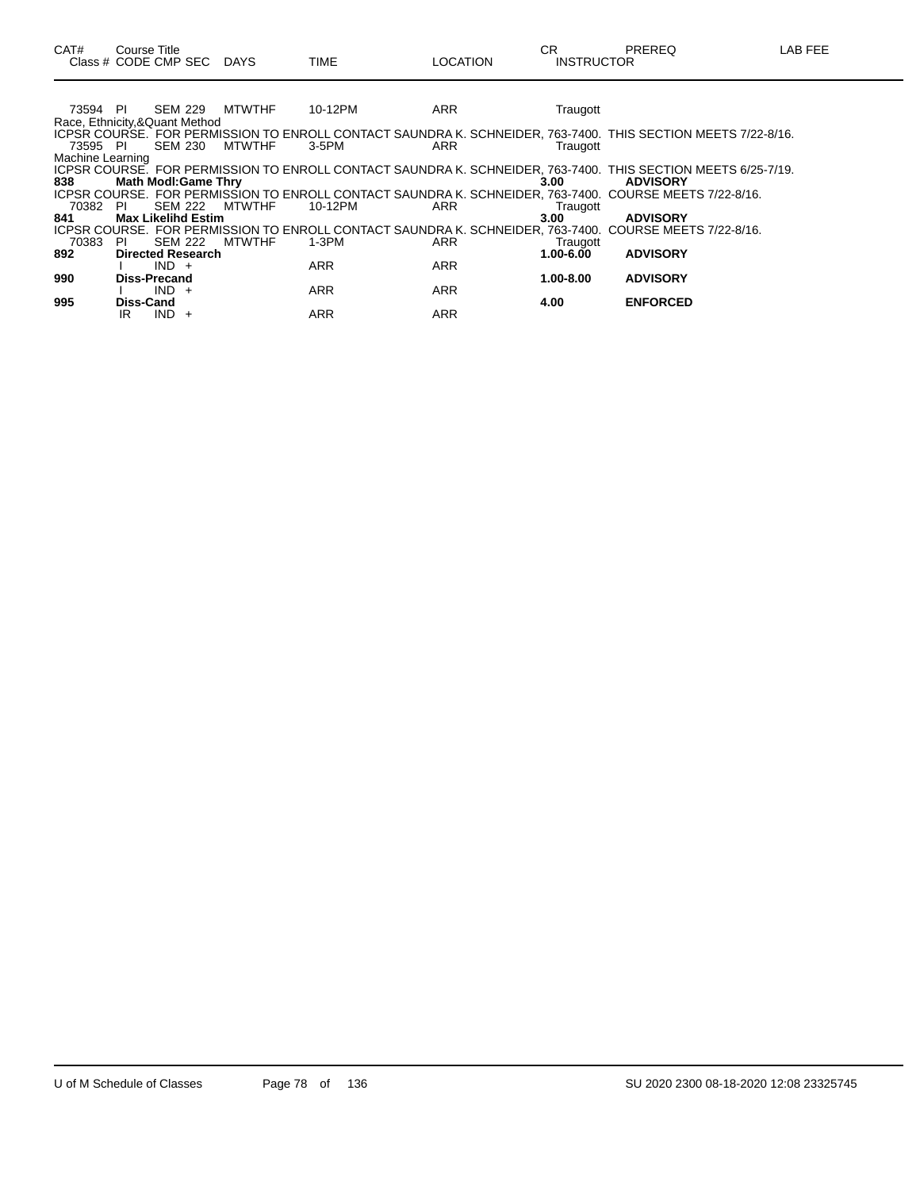| CAT# | Course Title | | | | | CR | PREREQ | LAB FEE |
|---|---|---|---|---|---|---|---|---|
| Class # | CODE CMP SEC | DAYS | TIME | LOCATION | | INSTRUCTOR | | |
| 73594 | PI SEM 229 | MTWTHF | 10-12PM | ARR | | Traugott | | |

Race, Ethnicity,&Quant Method

ICPSR COURSE. FOR PERMISSION TO ENROLL CONTACT SAUNDRA K. SCHNEIDER, 763-7400. THIS SECTION MEETS 7/22-8/16.

| Class # | CODE CMP SEC | DAYS | TIME | LOCATION | INSTRUCTOR |
|---|---|---|---|---|---|
| 73595 | PI SEM 230 | MTWTHF | 3-5PM | ARR | Traugott |

Machine Learning

ICPSR COURSE. FOR PERMISSION TO ENROLL CONTACT SAUNDRA K. SCHNEIDER, 763-7400. THIS SECTION MEETS 6/25-7/19.

**838 Math Modl:Game Thry** — **3.00** — **ADVISORY**

ICPSR COURSE. FOR PERMISSION TO ENROLL CONTACT SAUNDRA K. SCHNEIDER, 763-7400. COURSE MEETS 7/22-8/16.

| Class # | CODE CMP SEC | DAYS | TIME | LOCATION | INSTRUCTOR |
|---|---|---|---|---|---|
| 70382 | PI SEM 222 | MTWTHF | 10-12PM | ARR | Traugott |

**841 Max Likelihd Estim** — **3.00** — **ADVISORY**

ICPSR COURSE. FOR PERMISSION TO ENROLL CONTACT SAUNDRA K. SCHNEIDER, 763-7400. COURSE MEETS 7/22-8/16.

| Class # | CODE CMP SEC | DAYS | TIME | LOCATION | INSTRUCTOR |
|---|---|---|---|---|---|
| 70383 | PI SEM 222 | MTWTHF | 1-3PM | ARR | Traugott |

**892 Directed Research** — **1.00-6.00** — **ADVISORY**

| Class # | CODE CMP SEC | DAYS | TIME | LOCATION | INSTRUCTOR |
|---|---|---|---|---|---|
| | I IND + | | ARR | ARR | |

**990 Diss-Precand** — **1.00-8.00** — **ADVISORY**

| Class # | CODE CMP SEC | DAYS | TIME | LOCATION | INSTRUCTOR |
|---|---|---|---|---|---|
| | I IND + | | ARR | ARR | |

**995 Diss-Cand** — **4.00** — **ENFORCED**

| Class # | CODE CMP SEC | DAYS | TIME | LOCATION | INSTRUCTOR |
|---|---|---|---|---|---|
| | IR IND + | | ARR | ARR | |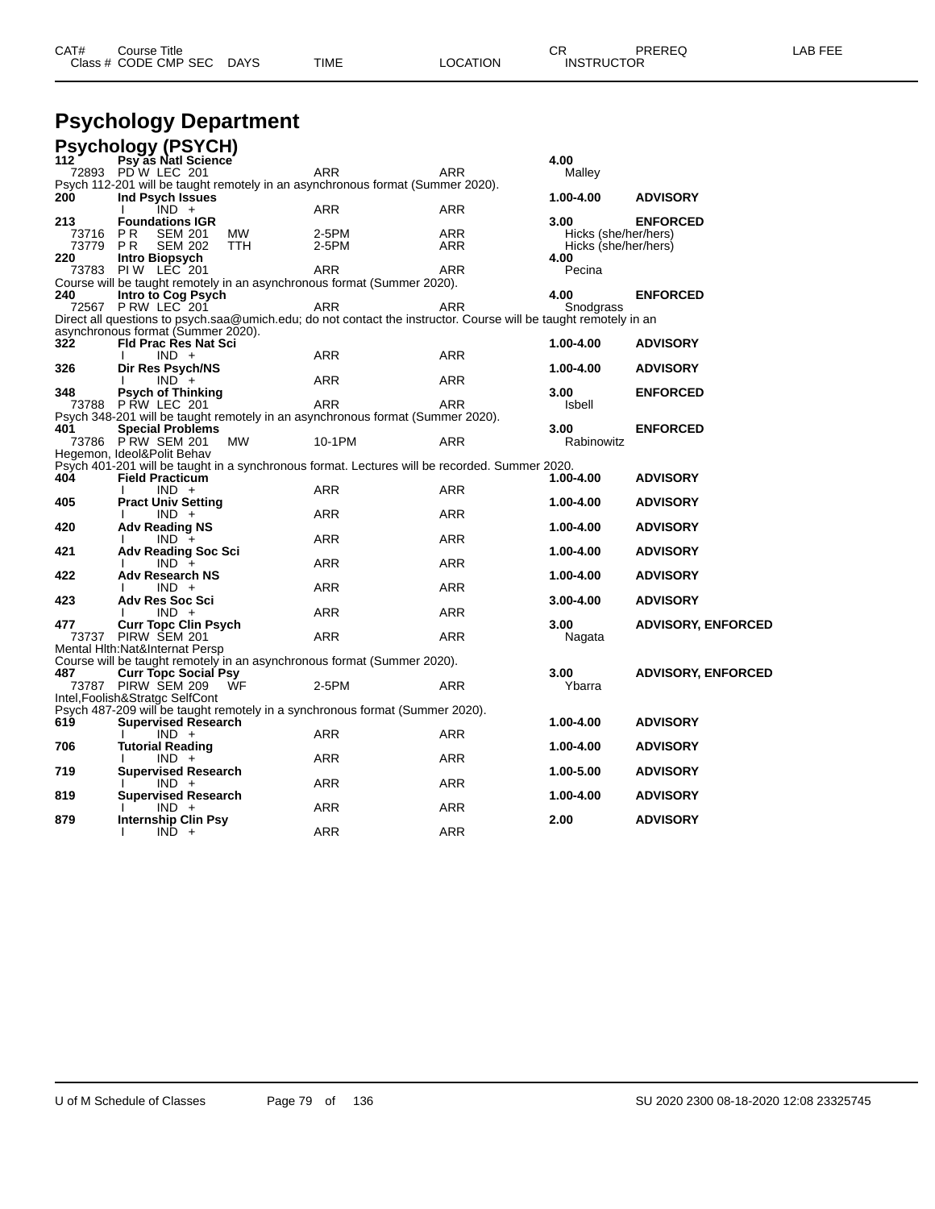# Psychology Department

## Psychology (PSYCH)

| CAT# / Class # | Course Title / CODE CMP SEC | DAYS | TIME | LOCATION | CR / INSTRUCTOR | PREREQ | LAB FEE |
|---|---|---|---|---|---|---|---|
| **112** | **Psy as Natl Science** | | | | **4.00** | | |
| 72893 | PD W LEC 201 | | ARR | ARR | Malley | | |
| Psych 112-201 will be taught remotely in an asynchronous format (Summer 2020). | | | | | | | |
| **200** | **Ind Psych Issues** | | | | **1.00-4.00** | **ADVISORY** | |
| | I IND + | | ARR | ARR | | | |
| **213** | **Foundations IGR** | | | | **3.00** | **ENFORCED** | |
| 73716 | P R SEM 201 | MW | 2-5PM | ARR | Hicks (she/her/hers) | | |
| 73779 | P R SEM 202 | TTH | 2-5PM | ARR | Hicks (she/her/hers) | | |
| **220** | **Intro Biopsych** | | | | **4.00** | | |
| 73783 | PI W LEC 201 | | ARR | ARR | Pecina | | |
| Course will be taught remotely in an asynchronous format (Summer 2020). | | | | | | | |
| **240** | **Intro to Cog Psych** | | | | **4.00** | **ENFORCED** | |
| 72567 | P RW LEC 201 | | ARR | ARR | Snodgrass | | |
| Direct all questions to psych.saa@umich.edu; do not contact the instructor. Course will be taught remotely in an asynchronous format (Summer 2020). | | | | | | | |
| **322** | **Fld Prac Res Nat Sci** | | | | **1.00-4.00** | **ADVISORY** | |
| | I IND + | | ARR | ARR | | | |
| **326** | **Dir Res Psych/NS** | | | | **1.00-4.00** | **ADVISORY** | |
| | I IND + | | ARR | ARR | | | |
| **348** | **Psych of Thinking** | | | | **3.00** | **ENFORCED** | |
| 73788 | P RW LEC 201 | | ARR | ARR | Isbell | | |
| Psych 348-201 will be taught remotely in an asynchronous format (Summer 2020). | | | | | | | |
| **401** | **Special Problems** | | | | **3.00** | **ENFORCED** | |
| 73786 | P RW SEM 201 | MW | 10-1PM | ARR | Rabinowitz | | |
| Hegemon, Ideol&Polit Behav | | | | | | | |
| Psych 401-201 will be taught in a synchronous format. Lectures will be recorded. Summer 2020. | | | | | | | |
| **404** | **Field Practicum** | | | | **1.00-4.00** | **ADVISORY** | |
| | I IND + | | ARR | ARR | | | |
| **405** | **Pract Univ Setting** | | | | **1.00-4.00** | **ADVISORY** | |
| | I IND + | | ARR | ARR | | | |
| **420** | **Adv Reading NS** | | | | **1.00-4.00** | **ADVISORY** | |
| | I IND + | | ARR | ARR | | | |
| **421** | **Adv Reading Soc Sci** | | | | **1.00-4.00** | **ADVISORY** | |
| | I IND + | | ARR | ARR | | | |
| **422** | **Adv Research NS** | | | | **1.00-4.00** | **ADVISORY** | |
| | I IND + | | ARR | ARR | | | |
| **423** | **Adv Res Soc Sci** | | | | **3.00-4.00** | **ADVISORY** | |
| | I IND + | | ARR | ARR | | | |
| **477** | **Curr Topc Clin Psych** | | | | **3.00** | **ADVISORY, ENFORCED** | |
| 73737 | PIRW SEM 201 | | ARR | ARR | Nagata | | |
| Mental Hlth:Nat&Internat Persp | | | | | | | |
| Course will be taught remotely in an asynchronous format (Summer 2020). | | | | | | | |
| **487** | **Curr Topc Social Psy** | | | | **3.00** | **ADVISORY, ENFORCED** | |
| 73787 | PIRW SEM 209 | WF | 2-5PM | ARR | Ybarra | | |
| Intel,Foolish&Stratgc SelfCont | | | | | | | |
| Psych 487-209 will be taught remotely in a synchronous format (Summer 2020). | | | | | | | |
| **619** | **Supervised Research** | | | | **1.00-4.00** | **ADVISORY** | |
| | I IND + | | ARR | ARR | | | |
| **706** | **Tutorial Reading** | | | | **1.00-4.00** | **ADVISORY** | |
| | I IND + | | ARR | ARR | | | |
| **719** | **Supervised Research** | | | | **1.00-5.00** | **ADVISORY** | |
| | I IND + | | ARR | ARR | | | |
| **819** | **Supervised Research** | | | | **1.00-4.00** | **ADVISORY** | |
| | I IND + | | ARR | ARR | | | |
| **879** | **Internship Clin Psy** | | | | **2.00** | **ADVISORY** | |
| | I IND + | | ARR | ARR | | | |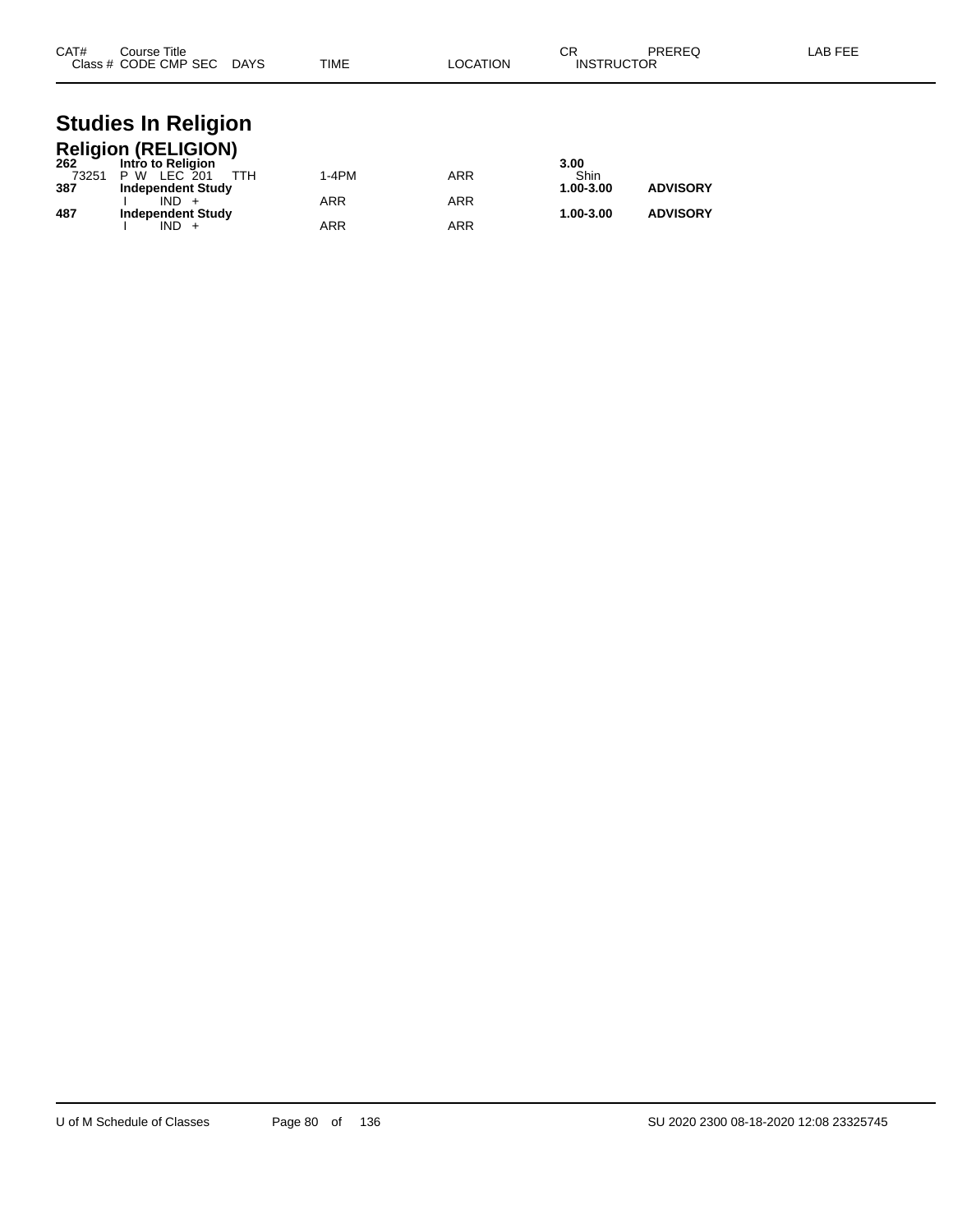| CAT# | Course Title | | | | | | CR | PREREQ | LAB FEE |
|---|---|---|---|---|---|---|---|---|---|
| Class # | CODE | CMP | SEC | DAYS | TIME | LOCATION | INSTRUCTOR | | |

# Studies In Religion

## Religion (RELIGION)

| CAT# | Course Title | | | | | | CR | PREREQ | LAB FEE |
|---|---|---|---|---|---|---|---|---|---|
| **262** | **Intro to Religion** | | | | | | **3.00** | | |
| 73251 | P W | LEC | 201 | TTH | 1-4PM | ARR | Shin | | |
| **387** | **Independent Study** | | | | | | **1.00-3.00** | **ADVISORY** | |
| | I | IND | + | | ARR | ARR | | | |
| **487** | **Independent Study** | | | | | | **1.00-3.00** | **ADVISORY** | |
| | I | IND | + | | ARR | ARR | | | |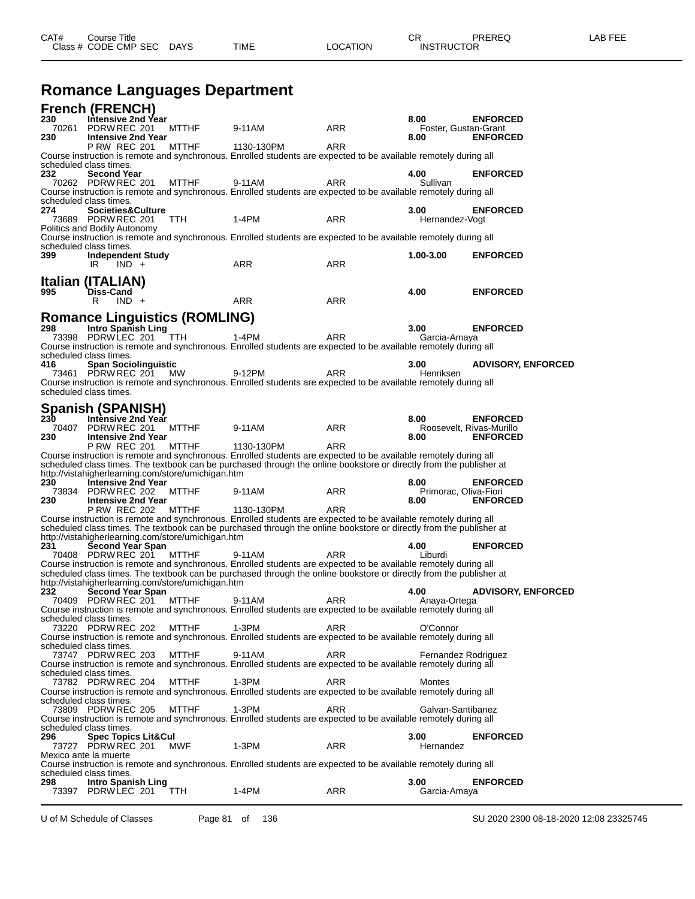| CAT# | Course Title | | | | | CR | PREREQ | LAB FEE |
|---|---|---|---|---|---|---|---|---|
| Class # | CODE CMP SEC | DAYS | TIME | LOCATION | | INSTRUCTOR | | |

# Romance Languages Department

## French (FRENCH)

**230 Intensive 2nd Year** — **8.00** — **ENFORCED**
70261 PDRW REC 201 MTTHF 9-11AM ARR — Foster, Gustan-Grant

**230 Intensive 2nd Year** — **8.00** — **ENFORCED**
P RW REC 201 MTTHF 1130-130PM ARR
Course instruction is remote and synchronous. Enrolled students are expected to be available remotely during all scheduled class times.

**232 Second Year** — **4.00** — **ENFORCED**
70262 PDRW REC 201 MTTHF 9-11AM ARR — Sullivan
Course instruction is remote and synchronous. Enrolled students are expected to be available remotely during all scheduled class times.

**274 Societies&Culture** — **3.00** — **ENFORCED**
73689 PDRW REC 201 TTH 1-4PM ARR — Hernandez-Vogt
Politics and Bodily Autonomy
Course instruction is remote and synchronous. Enrolled students are expected to be available remotely during all scheduled class times.

**399 Independent Study** — **1.00-3.00** — **ENFORCED**
IR IND + ARR ARR

## Italian (ITALIAN)

**995 Diss-Cand** — **4.00** — **ENFORCED**
R IND + ARR ARR

## Romance Linguistics (ROMLING)

**298 Intro Spanish Ling** — **3.00** — **ENFORCED**
73398 PDRW LEC 201 TTH 1-4PM ARR — Garcia-Amaya
Course instruction is remote and synchronous. Enrolled students are expected to be available remotely during all scheduled class times.

**416 Span Sociolinguistic** — **3.00** — **ADVISORY, ENFORCED**
73461 PDRW REC 201 MW 9-12PM ARR — Henriksen
Course instruction is remote and synchronous. Enrolled students are expected to be available remotely during all scheduled class times.

## Spanish (SPANISH)

**230 Intensive 2nd Year** — **8.00** — **ENFORCED**
70407 PDRW REC 201 MTTHF 9-11AM ARR — Roosevelt, Rivas-Murillo

**230 Intensive 2nd Year** — **8.00** — **ENFORCED**
P RW REC 201 MTTHF 1130-130PM ARR
Course instruction is remote and synchronous. Enrolled students are expected to be available remotely during all scheduled class times. The textbook can be purchased through the online bookstore or directly from the publisher at http://vistahigherlearning.com/store/umichigan.htm

**230 Intensive 2nd Year** — **8.00** — **ENFORCED**
73834 PDRW REC 202 MTTHF 9-11AM ARR — Primorac, Oliva-Fiori

**230 Intensive 2nd Year** — **8.00** — **ENFORCED**
P RW REC 202 MTTHF 1130-130PM ARR
Course instruction is remote and synchronous. Enrolled students are expected to be available remotely during all scheduled class times. The textbook can be purchased through the online bookstore or directly from the publisher at http://vistahigherlearning.com/store/umichigan.htm

**231 Second Year Span** — **4.00** — **ENFORCED**
70408 PDRW REC 201 MTTHF 9-11AM ARR — Liburdi
Course instruction is remote and synchronous. Enrolled students are expected to be available remotely during all scheduled class times. The textbook can be purchased through the online bookstore or directly from the publisher at http://vistahigherlearning.com/store/umichigan.htm

**232 Second Year Span** — **4.00** — **ADVISORY, ENFORCED**
70409 PDRW REC 201 MTTHF 9-11AM ARR — Anaya-Ortega
Course instruction is remote and synchronous. Enrolled students are expected to be available remotely during all scheduled class times.

73220 PDRW REC 202 MTTHF 1-3PM ARR — O'Connor
Course instruction is remote and synchronous. Enrolled students are expected to be available remotely during all scheduled class times.

73747 PDRW REC 203 MTTHF 9-11AM ARR — Fernandez Rodriguez
Course instruction is remote and synchronous. Enrolled students are expected to be available remotely during all scheduled class times.

73782 PDRW REC 204 MTTHF 1-3PM ARR — Montes
Course instruction is remote and synchronous. Enrolled students are expected to be available remotely during all scheduled class times.

73809 PDRW REC 205 MTTHF 1-3PM ARR — Galvan-Santibanez
Course instruction is remote and synchronous. Enrolled students are expected to be available remotely during all scheduled class times.

**296 Spec Topics Lit&Cul** — **3.00** — **ENFORCED**
73727 PDRW REC 201 MWF 1-3PM ARR — Hernandez
Mexico ante la muerte
Course instruction is remote and synchronous. Enrolled students are expected to be available remotely during all scheduled class times.

**298 Intro Spanish Ling** — **3.00** — **ENFORCED**
73397 PDRW LEC 201 TTH 1-4PM ARR — Garcia-Amaya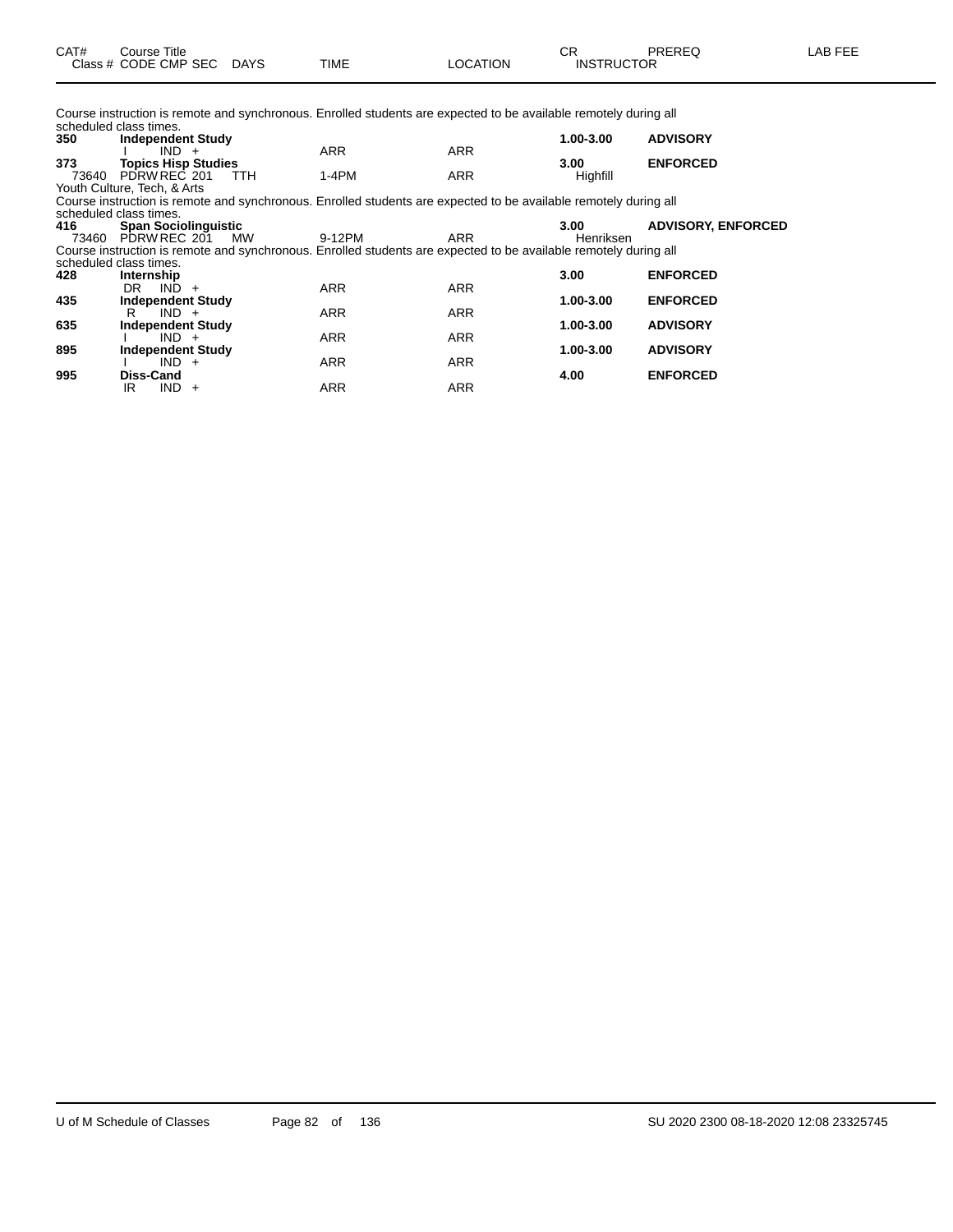| CAT# | Course Title | | | | | CR | PREREQ | LAB FEE |
|---|---|---|---|---|---|---|---|---|
| Class # | CODE CMP SEC | DAYS | TIME | LOCATION | INSTRUCTOR | | | |

Course instruction is remote and synchronous. Enrolled students are expected to be available remotely during all scheduled class times.

| CAT# | Course Title / Class # CODE CMP SEC | DAYS | TIME | LOCATION | CR / INSTRUCTOR | PREREQ |
|---|---|---|---|---|---|---|
| **350** | **Independent Study** | | | | **1.00-3.00** | **ADVISORY** |
| | I IND + | | ARR | ARR | | |
| **373** | **Topics Hisp Studies** | | | | **3.00** | **ENFORCED** |
| 73640 | PDRW REC 201 | TTH | 1-4PM | ARR | Highfill | |

Youth Culture, Tech, & Arts

Course instruction is remote and synchronous. Enrolled students are expected to be available remotely during all scheduled class times.

| CAT# | Course Title / Class # CODE CMP SEC | DAYS | TIME | LOCATION | CR / INSTRUCTOR | PREREQ |
|---|---|---|---|---|---|---|
| **416** | **Span Sociolinguistic** | | | | **3.00** | **ADVISORY, ENFORCED** |
| 73460 | PDRW REC 201 | MW | 9-12PM | ARR | Henriksen | |

Course instruction is remote and synchronous. Enrolled students are expected to be available remotely during all scheduled class times.

| CAT# | Course Title / Class # CODE CMP SEC | DAYS | TIME | LOCATION | CR / INSTRUCTOR | PREREQ |
|---|---|---|---|---|---|---|
| **428** | **Internship** | | | | **3.00** | **ENFORCED** |
| | DR IND + | | ARR | ARR | | |
| **435** | **Independent Study** | | | | **1.00-3.00** | **ENFORCED** |
| | R IND + | | ARR | ARR | | |
| **635** | **Independent Study** | | | | **1.00-3.00** | **ADVISORY** |
| | I IND + | | ARR | ARR | | |
| **895** | **Independent Study** | | | | **1.00-3.00** | **ADVISORY** |
| | I IND + | | ARR | ARR | | |
| **995** | **Diss-Cand** | | | | **4.00** | **ENFORCED** |
| | IR IND + | | ARR | ARR | | |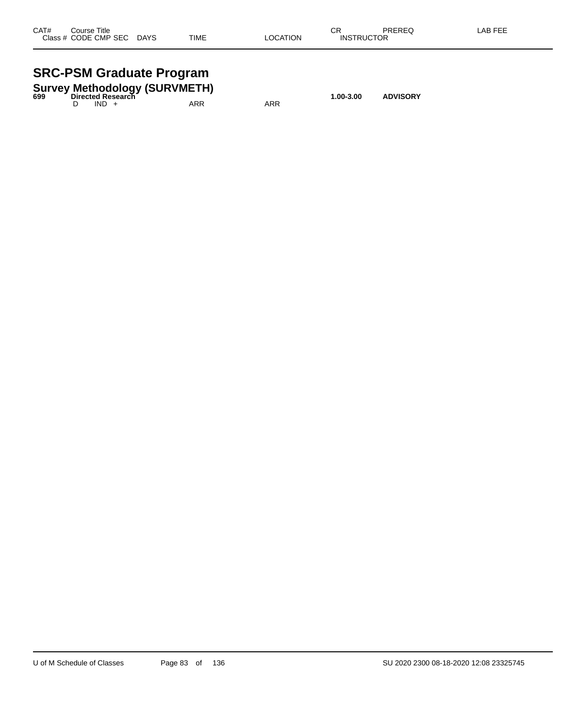| CAT# | Course Title<br>Class # CODE CMP SEC DAYS | TIME | LOCATION | CR<br>INSTRUCTOR | PREREQ | LAB FEE |
|---|---|---|---|---|---|---|

# SRC-PSM Graduate Program

## Survey Methodology (SURVMETH)

| CAT# | Course Title / Class # CODE CMP SEC DAYS | TIME | LOCATION | CR / INSTRUCTOR | PREREQ | LAB FEE |
|---|---|---|---|---|---|---|
| **699** | **Directed Research** | | | **1.00-3.00** | **ADVISORY** | |
| | D IND + | ARR | ARR | | | |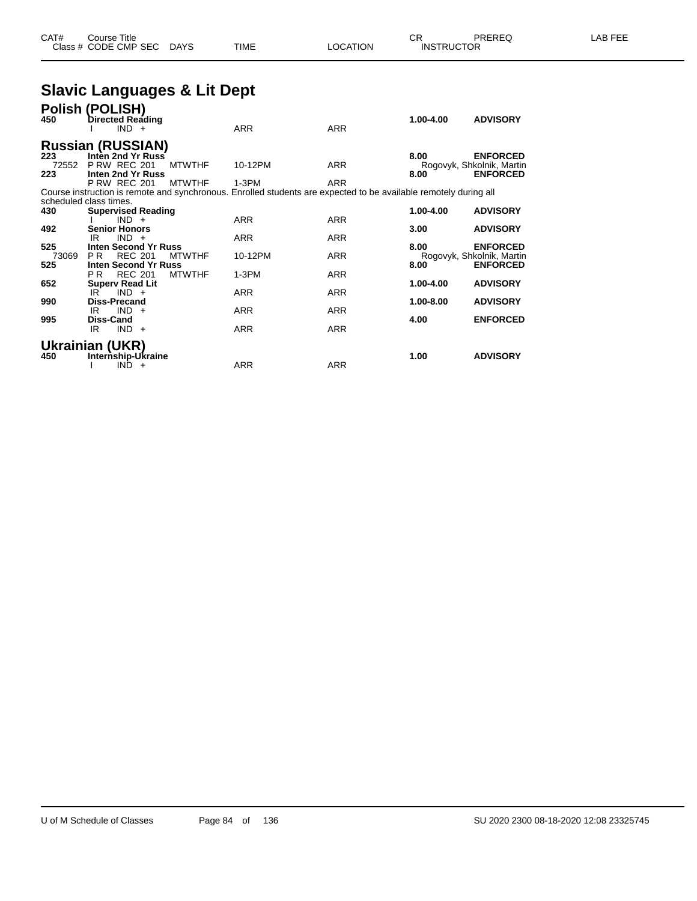# Slavic Languages & Lit Dept

## Polish (POLISH)

| CAT# / Class # | Course Title / CODE CMP SEC | DAYS | TIME | LOCATION | CR / INSTRUCTOR | PREREQ | LAB FEE |
|---|---|---|---|---|---|---|---|
| **450** | **Directed Reading** | | | | **1.00-4.00** | **ADVISORY** | |
| | I IND + | | ARR | ARR | | | |

## Russian (RUSSIAN)

| CAT# / Class # | Course Title / CODE CMP SEC | DAYS | TIME | LOCATION | CR / INSTRUCTOR | PREREQ | LAB FEE |
|---|---|---|---|---|---|---|---|
| **223** | **Inten 2nd Yr Russ** | | | | **8.00** | **ENFORCED** | |
| 72552 | P RW REC 201 | MTWTHF | 10-12PM | ARR | Rogovyk, Shkolnik, Martin | | |
| **223** | **Inten 2nd Yr Russ** | | | | **8.00** | **ENFORCED** | |
| | P RW REC 201 | MTWTHF | 1-3PM | ARR | | | |

Course instruction is remote and synchronous. Enrolled students are expected to be available remotely during all scheduled class times.

| CAT# / Class # | Course Title / CODE CMP SEC | DAYS | TIME | LOCATION | CR / INSTRUCTOR | PREREQ | LAB FEE |
|---|---|---|---|---|---|---|---|
| **430** | **Supervised Reading** | | | | **1.00-4.00** | **ADVISORY** | |
| | I IND + | | ARR | ARR | | | |
| **492** | **Senior Honors** | | | | **3.00** | **ADVISORY** | |
| | IR IND + | | ARR | ARR | | | |
| **525** | **Inten Second Yr Russ** | | | | **8.00** | **ENFORCED** | |
| 73069 | P R REC 201 | MTWTHF | 10-12PM | ARR | Rogovyk, Shkolnik, Martin | | |
| **525** | **Inten Second Yr Russ** | | | | **8.00** | **ENFORCED** | |
| | P R REC 201 | MTWTHF | 1-3PM | ARR | | | |
| **652** | **Superv Read Lit** | | | | **1.00-4.00** | **ADVISORY** | |
| | IR IND + | | ARR | ARR | | | |
| **990** | **Diss-Precand** | | | | **1.00-8.00** | **ADVISORY** | |
| | IR IND + | | ARR | ARR | | | |
| **995** | **Diss-Cand** | | | | **4.00** | **ENFORCED** | |
| | IR IND + | | ARR | ARR | | | |

## Ukrainian (UKR)

| CAT# / Class # | Course Title / CODE CMP SEC | DAYS | TIME | LOCATION | CR / INSTRUCTOR | PREREQ | LAB FEE |
|---|---|---|---|---|---|---|---|
| **450** | **Internship-Ukraine** | | | | **1.00** | **ADVISORY** | |
| | I IND + | | ARR | ARR | | | |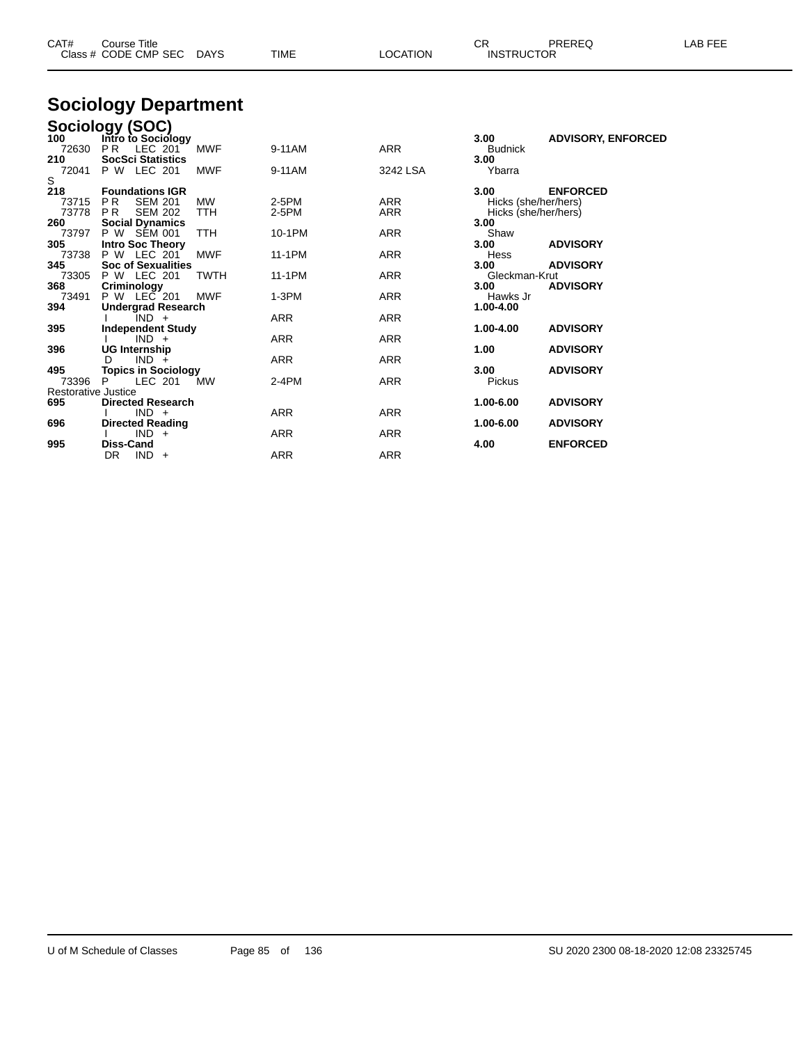# Sociology Department

## Sociology (SOC)

| CAT# Class # | Course Title CODE CMP SEC | DAYS | TIME | LOCATION | CR INSTRUCTOR | PREREQ | LAB FEE |
|---|---|---|---|---|---|---|---|
| **100** | **Intro to Sociology** | | | | **3.00** | **ADVISORY, ENFORCED** | |
| 72630 | P R LEC 201 | MWF | 9-11AM | ARR | Budnick | | |
| **210** | **SocSci Statistics** | | | | **3.00** | | |
| 72041 | P W LEC 201 | MWF | 9-11AM | 3242 LSA | Ybarra | | |
| S | | | | | | | |
| **218** | **Foundations IGR** | | | | **3.00** | **ENFORCED** | |
| 73715 | P R SEM 201 | MW | 2-5PM | ARR | Hicks (she/her/hers) | | |
| 73778 | P R SEM 202 | TTH | 2-5PM | ARR | Hicks (she/her/hers) | | |
| **260** | **Social Dynamics** | | | | **3.00** | | |
| 73797 | P W SEM 001 | TTH | 10-1PM | ARR | Shaw | | |
| **305** | **Intro Soc Theory** | | | | **3.00** | **ADVISORY** | |
| 73738 | P W LEC 201 | MWF | 11-1PM | ARR | Hess | | |
| **345** | **Soc of Sexualities** | | | | **3.00** | **ADVISORY** | |
| 73305 | P W LEC 201 | TWTH | 11-1PM | ARR | Gleckman-Krut | | |
| **368** | **Criminology** | | | | **3.00** | **ADVISORY** | |
| 73491 | P W LEC 201 | MWF | 1-3PM | ARR | Hawks Jr | | |
| **394** | **Undergrad Research** | | | | **1.00-4.00** | | |
| | I IND + | | ARR | ARR | | | |
| **395** | **Independent Study** | | | | **1.00-4.00** | **ADVISORY** | |
| | I IND + | | ARR | ARR | | | |
| **396** | **UG Internship** | | | | **1.00** | **ADVISORY** | |
| | D IND + | | ARR | ARR | | | |
| **495** | **Topics in Sociology** | | | | **3.00** | **ADVISORY** | |
| 73396 | P LEC 201 | MW | 2-4PM | ARR | Pickus | | |
| Restorative Justice | | | | | | | |
| **695** | **Directed Research** | | | | **1.00-6.00** | **ADVISORY** | |
| | I IND + | | ARR | ARR | | | |
| **696** | **Directed Reading** | | | | **1.00-6.00** | **ADVISORY** | |
| | I IND + | | ARR | ARR | | | |
| **995** | **Diss-Cand** | | | | **4.00** | **ENFORCED** | |
| | DR IND + | | ARR | ARR | | | |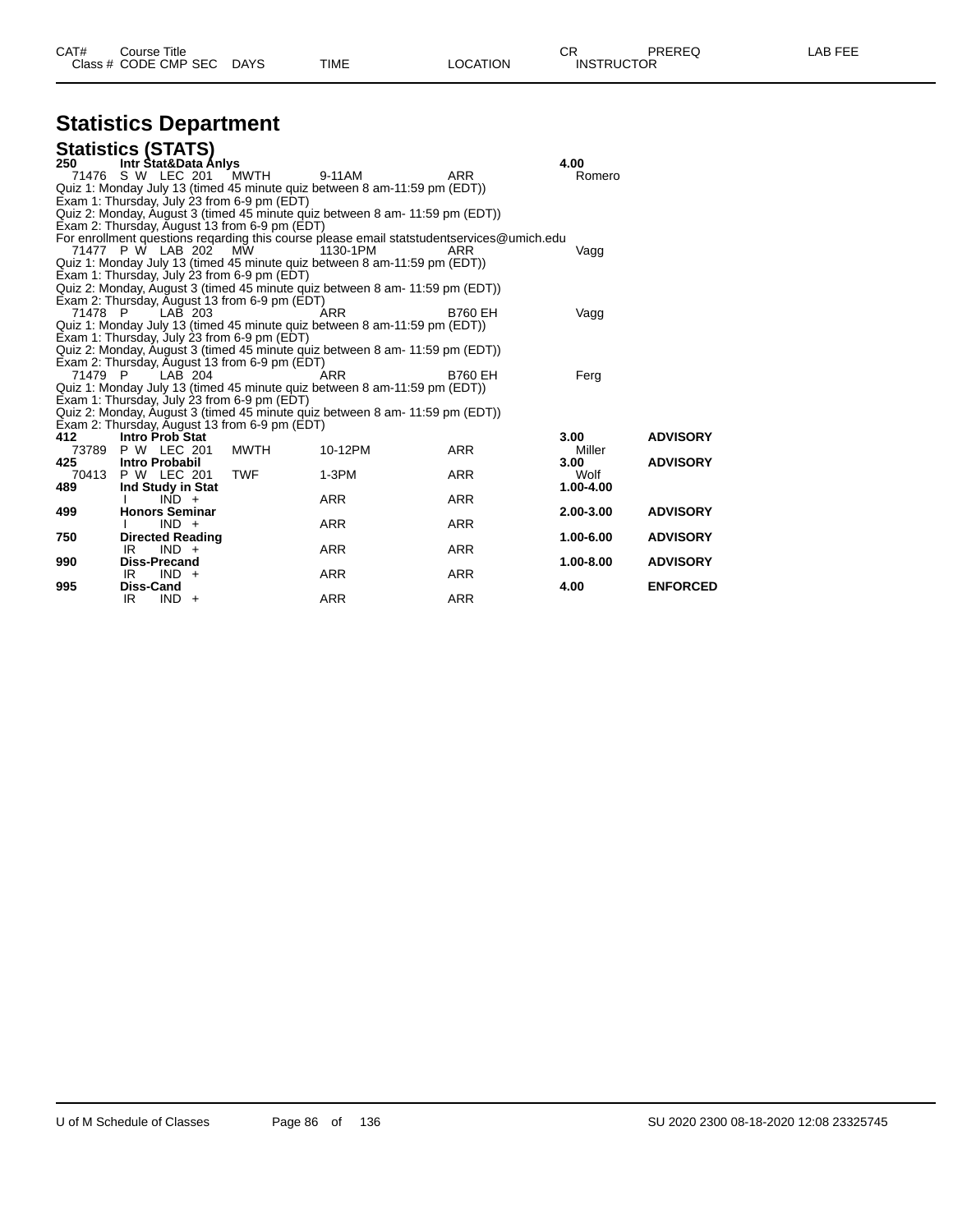| CAT# | Course Title | | | | | CR | PREREQ | LAB FEE |
|---|---|---|---|---|---|---|---|---|
| Class # | CODE CMP SEC | DAYS | TIME | LOCATION | INSTRUCTOR | | | |

# Statistics Department

## Statistics (STATS)

**250 Intr Stat&Data Anlys** **4.00**

71476 S W LEC 201 MWTH 9-11AM ARR Romero

Quiz 1: Monday July 13 (timed 45 minute quiz between 8 am-11:59 pm (EDT))
Exam 1: Thursday, July 23 from 6-9 pm (EDT)
Quiz 2: Monday, August 3 (timed 45 minute quiz between 8 am- 11:59 pm (EDT))
Exam 2: Thursday, August 13 from 6-9 pm (EDT)
For enrollment questions regarding this course please email statstudentservices@umich.edu

71477 P W LAB 202 MW 1130-1PM ARR Vagg

Quiz 1: Monday July 13 (timed 45 minute quiz between 8 am-11:59 pm (EDT))
Exam 1: Thursday, July 23 from 6-9 pm (EDT)
Quiz 2: Monday, August 3 (timed 45 minute quiz between 8 am- 11:59 pm (EDT))
Exam 2: Thursday, August 13 from 6-9 pm (EDT)

71478 P LAB 203 ARR B760 EH Vagg

Quiz 1: Monday July 13 (timed 45 minute quiz between 8 am-11:59 pm (EDT))
Exam 1: Thursday, July 23 from 6-9 pm (EDT)
Quiz 2: Monday, August 3 (timed 45 minute quiz between 8 am- 11:59 pm (EDT))
Exam 2: Thursday, August 13 from 6-9 pm (EDT)

71479 P LAB 204 ARR B760 EH Ferg

Quiz 1: Monday July 13 (timed 45 minute quiz between 8 am-11:59 pm (EDT))
Exam 1: Thursday, July 23 from 6-9 pm (EDT)
Quiz 2: Monday, August 3 (timed 45 minute quiz between 8 am- 11:59 pm (EDT))
Exam 2: Thursday, August 13 from 6-9 pm (EDT)

| CAT# | Course Title / Class # CODE CMP SEC | DAYS | TIME | LOCATION | CR / INSTRUCTOR | PREREQ |
|---|---|---|---|---|---|---|
| **412** | **Intro Prob Stat** | | | | **3.00** | **ADVISORY** |
| 73789 | P W LEC 201 | MWTH | 10-12PM | ARR | Miller | |
| **425** | **Intro Probabil** | | | | **3.00** | **ADVISORY** |
| 70413 | P W LEC 201 | TWF | 1-3PM | ARR | Wolf | |
| **489** | **Ind Study in Stat** | | | | **1.00-4.00** | |
| | I IND + | | ARR | ARR | | |
| **499** | **Honors Seminar** | | | | **2.00-3.00** | **ADVISORY** |
| | I IND + | | ARR | ARR | | |
| **750** | **Directed Reading** | | | | **1.00-6.00** | **ADVISORY** |
| | IR IND + | | ARR | ARR | | |
| **990** | **Diss-Precand** | | | | **1.00-8.00** | **ADVISORY** |
| | IR IND + | | ARR | ARR | | |
| **995** | **Diss-Cand** | | | | **4.00** | **ENFORCED** |
| | IR IND + | | ARR | ARR | | |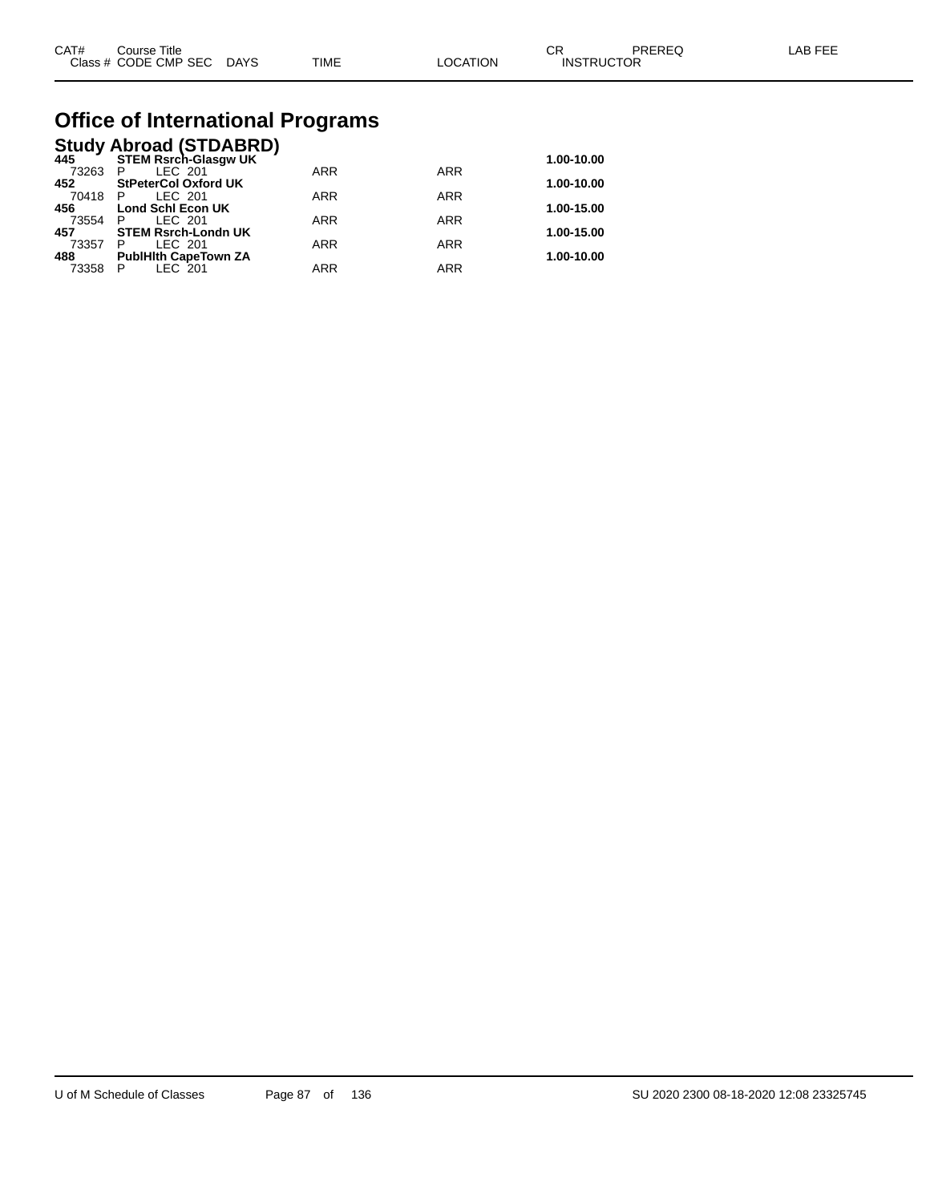| CAT# | Course Title | | | | | CR | PREREQ | LAB FEE |
|---|---|---|---|---|---|---|---|---|
| Class # | CODE CMP SEC | DAYS | TIME | LOCATION | | INSTRUCTOR | | |

# Office of International Programs

## Study Abroad (STDABRD)

| CAT# | Course Title | | | | CR |
|---|---|---|---|---|---|
| **445** | **STEM Rsrch-Glasgw UK** | | | | **1.00-10.00** |
| 73263 | P LEC 201 | | ARR | ARR | |
| **452** | **StPeterCol Oxford UK** | | | | **1.00-10.00** |
| 70418 | P LEC 201 | | ARR | ARR | |
| **456** | **Lond Schl Econ UK** | | | | **1.00-15.00** |
| 73554 | P LEC 201 | | ARR | ARR | |
| **457** | **STEM Rsrch-Londn UK** | | | | **1.00-15.00** |
| 73357 | P LEC 201 | | ARR | ARR | |
| **488** | **PublHlth CapeTown ZA** | | | | **1.00-10.00** |
| 73358 | P LEC 201 | | ARR | ARR | |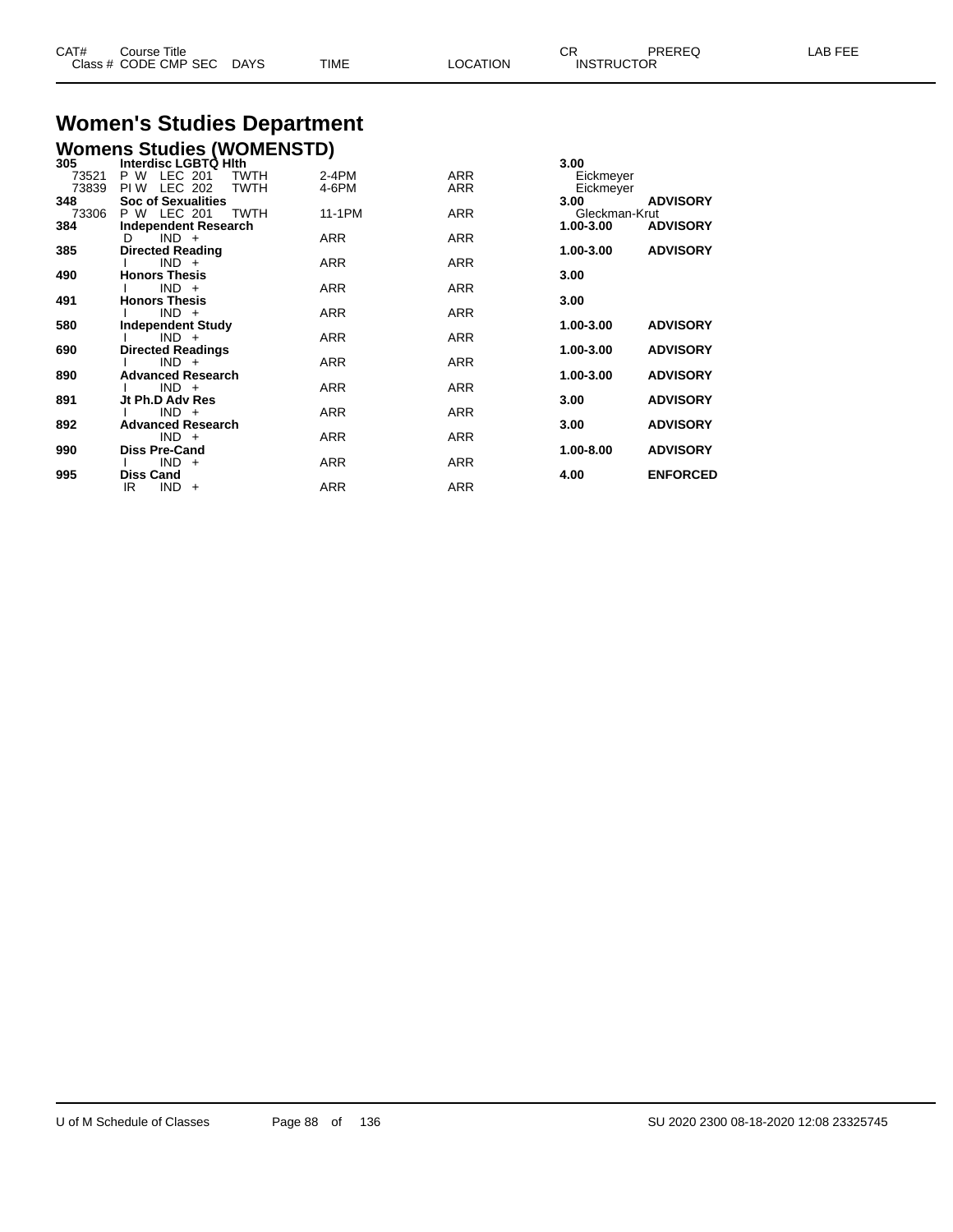# Women's Studies Department

## Womens Studies (WOMENSTD)

| CAT# / Class # | Course Title / CODE CMP SEC | DAYS | TIME | LOCATION | CR / INSTRUCTOR | PREREQ | LAB FEE |
|---|---|---|---|---|---|---|---|
| **305** | **Interdisc LGBTQ Hlth** | | | | **3.00** | | |
| 73521 | P W LEC 201 | TWTH | 2-4PM | ARR | Eickmeyer | | |
| 73839 | PI W LEC 202 | TWTH | 4-6PM | ARR | Eickmeyer | | |
| **348** | **Soc of Sexualities** | | | | **3.00** | **ADVISORY** | |
| 73306 | P W LEC 201 | TWTH | 11-1PM | ARR | Gleckman-Krut | | |
| **384** | **Independent Research** | | | | **1.00-3.00** | **ADVISORY** | |
| | D IND + | | ARR | ARR | | | |
| **385** | **Directed Reading** | | | | **1.00-3.00** | **ADVISORY** | |
| | I IND + | | ARR | ARR | | | |
| **490** | **Honors Thesis** | | | | **3.00** | | |
| | I IND + | | ARR | ARR | | | |
| **491** | **Honors Thesis** | | | | **3.00** | | |
| | I IND + | | ARR | ARR | | | |
| **580** | **Independent Study** | | | | **1.00-3.00** | **ADVISORY** | |
| | I IND + | | ARR | ARR | | | |
| **690** | **Directed Readings** | | | | **1.00-3.00** | **ADVISORY** | |
| | I IND + | | ARR | ARR | | | |
| **890** | **Advanced Research** | | | | **1.00-3.00** | **ADVISORY** | |
| | I IND + | | ARR | ARR | | | |
| **891** | **Jt Ph.D Adv Res** | | | | **3.00** | **ADVISORY** | |
| | I IND + | | ARR | ARR | | | |
| **892** | **Advanced Research** | | | | **3.00** | **ADVISORY** | |
| | IND + | | ARR | ARR | | | |
| **990** | **Diss Pre-Cand** | | | | **1.00-8.00** | **ADVISORY** | |
| | I IND + | | ARR | ARR | | | |
| **995** | **Diss Cand** | | | | **4.00** | **ENFORCED** | |
| | IR IND + | | ARR | ARR | | | |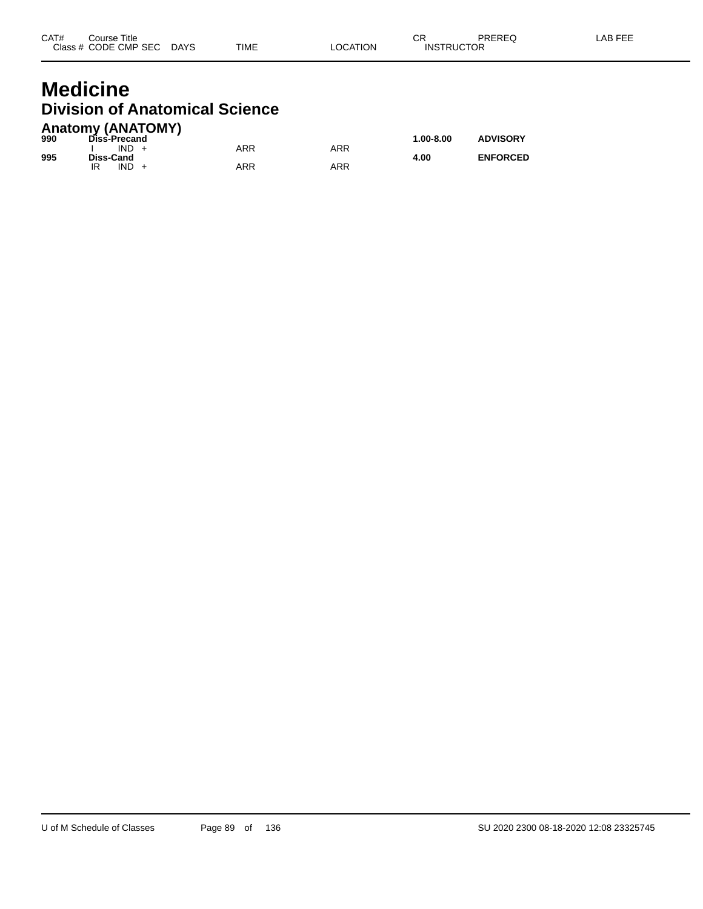| CAT# | Course Title | | | | | | | CR | PREREQ | LAB FEE |
|---|---|---|---|---|---|---|---|---|---|---|
| Class # | CODE | CMP | SEC | DAYS | TIME | LOCATION | INSTRUCTOR | | | |

# Medicine

## Division of Anatomical Science

### Anatomy (ANATOMY)

| CAT# | Course Title | | | | | | CR | PREREQ |
|---|---|---|---|---|---|---|---|---|
| **990** | **Diss-Precand** | | | | | | **1.00-8.00** | **ADVISORY** |
| | I | IND | + | | ARR | ARR | | |
| **995** | **Diss-Cand** | | | | | | **4.00** | **ENFORCED** |
| | IR | IND | + | | ARR | ARR | | |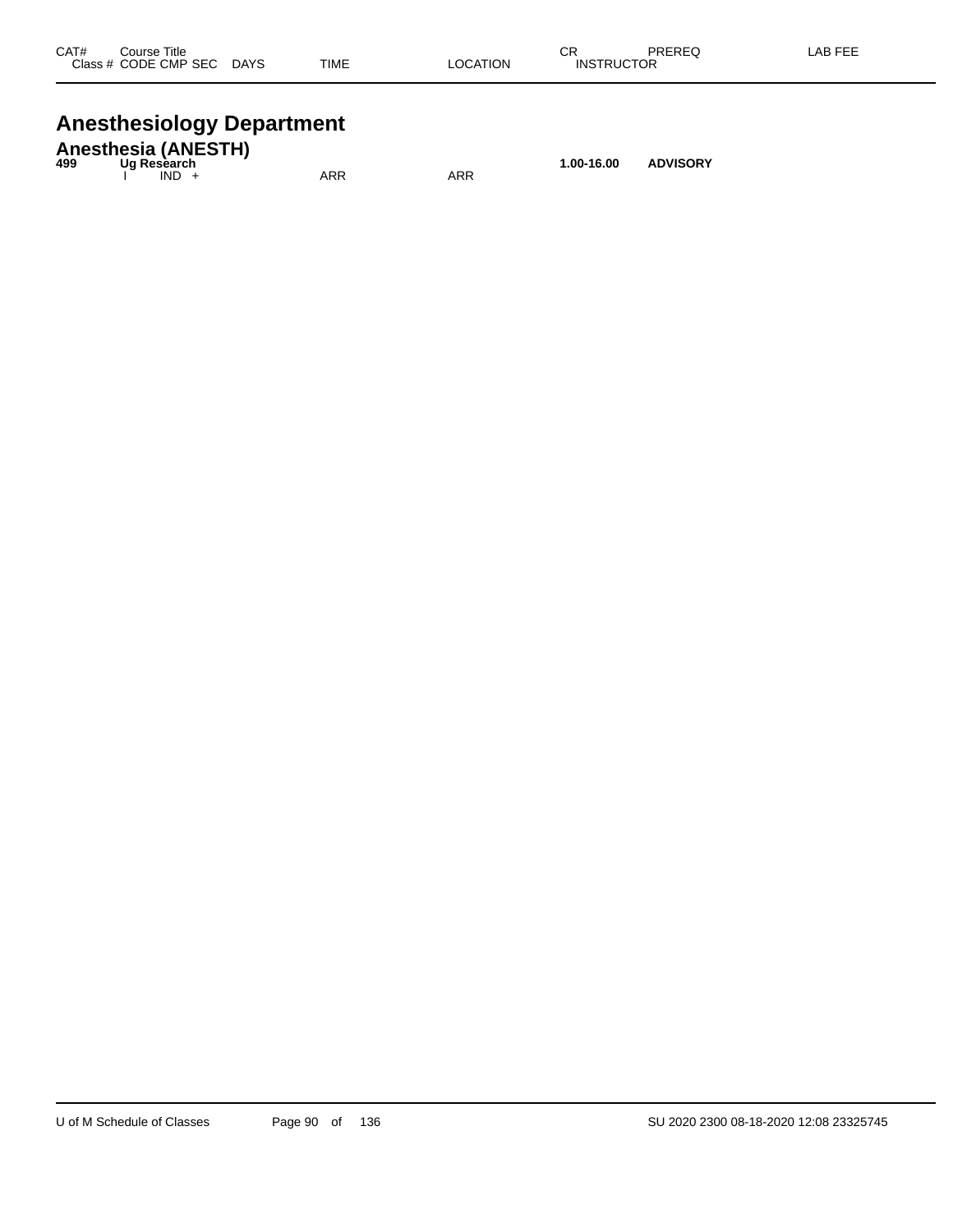| CAT# | Course Title Class # CODE CMP SEC DAYS | TIME | LOCATION | CR INSTRUCTOR | PREREQ | LAB FEE |
|---|---|---|---|---|---|---|

# Anesthesiology Department

## Anesthesia (ANESTH)

| CAT# | Course Title Class # CODE CMP SEC DAYS | TIME | LOCATION | CR INSTRUCTOR | PREREQ | LAB FEE |
|---|---|---|---|---|---|---|
| **499** | **Ug Research** | | | **1.00-16.00** | **ADVISORY** | |
| | I IND + | ARR | ARR | | | |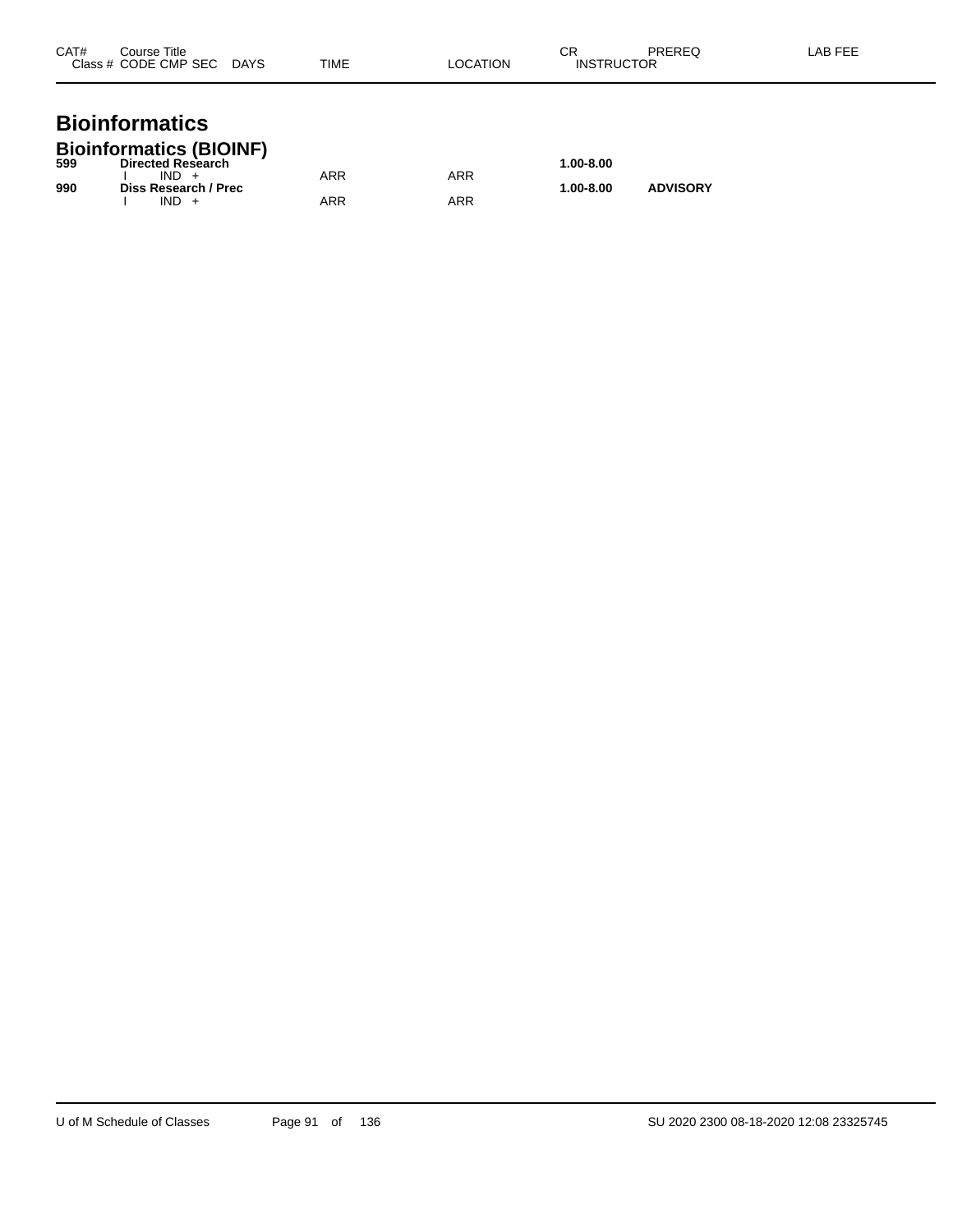| CAT# | Course Title<br>Class # CODE CMP SEC DAYS | TIME | LOCATION | CR<br>INSTRUCTOR | PREREQ | LAB FEE |
|---|---|---|---|---|---|---|

# Bioinformatics

## Bioinformatics (BIOINF)

| CAT# | Course Title<br>Class # CODE CMP SEC DAYS | TIME | LOCATION | CR<br>INSTRUCTOR | PREREQ | LAB FEE |
|---|---|---|---|---|---|---|
| **599** | **Directed Research** | | | **1.00-8.00** | | |
| | I IND + | ARR | ARR | | | |
| **990** | **Diss Research / Prec** | | | **1.00-8.00** | **ADVISORY** | |
| | I IND + | ARR | ARR | | | |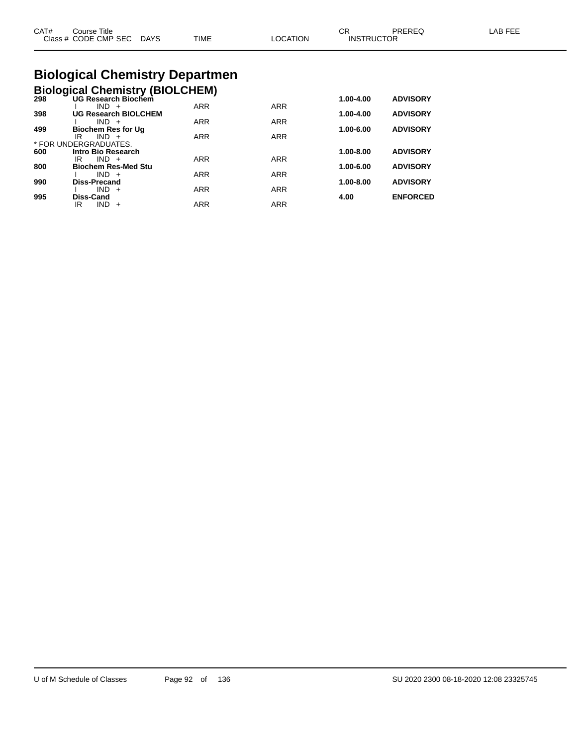| CAT# | Course Title<br>Class # CODE CMP SEC DAYS | TIME | LOCATION | CR<br>INSTRUCTOR | PREREQ | LAB FEE |
|---|---|---|---|---|---|---|

# Biological Chemistry Departmen

## Biological Chemistry (BIOLCHEM)

| CAT# | Course Title / Class # CODE CMP SEC DAYS | TIME | LOCATION | CR | PREREQ |
|---|---|---|---|---|---|
| **298** | **UG Research Biochem** | | | **1.00-4.00** | **ADVISORY** |
| | I IND + | ARR | ARR | | |
| **398** | **UG Research BIOLCHEM** | | | **1.00-4.00** | **ADVISORY** |
| | I IND + | ARR | ARR | | |
| **499** | **Biochem Res for Ug** | | | **1.00-6.00** | **ADVISORY** |
| | IR IND + | ARR | ARR | | |
| | * FOR UNDERGRADUATES. | | | | |
| **600** | **Intro Bio Research** | | | **1.00-8.00** | **ADVISORY** |
| | IR IND + | ARR | ARR | | |
| **800** | **Biochem Res-Med Stu** | | | **1.00-6.00** | **ADVISORY** |
| | I IND + | ARR | ARR | | |
| **990** | **Diss-Precand** | | | **1.00-8.00** | **ADVISORY** |
| | I IND + | ARR | ARR | | |
| **995** | **Diss-Cand** | | | **4.00** | **ENFORCED** |
| | IR IND + | ARR | ARR | | |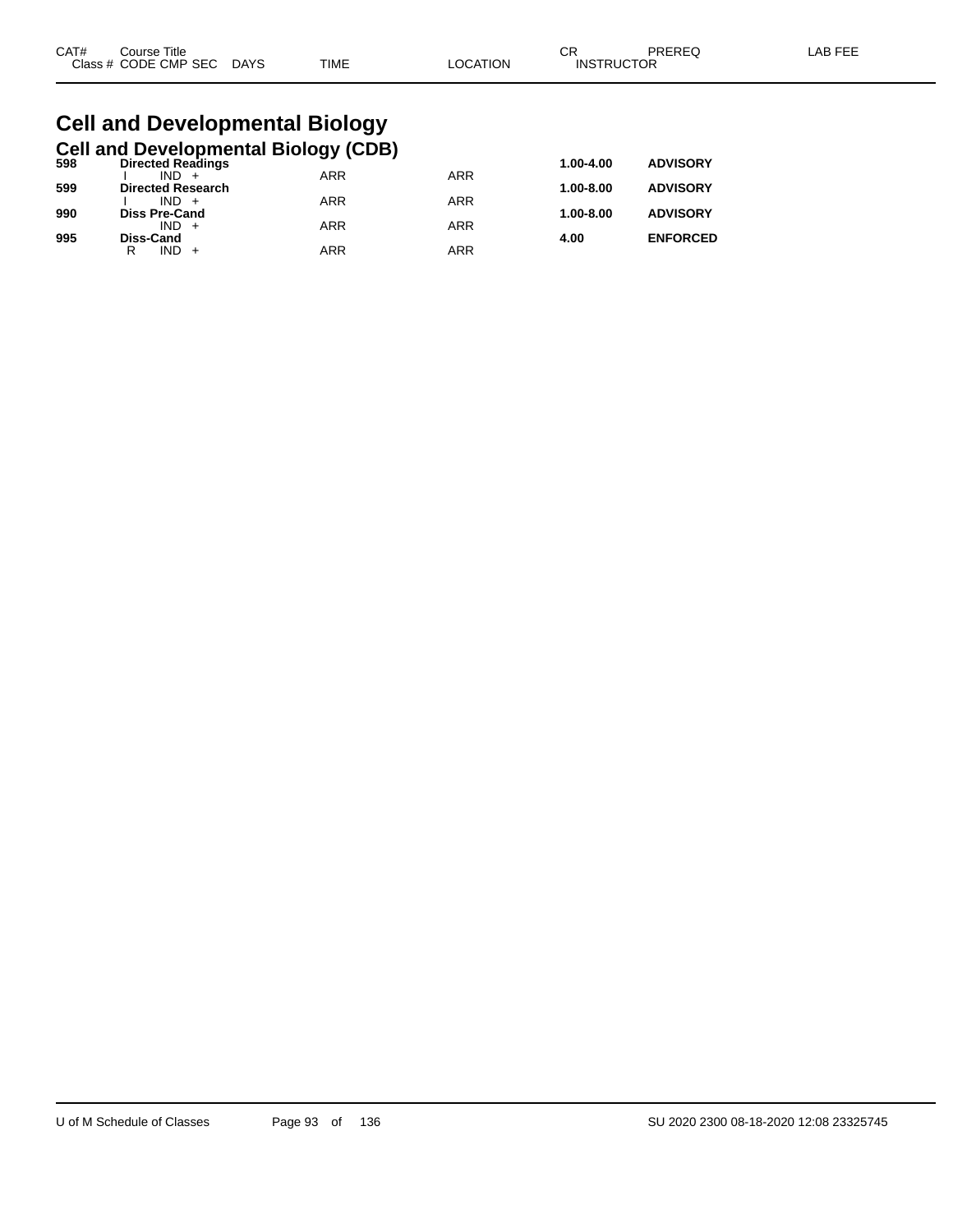| CAT# | Course Title | | | | | | CR | PREREQ | LAB FEE |
|---|---|---|---|---|---|---|---|---|---|
| Class # | CODE | CMP | SEC | DAYS | TIME | LOCATION | INSTRUCTOR | | |

# Cell and Developmental Biology

## Cell and Developmental Biology (CDB)

| CAT# | Course Title | | | | | | CR | PREREQ | LAB FEE |
|---|---|---|---|---|---|---|---|---|---|
| **598** | **Directed Readings** | | | | | | **1.00-4.00** | **ADVISORY** | |
| | I | IND | + | | ARR | ARR | | | |
| **599** | **Directed Research** | | | | | | **1.00-8.00** | **ADVISORY** | |
| | I | IND | + | | ARR | ARR | | | |
| **990** | **Diss Pre-Cand** | | | | | | **1.00-8.00** | **ADVISORY** | |
| | | IND | + | | ARR | ARR | | | |
| **995** | **Diss-Cand** | | | | | | **4.00** | **ENFORCED** | |
| | R | IND | + | | ARR | ARR | | | |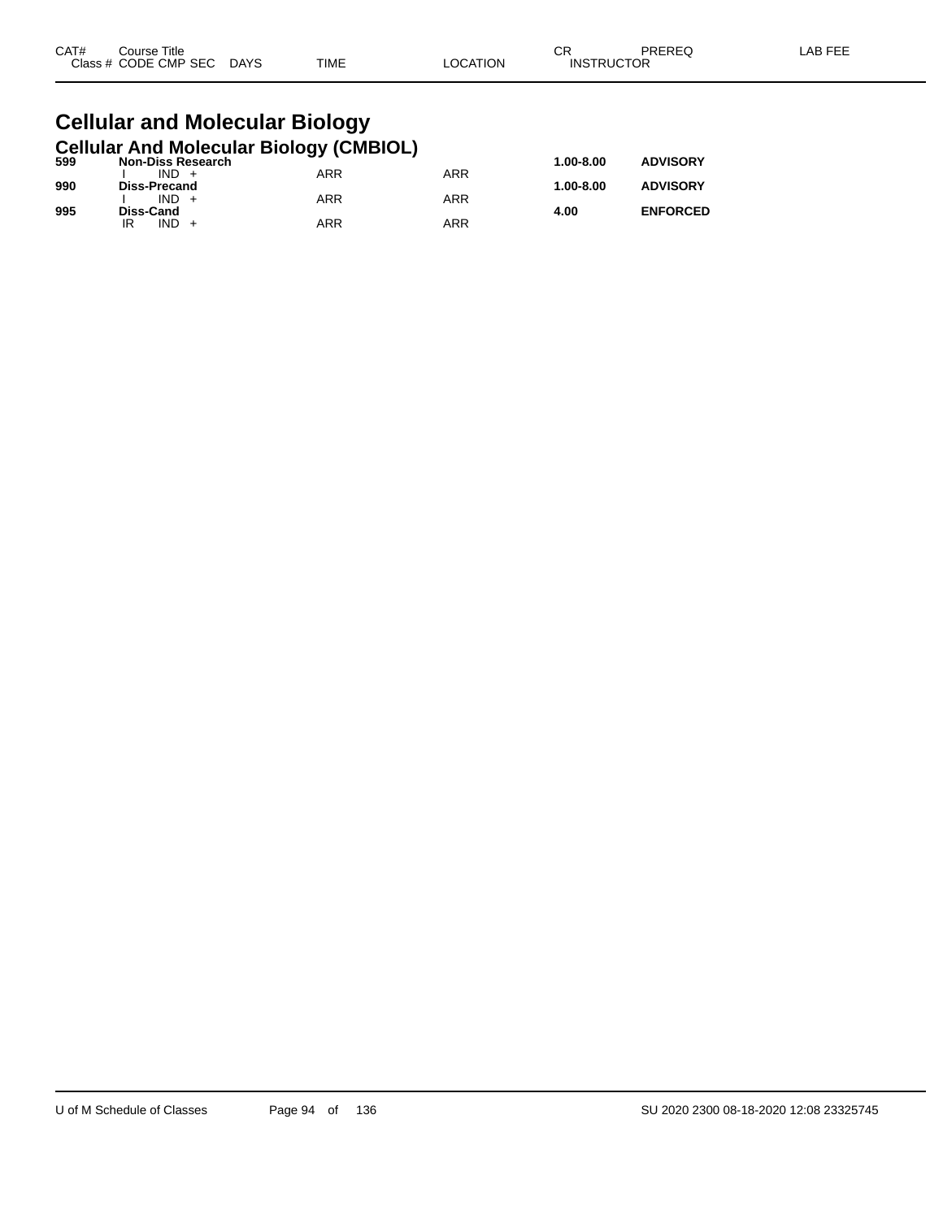| CAT# | Course Title<br>Class # CODE CMP SEC DAYS | TIME | LOCATION | CR<br>INSTRUCTOR | PREREQ | LAB FEE |
|---|---|---|---|---|---|---|

# Cellular and Molecular Biology

## Cellular And Molecular Biology (CMBIOL)

| CAT# | Course Title / Class # CODE CMP SEC DAYS | TIME | LOCATION | CR / INSTRUCTOR | PREREQ | LAB FEE |
|---|---|---|---|---|---|---|
| **599** | **Non-Diss Research** | | | **1.00-8.00** | **ADVISORY** | |
| | I IND + | ARR | ARR | | | |
| **990** | **Diss-Precand** | | | **1.00-8.00** | **ADVISORY** | |
| | I IND + | ARR | ARR | | | |
| **995** | **Diss-Cand** | | | **4.00** | **ENFORCED** | |
| | IR IND + | ARR | ARR | | | |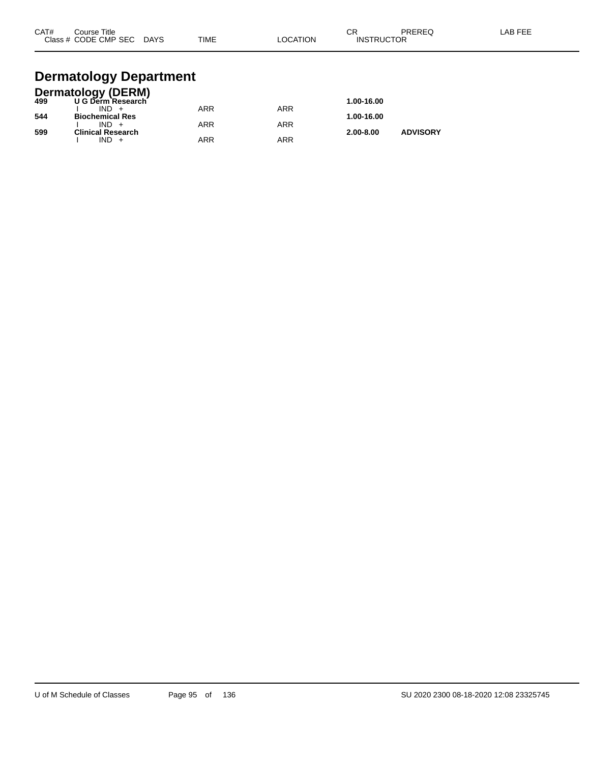| CAT# | Course Title | | | | CR | PREREQ | LAB FEE |
|---|---|---|---|---|---|---|---|
| Class # | CODE CMP SEC | DAYS | TIME | LOCATION | INSTRUCTOR | | |

# Dermatology Department

## Dermatology (DERM)

| CAT# | Course Title | | | | CR | PREREQ | LAB FEE |
|---|---|---|---|---|---|---|---|
| **499** | **U G Derm Research** | | | | **1.00-16.00** | | |
| | I IND + | | ARR | ARR | | | |
| **544** | **Biochemical Res** | | | | **1.00-16.00** | | |
| | I IND + | | ARR | ARR | | | |
| **599** | **Clinical Research** | | | | **2.00-8.00** | **ADVISORY** | |
| | I IND + | | ARR | ARR | | | |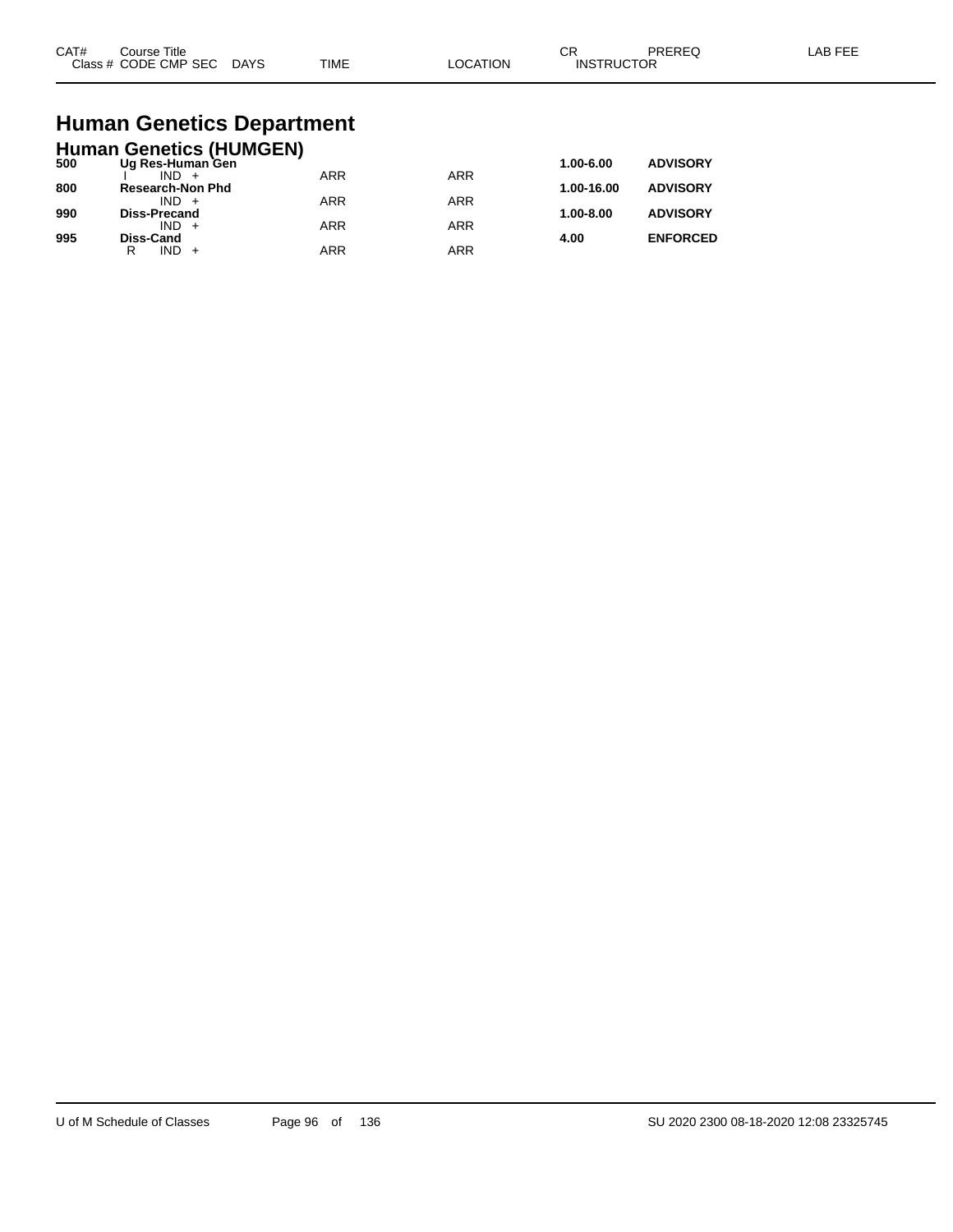| CAT# | Course Title / Class # CODE CMP SEC | DAYS | TIME | LOCATION | CR / INSTRUCTOR | PREREQ | LAB FEE |
|---|---|---|---|---|---|---|---|

# Human Genetics Department

## Human Genetics (HUMGEN)

| CAT# | Course Title / Class # CODE CMP SEC | DAYS | TIME | LOCATION | CR / INSTRUCTOR | PREREQ | LAB FEE |
|---|---|---|---|---|---|---|---|
| **500** | **Ug Res-Human Gen** | | | | **1.00-6.00** | **ADVISORY** | |
| | I IND + | | ARR | ARR | | | |
| **800** | **Research-Non Phd** | | | | **1.00-16.00** | **ADVISORY** | |
| | IND + | | ARR | ARR | | | |
| **990** | **Diss-Precand** | | | | **1.00-8.00** | **ADVISORY** | |
| | IND + | | ARR | ARR | | | |
| **995** | **Diss-Cand** | | | | **4.00** | **ENFORCED** | |
| | R IND + | | ARR | ARR | | | |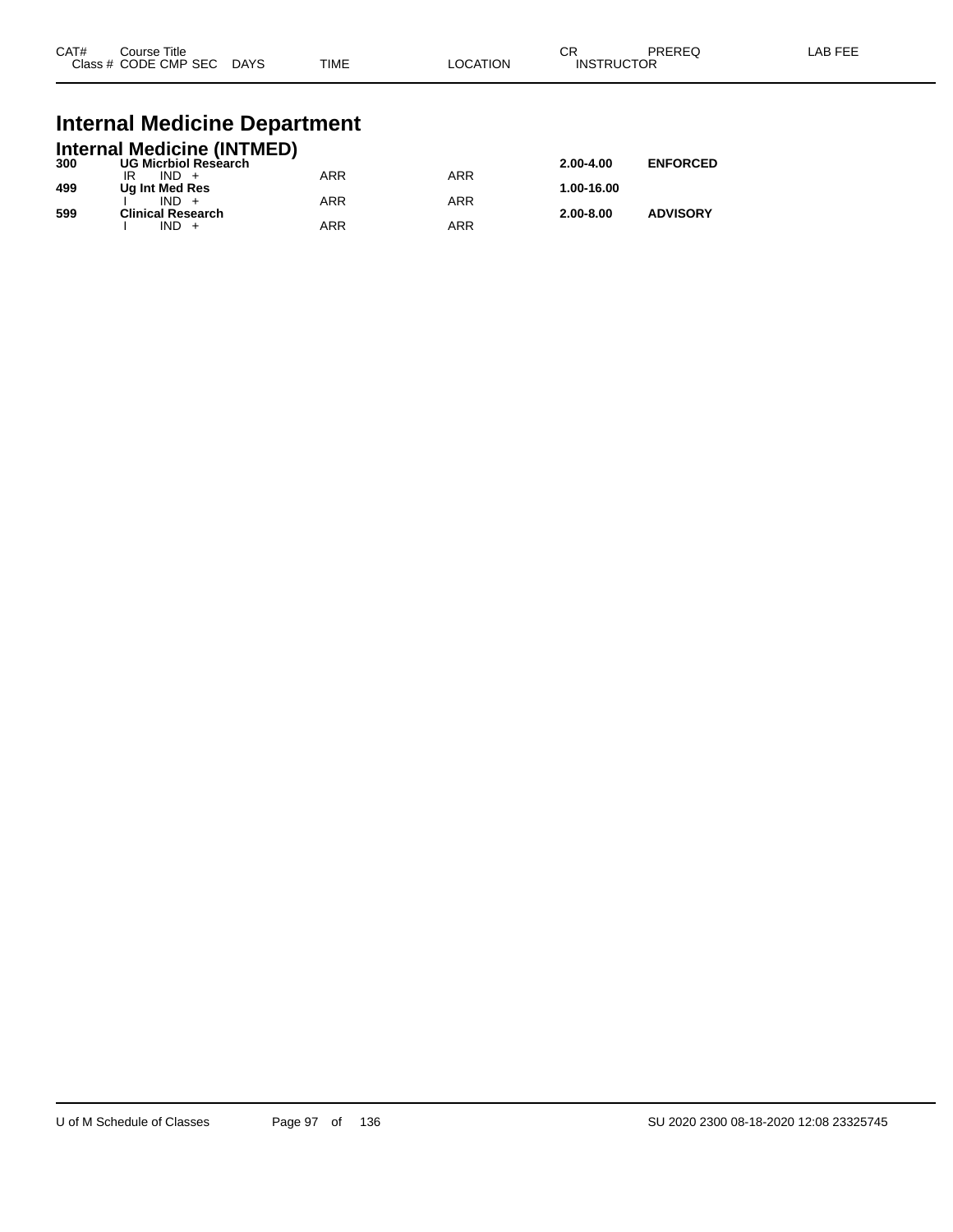| CAT# | Course Title<br>Class # CODE CMP SEC DAYS | TIME | LOCATION | CR<br>INSTRUCTOR | PREREQ | LAB FEE |
|---|---|---|---|---|---|---|

# Internal Medicine Department

## Internal Medicine (INTMED)

| CAT# | Course Title / Class # CODE CMP SEC DAYS | TIME | LOCATION | CR / INSTRUCTOR | PREREQ | LAB FEE |
|---|---|---|---|---|---|---|
| **300** | **UG Micrbiol Research** | | | **2.00-4.00** | **ENFORCED** | |
| | IR IND + | ARR | ARR | | | |
| **499** | **Ug Int Med Res** | | | **1.00-16.00** | | |
| | I IND + | ARR | ARR | | | |
| **599** | **Clinical Research** | | | **2.00-8.00** | **ADVISORY** | |
| | I IND + | ARR | ARR | | | |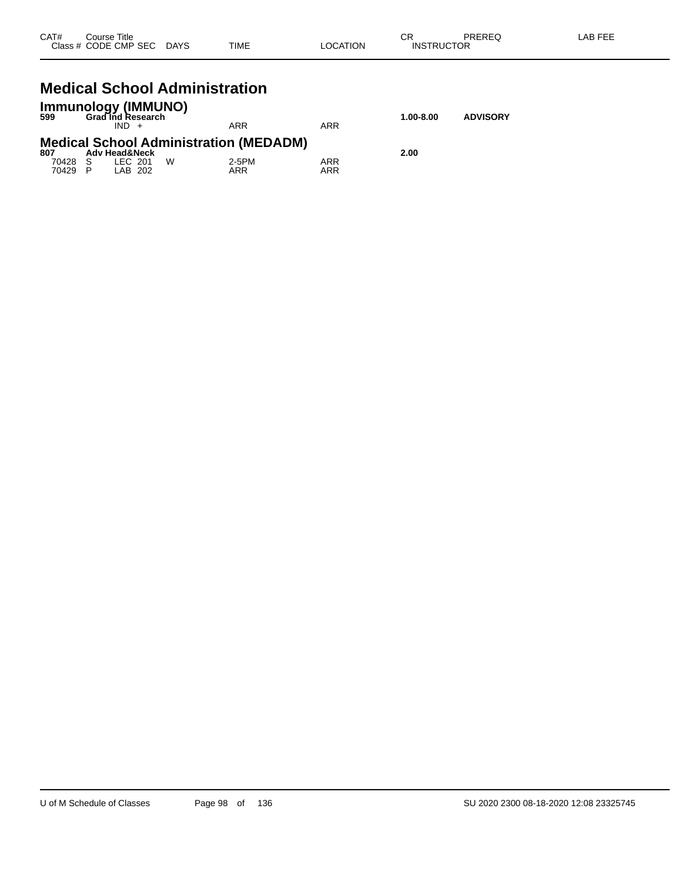| CAT# Class # | Course Title CODE CMP SEC | DAYS | TIME | LOCATION | CR INSTRUCTOR | PREREQ | LAB FEE |
|---|---|---|---|---|---|---|---|

# Medical School Administration

## Immunology (IMMUNO)

| | | | | | | | |
|---|---|---|---|---|---|---|---|
| **599** | **Grad Ind Research** | | | | **1.00-8.00** | **ADVISORY** | |
| | IND + | | ARR | ARR | | | |

## Medical School Administration (MEDADM)

| | | | | | | | |
|---|---|---|---|---|---|---|---|
| **807** | **Adv Head&Neck** | | | | **2.00** | | |
| 70428 S | LEC 201 | W | 2-5PM | ARR | | | |
| 70429 P | LAB 202 | | ARR | ARR | | | |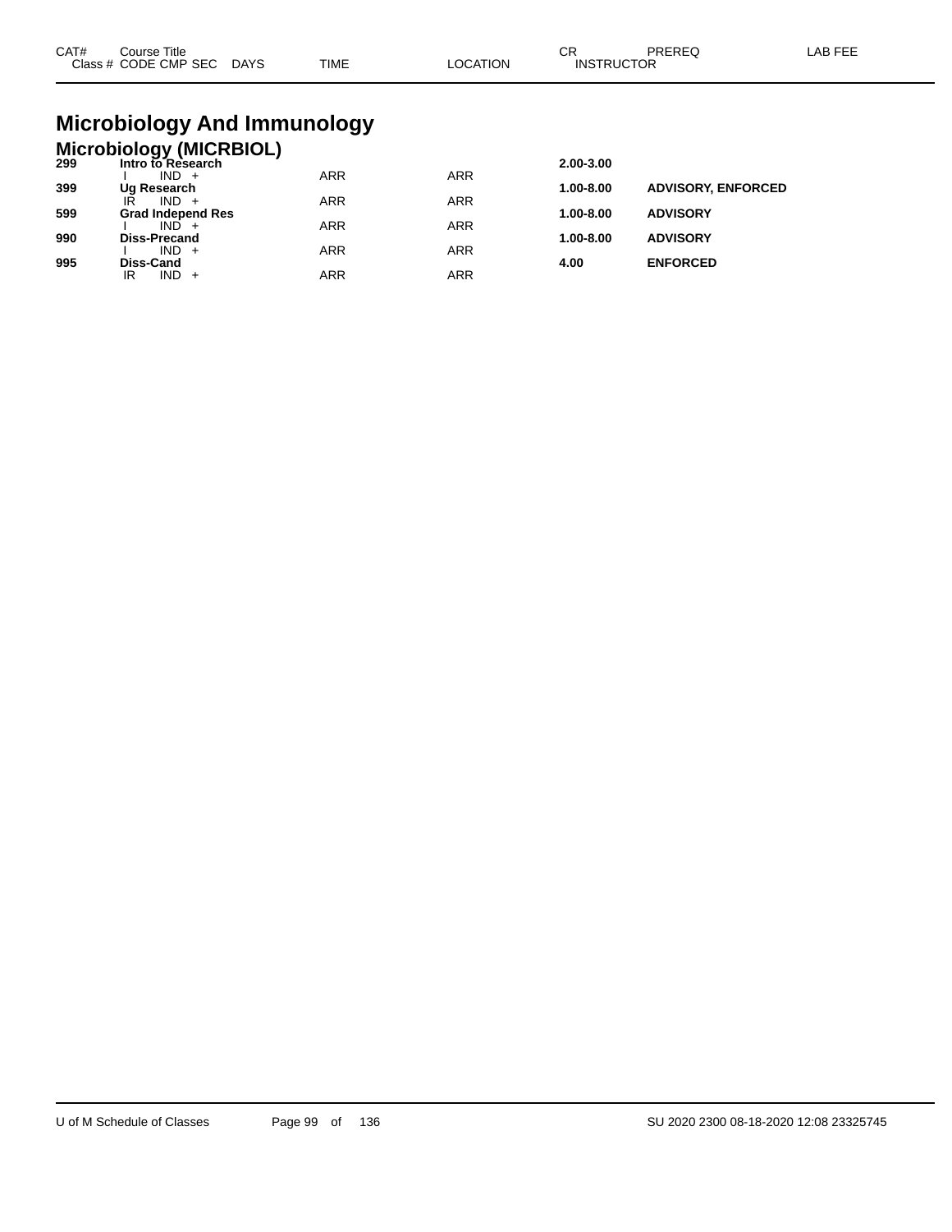| CAT# | Course Title | | | | CR | PREREQ | LAB FEE |
|---|---|---|---|---|---|---|---|
| | Class # CODE CMP SEC | DAYS | TIME | LOCATION | INSTRUCTOR | | |

# Microbiology And Immunology

## Microbiology (MICRBIOL)

| CAT# | Course Title / Class # CODE CMP SEC | DAYS | TIME | LOCATION | CR | PREREQ |
|---|---|---|---|---|---|---|
| **299** | **Intro to Research** | | | | **2.00-3.00** | |
| | I IND + | | ARR | ARR | | |
| **399** | **Ug Research** | | | | **1.00-8.00** | **ADVISORY, ENFORCED** |
| | IR IND + | | ARR | ARR | | |
| **599** | **Grad Independ Res** | | | | **1.00-8.00** | **ADVISORY** |
| | I IND + | | ARR | ARR | | |
| **990** | **Diss-Precand** | | | | **1.00-8.00** | **ADVISORY** |
| | I IND + | | ARR | ARR | | |
| **995** | **Diss-Cand** | | | | **4.00** | **ENFORCED** |
| | IR IND + | | ARR | ARR | | |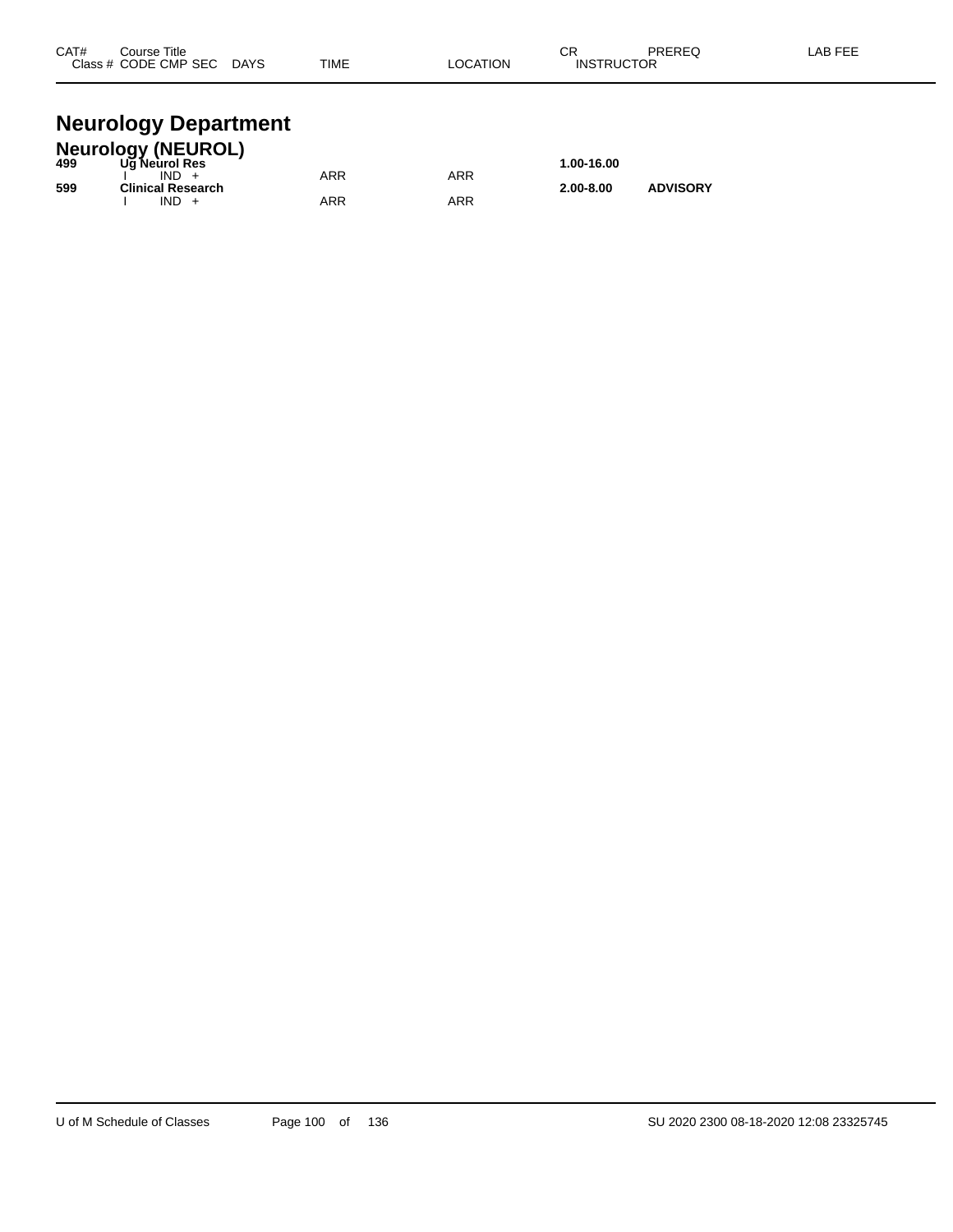| CAT# | Course Title<br>Class # CODE CMP SEC DAYS | TIME | LOCATION | CR<br>INSTRUCTOR | PREREQ | LAB FEE |
|---|---|---|---|---|---|---|

# Neurology Department

## Neurology (NEUROL)

| CAT# | Course Title<br>Class # CODE CMP SEC DAYS | TIME | LOCATION | CR<br>INSTRUCTOR | PREREQ | LAB FEE |
|---|---|---|---|---|---|---|
| **499** | **Ug Neurol Res** | | | **1.00-16.00** | | |
| | I IND + | ARR | ARR | | | |
| **599** | **Clinical Research** | | | **2.00-8.00** | **ADVISORY** | |
| | I IND + | ARR | ARR | | | |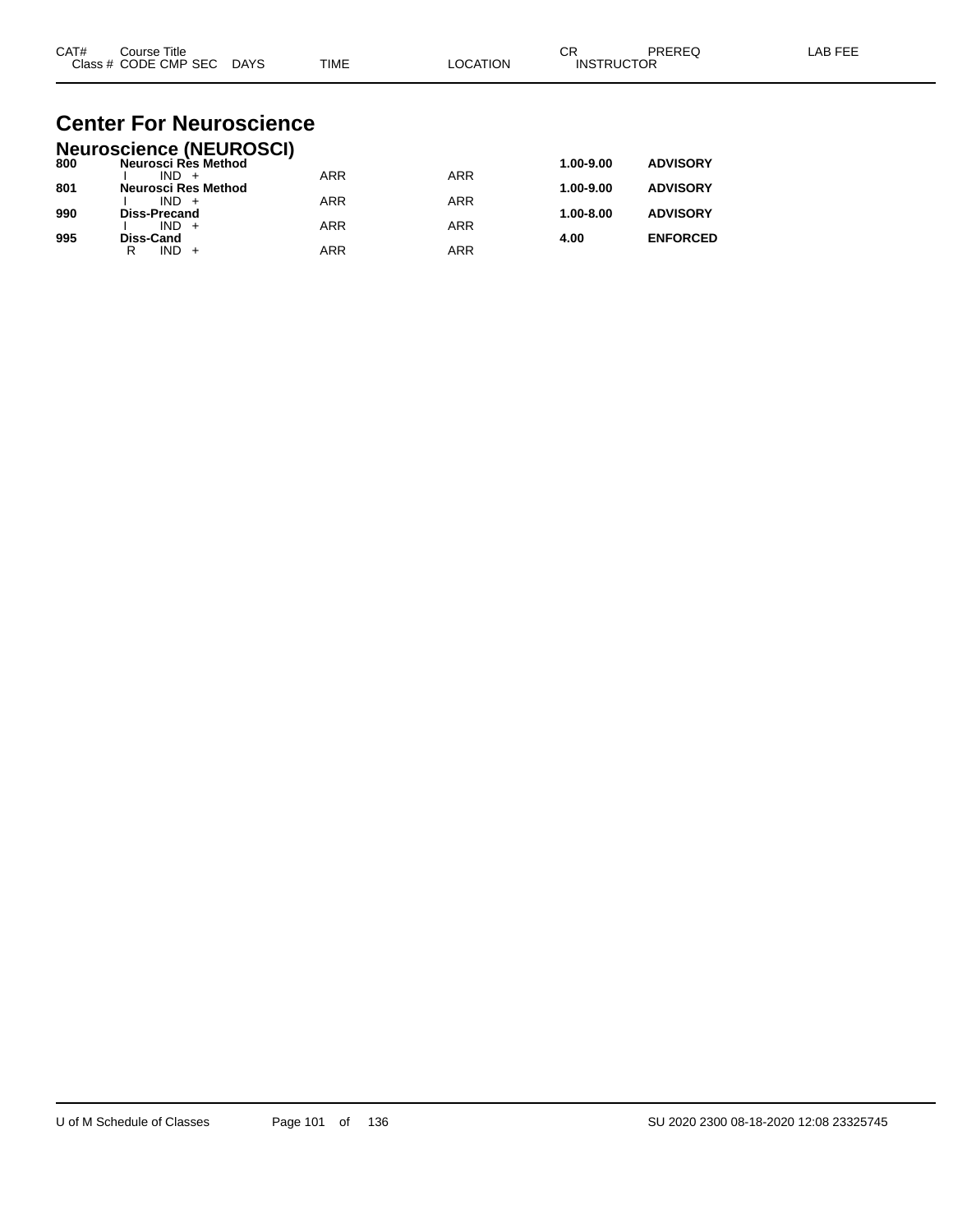| CAT# | Course Title<br>Class # CODE CMP SEC DAYS | TIME | LOCATION | CR<br>INSTRUCTOR | PREREQ | LAB FEE |
|---|---|---|---|---|---|---|

# Center For Neuroscience

## Neuroscience (NEUROSCI)

| CAT# | Course Title / Class # CODE CMP SEC DAYS | TIME | LOCATION | CR | PREREQ | LAB FEE |
|---|---|---|---|---|---|---|
| **800** | **Neurosci Res Method** | | | **1.00-9.00** | **ADVISORY** | |
| | I IND + | ARR | ARR | | | |
| **801** | **Neurosci Res Method** | | | **1.00-9.00** | **ADVISORY** | |
| | I IND + | ARR | ARR | | | |
| **990** | **Diss-Precand** | | | **1.00-8.00** | **ADVISORY** | |
| | I IND + | ARR | ARR | | | |
| **995** | **Diss-Cand** | | | **4.00** | **ENFORCED** | |
| | R IND + | ARR | ARR | | | |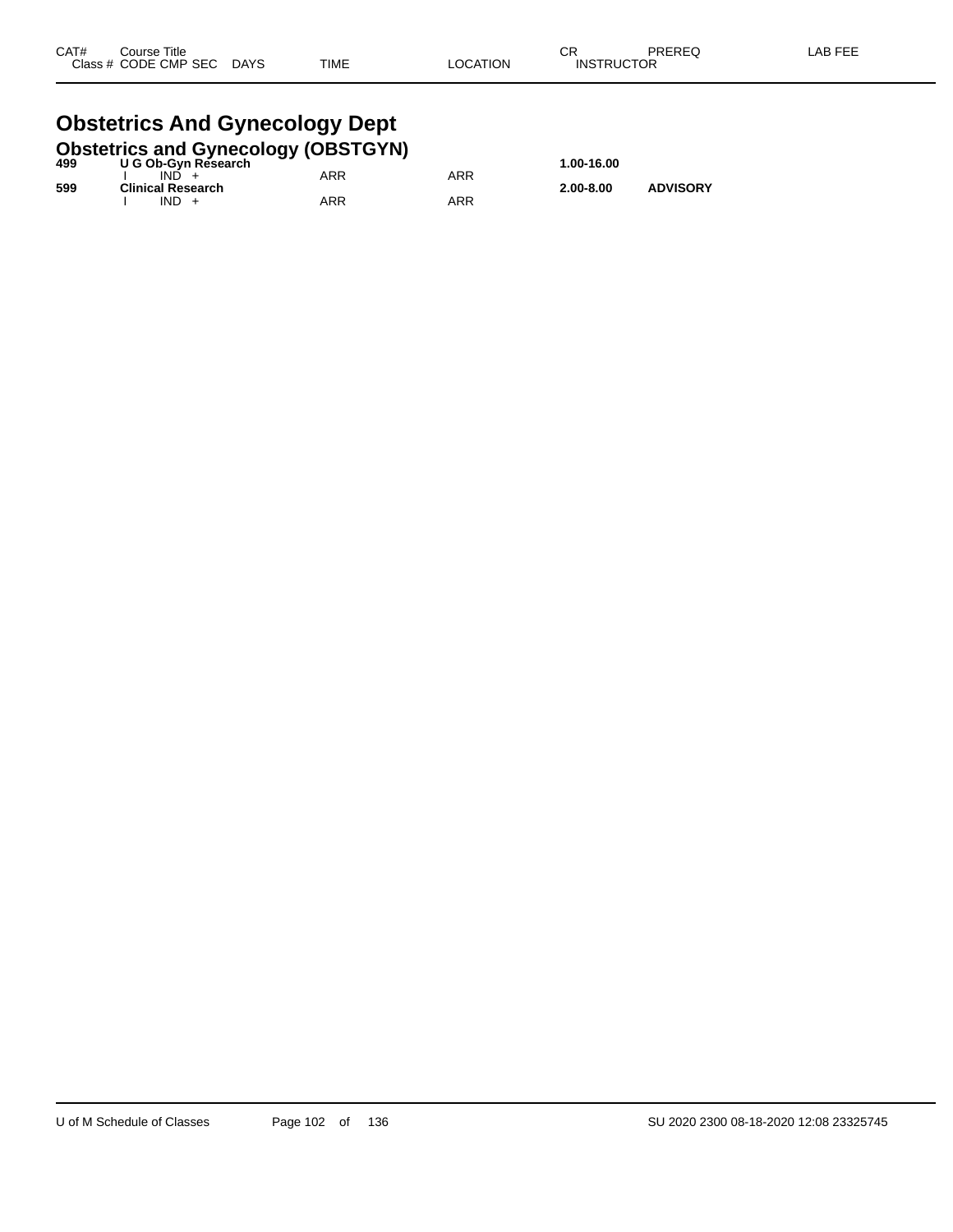| CAT# | Course Title<br>Class # CODE CMP SEC DAYS | TIME | LOCATION | CR<br>INSTRUCTOR | PREREQ | LAB FEE |
|---|---|---|---|---|---|---|

# Obstetrics And Gynecology Dept

## Obstetrics and Gynecology (OBSTGYN)

| CAT# | Course Title / Class # CODE CMP SEC DAYS | TIME | LOCATION | CR / INSTRUCTOR | PREREQ | LAB FEE |
|---|---|---|---|---|---|---|
| **499** | **U G Ob-Gyn Research** | | | **1.00-16.00** | | |
| | I IND + | ARR | ARR | | | |
| **599** | **Clinical Research** | | | **2.00-8.00** | **ADVISORY** | |
| | I IND + | ARR | ARR | | | |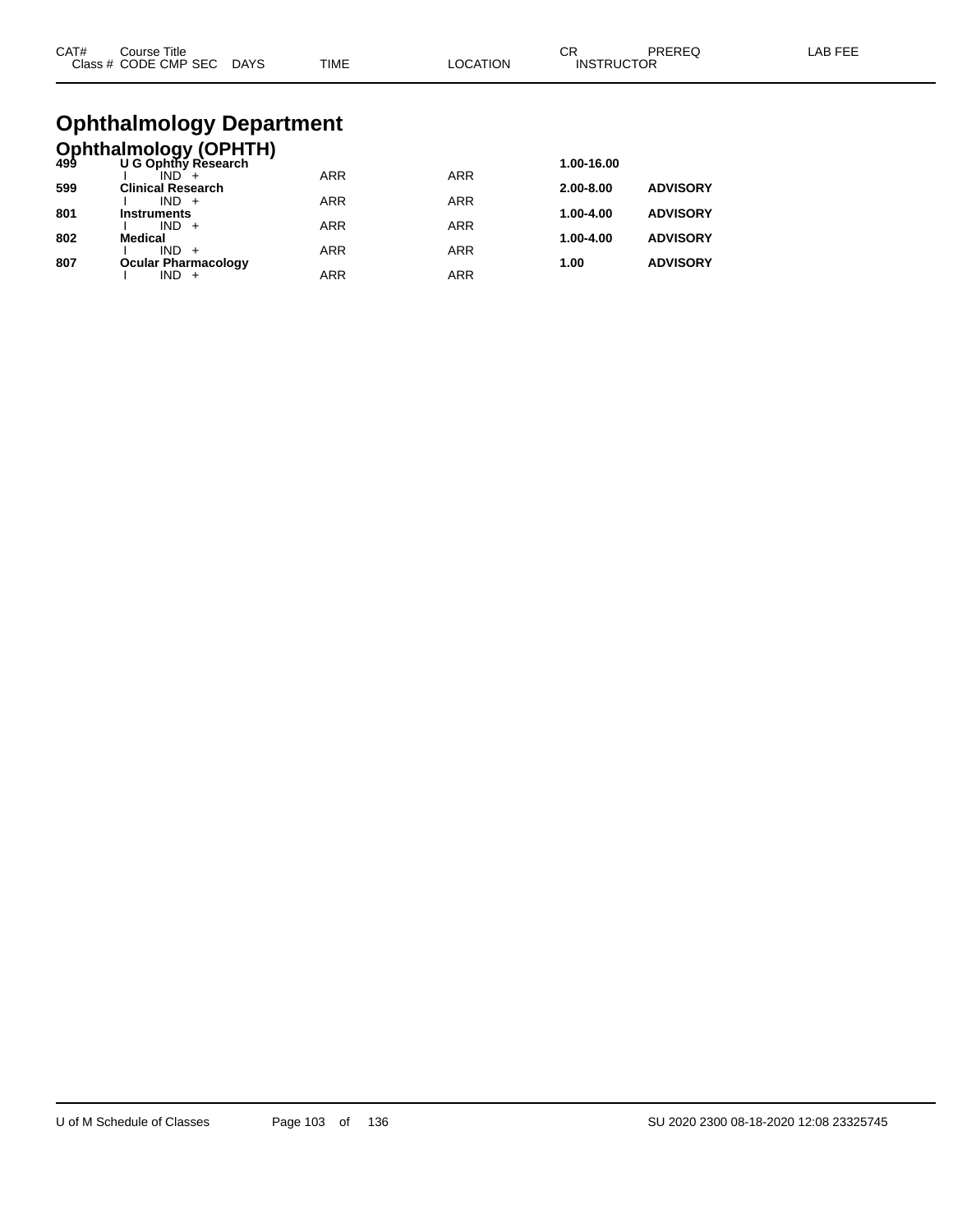| CAT# | Course Title | | | | CR | PREREQ | LAB FEE |
|---|---|---|---|---|---|---|---|
| Class # | CODE CMP SEC | DAYS | TIME | LOCATION | INSTRUCTOR | | |

# Ophthalmology Department

## Ophthalmology (OPHTH)

| CAT# | Course Title / CODE CMP SEC | TIME | LOCATION | CR | PREREQ |
|---|---|---|---|---|---|
| **499** | **U G Ophthy Research** | | | **1.00-16.00** | |
| | I IND + | ARR | ARR | | |
| **599** | **Clinical Research** | | | **2.00-8.00** | **ADVISORY** |
| | I IND + | ARR | ARR | | |
| **801** | **Instruments** | | | **1.00-4.00** | **ADVISORY** |
| | I IND + | ARR | ARR | | |
| **802** | **Medical** | | | **1.00-4.00** | **ADVISORY** |
| | I IND + | ARR | ARR | | |
| **807** | **Ocular Pharmacology** | | | **1.00** | **ADVISORY** |
| | I IND + | ARR | ARR | | |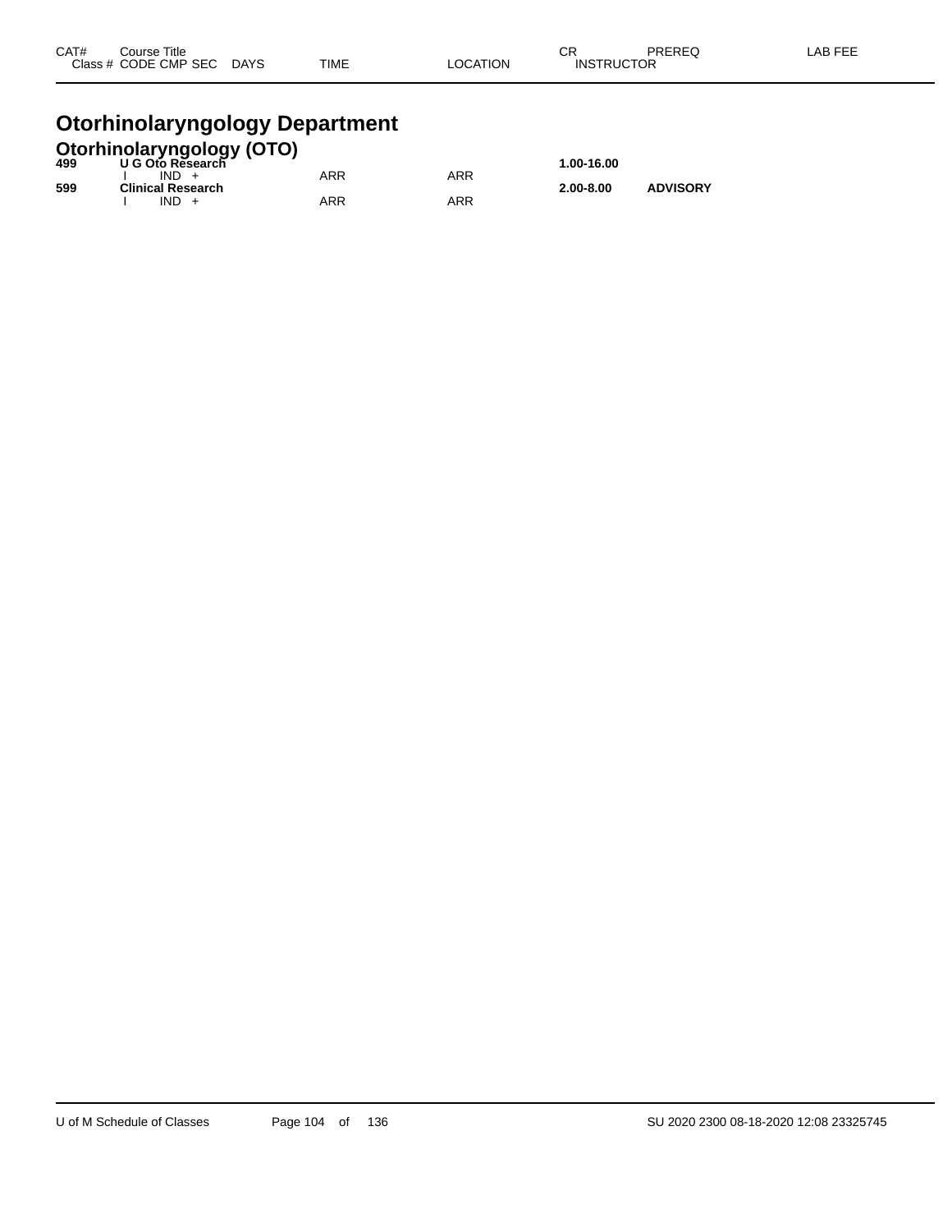| CAT# | Course Title | | | | | CR | PREREQ | LAB FEE |
|---|---|---|---|---|---|---|---|---|
| Class # | CODE CMP SEC | DAYS | TIME | LOCATION | INSTRUCTOR | | | |

# Otorhinolaryngology Department

## Otorhinolaryngology (OTO)

| CAT# | Course Title | | | | | CR | PREREQ | LAB FEE |
|---|---|---|---|---|---|---|---|---|
| **499** | **U G Oto Research** | | | | | **1.00-16.00** | | |
| | I IND + | | ARR | ARR | | | | |
| **599** | **Clinical Research** | | | | | **2.00-8.00** | **ADVISORY** | |
| | I IND + | | ARR | ARR | | | | |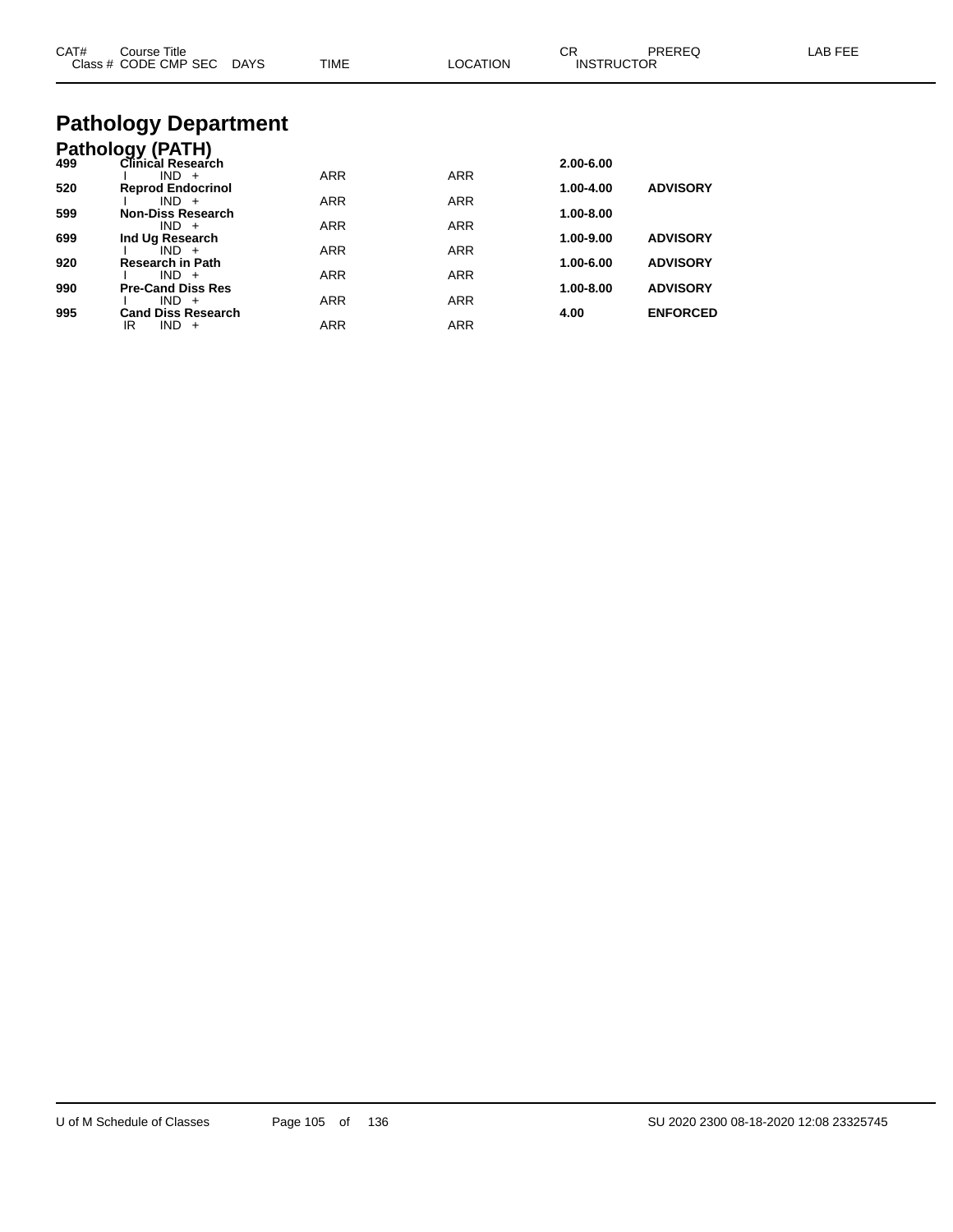| CAT# | Course Title<br>Class # CODE CMP SEC DAYS | TIME | LOCATION | CR<br>INSTRUCTOR | PREREQ | LAB FEE |
|---|---|---|---|---|---|---|

# Pathology Department

## Pathology (PATH)

| CAT# | Course Title / Class # CODE CMP SEC DAYS | TIME | LOCATION | CR / INSTRUCTOR | PREREQ | LAB FEE |
|---|---|---|---|---|---|---|
| **499** | **Clinical Research** | | | **2.00-6.00** | | |
| | I IND + | ARR | ARR | | | |
| **520** | **Reprod Endocrinol** | | | **1.00-4.00** | **ADVISORY** | |
| | I IND + | ARR | ARR | | | |
| **599** | **Non-Diss Research** | | | **1.00-8.00** | | |
| | IND + | ARR | ARR | | | |
| **699** | **Ind Ug Research** | | | **1.00-9.00** | **ADVISORY** | |
| | I IND + | ARR | ARR | | | |
| **920** | **Research in Path** | | | **1.00-6.00** | **ADVISORY** | |
| | I IND + | ARR | ARR | | | |
| **990** | **Pre-Cand Diss Res** | | | **1.00-8.00** | **ADVISORY** | |
| | I IND + | ARR | ARR | | | |
| **995** | **Cand Diss Research** | | | **4.00** | **ENFORCED** | |
| | IR IND + | ARR | ARR | | | |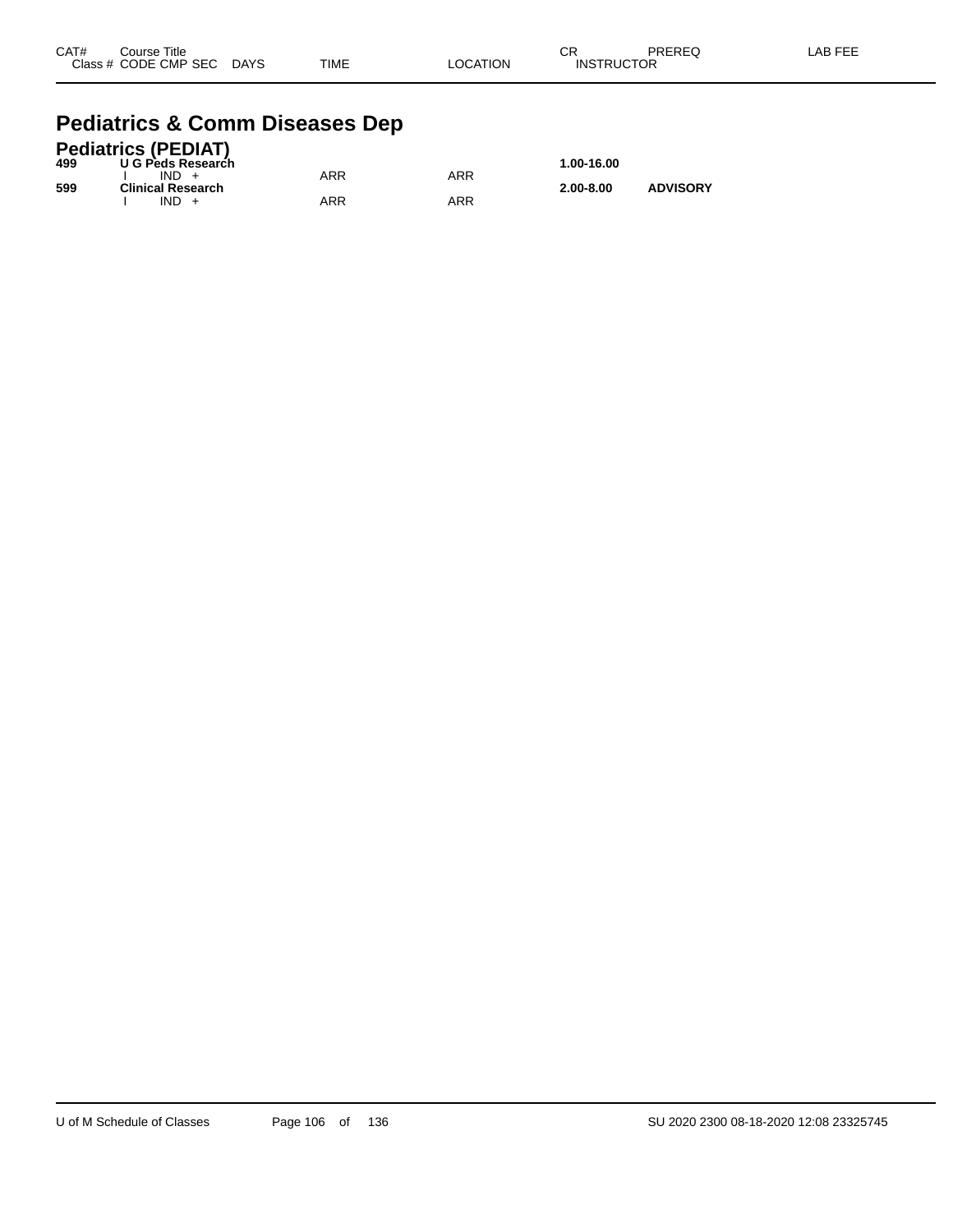| CAT# | Course Title<br>Class # CODE CMP SEC DAYS | TIME | LOCATION | CR<br>INSTRUCTOR | PREREQ | LAB FEE |
|---|---|---|---|---|---|---|

# Pediatrics & Comm Diseases Dep

## Pediatrics (PEDIAT)

| CAT# | Course Title / Class # CODE CMP SEC DAYS | TIME | LOCATION | CR / INSTRUCTOR | PREREQ | LAB FEE |
|---|---|---|---|---|---|---|
| **499** | **U G Peds Research** | | | **1.00-16.00** | | |
| | I IND + | ARR | ARR | | | |
| **599** | **Clinical Research** | | | **2.00-8.00** | **ADVISORY** | |
| | I IND + | ARR | ARR | | | |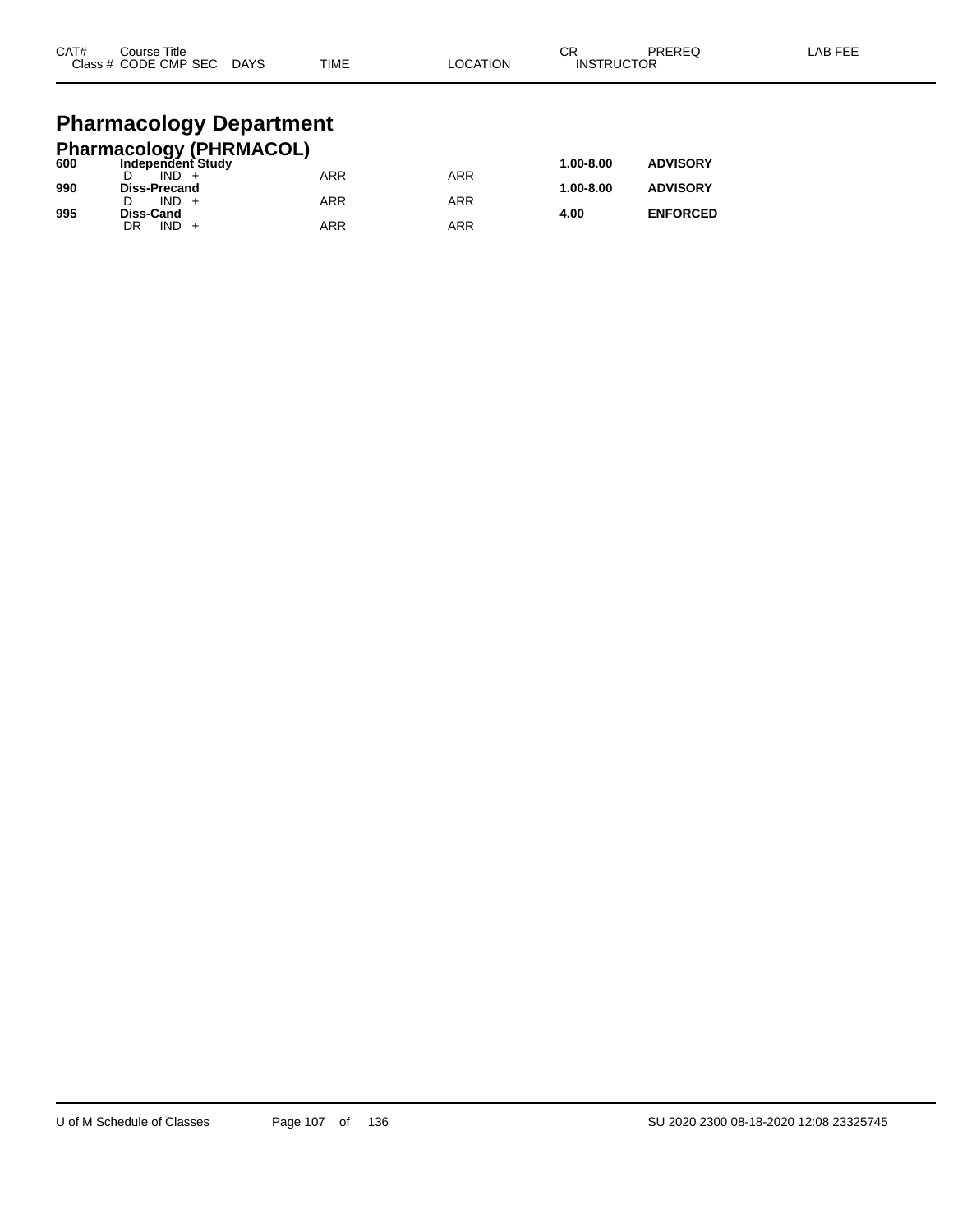| CAT# | Course Title<br>Class # CODE CMP SEC DAYS | TIME | LOCATION | CR<br>INSTRUCTOR | PREREQ | LAB FEE |
|---|---|---|---|---|---|---|

# Pharmacology Department

## Pharmacology (PHRMACOL)

| CAT# | Course Title / Class # CODE CMP SEC DAYS | TIME | LOCATION | CR / INSTRUCTOR | PREREQ | LAB FEE |
|---|---|---|---|---|---|---|
| **600** | **Independent Study** | | | **1.00-8.00** | **ADVISORY** | |
| | D IND + | ARR | ARR | | | |
| **990** | **Diss-Precand** | | | **1.00-8.00** | **ADVISORY** | |
| | D IND + | ARR | ARR | | | |
| **995** | **Diss-Cand** | | | **4.00** | **ENFORCED** | |
| | DR IND + | ARR | ARR | | | |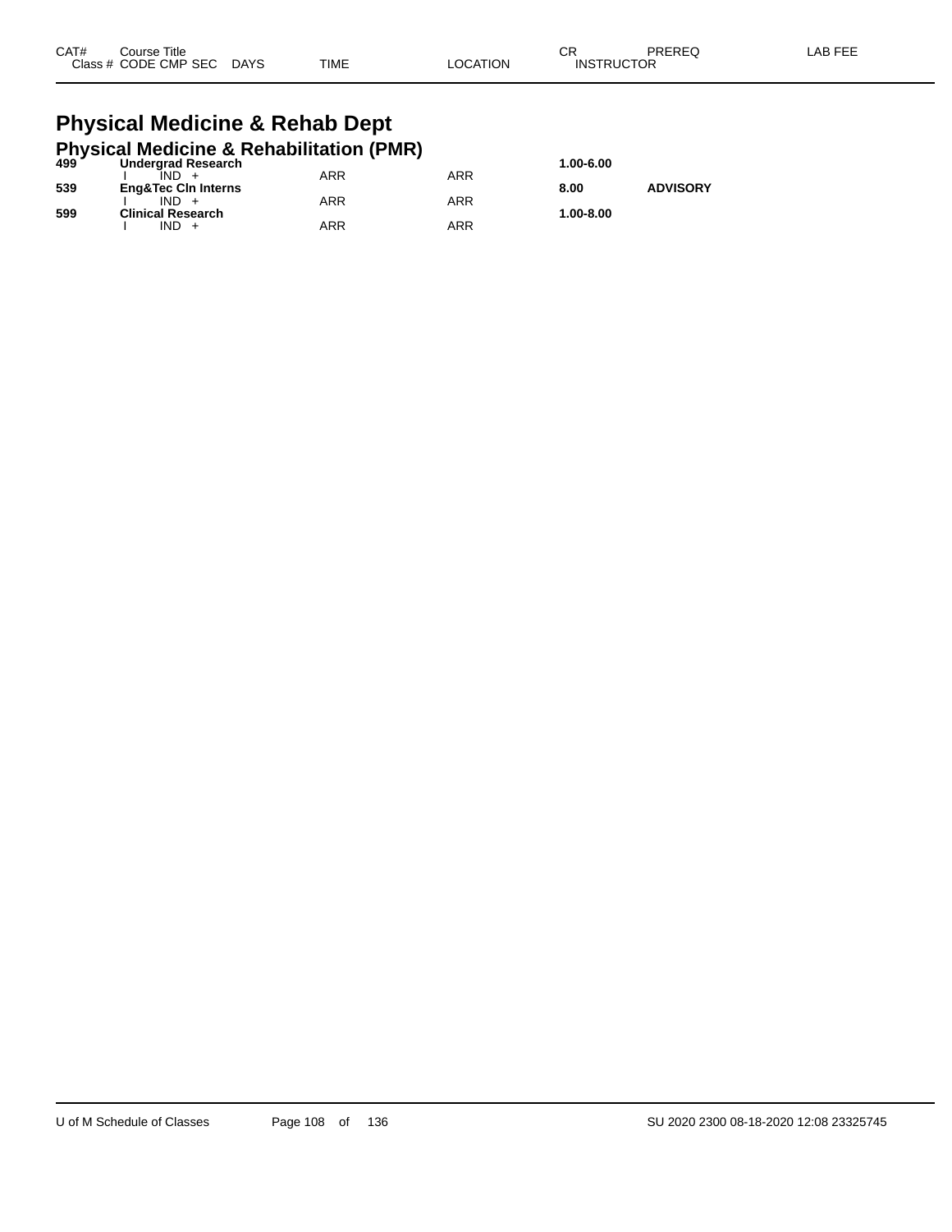| CAT# | Course Title<br>Class # CODE CMP SEC DAYS | TIME | LOCATION | CR<br>INSTRUCTOR | PREREQ | LAB FEE |
|---|---|---|---|---|---|---|

# Physical Medicine & Rehab Dept

## Physical Medicine & Rehabilitation (PMR)

| CAT# | Course Title / Class # CODE CMP SEC DAYS | TIME | LOCATION | CR / INSTRUCTOR | PREREQ | LAB FEE |
|---|---|---|---|---|---|---|
| **499** | **Undergrad Research** | | | **1.00-6.00** | | |
| | I IND + | ARR | ARR | | | |
| **539** | **Eng&Tec Cln Interns** | | | **8.00** | **ADVISORY** | |
| | I IND + | ARR | ARR | | | |
| **599** | **Clinical Research** | | | **1.00-8.00** | | |
| | I IND + | ARR | ARR | | | |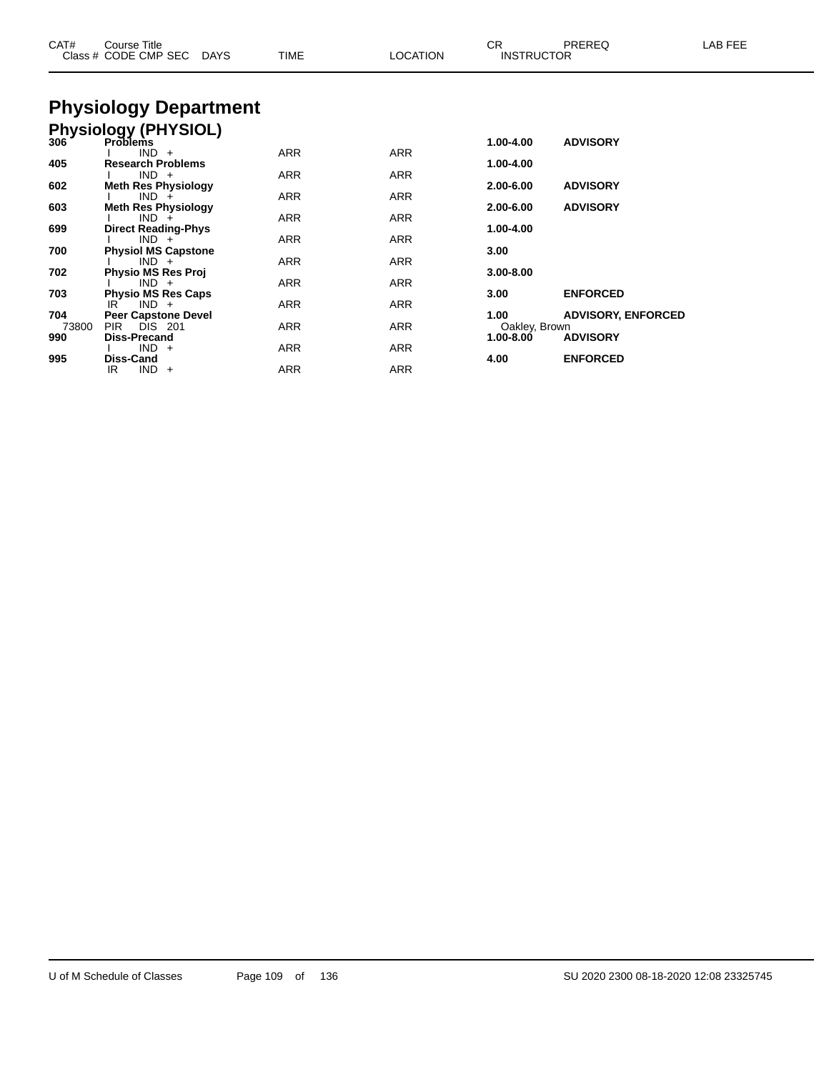| CAT# | Course Title / Class # CODE CMP SEC | DAYS | TIME | LOCATION | CR / INSTRUCTOR | PREREQ | LAB FEE |
|---|---|---|---|---|---|---|---|

# Physiology Department

## Physiology (PHYSIOL)

| CAT# | Course Title / Class # CODE CMP SEC | DAYS | TIME | LOCATION | CR / INSTRUCTOR | PREREQ | LAB FEE |
|---|---|---|---|---|---|---|---|
| **306** | **Problems** | | | | **1.00-4.00** | **ADVISORY** | |
| | I IND + | | ARR | ARR | | | |
| **405** | **Research Problems** | | | | **1.00-4.00** | | |
| | I IND + | | ARR | ARR | | | |
| **602** | **Meth Res Physiology** | | | | **2.00-6.00** | **ADVISORY** | |
| | I IND + | | ARR | ARR | | | |
| **603** | **Meth Res Physiology** | | | | **2.00-6.00** | **ADVISORY** | |
| | I IND + | | ARR | ARR | | | |
| **699** | **Direct Reading-Phys** | | | | **1.00-4.00** | | |
| | I IND + | | ARR | ARR | | | |
| **700** | **Physiol MS Capstone** | | | | **3.00** | | |
| | I IND + | | ARR | ARR | | | |
| **702** | **Physio MS Res Proj** | | | | **3.00-8.00** | | |
| | I IND + | | ARR | ARR | | | |
| **703** | **Physio MS Res Caps** | | | | **3.00** | **ENFORCED** | |
| | IR IND + | | ARR | ARR | | | |
| **704** | **Peer Capstone Devel** | | | | **1.00** | **ADVISORY, ENFORCED** | |
| 73800 | PIR DIS 201 | | ARR | ARR | Oakley, Brown | | |
| **990** | **Diss-Precand** | | | | **1.00-8.00** | **ADVISORY** | |
| | I IND + | | ARR | ARR | | | |
| **995** | **Diss-Cand** | | | | **4.00** | **ENFORCED** | |
| | IR IND + | | ARR | ARR | | | |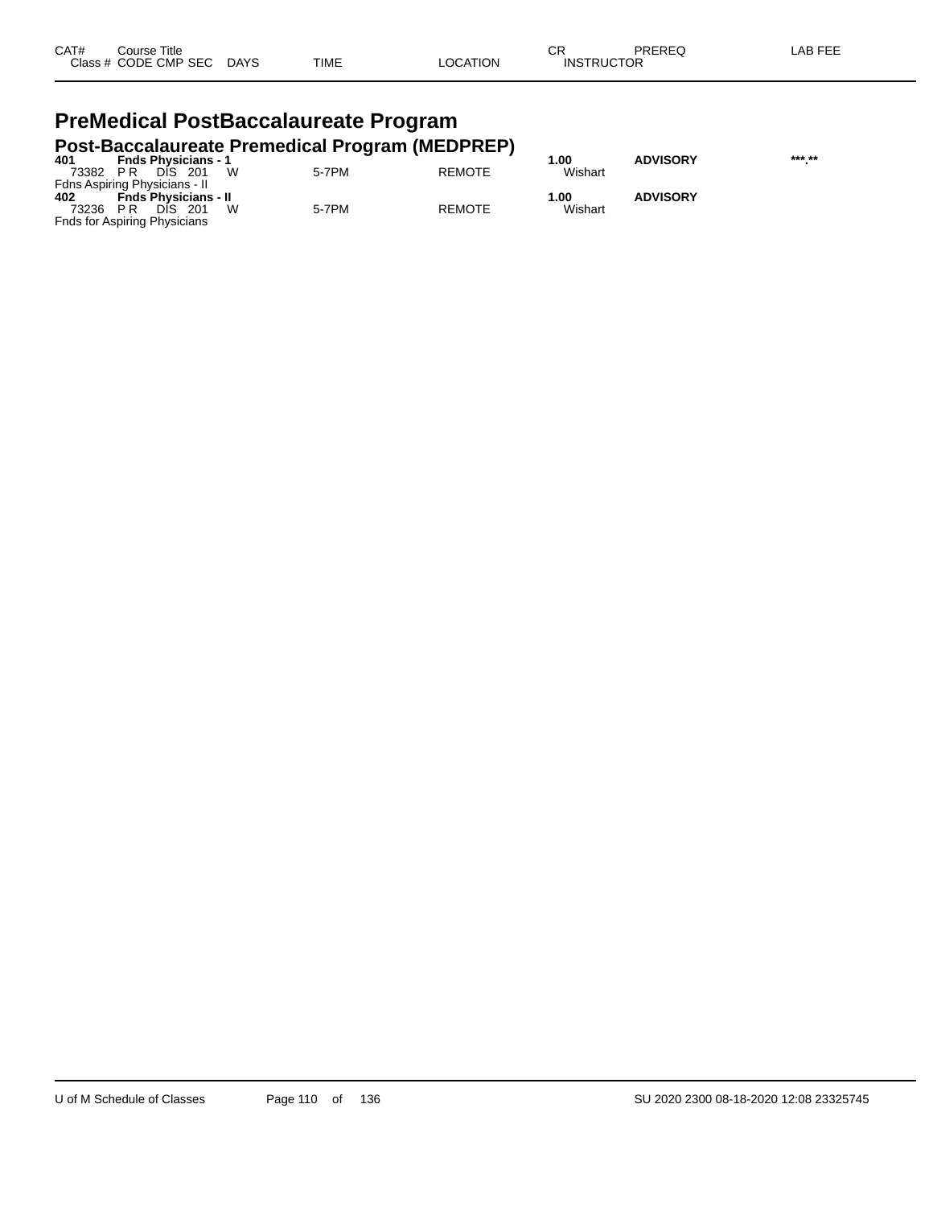| CAT# Class # | Course Title CODE CMP SEC | DAYS | TIME | LOCATION | CR INSTRUCTOR | PREREQ | LAB FEE |
|---|---|---|---|---|---|---|---|

# PreMedical PostBaccalaureate Program

## Post-Baccalaureate Premedical Program (MEDPREP)

| CAT# Class # | Course Title CODE CMP SEC | DAYS | TIME | LOCATION | CR INSTRUCTOR | PREREQ | LAB FEE |
|---|---|---|---|---|---|---|---|
| **401** | **Fnds Physicians - 1** | | | | **1.00** | **ADVISORY** | **\*\*\*.\*\*** |
| 73382 | P R DIS 201 | W | 5-7PM | REMOTE | Wishart | | |
| Fdns Aspiring Physicians - II | | | | | | | |
| **402** | **Fnds Physicians - II** | | | | **1.00** | **ADVISORY** | |
| 73236 | P R DIS 201 | W | 5-7PM | REMOTE | Wishart | | |
| Fnds for Aspiring Physicians | | | | | | | |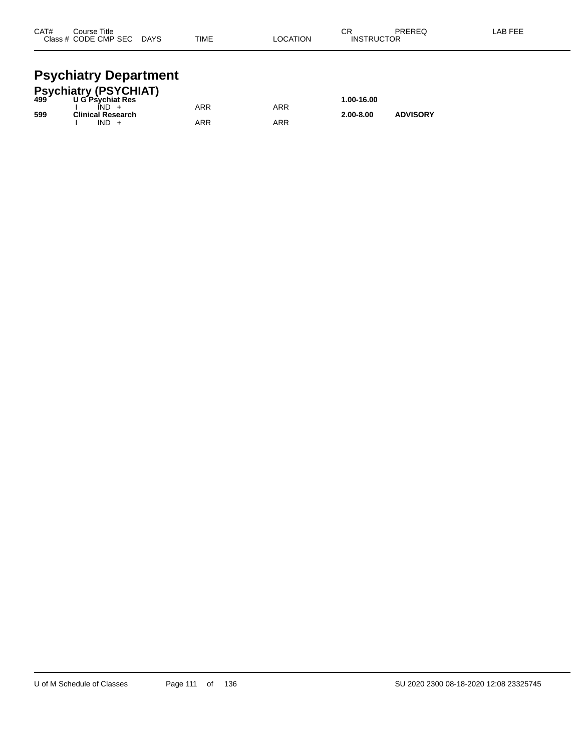| CAT# | Course Title<br>Class # CODE CMP SEC DAYS | TIME | LOCATION | CR<br>INSTRUCTOR | PREREQ | LAB FEE |
|---|---|---|---|---|---|---|

# Psychiatry Department

## Psychiatry (PSYCHIAT)

| CAT# | Course Title / Class # CODE CMP SEC DAYS | TIME | LOCATION | CR / INSTRUCTOR | PREREQ | LAB FEE |
|---|---|---|---|---|---|---|
| **499** | **U G Psychiat Res** | | | **1.00-16.00** | | |
| | I IND + | ARR | ARR | | | |
| **599** | **Clinical Research** | | | **2.00-8.00** | **ADVISORY** | |
| | I IND + | ARR | ARR | | | |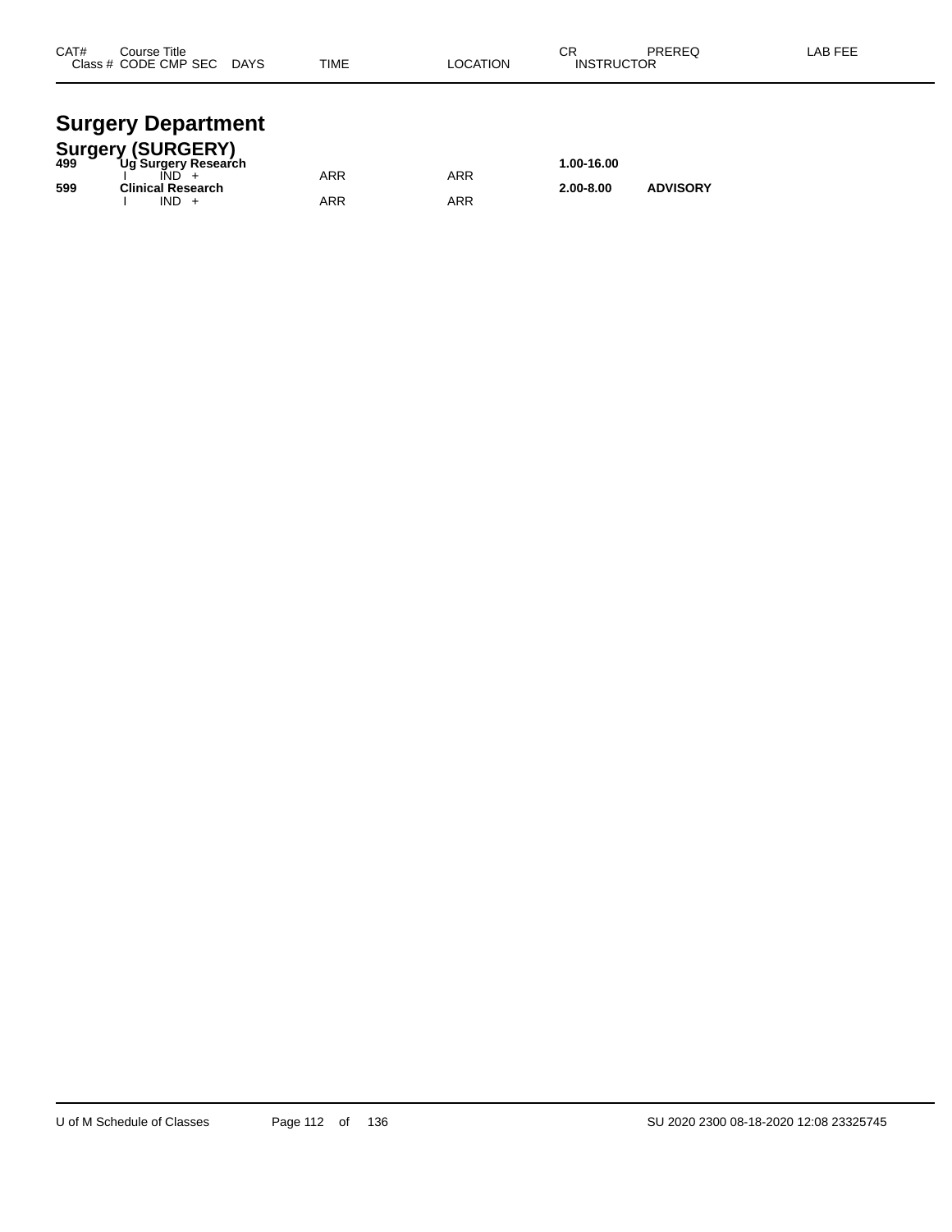| CAT# | Course Title<br>Class # CODE CMP SEC DAYS | TIME | LOCATION | CR<br>INSTRUCTOR | PREREQ | LAB FEE |
|---|---|---|---|---|---|---|

# Surgery Department

## Surgery (SURGERY)

| CAT# | Course Title / Class # CODE CMP SEC DAYS | TIME | LOCATION | CR / INSTRUCTOR | PREREQ | LAB FEE |
|---|---|---|---|---|---|---|
| **499** | **Ug Surgery Research** | | | **1.00-16.00** | | |
| | I IND + | ARR | ARR | | | |
| **599** | **Clinical Research** | | | **2.00-8.00** | **ADVISORY** | |
| | I IND + | ARR | ARR | | | |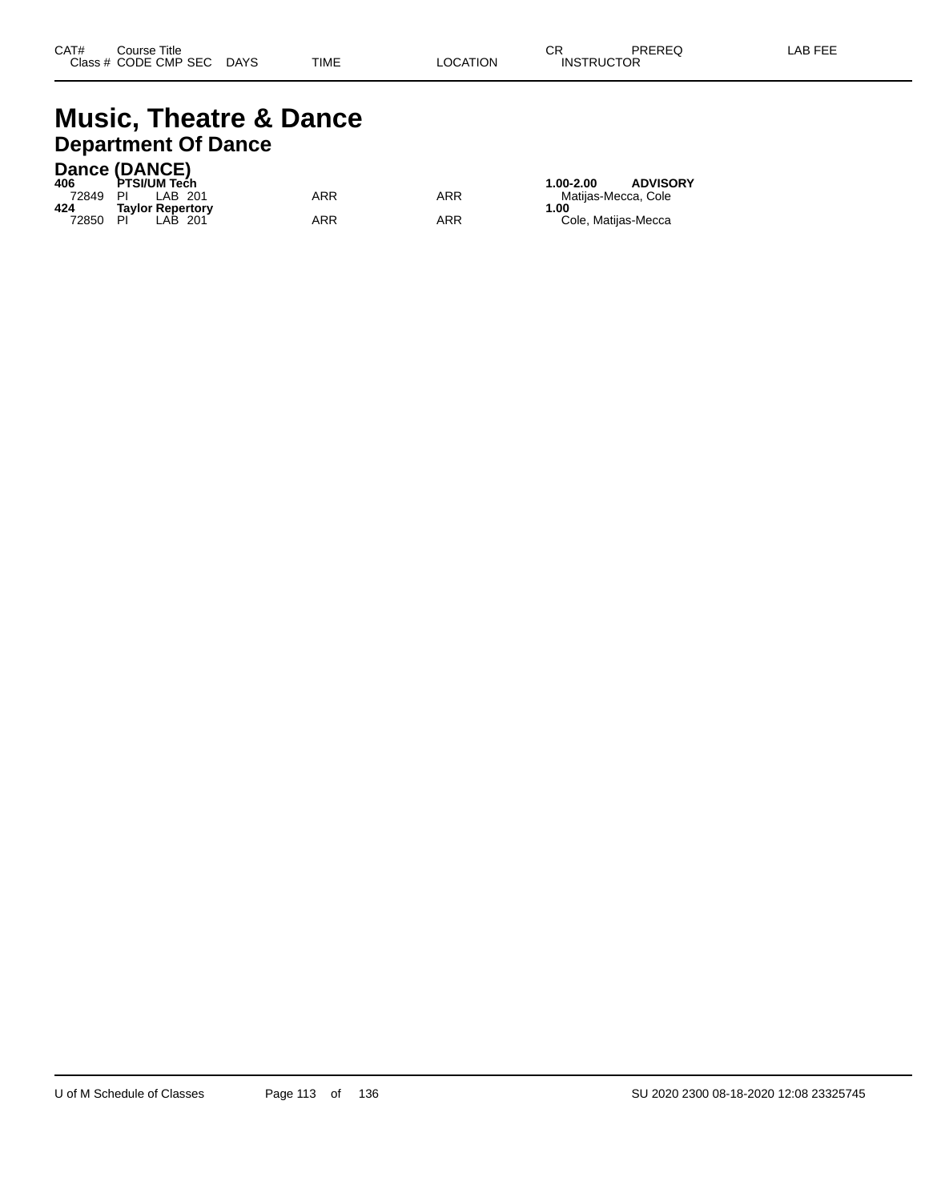| CAT# Class # | Course Title CODE | CMP | SEC | DAYS | TIME | LOCATION | CR INSTRUCTOR | PREREQ | LAB FEE |
|---|---|---|---|---|---|---|---|---|---|

# Music, Theatre & Dance

## Department Of Dance

### Dance (DANCE)

| CAT# Class # | Course Title CODE | CMP | SEC | DAYS | TIME | LOCATION | CR INSTRUCTOR | PREREQ | LAB FEE |
|---|---|---|---|---|---|---|---|---|---|
| **406** | **PTSI/UM Tech** | | | | | | **1.00-2.00** | **ADVISORY** | |
| 72849 | PI | LAB | 201 | | ARR | ARR | Matijas-Mecca, Cole | | |
| **424** | **Taylor Repertory** | | | | | | **1.00** | | |
| 72850 | PI | LAB | 201 | | ARR | ARR | Cole, Matijas-Mecca | | |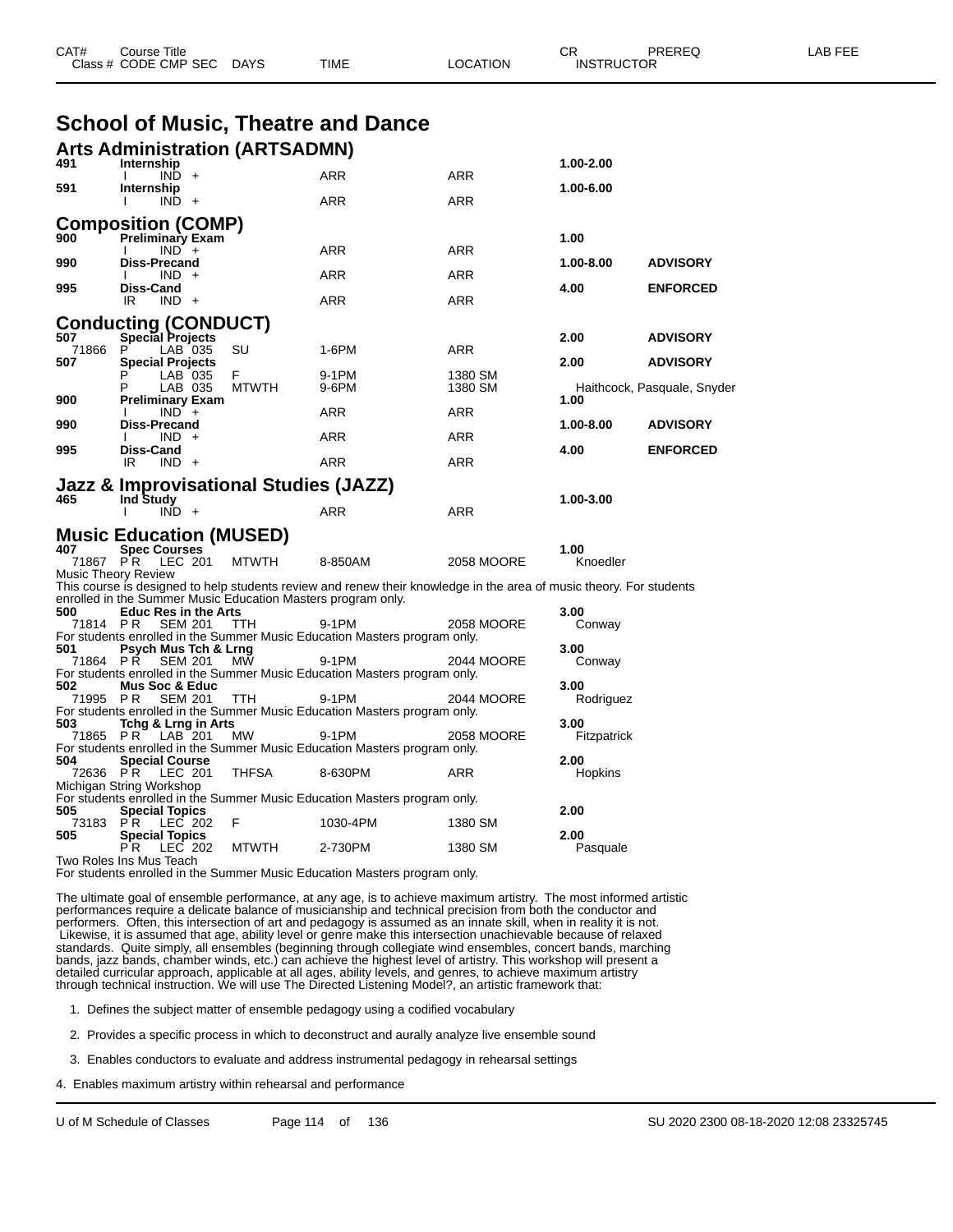| CAT# | Course Title | | | | | | CR | PREREQ | LAB FEE |
|---|---|---|---|---|---|---|---|---|---|
| Class # | CODE | CMP | SEC | DAYS | TIME | LOCATION | INSTRUCTOR | | |

# School of Music, Theatre and Dance

## Arts Administration (ARTSADMN)

| CAT# | Class # | CODE | CMP | SEC | DAYS | TIME | LOCATION | CR / INSTRUCTOR | PREREQ |
|---|---|---|---|---|---|---|---|---|---|
| 491 | **Internship** | | | | | | | 1.00-2.00 | |
| | | I | IND | + | | ARR | ARR | | |
| 591 | **Internship** | | | | | | | 1.00-6.00 | |
| | | I | IND | + | | ARR | ARR | | |

## Composition (COMP)

| CAT# | Class # | CODE | CMP | SEC | DAYS | TIME | LOCATION | CR / INSTRUCTOR | PREREQ |
|---|---|---|---|---|---|---|---|---|---|
| 900 | **Preliminary Exam** | | | | | | | 1.00 | |
| | | I | IND | + | | ARR | ARR | | |
| 990 | **Diss-Precand** | | | | | | | 1.00-8.00 | ADVISORY |
| | | I | IND | + | | ARR | ARR | | |
| 995 | **Diss-Cand** | | | | | | | 4.00 | ENFORCED |
| | | IR | IND | + | | ARR | ARR | | |

## Conducting (CONDUCT)

| CAT# | Class # | CODE | CMP | SEC | DAYS | TIME | LOCATION | CR / INSTRUCTOR | PREREQ |
|---|---|---|---|---|---|---|---|---|---|
| 507 | **Special Projects** | | | | | | | 2.00 | ADVISORY |
| | 71866 | P | LAB | 035 | SU | 1-6PM | ARR | | |
| 507 | **Special Projects** | | | | | | | 2.00 | ADVISORY |
| | | P | LAB | 035 | F | 9-1PM | 1380 SM | | |
| | | P | LAB | 035 | MTWTH | 9-6PM | 1380 SM | Haithcock, Pasquale, Snyder | |
| 900 | **Preliminary Exam** | | | | | | | 1.00 | |
| | | I | IND | + | | ARR | ARR | | |
| 990 | **Diss-Precand** | | | | | | | 1.00-8.00 | ADVISORY |
| | | I | IND | + | | ARR | ARR | | |
| 995 | **Diss-Cand** | | | | | | | 4.00 | ENFORCED |
| | | IR | IND | + | | ARR | ARR | | |

## Jazz & Improvisational Studies (JAZZ)

| CAT# | Class # | CODE | CMP | SEC | DAYS | TIME | LOCATION | CR / INSTRUCTOR | PREREQ |
|---|---|---|---|---|---|---|---|---|---|
| 465 | **Ind Study** | | | | | | | 1.00-3.00 | |
| | | I | IND | + | | ARR | ARR | | |

## Music Education (MUSED)

**407 Spec Courses** — 1.00
71867 PR LEC 201 MTWTH 8-850AM 2058 MOORE — Knoedler
Music Theory Review
This course is designed to help students review and renew their knowledge in the area of music theory. For students enrolled in the Summer Music Education Masters program only.

**500 Educ Res in the Arts** — 3.00
71814 PR SEM 201 TTH 9-1PM 2058 MOORE — Conway
For students enrolled in the Summer Music Education Masters program only.

**501 Psych Mus Tch & Lrng** — 3.00
71864 PR SEM 201 MW 9-1PM 2044 MOORE — Conway
For students enrolled in the Summer Music Education Masters program only.

**502 Mus Soc & Educ** — 3.00
71995 PR SEM 201 TTH 9-1PM 2044 MOORE — Rodriguez
For students enrolled in the Summer Music Education Masters program only.

**503 Tchg & Lrng in Arts** — 3.00
71865 PR LAB 201 MW 9-1PM 2058 MOORE — Fitzpatrick
For students enrolled in the Summer Music Education Masters program only.

**504 Special Course** — 2.00
72636 PR LEC 201 THFSA 8-630PM ARR — Hopkins
Michigan String Workshop
For students enrolled in the Summer Music Education Masters program only.

**505 Special Topics** — 2.00
73183 PR LEC 202 F 1030-4PM 1380 SM

**505 Special Topics** — 2.00
PR LEC 202 MTWTH 2-730PM 1380 SM — Pasquale
Two Roles Ins Mus Teach
For students enrolled in the Summer Music Education Masters program only.

The ultimate goal of ensemble performance, at any age, is to achieve maximum artistry. The most informed artistic performances require a delicate balance of musicianship and technical precision from both the conductor and performers. Often, this intersection of art and pedagogy is assumed as an innate skill, when in reality it is not. Likewise, it is assumed that age, ability level or genre make this intersection unachievable because of relaxed standards. Quite simply, all ensembles (beginning through collegiate wind ensembles, concert bands, marching bands, jazz bands, chamber winds, etc.) can achieve the highest level of artistry. This workshop will present a detailed curricular approach, applicable at all ages, ability levels, and genres, to achieve maximum artistry through technical instruction. We will use The Directed Listening Model?, an artistic framework that:

1. Defines the subject matter of ensemble pedagogy using a codified vocabulary
2. Provides a specific process in which to deconstruct and aurally analyze live ensemble sound
3. Enables conductors to evaluate and address instrumental pedagogy in rehearsal settings
4. Enables maximum artistry within rehearsal and performance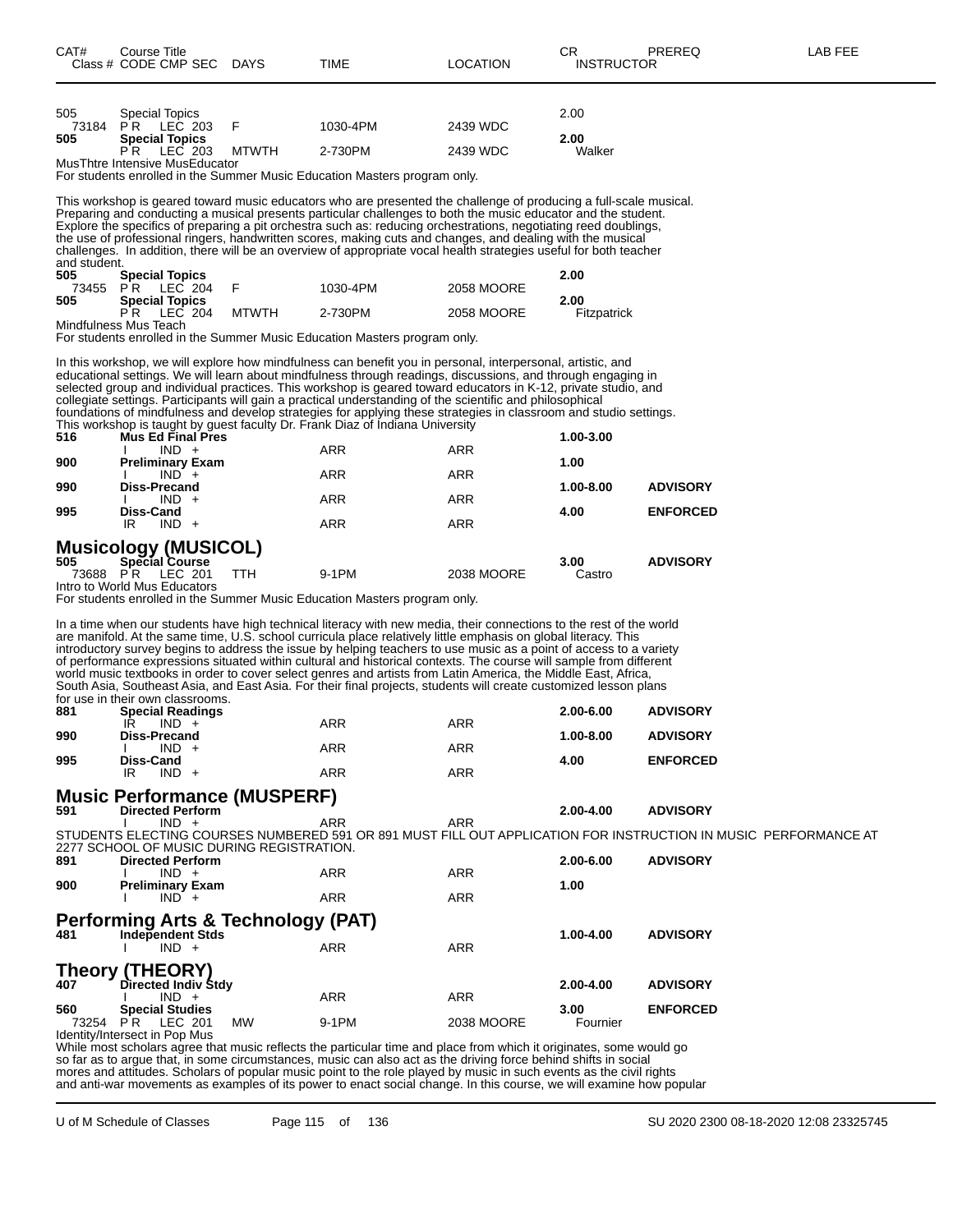| CAT# | Course Title Class # CODE CMP SEC | DAYS | TIME | LOCATION | CR INSTRUCTOR | PREREQ | LAB FEE |
|---|---|---|---|---|---|---|---|
| 505 | Special Topics | | | | 2.00 | | |
| 73184 | P R LEC 203 | F | 1030-4PM | 2439 WDC | | | |
| **505** | **Special Topics** | | | | **2.00** | | |
| | P R LEC 203 | MTWTH | 2-730PM | 2439 WDC | Walker | | |

MusThtre Intensive MusEducator

For students enrolled in the Summer Music Education Masters program only.

This workshop is geared toward music educators who are presented the challenge of producing a full-scale musical. Preparing and conducting a musical presents particular challenges to both the music educator and the student. Explore the specifics of preparing a pit orchestra such as: reducing orchestrations, negotiating reed doublings, the use of professional ringers, handwritten scores, making cuts and changes, and dealing with the musical challenges. In addition, there will be an overview of appropriate vocal health strategies useful for both teacher and student.

| CAT# | Course Title Class # CODE CMP SEC | DAYS | TIME | LOCATION | CR INSTRUCTOR | PREREQ | LAB FEE |
|---|---|---|---|---|---|---|---|
| **505** | **Special Topics** | | | | **2.00** | | |
| 73455 | P R LEC 204 | F | 1030-4PM | 2058 MOORE | | | |
| **505** | **Special Topics** | | | | **2.00** | | |
| | P R LEC 204 | MTWTH | 2-730PM | 2058 MOORE | Fitzpatrick | | |

Mindfulness Mus Teach

For students enrolled in the Summer Music Education Masters program only.

In this workshop, we will explore how mindfulness can benefit you in personal, interpersonal, artistic, and educational settings. We will learn about mindfulness through readings, discussions, and through engaging in selected group and individual practices. This workshop is geared toward educators in K-12, private studio, and collegiate settings. Participants will gain a practical understanding of the scientific and philosophical foundations of mindfulness and develop strategies for applying these strategies in classroom and studio settings. This workshop is taught by guest faculty Dr. Frank Diaz of Indiana University

| CAT# | Course Title Class # CODE CMP SEC | DAYS | TIME | LOCATION | CR INSTRUCTOR | PREREQ | LAB FEE |
|---|---|---|---|---|---|---|---|
| **516** | **Mus Ed Final Pres** | | | | **1.00-3.00** | | |
| | I IND + | | ARR | ARR | | | |
| **900** | **Preliminary Exam** | | | | **1.00** | | |
| | I IND + | | ARR | ARR | | | |
| **990** | **Diss-Precand** | | | | **1.00-8.00** | **ADVISORY** | |
| | I IND + | | ARR | ARR | | | |
| **995** | **Diss-Cand** | | | | **4.00** | **ENFORCED** | |
| | IR IND + | | ARR | ARR | | | |

## Musicology (MUSICOL)

| CAT# | Course Title Class # CODE CMP SEC | DAYS | TIME | LOCATION | CR INSTRUCTOR | PREREQ | LAB FEE |
|---|---|---|---|---|---|---|---|
| **505** | **Special Course** | | | | **3.00** | **ADVISORY** | |
| 73688 | P R LEC 201 | TTH | 9-1PM | 2038 MOORE | Castro | | |

Intro to World Mus Educators

For students enrolled in the Summer Music Education Masters program only.

In a time when our students have high technical literacy with new media, their connections to the rest of the world are manifold. At the same time, U.S. school curricula place relatively little emphasis on global literacy. This introductory survey begins to address the issue by helping teachers to use music as a point of access to a variety of performance expressions situated within cultural and historical contexts. The course will sample from different world music textbooks in order to cover select genres and artists from Latin America, the Middle East, Africa, South Asia, Southeast Asia, and East Asia. For their final projects, students will create customized lesson plans for use in their own classrooms.

| CAT# | Course Title Class # CODE CMP SEC | DAYS | TIME | LOCATION | CR INSTRUCTOR | PREREQ | LAB FEE |
|---|---|---|---|---|---|---|---|
| **881** | **Special Readings** | | | | **2.00-6.00** | **ADVISORY** | |
| | IR IND + | | ARR | ARR | | | |
| **990** | **Diss-Precand** | | | | **1.00-8.00** | **ADVISORY** | |
| | I IND + | | ARR | ARR | | | |
| **995** | **Diss-Cand** | | | | **4.00** | **ENFORCED** | |
| | IR IND + | | ARR | ARR | | | |

## Music Performance (MUSPERF)

| CAT# | Course Title Class # CODE CMP SEC | DAYS | TIME | LOCATION | CR INSTRUCTOR | PREREQ | LAB FEE |
|---|---|---|---|---|---|---|---|
| **591** | **Directed Perform** | | | | **2.00-4.00** | **ADVISORY** | |
| | I IND + | | ARR | ARR | | | |

STUDENTS ELECTING COURSES NUMBERED 591 OR 891 MUST FILL OUT APPLICATION FOR INSTRUCTION IN MUSIC PERFORMANCE AT 2277 SCHOOL OF MUSIC DURING REGISTRATION.

| CAT# | Course Title Class # CODE CMP SEC | DAYS | TIME | LOCATION | CR INSTRUCTOR | PREREQ | LAB FEE |
|---|---|---|---|---|---|---|---|
| **891** | **Directed Perform** | | | | **2.00-6.00** | **ADVISORY** | |
| | I IND + | | ARR | ARR | | | |
| **900** | **Preliminary Exam** | | | | **1.00** | | |
| | I IND + | | ARR | ARR | | | |

## Performing Arts & Technology (PAT)

| CAT# | Course Title Class # CODE CMP SEC | DAYS | TIME | LOCATION | CR INSTRUCTOR | PREREQ | LAB FEE |
|---|---|---|---|---|---|---|---|
| **481** | **Independent Stds** | | | | **1.00-4.00** | **ADVISORY** | |
| | I IND + | | ARR | ARR | | | |

## Theory (THEORY)

| CAT# | Course Title Class # CODE CMP SEC | DAYS | TIME | LOCATION | CR INSTRUCTOR | PREREQ | LAB FEE |
|---|---|---|---|---|---|---|---|
| **407** | **Directed Indiv Stdy** | | | | **2.00-4.00** | **ADVISORY** | |
| | I IND + | | ARR | ARR | | | |
| **560** | **Special Studies** | | | | **3.00** | **ENFORCED** | |
| 73254 | P R LEC 201 | MW | 9-1PM | 2038 MOORE | Fournier | | |

Identity/Intersect in Pop Mus

While most scholars agree that music reflects the particular time and place from which it originates, some would go so far as to argue that, in some circumstances, music can also act as the driving force behind shifts in social mores and attitudes. Scholars of popular music point to the role played by music in such events as the civil rights and anti-war movements as examples of its power to enact social change. In this course, we will examine how popular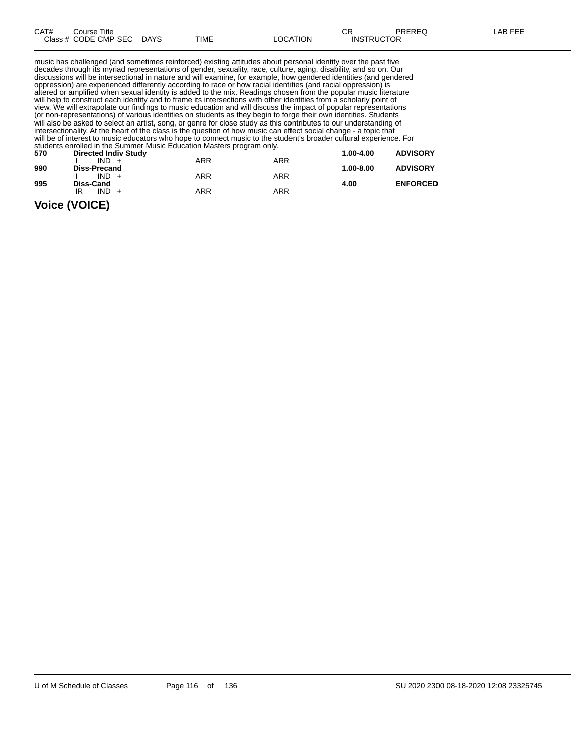| CAT# | Course Title | | | | CR | PREREQ | LAB FEE |
|---|---|---|---|---|---|---|---|
| Class # | CODE CMP SEC | DAYS | TIME | LOCATION | INSTRUCTOR | | |

music has challenged (and sometimes reinforced) existing attitudes about personal identity over the past five decades through its myriad representations of gender, sexuality, race, culture, aging, disability, and so on. Our discussions will be intersectional in nature and will examine, for example, how gendered identities (and gendered oppression) are experienced differently according to race or how racial identities (and racial oppression) is altered or amplified when sexual identity is added to the mix. Readings chosen from the popular music literature will help to construct each identity and to frame its intersections with other identities from a scholarly point of view. We will extrapolate our findings to music education and will discuss the impact of popular representations (or non-representations) of various identities on students as they begin to forge their own identities. Students will also be asked to select an artist, song, or genre for close study as this contributes to our understanding of intersectionality. At the heart of the class is the question of how music can effect social change - a topic that will be of interest to music educators who hope to connect music to the student's broader cultural experience. For students enrolled in the Summer Music Education Masters program only.

| CAT# | Course Title | | | | CR | PREREQ |
|---|---|---|---|---|---|---|
| **570** | **Directed Indiv Study** | | | | **1.00-4.00** | **ADVISORY** |
| | I IND + | | ARR | ARR | | |
| **990** | **Diss-Precand** | | | | **1.00-8.00** | **ADVISORY** |
| | I IND + | | ARR | ARR | | |
| **995** | **Diss-Cand** | | | | **4.00** | **ENFORCED** |
| | IR IND + | | ARR | ARR | | |

## Voice (VOICE)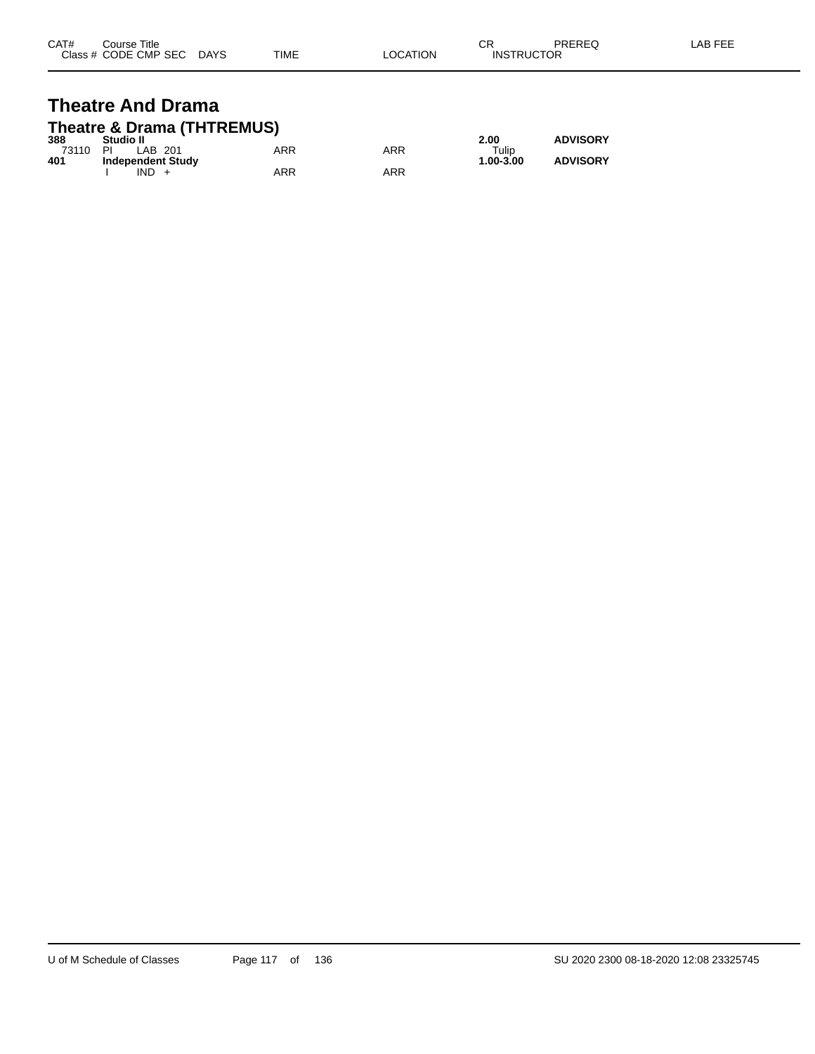| CAT# | Course Title | | | | | | | CR | PREREQ | LAB FEE |
|---|---|---|---|---|---|---|---|---|---|---|
| Class # | CODE | CMP | SEC | DAYS | TIME | LOCATION | | INSTRUCTOR | | |

# Theatre And Drama

## Theatre & Drama (THTREMUS)

| CAT# | Course Title | | | | | | | CR | PREREQ | LAB FEE |
|---|---|---|---|---|---|---|---|---|---|---|
| **388** | **Studio II** | | | | | | | **2.00** | **ADVISORY** | |
| 73110 | PI | LAB | 201 | | ARR | ARR | | Tulip | | |
| **401** | **Independent Study** | | | | | | | **1.00-3.00** | **ADVISORY** | |
| | I | IND | + | | ARR | ARR | | | | |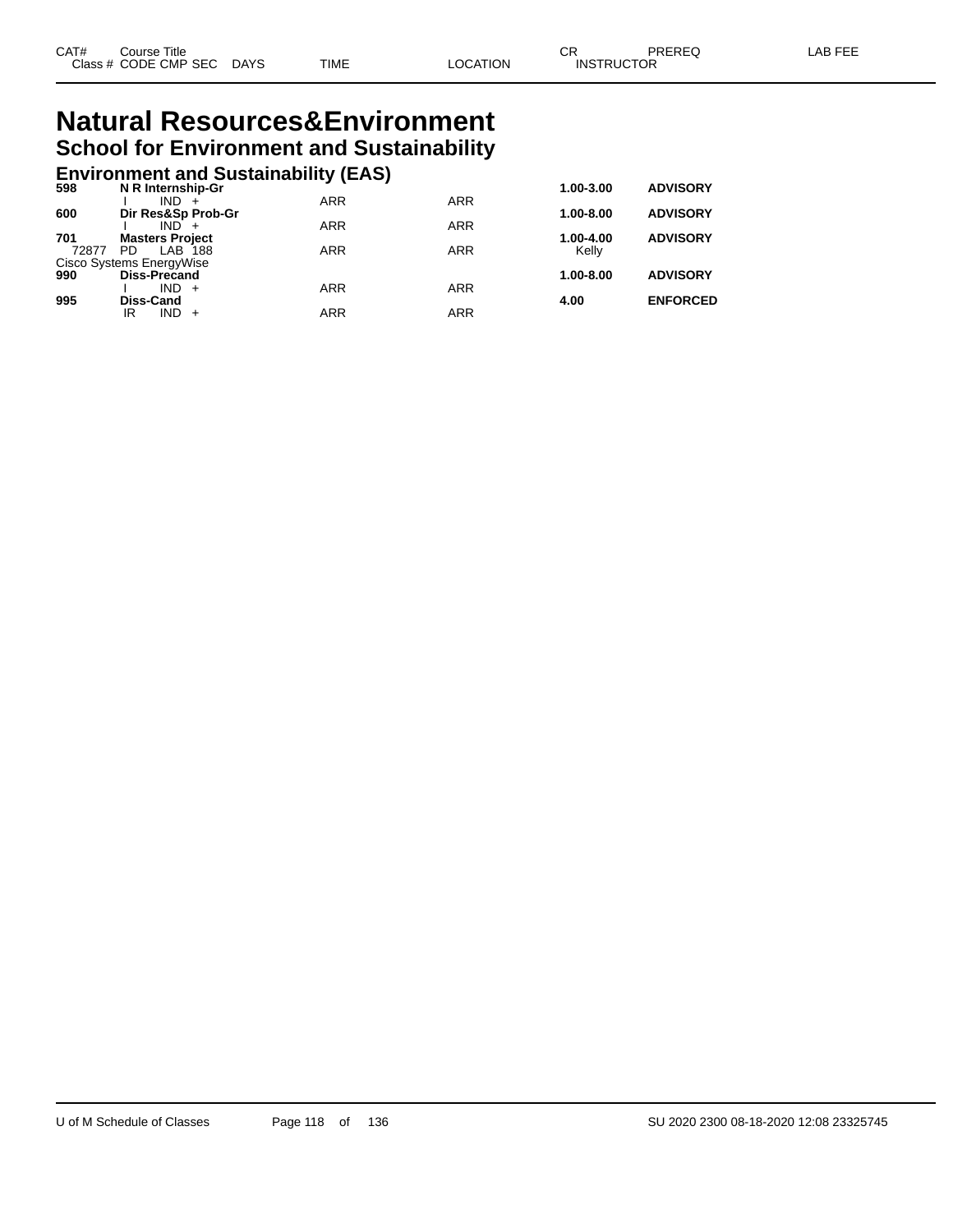# Natural Resources&Environment

## School for Environment and Sustainability

### Environment and Sustainability (EAS)

| CAT# | Course Title | | | | | CR | PREREQ | LAB FEE |
|---|---|---|---|---|---|---|---|---|
| Class # | CODE | CMP SEC | DAYS | TIME | LOCATION | INSTRUCTOR | | |
| **598** | **N R Internship-Gr** | | | | | **1.00-3.00** | **ADVISORY** | |
| | I | IND + | | ARR | ARR | | | |
| **600** | **Dir Res&Sp Prob-Gr** | | | | | **1.00-8.00** | **ADVISORY** | |
| | I | IND + | | ARR | ARR | | | |
| **701** | **Masters Project** | | | | | **1.00-4.00** | **ADVISORY** | |
| 72877 | PD | LAB 188 | | ARR | ARR | Kelly | | |
| Cisco Systems EnergyWise | | | | | | | | |
| **990** | **Diss-Precand** | | | | | **1.00-8.00** | **ADVISORY** | |
| | I | IND + | | ARR | ARR | | | |
| **995** | **Diss-Cand** | | | | | **4.00** | **ENFORCED** | |
| | IR | IND + | | ARR | ARR | | | |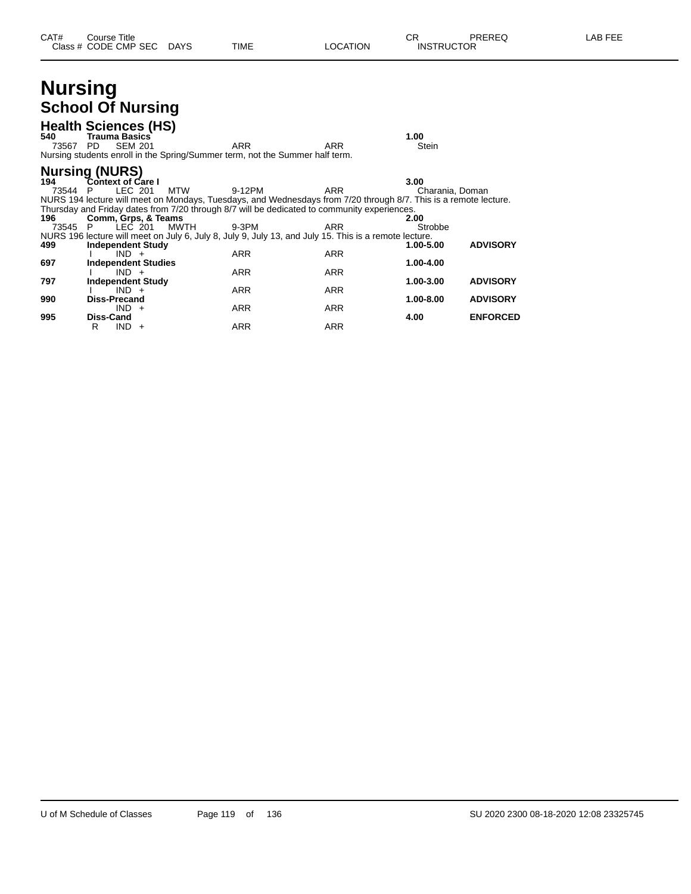| CAT# | Course Title | | | | | | CR | PREREQ | LAB FEE |
|---|---|---|---|---|---|---|---|---|---|
| Class # | CODE | CMP | SEC | DAYS | TIME | LOCATION | INSTRUCTOR | | |

# Nursing

## School Of Nursing

### Health Sciences (HS)

**540 Trauma Basics** — **1.00**

| Class # | CODE | CMP | SEC | DAYS | TIME | LOCATION | INSTRUCTOR |
|---|---|---|---|---|---|---|---|
| 73567 | PD | SEM | 201 | | ARR | ARR | Stein |

Nursing students enroll in the Spring/Summer term, not the Summer half term.

### Nursing (NURS)

**194 Context of Care I** — **3.00**

| Class # | CODE | CMP | SEC | DAYS | TIME | LOCATION | INSTRUCTOR |
|---|---|---|---|---|---|---|---|
| 73544 | P | LEC | 201 | MTW | 9-12PM | ARR | Charania, Doman |

NURS 194 lecture will meet on Mondays, Tuesdays, and Wednesdays from 7/20 through 8/7. This is a remote lecture. Thursday and Friday dates from 7/20 through 8/7 will be dedicated to community experiences.

**196 Comm, Grps, & Teams** — **2.00**

| Class # | CODE | CMP | SEC | DAYS | TIME | LOCATION | INSTRUCTOR |
|---|---|---|---|---|---|---|---|
| 73545 | P | LEC | 201 | MWTH | 9-3PM | ARR | Strobbe |

NURS 196 lecture will meet on July 6, July 8, July 9, July 13, and July 15. This is a remote lecture.

**499 Independent Study** — **1.00-5.00** — **ADVISORY**

| Class # | CODE | CMP | SEC | DAYS | TIME | LOCATION | INSTRUCTOR |
|---|---|---|---|---|---|---|---|
| | I | IND | + | | ARR | ARR | |

**697 Independent Studies** — **1.00-4.00**

| Class # | CODE | CMP | SEC | DAYS | TIME | LOCATION | INSTRUCTOR |
|---|---|---|---|---|---|---|---|
| | I | IND | + | | ARR | ARR | |

**797 Independent Study** — **1.00-3.00** — **ADVISORY**

| Class # | CODE | CMP | SEC | DAYS | TIME | LOCATION | INSTRUCTOR |
|---|---|---|---|---|---|---|---|
| | I | IND | + | | ARR | ARR | |

**990 Diss-Precand** — **1.00-8.00** — **ADVISORY**

| Class # | CODE | CMP | SEC | DAYS | TIME | LOCATION | INSTRUCTOR |
|---|---|---|---|---|---|---|---|
| | | IND | + | | ARR | ARR | |

**995 Diss-Cand** — **4.00** — **ENFORCED**

| Class # | CODE | CMP | SEC | DAYS | TIME | LOCATION | INSTRUCTOR |
|---|---|---|---|---|---|---|---|
| | R | IND | + | | ARR | ARR | |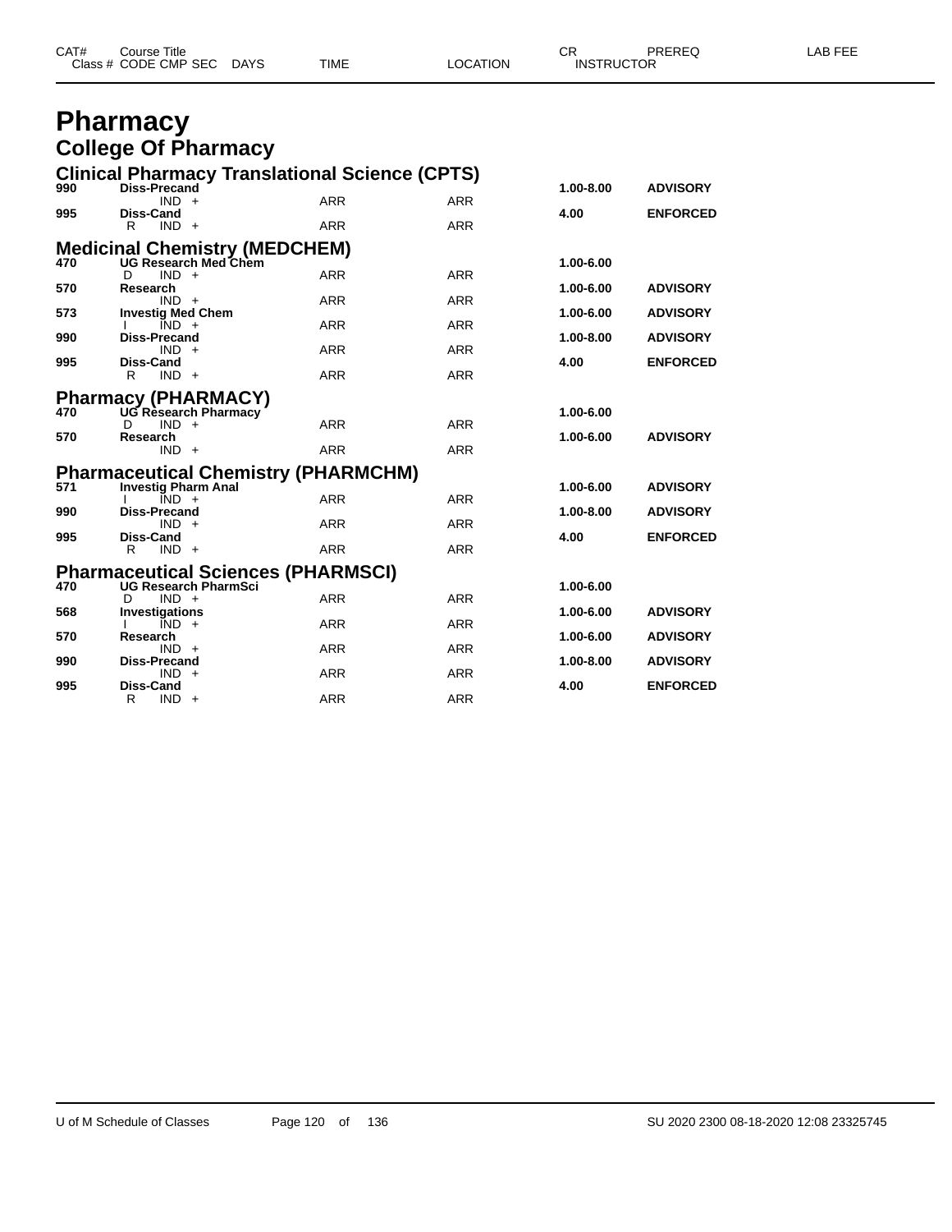# Pharmacy

## College Of Pharmacy

### Clinical Pharmacy Translational Science (CPTS)

| CAT# | Course Title / Class # CODE CMP SEC DAYS | TIME | LOCATION | CR | PREREQ |
|---|---|---|---|---|---|
| 990 | **Diss-Precand** | | | 1.00-8.00 | ADVISORY |
| | IND + | ARR | ARR | | |
| 995 | **Diss-Cand** | | | 4.00 | ENFORCED |
| | R IND + | ARR | ARR | | |

### Medicinal Chemistry (MEDCHEM)

| CAT# | Course Title / Class # CODE CMP SEC DAYS | TIME | LOCATION | CR | PREREQ |
|---|---|---|---|---|---|
| 470 | **UG Research Med Chem** | | | 1.00-6.00 | |
| | D IND + | ARR | ARR | | |
| 570 | **Research** | | | 1.00-6.00 | ADVISORY |
| | IND + | ARR | ARR | | |
| 573 | **Investig Med Chem** | | | 1.00-6.00 | ADVISORY |
| | I IND + | ARR | ARR | | |
| 990 | **Diss-Precand** | | | 1.00-8.00 | ADVISORY |
| | IND + | ARR | ARR | | |
| 995 | **Diss-Cand** | | | 4.00 | ENFORCED |
| | R IND + | ARR | ARR | | |

### Pharmacy (PHARMACY)

| CAT# | Course Title / Class # CODE CMP SEC DAYS | TIME | LOCATION | CR | PREREQ |
|---|---|---|---|---|---|
| 470 | **UG Research Pharmacy** | | | 1.00-6.00 | |
| | D IND + | ARR | ARR | | |
| 570 | **Research** | | | 1.00-6.00 | ADVISORY |
| | IND + | ARR | ARR | | |

### Pharmaceutical Chemistry (PHARMCHM)

| CAT# | Course Title / Class # CODE CMP SEC DAYS | TIME | LOCATION | CR | PREREQ |
|---|---|---|---|---|---|
| 571 | **Investig Pharm Anal** | | | 1.00-6.00 | ADVISORY |
| | I IND + | ARR | ARR | | |
| 990 | **Diss-Precand** | | | 1.00-8.00 | ADVISORY |
| | IND + | ARR | ARR | | |
| 995 | **Diss-Cand** | | | 4.00 | ENFORCED |
| | R IND + | ARR | ARR | | |

### Pharmaceutical Sciences (PHARMSCI)

| CAT# | Course Title / Class # CODE CMP SEC DAYS | TIME | LOCATION | CR | PREREQ |
|---|---|---|---|---|---|
| 470 | **UG Research PharmSci** | | | 1.00-6.00 | |
| | D IND + | ARR | ARR | | |
| 568 | **Investigations** | | | 1.00-6.00 | ADVISORY |
| | I IND + | ARR | ARR | | |
| 570 | **Research** | | | 1.00-6.00 | ADVISORY |
| | IND + | ARR | ARR | | |
| 990 | **Diss-Precand** | | | 1.00-8.00 | ADVISORY |
| | IND + | ARR | ARR | | |
| 995 | **Diss-Cand** | | | 4.00 | ENFORCED |
| | R IND + | ARR | ARR | | |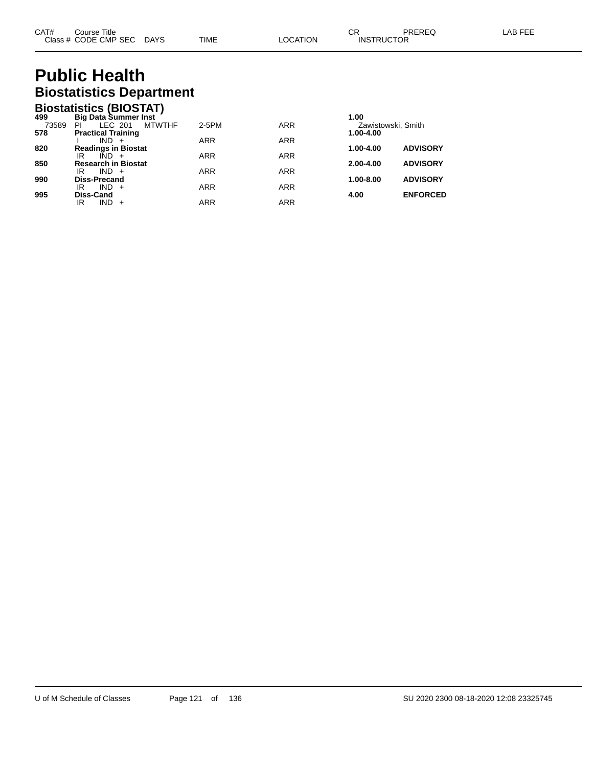| CAT# | Course Title | | | | | | CR | PREREQ | LAB FEE |
|---|---|---|---|---|---|---|---|---|---|
| Class # | CODE | CMP | SEC | DAYS | TIME | LOCATION | INSTRUCTOR | | |

# Public Health

## Biostatistics Department

### Biostatistics (BIOSTAT)

| CAT# | Course Title | | | | | | CR | PREREQ | LAB FEE |
|---|---|---|---|---|---|---|---|---|---|
| **499** | **Big Data Summer Inst** | | | | | | **1.00** | | |
| 73589 | PI | LEC | 201 | MTWTHF | 2-5PM | ARR | Zawistowski, Smith | | |
| **578** | **Practical Training** | | | | | | **1.00-4.00** | | |
| | I | IND | + | | ARR | ARR | | | |
| **820** | **Readings in Biostat** | | | | | | **1.00-4.00** | **ADVISORY** | |
| | IR | IND | + | | ARR | ARR | | | |
| **850** | **Research in Biostat** | | | | | | **2.00-4.00** | **ADVISORY** | |
| | IR | IND | + | | ARR | ARR | | | |
| **990** | **Diss-Precand** | | | | | | **1.00-8.00** | **ADVISORY** | |
| | IR | IND | + | | ARR | ARR | | | |
| **995** | **Diss-Cand** | | | | | | **4.00** | **ENFORCED** | |
| | IR | IND | + | | ARR | ARR | | | |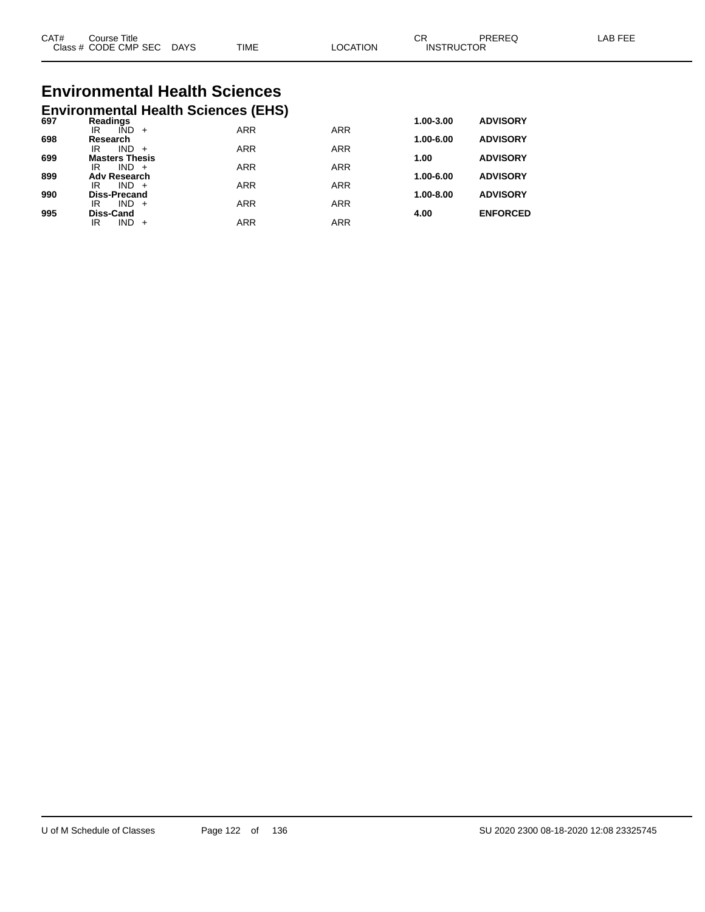# Environmental Health Sciences

## Environmental Health Sciences (EHS)

| CAT# | Course Title / Class # CODE CMP SEC | DAYS | TIME | LOCATION | CR | INSTRUCTOR | PREREQ | LAB FEE |
|---|---|---|---|---|---|---|---|---|
| **697** | **Readings** | | | | **1.00-3.00** | | **ADVISORY** | |
| | IR IND + | | ARR | ARR | | | | |
| **698** | **Research** | | | | **1.00-6.00** | | **ADVISORY** | |
| | IR IND + | | ARR | ARR | | | | |
| **699** | **Masters Thesis** | | | | **1.00** | | **ADVISORY** | |
| | IR IND + | | ARR | ARR | | | | |
| **899** | **Adv Research** | | | | **1.00-6.00** | | **ADVISORY** | |
| | IR IND + | | ARR | ARR | | | | |
| **990** | **Diss-Precand** | | | | **1.00-8.00** | | **ADVISORY** | |
| | IR IND + | | ARR | ARR | | | | |
| **995** | **Diss-Cand** | | | | **4.00** | | **ENFORCED** | |
| | IR IND + | | ARR | ARR | | | | |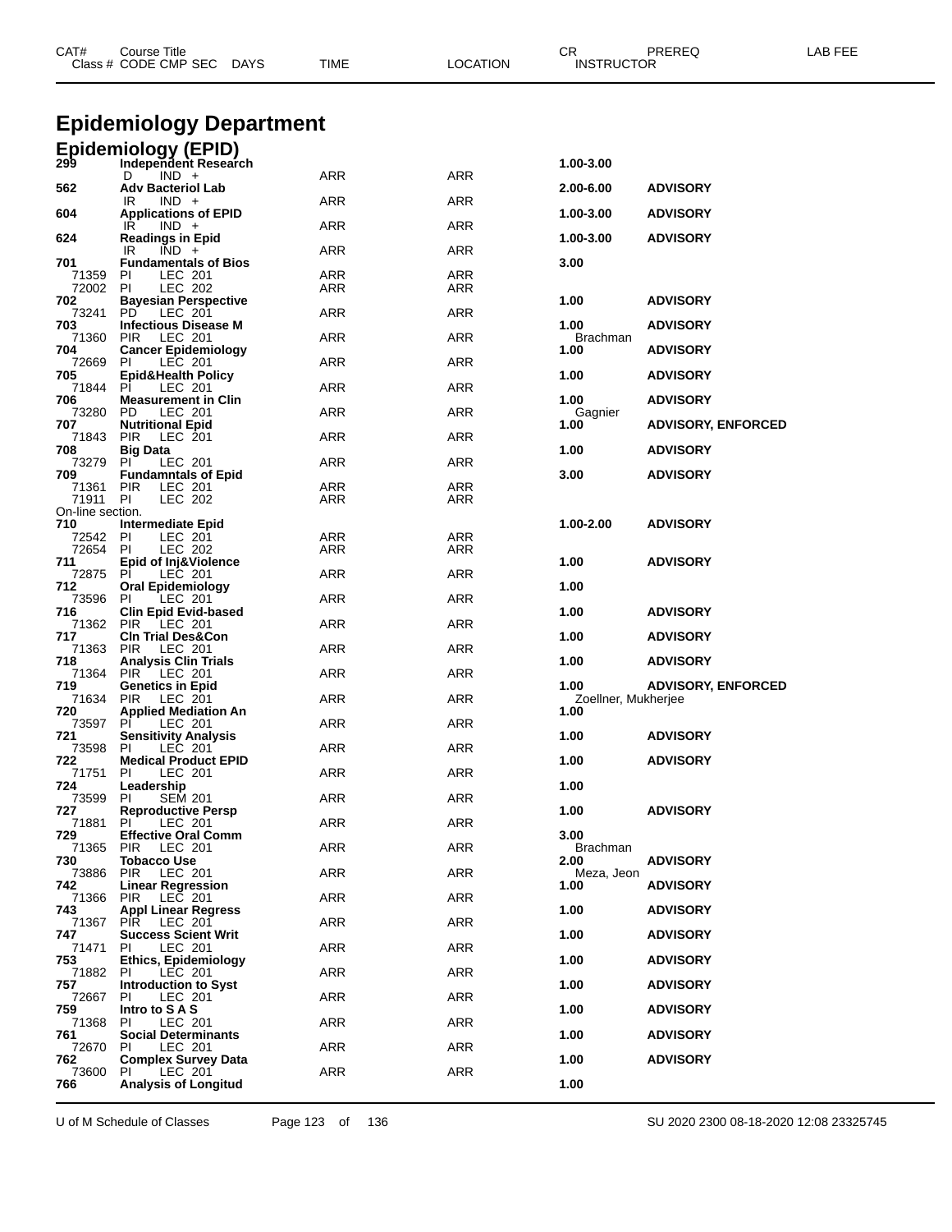# Epidemiology Department

## Epidemiology (EPID)

| CAT# | Course Title / Class # CODE CMP SEC | DAYS | TIME | LOCATION | CR / INSTRUCTOR | PREREQ | LAB FEE |
|---|---|---|---|---|---|---|---|
| 299 | Independent Research | | | | 1.00-3.00 | | |
| | D IND + | | ARR | ARR | | | |
| 562 | Adv Bacteriol Lab | | | | 2.00-6.00 | ADVISORY | |
| | IR IND + | | ARR | ARR | | | |
| 604 | Applications of EPID | | | | 1.00-3.00 | ADVISORY | |
| | IR IND + | | ARR | ARR | | | |
| 624 | Readings in Epid | | | | 1.00-3.00 | ADVISORY | |
| | IR IND + | | ARR | ARR | | | |
| 701 | Fundamentals of Bios | | | | 3.00 | | |
| 71359 | PI LEC 201 | | ARR | ARR | | | |
| 72002 | PI LEC 202 | | ARR | ARR | | | |
| 702 | Bayesian Perspective | | | | 1.00 | ADVISORY | |
| 73241 | PD LEC 201 | | ARR | ARR | | | |
| 703 | Infectious Disease M | | | | 1.00 | ADVISORY | |
| 71360 | PIR LEC 201 | | ARR | ARR | Brachman | | |
| 704 | Cancer Epidemiology | | | | 1.00 | ADVISORY | |
| 72669 | PI LEC 201 | | ARR | ARR | | | |
| 705 | Epid&Health Policy | | | | 1.00 | ADVISORY | |
| 71844 | PI LEC 201 | | ARR | ARR | | | |
| 706 | Measurement in Clin | | | | 1.00 | ADVISORY | |
| 73280 | PD LEC 201 | | ARR | ARR | Gagnier | | |
| 707 | Nutritional Epid | | | | 1.00 | ADVISORY, ENFORCED | |
| 71843 | PIR LEC 201 | | ARR | ARR | | | |
| 708 | Big Data | | | | 1.00 | ADVISORY | |
| 73279 | PI LEC 201 | | ARR | ARR | | | |
| 709 | Fundamntals of Epid | | | | 3.00 | ADVISORY | |
| 71361 | PIR LEC 201 | | ARR | ARR | | | |
| 71911 | PI LEC 202 | | ARR | ARR | | | |
| | On-line section. | | | | | | |
| 710 | Intermediate Epid | | | | 1.00-2.00 | ADVISORY | |
| 72542 | PI LEC 201 | | ARR | ARR | | | |
| 72654 | PI LEC 202 | | ARR | ARR | | | |
| 711 | Epid of Inj&Violence | | | | 1.00 | ADVISORY | |
| 72875 | PI LEC 201 | | ARR | ARR | | | |
| 712 | Oral Epidemiology | | | | 1.00 | | |
| 73596 | PI LEC 201 | | ARR | ARR | | | |
| 716 | Clin Epid Evid-based | | | | 1.00 | ADVISORY | |
| 71362 | PIR LEC 201 | | ARR | ARR | | | |
| 717 | Cln Trial Des&Con | | | | 1.00 | ADVISORY | |
| 71363 | PIR LEC 201 | | ARR | ARR | | | |
| 718 | Analysis Clin Trials | | | | 1.00 | ADVISORY | |
| 71364 | PIR LEC 201 | | ARR | ARR | | | |
| 719 | Genetics in Epid | | | | 1.00 | ADVISORY, ENFORCED | |
| 71634 | PIR LEC 201 | | ARR | ARR | Zoellner, Mukherjee | | |
| 720 | Applied Mediation An | | | | 1.00 | | |
| 73597 | PI LEC 201 | | ARR | ARR | | | |
| 721 | Sensitivity Analysis | | | | 1.00 | ADVISORY | |
| 73598 | PI LEC 201 | | ARR | ARR | | | |
| 722 | Medical Product EPID | | | | 1.00 | ADVISORY | |
| 71751 | PI LEC 201 | | ARR | ARR | | | |
| 724 | Leadership | | | | 1.00 | | |
| 73599 | PI SEM 201 | | ARR | ARR | | | |
| 727 | Reproductive Persp | | | | 1.00 | ADVISORY | |
| 71881 | PI LEC 201 | | ARR | ARR | | | |
| 729 | Effective Oral Comm | | | | 3.00 | | |
| 71365 | PIR LEC 201 | | ARR | ARR | Brachman | | |
| 730 | Tobacco Use | | | | 2.00 | ADVISORY | |
| 73886 | PIR LEC 201 | | ARR | ARR | Meza, Jeon | | |
| 742 | Linear Regression | | | | 1.00 | ADVISORY | |
| 71366 | PIR LEC 201 | | ARR | ARR | | | |
| 743 | Appl Linear Regress | | | | 1.00 | ADVISORY | |
| 71367 | PIR LEC 201 | | ARR | ARR | | | |
| 747 | Success Scient Writ | | | | 1.00 | ADVISORY | |
| 71471 | PI LEC 201 | | ARR | ARR | | | |
| 753 | Ethics, Epidemiology | | | | 1.00 | ADVISORY | |
| 71882 | PI LEC 201 | | ARR | ARR | | | |
| 757 | Introduction to Syst | | | | 1.00 | ADVISORY | |
| 72667 | PI LEC 201 | | ARR | ARR | | | |
| 759 | Intro to S A S | | | | 1.00 | ADVISORY | |
| 71368 | PI LEC 201 | | ARR | ARR | | | |
| 761 | Social Determinants | | | | 1.00 | ADVISORY | |
| 72670 | PI LEC 201 | | ARR | ARR | | | |
| 762 | Complex Survey Data | | | | 1.00 | ADVISORY | |
| 73600 | PI LEC 201 | | ARR | ARR | | | |
| 766 | Analysis of Longitud | | | | 1.00 | | |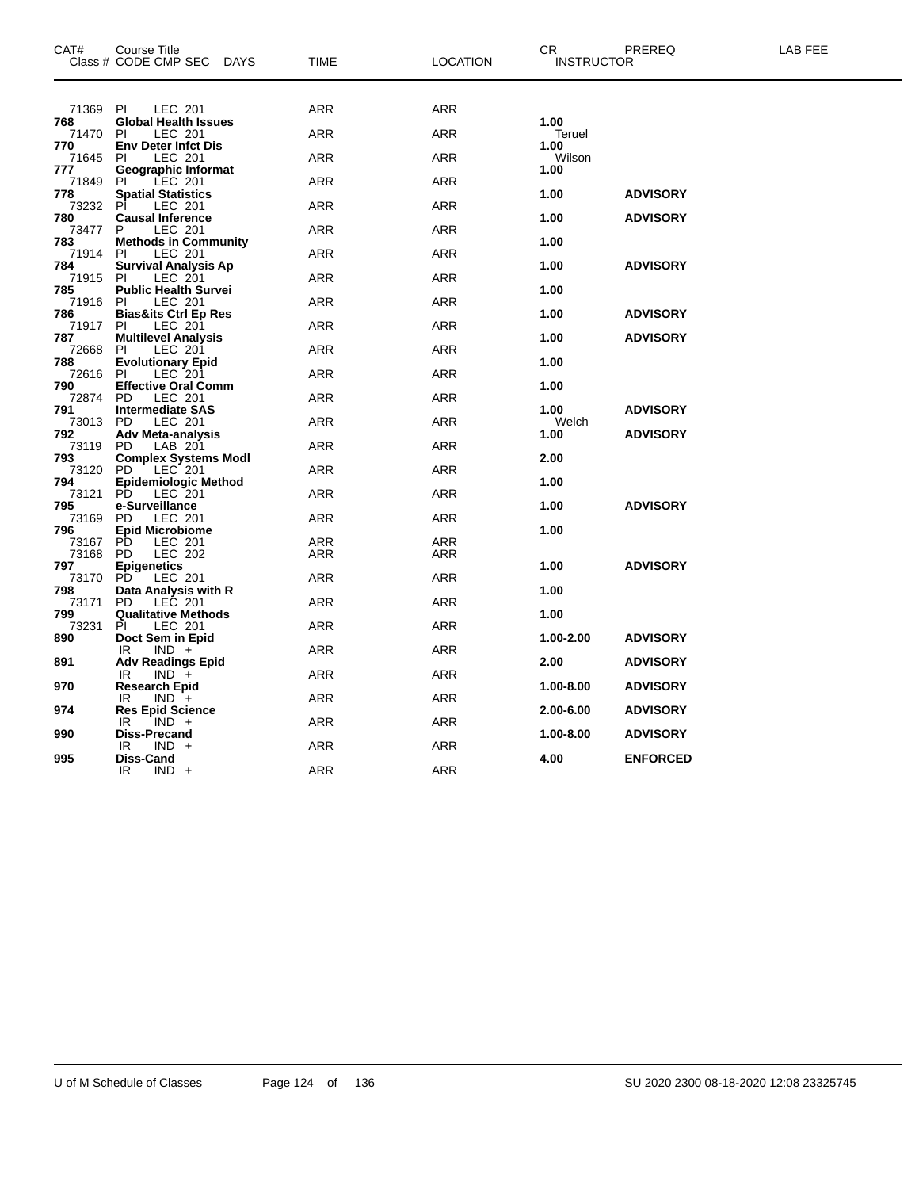| CAT# | Course Title<br>Class # CODE CMP SEC DAYS | TIME | LOCATION | CR<br>INSTRUCTOR | PREREQ | LAB FEE |
|---|---|---|---|---|---|---|
| 71369 | PI LEC 201 | ARR | ARR | | | |
| **768** | **Global Health Issues** | | | **1.00** | | |
| 71470 | PI LEC 201 | ARR | ARR | Teruel | | |
| **770** | **Env Deter Infct Dis** | | | **1.00** | | |
| 71645 | PI LEC 201 | ARR | ARR | Wilson | | |
| **777** | **Geographic Informat** | | | **1.00** | | |
| 71849 | PI LEC 201 | ARR | ARR | | | |
| **778** | **Spatial Statistics** | | | **1.00** | **ADVISORY** | |
| 73232 | PI LEC 201 | ARR | ARR | | | |
| **780** | **Causal Inference** | | | **1.00** | **ADVISORY** | |
| 73477 | P LEC 201 | ARR | ARR | | | |
| **783** | **Methods in Community** | | | **1.00** | | |
| 71914 | PI LEC 201 | ARR | ARR | | | |
| **784** | **Survival Analysis Ap** | | | **1.00** | **ADVISORY** | |
| 71915 | PI LEC 201 | ARR | ARR | | | |
| **785** | **Public Health Survei** | | | **1.00** | | |
| 71916 | PI LEC 201 | ARR | ARR | | | |
| **786** | **Bias&its Ctrl Ep Res** | | | **1.00** | **ADVISORY** | |
| 71917 | PI LEC 201 | ARR | ARR | | | |
| **787** | **Multilevel Analysis** | | | **1.00** | **ADVISORY** | |
| 72668 | PI LEC 201 | ARR | ARR | | | |
| **788** | **Evolutionary Epid** | | | **1.00** | | |
| 72616 | PI LEC 201 | ARR | ARR | | | |
| **790** | **Effective Oral Comm** | | | **1.00** | | |
| 72874 | PD LEC 201 | ARR | ARR | | | |
| **791** | **Intermediate SAS** | | | **1.00** | **ADVISORY** | |
| 73013 | PD LEC 201 | ARR | ARR | Welch | | |
| **792** | **Adv Meta-analysis** | | | **1.00** | **ADVISORY** | |
| 73119 | PD LAB 201 | ARR | ARR | | | |
| **793** | **Complex Systems Modl** | | | **2.00** | | |
| 73120 | PD LEC 201 | ARR | ARR | | | |
| **794** | **Epidemiologic Method** | | | **1.00** | | |
| 73121 | PD LEC 201 | ARR | ARR | | | |
| **795** | **e-Surveillance** | | | **1.00** | **ADVISORY** | |
| 73169 | PD LEC 201 | ARR | ARR | | | |
| **796** | **Epid Microbiome** | | | **1.00** | | |
| 73167 | PD LEC 201 | ARR | ARR | | | |
| 73168 | PD LEC 202 | ARR | ARR | | | |
| **797** | **Epigenetics** | | | **1.00** | **ADVISORY** | |
| 73170 | PD LEC 201 | ARR | ARR | | | |
| **798** | **Data Analysis with R** | | | **1.00** | | |
| 73171 | PD LEC 201 | ARR | ARR | | | |
| **799** | **Qualitative Methods** | | | **1.00** | | |
| 73231 | PI LEC 201 | ARR | ARR | | | |
| **890** | **Doct Sem in Epid** | | | **1.00-2.00** | **ADVISORY** | |
| | IR IND + | ARR | ARR | | | |
| **891** | **Adv Readings Epid** | | | **2.00** | **ADVISORY** | |
| | IR IND + | ARR | ARR | | | |
| **970** | **Research Epid** | | | **1.00-8.00** | **ADVISORY** | |
| | IR IND + | ARR | ARR | | | |
| **974** | **Res Epid Science** | | | **2.00-6.00** | **ADVISORY** | |
| | IR IND + | ARR | ARR | | | |
| **990** | **Diss-Precand** | | | **1.00-8.00** | **ADVISORY** | |
| | IR IND + | ARR | ARR | | | |
| **995** | **Diss-Cand** | | | **4.00** | **ENFORCED** | |
| | IR IND + | ARR | ARR | | | |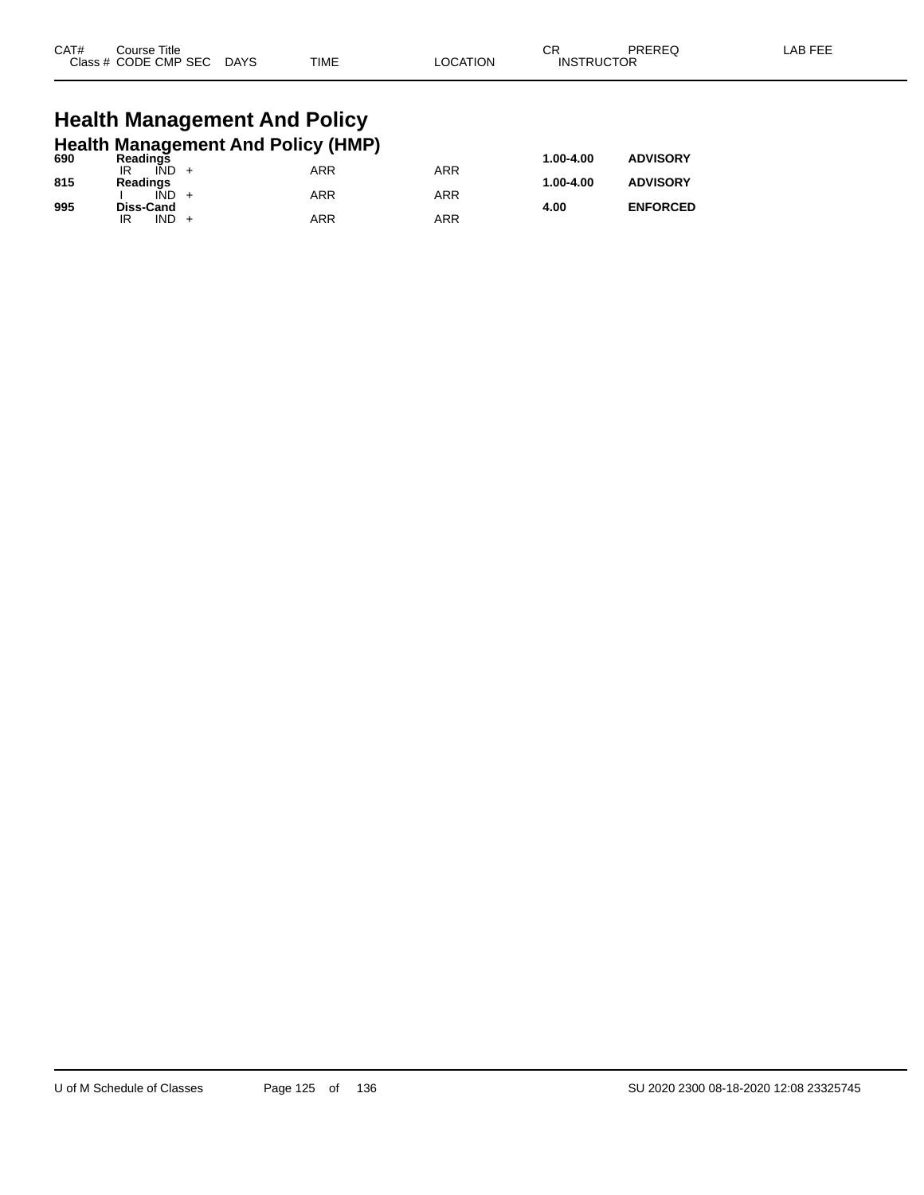| CAT# | Course Title | | | | | CR | PREREQ | LAB FEE |
|---|---|---|---|---|---|---|---|---|
| Class # | CODE CMP SEC | DAYS | TIME | LOCATION | INSTRUCTOR | | | |

# Health Management And Policy

## Health Management And Policy (HMP)

| CAT# | Course Title / Class # CODE CMP SEC | DAYS | TIME | LOCATION | CR | PREREQ |
|---|---|---|---|---|---|---|
| **690** | **Readings** | | | | **1.00-4.00** | **ADVISORY** |
| | IR IND + | | ARR | ARR | | |
| **815** | **Readings** | | | | **1.00-4.00** | **ADVISORY** |
| | I IND + | | ARR | ARR | | |
| **995** | **Diss-Cand** | | | | **4.00** | **ENFORCED** |
| | IR IND + | | ARR | ARR | | |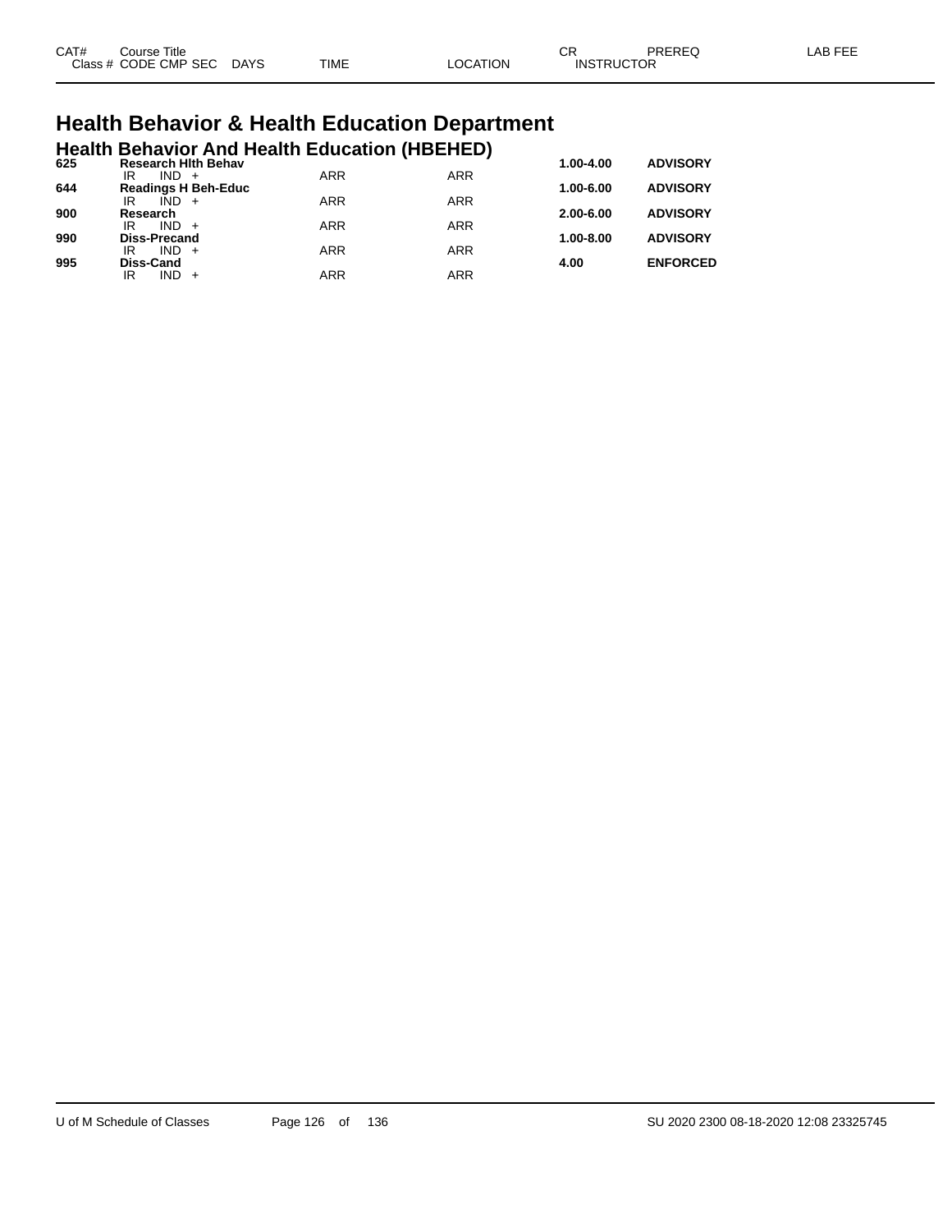| CAT# | Course Title | | | | | CR | PREREQ | LAB FEE |
|---|---|---|---|---|---|---|---|---|
| Class # | CODE CMP SEC | DAYS | TIME | LOCATION | INSTRUCTOR | | | |

# Health Behavior & Health Education Department

## Health Behavior And Health Education (HBEHED)

| CAT# | Course Title | TIME | LOCATION | CR | PREREQ |
|---|---|---|---|---|---|
| **625** | **Research Hlth Behav** | | | **1.00-4.00** | **ADVISORY** |
| | IR IND + | ARR | ARR | | |
| **644** | **Readings H Beh-Educ** | | | **1.00-6.00** | **ADVISORY** |
| | IR IND + | ARR | ARR | | |
| **900** | **Research** | | | **2.00-6.00** | **ADVISORY** |
| | IR IND + | ARR | ARR | | |
| **990** | **Diss-Precand** | | | **1.00-8.00** | **ADVISORY** |
| | IR IND + | ARR | ARR | | |
| **995** | **Diss-Cand** | | | **4.00** | **ENFORCED** |
| | IR IND + | ARR | ARR | | |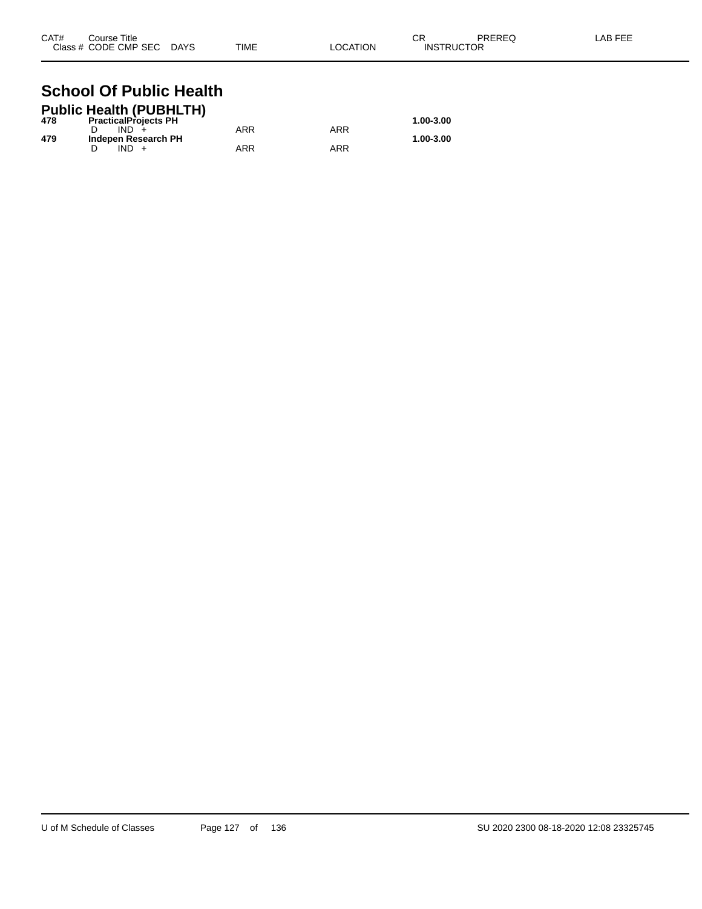| CAT# | Course Title Class # CODE CMP SEC DAYS | TIME | LOCATION | CR INSTRUCTOR | PREREQ | LAB FEE |
|---|---|---|---|---|---|---|

# School Of Public Health

## Public Health (PUBHLTH)

| CAT# | Course Title / Class # CODE CMP SEC DAYS | TIME | LOCATION | CR / INSTRUCTOR | PREREQ | LAB FEE |
|---|---|---|---|---|---|---|
| **478** | **PracticalProjects PH** | | | **1.00-3.00** | | |
| | D IND + | ARR | ARR | | | |
| **479** | **Indepen Research PH** | | | **1.00-3.00** | | |
| | D IND + | ARR | ARR | | | |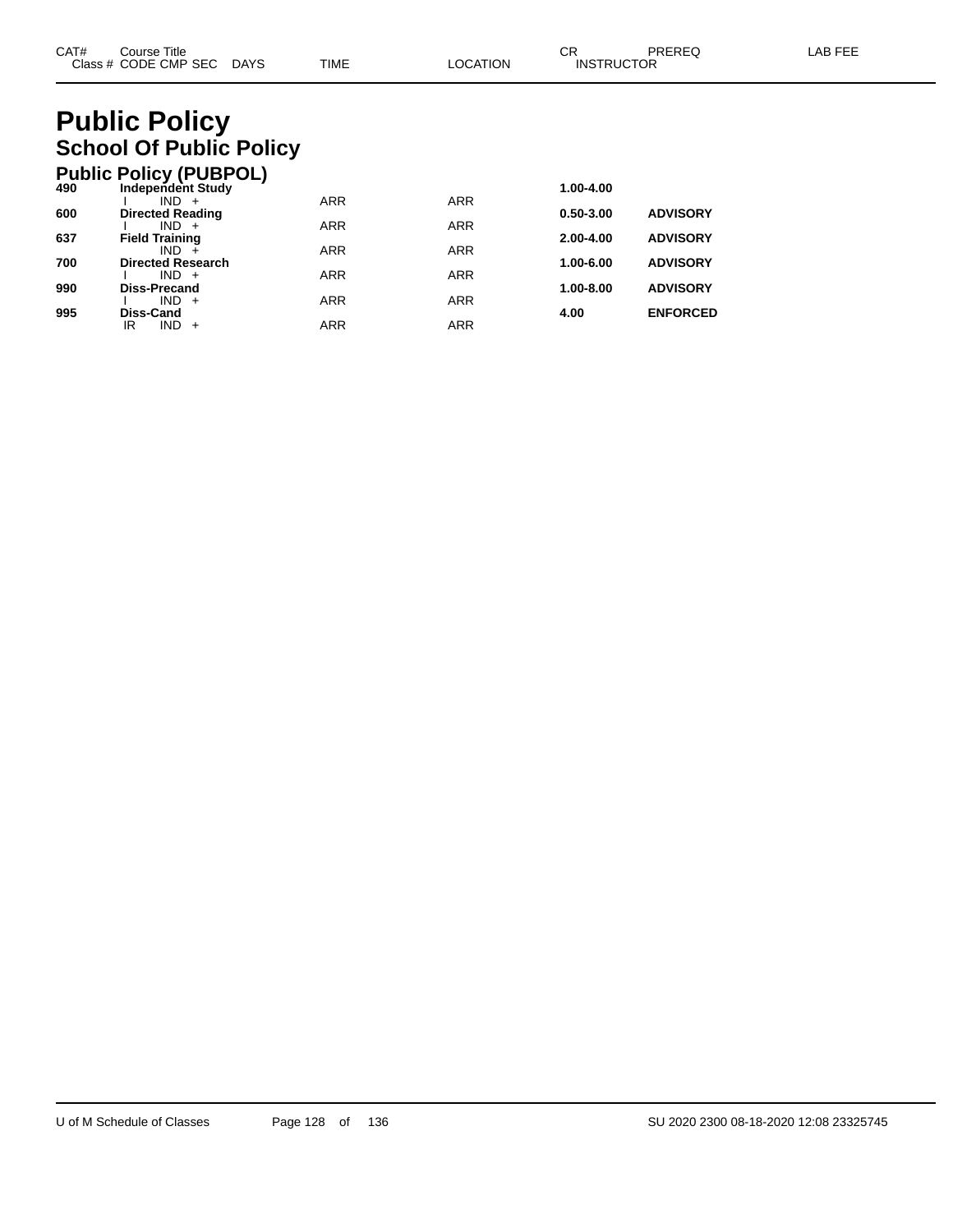# Public Policy

## School Of Public Policy

### Public Policy (PUBPOL)

| CAT# | Course Title / Class # CODE CMP SEC DAYS | TIME | LOCATION | CR / INSTRUCTOR | PREREQ | LAB FEE |
|---|---|---|---|---|---|---|
| **490** | **Independent Study** | | | **1.00-4.00** | | |
| | I IND + | ARR | ARR | | | |
| **600** | **Directed Reading** | | | **0.50-3.00** | **ADVISORY** | |
| | I IND + | ARR | ARR | | | |
| **637** | **Field Training** | | | **2.00-4.00** | **ADVISORY** | |
| | IND + | ARR | ARR | | | |
| **700** | **Directed Research** | | | **1.00-6.00** | **ADVISORY** | |
| | I IND + | ARR | ARR | | | |
| **990** | **Diss-Precand** | | | **1.00-8.00** | **ADVISORY** | |
| | I IND + | ARR | ARR | | | |
| **995** | **Diss-Cand** | | | **4.00** | **ENFORCED** | |
| | IR IND + | ARR | ARR | | | |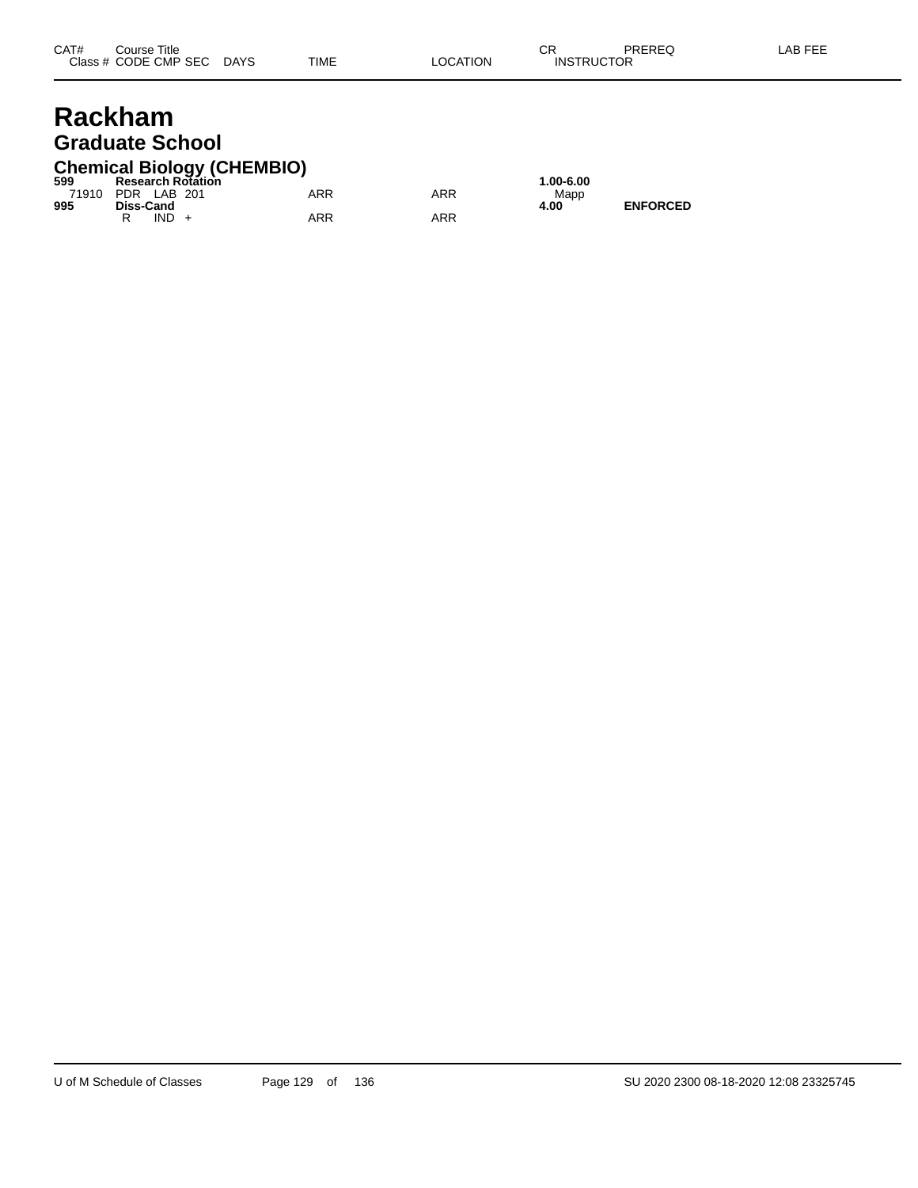| CAT# | Course Title Class # CODE CMP SEC | DAYS | TIME | LOCATION | CR INSTRUCTOR | PREREQ | LAB FEE |
|---|---|---|---|---|---|---|---|

# Rackham

## Graduate School

### Chemical Biology (CHEMBIO)

| CAT# | Course Title Class # CODE CMP SEC | DAYS | TIME | LOCATION | CR INSTRUCTOR | PREREQ | LAB FEE |
|---|---|---|---|---|---|---|---|
| **599** | **Research Rotation** | | | | **1.00-6.00** | | |
| 71910 | PDR LAB 201 | | ARR | ARR | Mapp | | |
| **995** | **Diss-Cand** | | | | **4.00** | **ENFORCED** | |
| | R IND + | | ARR | ARR | | | |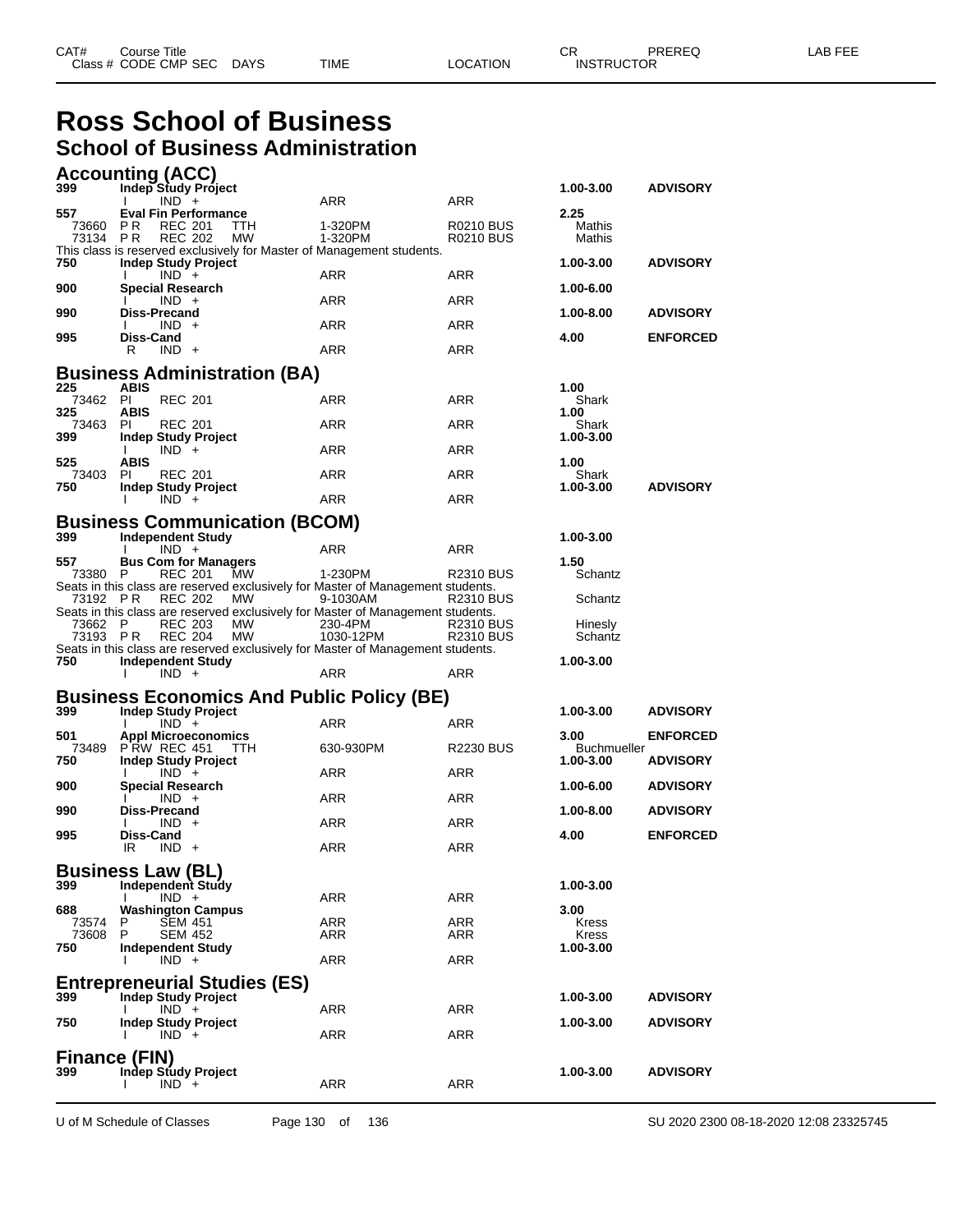# Ross School of Business

## School of Business Administration

| CAT# Class # | Course Title CODE | CMP SEC | DAYS | TIME | LOCATION | CR INSTRUCTOR | PREREQ | LAB FEE |
|---|---|---|---|---|---|---|---|---|

### Accounting (ACC)

| CAT# Class # | Course Title CODE | CMP SEC | DAYS | TIME | LOCATION | CR INSTRUCTOR | PREREQ | LAB FEE |
|---|---|---|---|---|---|---|---|---|
| **399** | **Indep Study Project** | | | | | **1.00-3.00** | **ADVISORY** | |
| | I | IND + | | ARR | ARR | | | |
| **557** | **Eval Fin Performance** | | | | | **2.25** | | |
| 73660 | P R | REC 201 | TTH | 1-320PM | R0210 BUS | Mathis | | |
| 73134 | P R | REC 202 | MW | 1-320PM | R0210 BUS | Mathis | | |
| This class is reserved exclusively for Master of Management students. | | | | | | | | |
| **750** | **Indep Study Project** | | | | | **1.00-3.00** | **ADVISORY** | |
| | I | IND + | | ARR | ARR | | | |
| **900** | **Special Research** | | | | | **1.00-6.00** | | |
| | I | IND + | | ARR | ARR | | | |
| **990** | **Diss-Precand** | | | | | **1.00-8.00** | **ADVISORY** | |
| | I | IND + | | ARR | ARR | | | |
| **995** | **Diss-Cand** | | | | | **4.00** | **ENFORCED** | |
| | R | IND + | | ARR | ARR | | | |

### Business Administration (BA)

| CAT# Class # | Course Title CODE | CMP SEC | DAYS | TIME | LOCATION | CR INSTRUCTOR | PREREQ | LAB FEE |
|---|---|---|---|---|---|---|---|---|
| **225** | **ABIS** | | | | | **1.00** | | |
| 73462 | PI | REC 201 | | ARR | ARR | Shark | | |
| **325** | **ABIS** | | | | | **1.00** | | |
| 73463 | PI | REC 201 | | ARR | ARR | Shark | | |
| **399** | **Indep Study Project** | | | | | **1.00-3.00** | | |
| | I | IND + | | ARR | ARR | | | |
| **525** | **ABIS** | | | | | **1.00** | | |
| 73403 | PI | REC 201 | | ARR | ARR | Shark | | |
| **750** | **Indep Study Project** | | | | | **1.00-3.00** | **ADVISORY** | |
| | I | IND + | | ARR | ARR | | | |

### Business Communication (BCOM)

| CAT# Class # | Course Title CODE | CMP SEC | DAYS | TIME | LOCATION | CR INSTRUCTOR | PREREQ | LAB FEE |
|---|---|---|---|---|---|---|---|---|
| **399** | **Independent Study** | | | | | **1.00-3.00** | | |
| | I | IND + | | ARR | ARR | | | |
| **557** | **Bus Com for Managers** | | | | | **1.50** | | |
| 73380 | P | REC 201 | MW | 1-230PM | R2310 BUS | Schantz | | |
| Seats in this class are reserved exclusively for Master of Management students. | | | | | | | | |
| 73192 | P R | REC 202 | MW | 9-1030AM | R2310 BUS | Schantz | | |
| Seats in this class are reserved exclusively for Master of Management students. | | | | | | | | |
| 73662 | P | REC 203 | MW | 230-4PM | R2310 BUS | Hinesly | | |
| 73193 | P R | REC 204 | MW | 1030-12PM | R2310 BUS | Schantz | | |
| Seats in this class are reserved exclusively for Master of Management students. | | | | | | | | |
| **750** | **Independent Study** | | | | | **1.00-3.00** | | |
| | I | IND + | | ARR | ARR | | | |

### Business Economics And Public Policy (BE)

| CAT# Class # | Course Title CODE | CMP SEC | DAYS | TIME | LOCATION | CR INSTRUCTOR | PREREQ | LAB FEE |
|---|---|---|---|---|---|---|---|---|
| **399** | **Indep Study Project** | | | | | **1.00-3.00** | **ADVISORY** | |
| | I | IND + | | ARR | ARR | | | |
| **501** | **Appl Microeconomics** | | | | | **3.00** | **ENFORCED** | |
| 73489 | P RW | REC 451 | TTH | 630-930PM | R2230 BUS | Buchmueller | | |
| **750** | **Indep Study Project** | | | | | **1.00-3.00** | **ADVISORY** | |
| | I | IND + | | ARR | ARR | | | |
| **900** | **Special Research** | | | | | **1.00-6.00** | **ADVISORY** | |
| | I | IND + | | ARR | ARR | | | |
| **990** | **Diss-Precand** | | | | | **1.00-8.00** | **ADVISORY** | |
| | I | IND + | | ARR | ARR | | | |
| **995** | **Diss-Cand** | | | | | **4.00** | **ENFORCED** | |
| | IR | IND + | | ARR | ARR | | | |

### Business Law (BL)

| CAT# Class # | Course Title CODE | CMP SEC | DAYS | TIME | LOCATION | CR INSTRUCTOR | PREREQ | LAB FEE |
|---|---|---|---|---|---|---|---|---|
| **399** | **Independent Study** | | | | | **1.00-3.00** | | |
| | I | IND + | | ARR | ARR | | | |
| **688** | **Washington Campus** | | | | | **3.00** | | |
| 73574 | P | SEM 451 | | ARR | ARR | Kress | | |
| 73608 | P | SEM 452 | | ARR | ARR | Kress | | |
| **750** | **Independent Study** | | | | | **1.00-3.00** | | |
| | I | IND + | | ARR | ARR | | | |

### Entrepreneurial Studies (ES)

| CAT# Class # | Course Title CODE | CMP SEC | DAYS | TIME | LOCATION | CR INSTRUCTOR | PREREQ | LAB FEE |
|---|---|---|---|---|---|---|---|---|
| **399** | **Indep Study Project** | | | | | **1.00-3.00** | **ADVISORY** | |
| | I | IND + | | ARR | ARR | | | |
| **750** | **Indep Study Project** | | | | | **1.00-3.00** | **ADVISORY** | |
| | I | IND + | | ARR | ARR | | | |

### Finance (FIN)

| CAT# Class # | Course Title CODE | CMP SEC | DAYS | TIME | LOCATION | CR INSTRUCTOR | PREREQ | LAB FEE |
|---|---|---|---|---|---|---|---|---|
| **399** | **Indep Study Project** | | | | | **1.00-3.00** | **ADVISORY** | |
| | I | IND + | | ARR | ARR | | | |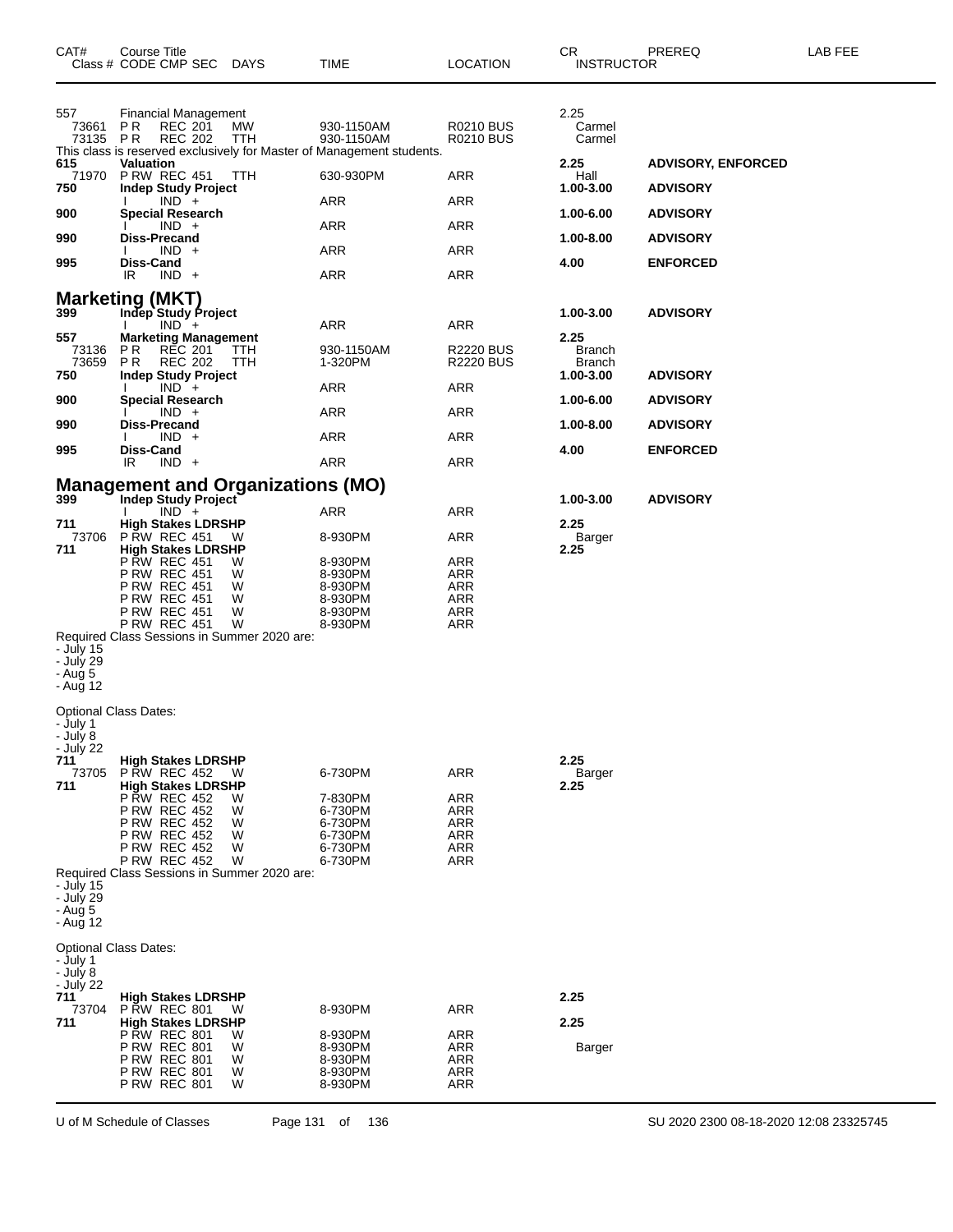| CAT# | Course Title<br>Class # CODE CMP SEC | DAYS | TIME | LOCATION | CR<br>INSTRUCTOR | PREREQ | LAB FEE |
|---|---|---|---|---|---|---|---|
| 557 | Financial Management | | | | 2.25 | | |
| 73661 | P R REC 201 | MW | 930-1150AM | R0210 BUS | Carmel | | |
| 73135 | P R REC 202 | TTH | 930-1150AM | R0210 BUS | Carmel | | |

This class is reserved exclusively for Master of Management students.

| CAT# | Course Title<br>Class # CODE CMP SEC | DAYS | TIME | LOCATION | CR<br>INSTRUCTOR | PREREQ | LAB FEE |
|---|---|---|---|---|---|---|---|
| **615** | **Valuation** | | | | **2.25** | **ADVISORY, ENFORCED** | |
| 71970 | P RW REC 451 | TTH | 630-930PM | ARR | Hall | | |
| **750** | **Indep Study Project** | | | | **1.00-3.00** | **ADVISORY** | |
| | I IND + | | ARR | ARR | | | |
| **900** | **Special Research** | | | | **1.00-6.00** | **ADVISORY** | |
| | I IND + | | ARR | ARR | | | |
| **990** | **Diss-Precand** | | | | **1.00-8.00** | **ADVISORY** | |
| | I IND + | | ARR | ARR | | | |
| **995** | **Diss-Cand** | | | | **4.00** | **ENFORCED** | |
| | IR IND + | | ARR | ARR | | | |

## Marketing (MKT)

| CAT# | Course Title<br>Class # CODE CMP SEC | DAYS | TIME | LOCATION | CR<br>INSTRUCTOR | PREREQ | LAB FEE |
|---|---|---|---|---|---|---|---|
| **399** | **Indep Study Project** | | | | **1.00-3.00** | **ADVISORY** | |
| | I IND + | | ARR | ARR | | | |
| **557** | **Marketing Management** | | | | **2.25** | | |
| 73136 | P R REC 201 | TTH | 930-1150AM | R2220 BUS | Branch | | |
| 73659 | P R REC 202 | TTH | 1-320PM | R2220 BUS | Branch | | |
| **750** | **Indep Study Project** | | | | **1.00-3.00** | **ADVISORY** | |
| | I IND + | | ARR | ARR | | | |
| **900** | **Special Research** | | | | **1.00-6.00** | **ADVISORY** | |
| | I IND + | | ARR | ARR | | | |
| **990** | **Diss-Precand** | | | | **1.00-8.00** | **ADVISORY** | |
| | I IND + | | ARR | ARR | | | |
| **995** | **Diss-Cand** | | | | **4.00** | **ENFORCED** | |
| | IR IND + | | ARR | ARR | | | |

## Management and Organizations (MO)

| CAT# | Course Title<br>Class # CODE CMP SEC | DAYS | TIME | LOCATION | CR<br>INSTRUCTOR | PREREQ | LAB FEE |
|---|---|---|---|---|---|---|---|
| **399** | **Indep Study Project** | | | | **1.00-3.00** | **ADVISORY** | |
| | I IND + | | ARR | ARR | | | |
| **711** | **High Stakes LDRSHP** | | | | **2.25** | | |
| 73706 | P RW REC 451 | W | 8-930PM | ARR | Barger | | |
| **711** | **High Stakes LDRSHP** | | | | **2.25** | | |
| | P RW REC 451 | W | 8-930PM | ARR | | | |
| | P RW REC 451 | W | 8-930PM | ARR | | | |
| | P RW REC 451 | W | 8-930PM | ARR | | | |
| | P RW REC 451 | W | 8-930PM | ARR | | | |
| | P RW REC 451 | W | 8-930PM | ARR | | | |
| | P RW REC 451 | W | 8-930PM | ARR | | | |

Required Class Sessions in Summer 2020 are:
- July 15
- July 29
- Aug 5
- Aug 12

Optional Class Dates:
- July 1
- July 8
- July 22

| CAT# | Course Title<br>Class # CODE CMP SEC | DAYS | TIME | LOCATION | CR<br>INSTRUCTOR | PREREQ | LAB FEE |
|---|---|---|---|---|---|---|---|
| **711** | **High Stakes LDRSHP** | | | | **2.25** | | |
| 73705 | P RW REC 452 | W | 6-730PM | ARR | Barger | | |
| **711** | **High Stakes LDRSHP** | | | | **2.25** | | |
| | P RW REC 452 | W | 7-830PM | ARR | | | |
| | P RW REC 452 | W | 6-730PM | ARR | | | |
| | P RW REC 452 | W | 6-730PM | ARR | | | |
| | P RW REC 452 | W | 6-730PM | ARR | | | |
| | P RW REC 452 | W | 6-730PM | ARR | | | |
| | P RW REC 452 | W | 6-730PM | ARR | | | |

Required Class Sessions in Summer 2020 are:
- July 15
- July 29
- Aug 5
- Aug 12

Optional Class Dates:
- July 1
- July 8
- July 22

| CAT# | Course Title<br>Class # CODE CMP SEC | DAYS | TIME | LOCATION | CR<br>INSTRUCTOR | PREREQ | LAB FEE |
|---|---|---|---|---|---|---|---|
| **711** | **High Stakes LDRSHP** | | | | **2.25** | | |
| 73704 | P RW REC 801 | W | 8-930PM | ARR | | | |
| **711** | **High Stakes LDRSHP** | | | | **2.25** | | |
| | P RW REC 801 | W | 8-930PM | ARR | | | |
| | P RW REC 801 | W | 8-930PM | ARR | Barger | | |
| | P RW REC 801 | W | 8-930PM | ARR | | | |
| | P RW REC 801 | W | 8-930PM | ARR | | | |
| | P RW REC 801 | W | 8-930PM | ARR | | | |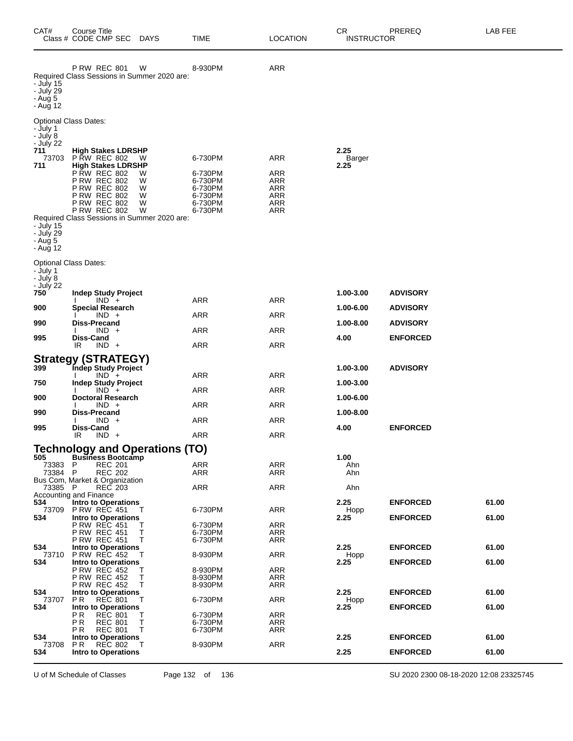| CAT# | Course Title / Class # CODE CMP SEC | DAYS | TIME | LOCATION | CR / INSTRUCTOR | PREREQ | LAB FEE |
|---|---|---|---|---|---|---|---|
| | P RW REC 801 | W | 8-930PM | ARR | | | |

Required Class Sessions in Summer 2020 are:
- July 15
- July 29
- Aug 5
- Aug 12

Optional Class Dates:
- July 1
- July 8
- July 22

| CAT# | Course Title / Class # CODE CMP SEC | DAYS | TIME | LOCATION | CR / INSTRUCTOR | PREREQ | LAB FEE |
|---|---|---|---|---|---|---|---|
| **711** | **High Stakes LDRSHP** | | | | **2.25** | | |
| 73703 | P RW REC 802 | W | 6-730PM | ARR | Barger | | |
| **711** | **High Stakes LDRSHP** | | | | **2.25** | | |
| | P RW REC 802 | W | 6-730PM | ARR | | | |
| | P RW REC 802 | W | 6-730PM | ARR | | | |
| | P RW REC 802 | W | 6-730PM | ARR | | | |
| | P RW REC 802 | W | 6-730PM | ARR | | | |
| | P RW REC 802 | W | 6-730PM | ARR | | | |
| | P RW REC 802 | W | 6-730PM | ARR | | | |

Required Class Sessions in Summer 2020 are:
- July 15
- July 29
- Aug 5
- Aug 12

Optional Class Dates:
- July 1
- July 8
- July 22

| CAT# | Course Title / Class # CODE CMP SEC | DAYS | TIME | LOCATION | CR / INSTRUCTOR | PREREQ | LAB FEE |
|---|---|---|---|---|---|---|---|
| **750** | **Indep Study Project** | | | | **1.00-3.00** | **ADVISORY** | |
| | I IND + | | ARR | ARR | | | |
| **900** | **Special Research** | | | | **1.00-6.00** | **ADVISORY** | |
| | I IND + | | ARR | ARR | | | |
| **990** | **Diss-Precand** | | | | **1.00-8.00** | **ADVISORY** | |
| | I IND + | | ARR | ARR | | | |
| **995** | **Diss-Cand** | | | | **4.00** | **ENFORCED** | |
| | IR IND + | | ARR | ARR | | | |

## Strategy (STRATEGY)

| CAT# | Course Title / Class # CODE CMP SEC | DAYS | TIME | LOCATION | CR / INSTRUCTOR | PREREQ | LAB FEE |
|---|---|---|---|---|---|---|---|
| **399** | **Indep Study Project** | | | | **1.00-3.00** | **ADVISORY** | |
| | I IND + | | ARR | ARR | | | |
| **750** | **Indep Study Project** | | | | **1.00-3.00** | | |
| | I IND + | | ARR | ARR | | | |
| **900** | **Doctoral Research** | | | | **1.00-6.00** | | |
| | I IND + | | ARR | ARR | | | |
| **990** | **Diss-Precand** | | | | **1.00-8.00** | | |
| | I IND + | | ARR | ARR | | | |
| **995** | **Diss-Cand** | | | | **4.00** | **ENFORCED** | |
| | IR IND + | | ARR | ARR | | | |

## Technology and Operations (TO)

| CAT# | Course Title / Class # CODE CMP SEC | DAYS | TIME | LOCATION | CR / INSTRUCTOR | PREREQ | LAB FEE |
|---|---|---|---|---|---|---|---|
| **505** | **Business Bootcamp** | | | | **1.00** | | |
| 73383 | P REC 201 | | ARR | ARR | Ahn | | |
| 73384 | P REC 202 | | ARR | ARR | Ahn | | |
| | Bus Com, Market & Organization | | | | | | |
| 73385 | P REC 203 | | ARR | ARR | Ahn | | |
| | Accounting and Finance | | | | | | |
| **534** | **Intro to Operations** | | | | **2.25** | **ENFORCED** | **61.00** |
| 73709 | P RW REC 451 | T | 6-730PM | ARR | Hopp | | |
| **534** | **Intro to Operations** | | | | **2.25** | **ENFORCED** | **61.00** |
| | P RW REC 451 | T | 6-730PM | ARR | | | |
| | P RW REC 451 | T | 6-730PM | ARR | | | |
| | P RW REC 451 | T | 6-730PM | ARR | | | |
| **534** | **Intro to Operations** | | | | **2.25** | **ENFORCED** | **61.00** |
| 73710 | P RW REC 452 | T | 8-930PM | ARR | Hopp | | |
| **534** | **Intro to Operations** | | | | **2.25** | **ENFORCED** | **61.00** |
| | P RW REC 452 | T | 8-930PM | ARR | | | |
| | P RW REC 452 | T | 8-930PM | ARR | | | |
| | P RW REC 452 | T | 8-930PM | ARR | | | |
| **534** | **Intro to Operations** | | | | **2.25** | **ENFORCED** | **61.00** |
| 73707 | P R REC 801 | T | 6-730PM | ARR | Hopp | | |
| **534** | **Intro to Operations** | | | | **2.25** | **ENFORCED** | **61.00** |
| | P R REC 801 | T | 6-730PM | ARR | | | |
| | P R REC 801 | T | 6-730PM | ARR | | | |
| | P R REC 801 | T | 6-730PM | ARR | | | |
| **534** | **Intro to Operations** | | | | **2.25** | **ENFORCED** | **61.00** |
| 73708 | P R REC 802 | T | 8-930PM | ARR | | | |
| **534** | **Intro to Operations** | | | | **2.25** | **ENFORCED** | **61.00** |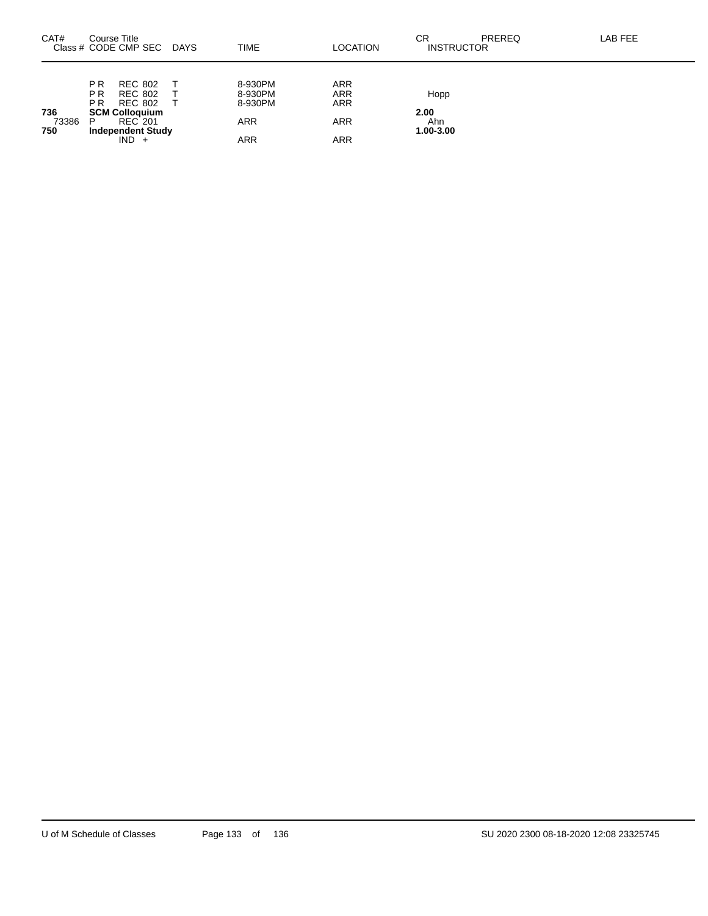| CAT# Class # | Course Title CODE CMP SEC | DAYS | TIME | LOCATION | CR INSTRUCTOR | PREREQ | LAB FEE |
|---|---|---|---|---|---|---|---|
| | P R REC 802 | T | 8-930PM | ARR | | | |
| | P R REC 802 | T | 8-930PM | ARR | Hopp | | |
| | P R REC 802 | T | 8-930PM | ARR | | | |
| **736** | **SCM Colloquium** | | | | **2.00** | | |
| 73386 | P REC 201 | | ARR | ARR | Ahn | | |
| **750** | **Independent Study** | | | | **1.00-3.00** | | |
| | IND + | | ARR | ARR | | | |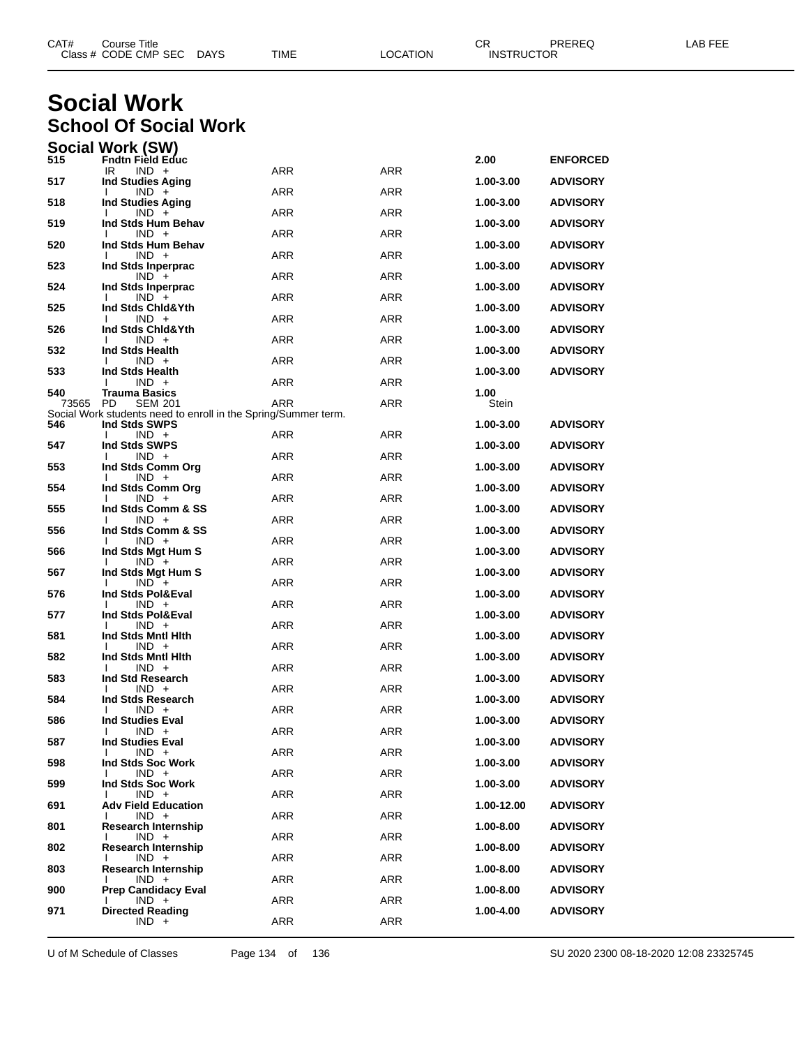# Social Work

## School Of Social Work

### Social Work (SW)

| CAT# | Course Title | | | | | CR | PREREQ | LAB FEE |
|---|---|---|---|---|---|---|---|---|
| Class # | CODE CMP SEC | DAYS | TIME | LOCATION | | INSTRUCTOR | | |
| **515** | **Fndtn Field Educ** | | | | | **2.00** | **ENFORCED** | |
| | IR IND + | | ARR | ARR | | | | |
| **517** | **Ind Studies Aging** | | | | | **1.00-3.00** | **ADVISORY** | |
| | I IND + | | ARR | ARR | | | | |
| **518** | **Ind Studies Aging** | | | | | **1.00-3.00** | **ADVISORY** | |
| | I IND + | | ARR | ARR | | | | |
| **519** | **Ind Stds Hum Behav** | | | | | **1.00-3.00** | **ADVISORY** | |
| | I IND + | | ARR | ARR | | | | |
| **520** | **Ind Stds Hum Behav** | | | | | **1.00-3.00** | **ADVISORY** | |
| | I IND + | | ARR | ARR | | | | |
| **523** | **Ind Stds Inperprac** | | | | | **1.00-3.00** | **ADVISORY** | |
| | IND + | | ARR | ARR | | | | |
| **524** | **Ind Stds Inperprac** | | | | | **1.00-3.00** | **ADVISORY** | |
| | I IND + | | ARR | ARR | | | | |
| **525** | **Ind Stds Chld&Yth** | | | | | **1.00-3.00** | **ADVISORY** | |
| | I IND + | | ARR | ARR | | | | |
| **526** | **Ind Stds Chld&Yth** | | | | | **1.00-3.00** | **ADVISORY** | |
| | I IND + | | ARR | ARR | | | | |
| **532** | **Ind Stds Health** | | | | | **1.00-3.00** | **ADVISORY** | |
| | I IND + | | ARR | ARR | | | | |
| **533** | **Ind Stds Health** | | | | | **1.00-3.00** | **ADVISORY** | |
| | I IND + | | ARR | ARR | | | | |
| **540** | **Trauma Basics** | | | | | **1.00** | | |
| 73565 | PD SEM 201 | | ARR | ARR | | Stein | | |
| Social Work students need to enroll in the Spring/Summer term. | | | | | | | | |
| **546** | **Ind Stds SWPS** | | | | | **1.00-3.00** | **ADVISORY** | |
| | I IND + | | ARR | ARR | | | | |
| **547** | **Ind Stds SWPS** | | | | | **1.00-3.00** | **ADVISORY** | |
| | I IND + | | ARR | ARR | | | | |
| **553** | **Ind Stds Comm Org** | | | | | **1.00-3.00** | **ADVISORY** | |
| | I IND + | | ARR | ARR | | | | |
| **554** | **Ind Stds Comm Org** | | | | | **1.00-3.00** | **ADVISORY** | |
| | I IND + | | ARR | ARR | | | | |
| **555** | **Ind Stds Comm & SS** | | | | | **1.00-3.00** | **ADVISORY** | |
| | I IND + | | ARR | ARR | | | | |
| **556** | **Ind Stds Comm & SS** | | | | | **1.00-3.00** | **ADVISORY** | |
| | I IND + | | ARR | ARR | | | | |
| **566** | **Ind Stds Mgt Hum S** | | | | | **1.00-3.00** | **ADVISORY** | |
| | I IND + | | ARR | ARR | | | | |
| **567** | **Ind Stds Mgt Hum S** | | | | | **1.00-3.00** | **ADVISORY** | |
| | I IND + | | ARR | ARR | | | | |
| **576** | **Ind Stds Pol&Eval** | | | | | **1.00-3.00** | **ADVISORY** | |
| | I IND + | | ARR | ARR | | | | |
| **577** | **Ind Stds Pol&Eval** | | | | | **1.00-3.00** | **ADVISORY** | |
| | I IND + | | ARR | ARR | | | | |
| **581** | **Ind Stds Mntl Hlth** | | | | | **1.00-3.00** | **ADVISORY** | |
| | I IND + | | ARR | ARR | | | | |
| **582** | **Ind Stds Mntl Hlth** | | | | | **1.00-3.00** | **ADVISORY** | |
| | I IND + | | ARR | ARR | | | | |
| **583** | **Ind Std Research** | | | | | **1.00-3.00** | **ADVISORY** | |
| | I IND + | | ARR | ARR | | | | |
| **584** | **Ind Stds Research** | | | | | **1.00-3.00** | **ADVISORY** | |
| | I IND + | | ARR | ARR | | | | |
| **586** | **Ind Studies Eval** | | | | | **1.00-3.00** | **ADVISORY** | |
| | I IND + | | ARR | ARR | | | | |
| **587** | **Ind Studies Eval** | | | | | **1.00-3.00** | **ADVISORY** | |
| | I IND + | | ARR | ARR | | | | |
| **598** | **Ind Stds Soc Work** | | | | | **1.00-3.00** | **ADVISORY** | |
| | I IND + | | ARR | ARR | | | | |
| **599** | **Ind Stds Soc Work** | | | | | **1.00-3.00** | **ADVISORY** | |
| | I IND + | | ARR | ARR | | | | |
| **691** | **Adv Field Education** | | | | | **1.00-12.00** | **ADVISORY** | |
| | I IND + | | ARR | ARR | | | | |
| **801** | **Research Internship** | | | | | **1.00-8.00** | **ADVISORY** | |
| | I IND + | | ARR | ARR | | | | |
| **802** | **Research Internship** | | | | | **1.00-8.00** | **ADVISORY** | |
| | I IND + | | ARR | ARR | | | | |
| **803** | **Research Internship** | | | | | **1.00-8.00** | **ADVISORY** | |
| | I IND + | | ARR | ARR | | | | |
| **900** | **Prep Candidacy Eval** | | | | | **1.00-8.00** | **ADVISORY** | |
| | I IND + | | ARR | ARR | | | | |
| **971** | **Directed Reading** | | | | | **1.00-4.00** | **ADVISORY** | |
| | IND + | | ARR | ARR | | | | |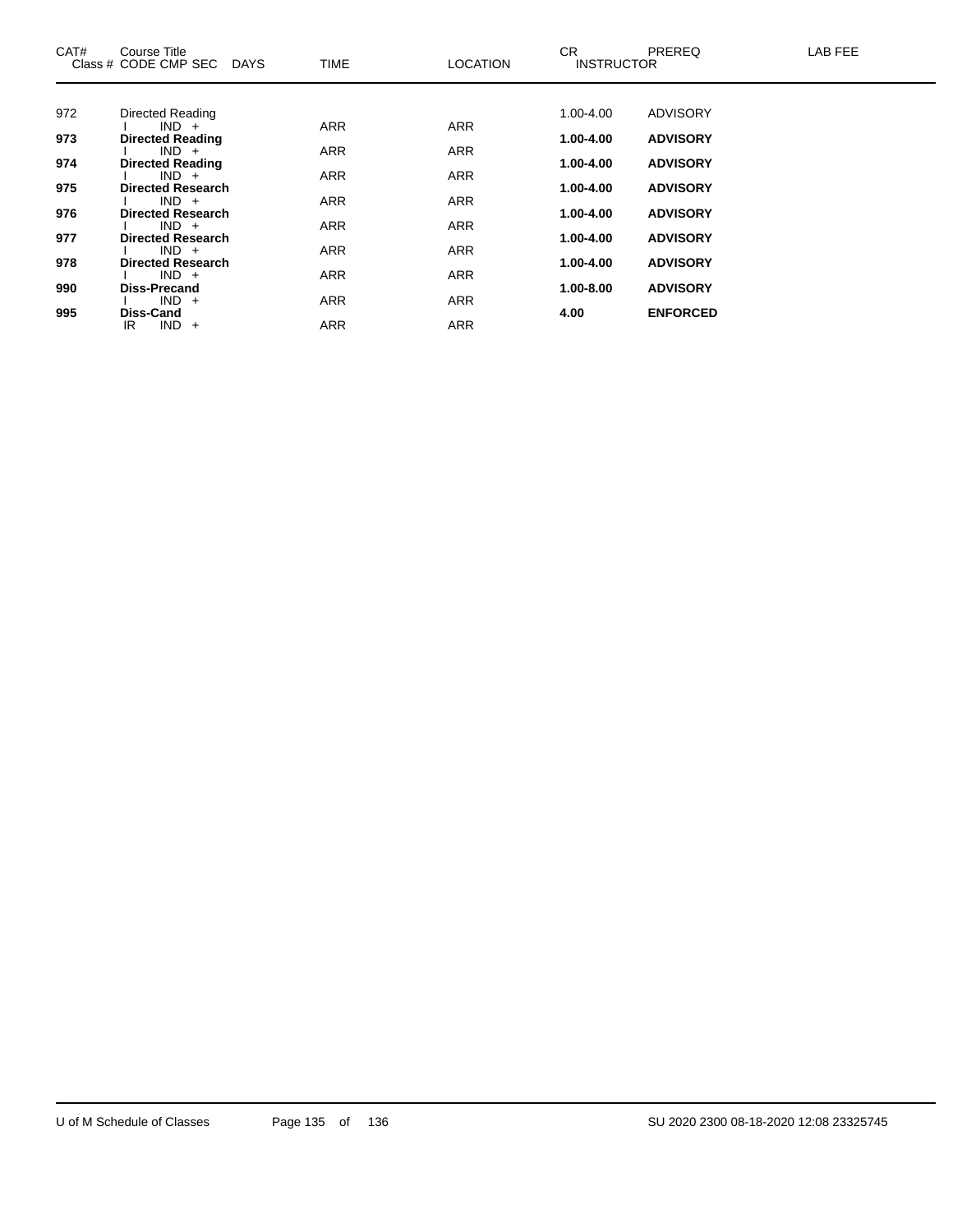| CAT# | Course Title<br>Class # CODE CMP SEC DAYS | TIME | LOCATION | CR<br>INSTRUCTOR | PREREQ | LAB FEE |
|---|---|---|---|---|---|---|
| 972 | Directed Reading | | | 1.00-4.00 | ADVISORY | |
| | I IND + | ARR | ARR | | | |
| **973** | **Directed Reading** | | | **1.00-4.00** | **ADVISORY** | |
| | I IND + | ARR | ARR | | | |
| **974** | **Directed Reading** | | | **1.00-4.00** | **ADVISORY** | |
| | I IND + | ARR | ARR | | | |
| **975** | **Directed Research** | | | **1.00-4.00** | **ADVISORY** | |
| | I IND + | ARR | ARR | | | |
| **976** | **Directed Research** | | | **1.00-4.00** | **ADVISORY** | |
| | I IND + | ARR | ARR | | | |
| **977** | **Directed Research** | | | **1.00-4.00** | **ADVISORY** | |
| | I IND + | ARR | ARR | | | |
| **978** | **Directed Research** | | | **1.00-4.00** | **ADVISORY** | |
| | I IND + | ARR | ARR | | | |
| **990** | **Diss-Precand** | | | **1.00-8.00** | **ADVISORY** | |
| | I IND + | ARR | ARR | | | |
| **995** | **Diss-Cand** | | | **4.00** | **ENFORCED** | |
| | IR IND + | ARR | ARR | | | |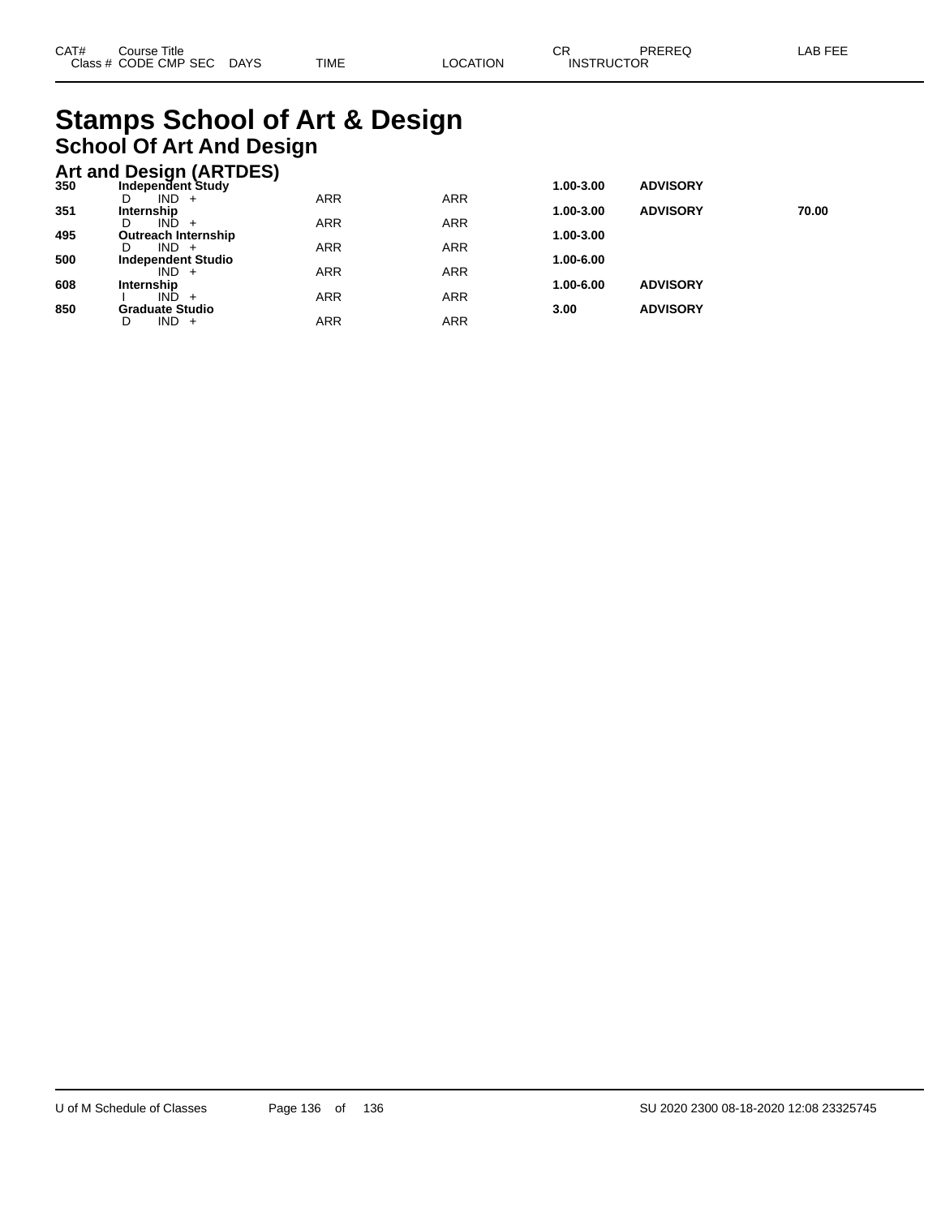# Stamps School of Art & Design

## School Of Art And Design

### Art and Design (ARTDES)

| CAT# / Class # | Course Title / CODE CMP SEC | DAYS | TIME | LOCATION | CR / INSTRUCTOR | PREREQ | LAB FEE |
|---|---|---|---|---|---|---|---|
| **350** | **Independent Study** | | | | **1.00-3.00** | **ADVISORY** | |
| | D IND + | | ARR | ARR | | | |
| **351** | **Internship** | | | | **1.00-3.00** | **ADVISORY** | **70.00** |
| | D IND + | | ARR | ARR | | | |
| **495** | **Outreach Internship** | | | | **1.00-3.00** | | |
| | D IND + | | ARR | ARR | | | |
| **500** | **Independent Studio** | | | | **1.00-6.00** | | |
| | IND + | | ARR | ARR | | | |
| **608** | **Internship** | | | | **1.00-6.00** | **ADVISORY** | |
| | I IND + | | ARR | ARR | | | |
| **850** | **Graduate Studio** | | | | **3.00** | **ADVISORY** | |
| | D IND + | | ARR | ARR | | | |